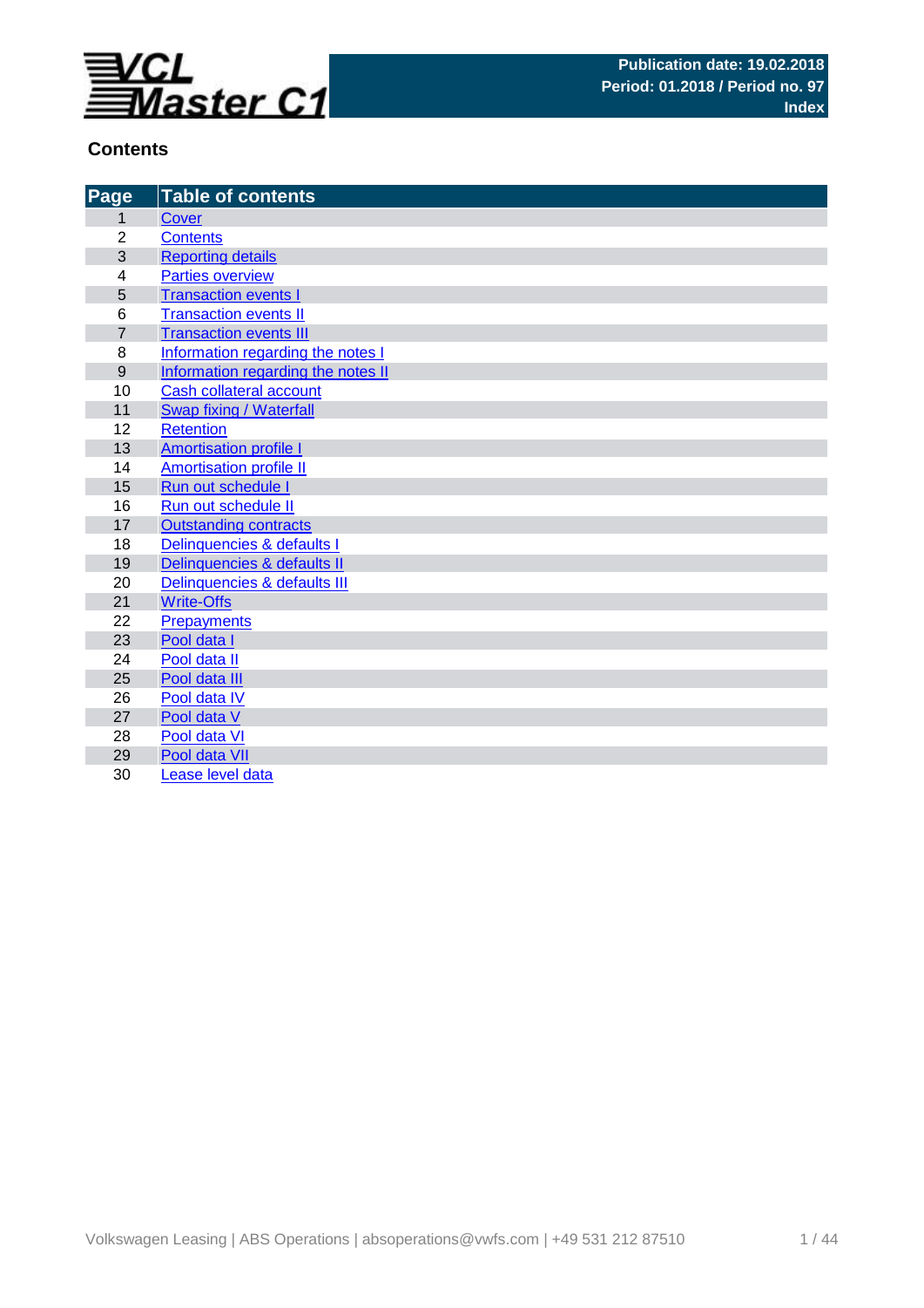VCL Master C1

**Publication date: 19.02.2018**
**Period: 01.2018 / Period no. 97**
**Index**

## Contents

| Page | Table of contents |
|---|---|
| 1 | Cover |
| 2 | Contents |
| 3 | Reporting details |
| 4 | Parties overview |
| 5 | Transaction events I |
| 6 | Transaction events II |
| 7 | Transaction events III |
| 8 | Information regarding the notes I |
| 9 | Information regarding the notes II |
| 10 | Cash collateral account |
| 11 | Swap fixing / Waterfall |
| 12 | Retention |
| 13 | Amortisation profile I |
| 14 | Amortisation profile II |
| 15 | Run out schedule I |
| 16 | Run out schedule II |
| 17 | Outstanding contracts |
| 18 | Delinquencies & defaults I |
| 19 | Delinquencies & defaults II |
| 20 | Delinquencies & defaults III |
| 21 | Write-Offs |
| 22 | Prepayments |
| 23 | Pool data I |
| 24 | Pool data II |
| 25 | Pool data III |
| 26 | Pool data IV |
| 27 | Pool data V |
| 28 | Pool data VI |
| 29 | Pool data VII |
| 30 | Lease level data |

Volkswagen Leasing | ABS Operations | absoperations@vwfs.com | +49 531 212 87510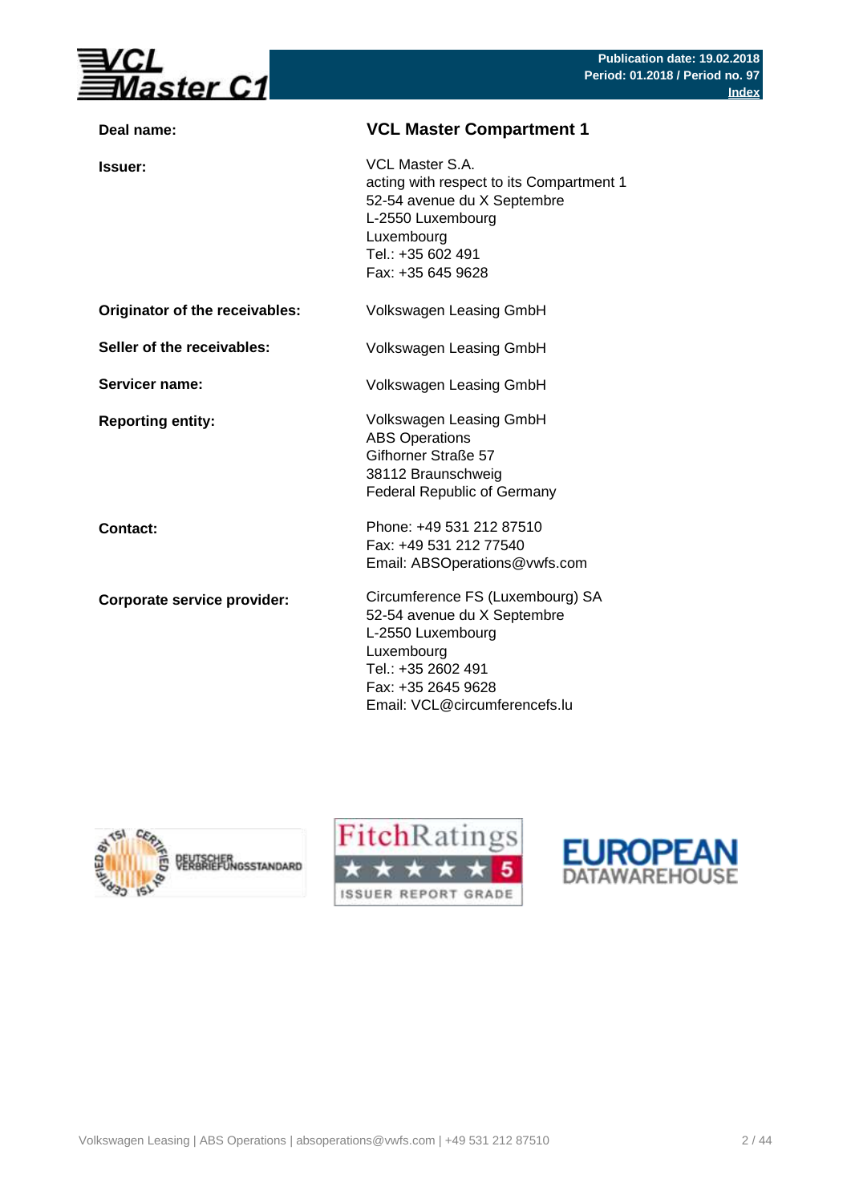Publication date: 19.02.2018
Period: 01.2018 / Period no. 97
Index

| | |
|---|---|
| **Deal name:** | **VCL Master Compartment 1** |
| **Issuer:** | VCL Master S.A.<br>acting with respect to its Compartment 1<br>52-54 avenue du X Septembre<br>L-2550 Luxembourg<br>Luxembourg<br>Tel.: +35 602 491<br>Fax: +35 645 9628 |
| **Originator of the receivables:** | Volkswagen Leasing GmbH |
| **Seller of the receivables:** | Volkswagen Leasing GmbH |
| **Servicer name:** | Volkswagen Leasing GmbH |
| **Reporting entity:** | Volkswagen Leasing GmbH<br>ABS Operations<br>Gifhorner Straße 57<br>38112 Braunschweig<br>Federal Republic of Germany |
| **Contact:** | Phone: +49 531 212 87510<br>Fax: +49 531 212 77540<br>Email: ABSOperations@vwfs.com |
| **Corporate service provider:** | Circumference FS (Luxembourg) SA<br>52-54 avenue du X Septembre<br>L-2550 Luxembourg<br>Luxembourg<br>Tel.: +35 2602 491<br>Fax: +35 2645 9628<br>Email: VCL@circumferencefs.lu |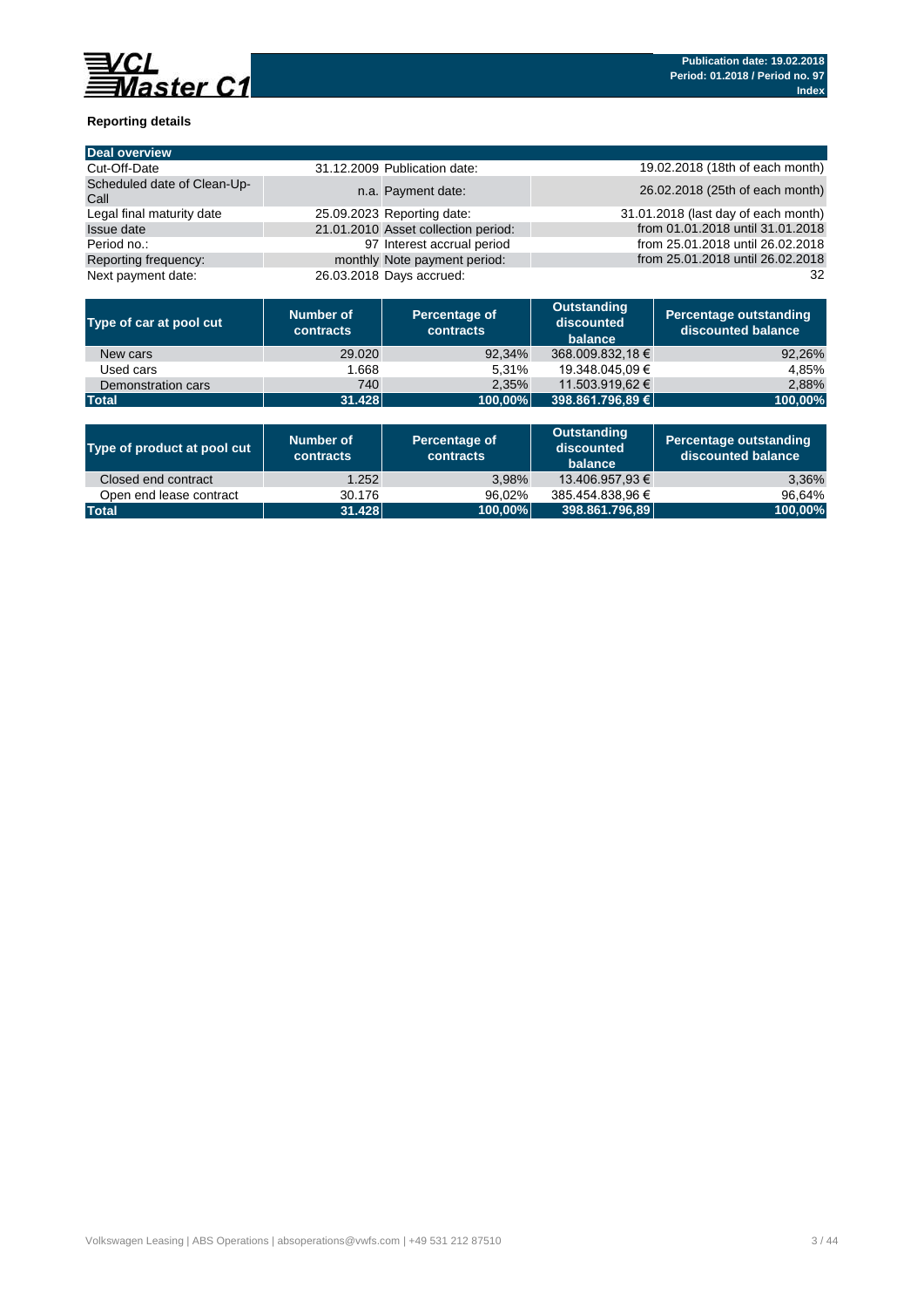**Reporting details**

| Deal overview | | | |
|---|---|---|---|
| Cut-Off-Date | 31.12.2009 | Publication date: | 19.02.2018 (18th of each month) |
| Scheduled date of Clean-Up-Call | n.a. | Payment date: | 26.02.2018 (25th of each month) |
| Legal final maturity date | 25.09.2023 | Reporting date: | 31.01.2018 (last day of each month) |
| Issue date | 21.01.2010 | Asset collection period: | from 01.01.2018 until 31.01.2018 |
| Period no.: | 97 | Interest accrual period | from 25.01.2018 until 26.02.2018 |
| Reporting frequency: | monthly | Note payment period: | from 25.01.2018 until 26.02.2018 |
| Next payment date: | 26.03.2018 | Days accrued: | 32 |

| Type of car at pool cut | Number of contracts | Percentage of contracts | Outstanding discounted balance | Percentage outstanding discounted balance |
|---|---|---|---|---|
| New cars | 29.020 | 92,34% | 368.009.832,18 € | 92,26% |
| Used cars | 1.668 | 5,31% | 19.348.045,09 € | 4,85% |
| Demonstration cars | 740 | 2,35% | 11.503.919,62 € | 2,88% |
| **Total** | **31.428** | **100,00%** | **398.861.796,89 €** | **100,00%** |

| Type of product at pool cut | Number of contracts | Percentage of contracts | Outstanding discounted balance | Percentage outstanding discounted balance |
|---|---|---|---|---|
| Closed end contract | 1.252 | 3,98% | 13.406.957,93 € | 3,36% |
| Open end lease contract | 30.176 | 96,02% | 385.454.838,96 € | 96,64% |
| **Total** | **31.428** | **100,00%** | **398.861.796,89** | **100,00%** |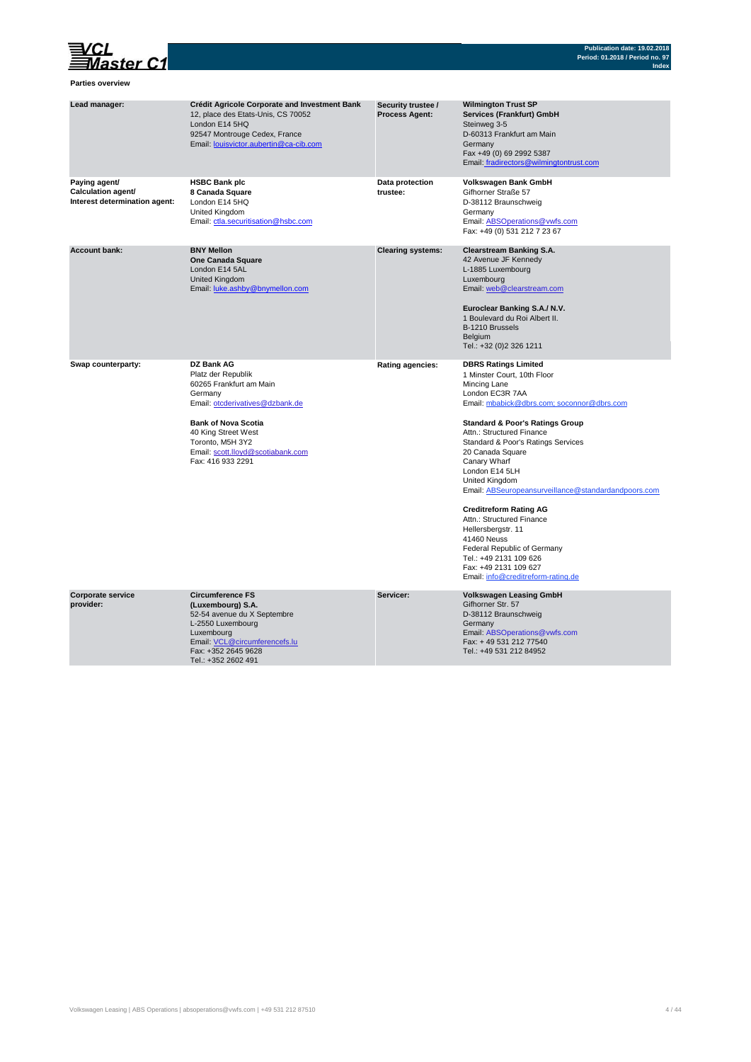**Parties overview**

| | | | |
|---|---|---|---|
| **Lead manager:** | **Crédit Agricole Corporate and Investment Bank**<br>12, place des Etats-Unis, CS 70052<br>London E14 5HQ<br>92547 Montrouge Cedex, France<br>Email: louisvictor.aubertin@ca-cib.com | **Security trustee / Process Agent:** | **Wilmington Trust SP Services (Frankfurt) GmbH**<br>Steinweg 3-5<br>D-60313 Frankfurt am Main<br>Germany<br>Fax +49 (0) 69 2992 5387<br>Email: fradirectors@wilmingtontrust.com |
| **Paying agent/ Calculation agent/ Interest determination agent:** | **HSBC Bank plc**<br>**8 Canada Square**<br>London E14 5HQ<br>United Kingdom<br>Email: ctla.securitisation@hsbc.com | **Data protection trustee:** | **Volkswagen Bank GmbH**<br>Gifhorner Straße 57<br>D-38112 Braunschweig<br>Germany<br>Email: ABSOperations@vwfs.com<br>Fax: +49 (0) 531 212 7 23 67 |
| **Account bank:** | **BNY Mellon**<br>**One Canada Square**<br>London E14 5AL<br>United Kingdom<br>Email: luke.ashby@bnymellon.com | **Clearing systems:** | **Clearstream Banking S.A.**<br>42 Avenue JF Kennedy<br>L-1885 Luxembourg<br>Luxembourg<br>Email: web@clearstream.com<br><br>**Euroclear Banking S.A./ N.V.**<br>1 Boulevard du Roi Albert II.<br>B-1210 Brussels<br>Belgium<br>Tel.: +32 (0)2 326 1211 |
| **Swap counterparty:** | **DZ Bank AG**<br>Platz der Republik<br>60265 Frankfurt am Main<br>Germany<br>Email: otcderivatives@dzbank.de<br><br>**Bank of Nova Scotia**<br>40 King Street West<br>Toronto, M5H 3Y2<br>Email: scott.lloyd@scotiabank.com<br>Fax: 416 933 2291 | **Rating agencies:** | **DBRS Ratings Limited**<br>1 Minster Court, 10th Floor<br>Mincing Lane<br>London EC3R 7AA<br>Email: mbabick@dbrs.com; soconnor@dbrs.com<br><br>**Standard & Poor's Ratings Group**<br>Attn.: Structured Finance<br>Standard & Poor's Ratings Services<br>20 Canada Square<br>Canary Wharf<br>London E14 5LH<br>United Kingdom<br>Email: ABSeuropeansurveillance@standardandpoors.com<br><br>**Creditreform Rating AG**<br>Attn.: Structured Finance<br>Hellersbergstr. 11<br>41460 Neuss<br>Federal Republic of Germany<br>Tel.: +49 2131 109 626<br>Fax: +49 2131 109 627<br>Email: info@creditreform-rating.de |
| **Corporate service provider:** | **Circumference FS (Luxembourg) S.A.**<br>52-54 avenue du X Septembre<br>L-2550 Luxembourg<br>Luxembourg<br>Email: VCL@circumferencefs.lu<br>Fax: +352 2645 9628<br>Tel.: +352 2602 491 | **Servicer:** | **Volkswagen Leasing GmbH**<br>Gifhorner Str. 57<br>D-38112 Braunschweig<br>Germany<br>Email: ABSOperations@vwfs.com<br>Fax: + 49 531 212 77540<br>Tel.: +49 531 212 84952 |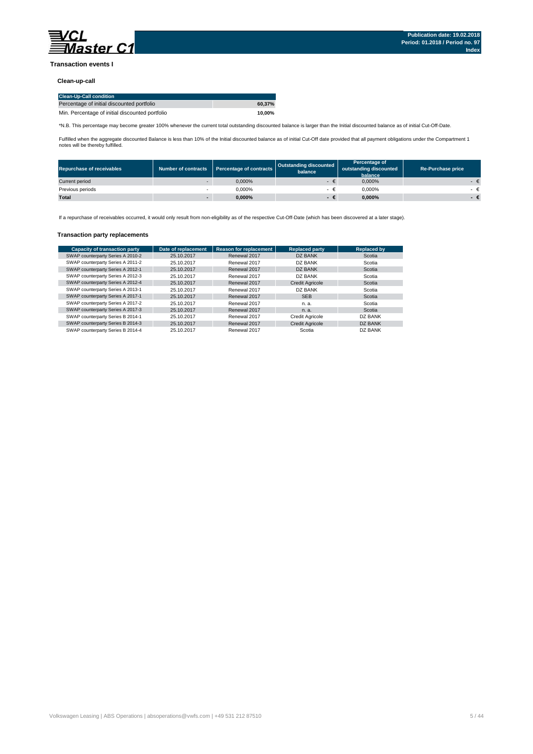## Transaction events I

### Clean-up-call

| Clean-Up-Call condition | |
|---|---|
| Percentage of initial discounted portfolio | 60,37% |
| Min. Percentage of initial discounted portfolio | 10,00% |

*N.B. This percentage may become greater 100% whenever the current total outstanding discounted balance is larger than the Initial discounted balance as of initial Cut-Off-Date.

Fulfilled when the aggregate discounted Balance is less than 10% of the Initial discounted balance as of initial Cut-Off date provided that all payment obligations under the Compartment 1 notes will be thereby fulfilled.

| Repurchase of receivables | Number of contracts | Percentage of contracts | Outstanding discounted balance | Percentage of outstanding discounted balance | Re-Purchase price |
|---|---|---|---|---|---|
| Current period | - | 0,000% | - € | 0,000% | - € |
| Previous periods | - | 0,000% | - € | 0,000% | - € |
| **Total** | **-** | **0,000%** | **- €** | **0,000%** | **- €** |

If a repurchase of receivables occurred, it would only result from non-eligibility as of the respective Cut-Off-Date (which has been discovered at a later stage).

### Transaction party replacements

| Capacity of transaction party | Date of replacement | Reason for replacement | Replaced party | Replaced by |
|---|---|---|---|---|
| SWAP counterparty Series A 2010-2 | 25.10.2017 | Renewal 2017 | DZ BANK | Scotia |
| SWAP counterparty Series A 2011-2 | 25.10.2017 | Renewal 2017 | DZ BANK | Scotia |
| SWAP counterparty Series A 2012-1 | 25.10.2017 | Renewal 2017 | DZ BANK | Scotia |
| SWAP counterparty Series A 2012-3 | 25.10.2017 | Renewal 2017 | DZ BANK | Scotia |
| SWAP counterparty Series A 2012-4 | 25.10.2017 | Renewal 2017 | Credit Agricole | Scotia |
| SWAP counterparty Series A 2013-1 | 25.10.2017 | Renewal 2017 | DZ BANK | Scotia |
| SWAP counterparty Series A 2017-1 | 25.10.2017 | Renewal 2017 | SEB | Scotia |
| SWAP counterparty Series A 2017-2 | 25.10.2017 | Renewal 2017 | n. a. | Scotia |
| SWAP counterparty Series A 2017-3 | 25.10.2017 | Renewal 2017 | n. a. | Scotia |
| SWAP counterparty Series B 2014-1 | 25.10.2017 | Renewal 2017 | Credit Agricole | DZ BANK |
| SWAP counterparty Series B 2014-3 | 25.10.2017 | Renewal 2017 | Credit Agricole | DZ BANK |
| SWAP counterparty Series B 2014-4 | 25.10.2017 | Renewal 2017 | Scotia | DZ BANK |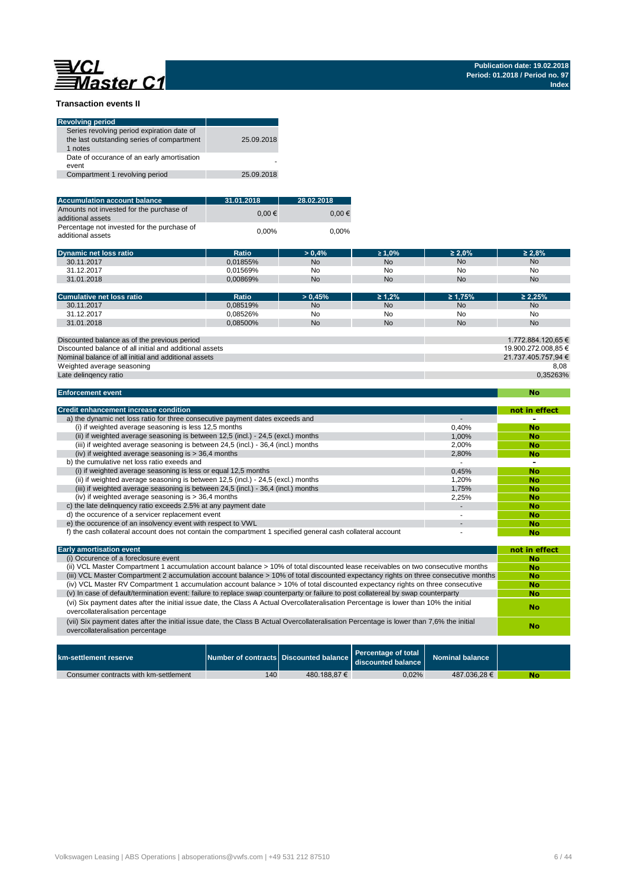VCL Master C1

**Publication date: 19.02.2018**
**Period: 01.2018 / Period no. 97**
**Index**

## Transaction events II

| Revolving period | |
|---|---|
| Series revolving period expiration date of the last outstanding series of compartment 1 notes | 25.09.2018 |
| Date of occurance of an early amortisation event | - |
| Compartment 1 revolving period | 25.09.2018 |

| Accumulation account balance | 31.01.2018 | 28.02.2018 |
|---|---|---|
| Amounts not invested for the purchase of additional assets | 0,00 € | 0,00 € |
| Percentage not invested for the purchase of additional assets | 0,00% | 0,00% |

| Dynamic net loss ratio | Ratio | > 0,4% | ≥ 1,0% | ≥ 2,0% | ≥ 2,8% |
|---|---|---|---|---|---|
| 30.11.2017 | 0,01855% | No | No | No | No |
| 31.12.2017 | 0,01569% | No | No | No | No |
| 31.01.2018 | 0,00869% | No | No | No | No |

| Cumulative net loss ratio | Ratio | > 0,45% | ≥ 1,2% | ≥ 1,75% | ≥ 2,25% |
|---|---|---|---|---|---|
| 30.11.2017 | 0,08519% | No | No | No | No |
| 31.12.2017 | 0,08526% | No | No | No | No |
| 31.01.2018 | 0,08500% | No | No | No | No |

| | |
|---|---|
| Discounted balance as of the previous period | 1.772.884.120,65 € |
| Discounted balance of all initial and additional assets | 19.900.272.008,85 € |
| Nominal balance of all initial and additional assets | 21.737.405.757,94 € |
| Weighted average seasoning | 8,08 |
| Late delinqency ratio | 0,35263% |

| Enforcement event | No |
|---|---|

| Credit enhancement increase condition | | not in effect |
|---|---|---|
| a) the dynamic net loss ratio for three consecutive payment dates exceeds and | - | - |
| (i) if weighted average seasoning is less 12,5 months | 0,40% | No |
| (ii) if weighted average seasoning is between 12,5 (incl.) - 24,5 (excl.) months | 1,00% | No |
| (iii) if weighted average seasoning is between 24,5 (incl.) - 36,4 (incl.) months | 2,00% | No |
| (iv) if weighted average seasoning is > 36,4 months | 2,80% | No |
| b) the cumulative net loss ratio exeeds and | - | - |
| (i) if weighted average seasoning is less or equal 12,5 months | 0,45% | No |
| (ii) if weighted average seasoning is between 12,5 (incl.) - 24,5 (excl.) months | 1,20% | No |
| (iii) if weighted average seasoning is between 24,5 (incl.) - 36,4 (incl.) months | 1,75% | No |
| (iv) if weighted average seasoning is > 36,4 months | 2,25% | No |
| c) the late delinquency ratio exceeds 2.5% at any payment date | - | No |
| d) the occurence of a servicer replacement event | - | No |
| e) the occurence of an insolvency event with respect to VWL | - | No |
| f) the cash collateral account does not contain the compartment 1 specified general cash collateral account | - | No |

| Early amortisation event | not in effect |
|---|---|
| (i) Occurence of a foreclosure event | No |
| (ii) VCL Master Compartment 1 accumulation account balance > 10% of total discounted lease receivables on two consecutive months | No |
| (iii) VCL Master Compartment 2 accumulation account balance > 10% of total discounted expectancy rights on three consecutive months | No |
| (iv) VCL Master RV Compartment 1 accumulation account balance > 10% of total discounted expectancy rights on three consecutive | No |
| (v) In case of default/termination event: failure to replace swap counterparty or failure to post collatereal by swap counterparty | No |
| (vi) Six payment dates after the initial issue date, the Class A Actual Overcollateralisation Percentage is lower than 10% the initial overcollateralisation percentage | No |
| (vii) Six payment dates after the initial issue date, the Class B Actual Overcollateralisation Percentage is lower than 7,6% the initial overcollateralisation percentage | No |

| km-settlement reserve | Number of contracts | Discounted balance | Percentage of total discounted balance | Nominal balance | |
|---|---|---|---|---|---|
| Consumer contracts with km-settlement | 140 | 480.188,87 € | 0,02% | 487.036,28 € | No |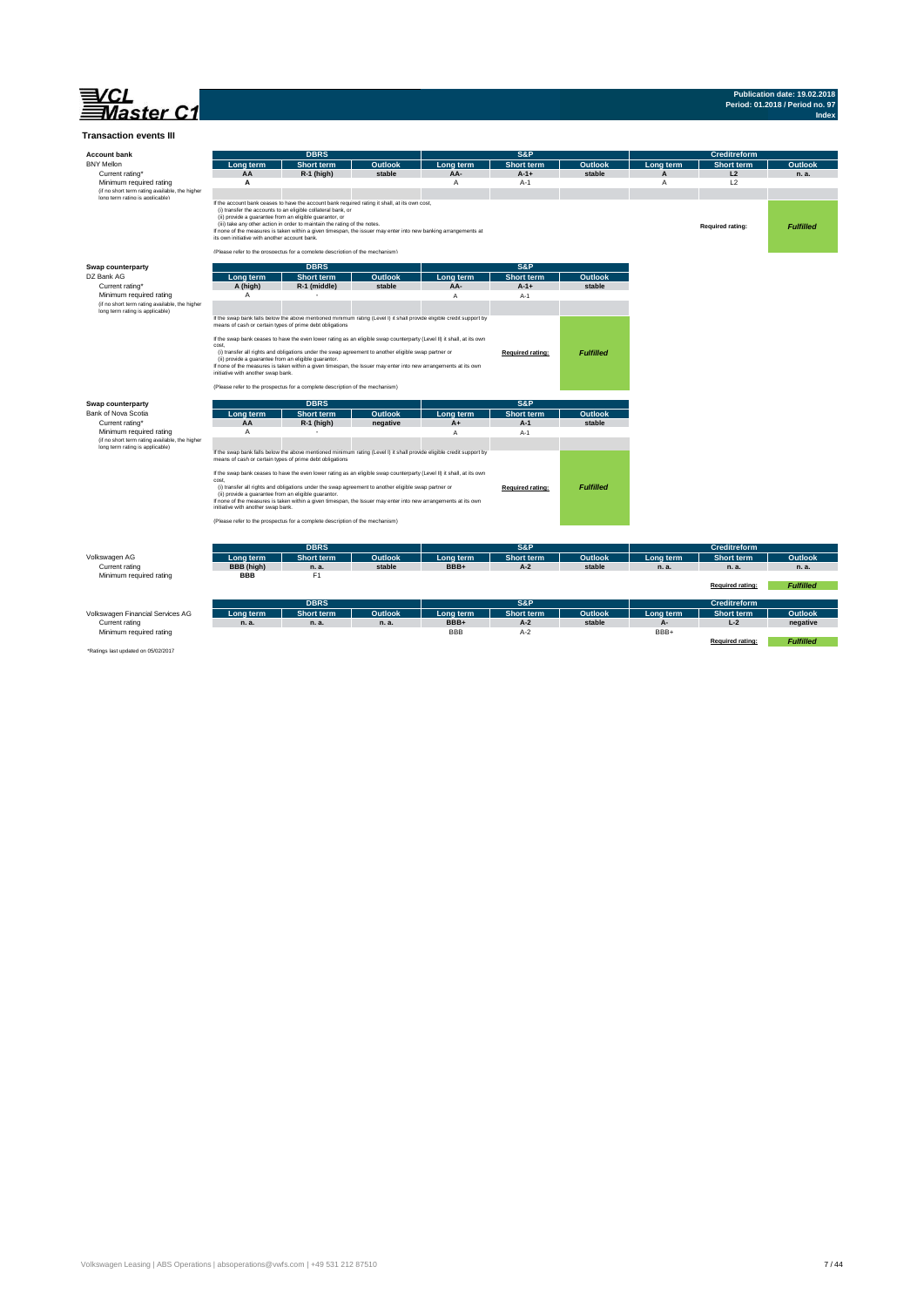**Publication date: 19.02.2018**
**Period: 01.2018 / Period no. 97**
**Index**

## Transaction events III

### Account bank

| BNY Mellon | DBRS | | | S&P | | | Creditreform | | |
|---|---|---|---|---|---|---|---|---|---|
| | **Long term** | **Short term** | **Outlook** | **Long term** | **Short term** | **Outlook** | **Long term** | **Short term** | **Outlook** |
| Current rating* | **AA** | **R-1 (high)** | **stable** | **AA-** | **A-1+** | **stable** | **A** | **L2** | **n. a.** |
| Minimum required rating | **A** | | | A | A-1 | | A | L2 | |
| (if no short term rating available, the higher long term rating is applicable) | | | | | | | | | |

If the account bank ceases to have the account bank required rating it shall, at its own cost,
(i) transfer the accounts to an eligible collateral bank, or
(ii) provide a guarantee from an eligible guarantor, or
(iii) take any other action in order to maintain the rating of the notes.
If none of the measures is taken within a given timespan, the issuer may enter into new banking arrangements at its own initiative with another account bank.

(Please refer to the prospectus for a complete description of the mechanism)

Required rating: ***Fulfilled***

### Swap counterparty

| DZ Bank AG | DBRS | | | S&P | | |
|---|---|---|---|---|---|---|
| | **Long term** | **Short term** | **Outlook** | **Long term** | **Short term** | **Outlook** |
| Current rating* | **A (high)** | **R-1 (middle)** | **stable** | **AA-** | **A-1+** | **stable** |
| Minimum required rating | A | - | | A | A-1 | |
| (if no short term rating available, the higher long term rating is applicable) | | | | | | |

If the swap bank falls below the above mentioned minimum rating (Level I) it shall provide eligible credit support by means of cash or certain types of prime debt obligations

If the swap bank ceases to have the even lower rating as an eligible swap counterparty (Level II) it shall, at its own cost,
(i) transfer all rights and obligations under the swap agreement to another eligible swap partner or
(ii) provide a guarantee from an eligible guarantor.
If none of the measures is taken within a given timespan, the Issuer may enter into new arrangements at its own initiative with another swap bank.

(Please refer to the prospectus for a complete description of the mechanism)

Required rating: ***Fulfilled***

### Swap counterparty

| Bank of Nova Scotia | DBRS | | | S&P | | |
|---|---|---|---|---|---|---|
| | **Long term** | **Short term** | **Outlook** | **Long term** | **Short term** | **Outlook** |
| Current rating* | **AA** | **R-1 (high)** | **negative** | **A+** | **A-1** | **stable** |
| Minimum required rating | A | - | | A | A-1 | |
| (if no short term rating available, the higher long term rating is applicable) | | | | | | |

If the swap bank falls below the above mentioned minimum rating (Level I) it shall provide eligible credit support by means of cash or certain types of prime debt obligations

If the swap bank ceases to have the even lower rating as an eligible swap counterparty (Level II) it shall, at its own cost,
(i) transfer all rights and obligations under the swap agreement to another eligible swap partner or
(ii) provide a guarantee from an eligible guarantor.
If none of the measures is taken within a given timespan, the Issuer may enter into new arrangements at its own initiative with another swap bank.

(Please refer to the prospectus for a complete description of the mechanism)

Required rating: ***Fulfilled***

| Volkswagen AG | DBRS | | | S&P | | | Creditreform | | |
|---|---|---|---|---|---|---|---|---|---|
| | **Long term** | **Short term** | **Outlook** | **Long term** | **Short term** | **Outlook** | **Long term** | **Short term** | **Outlook** |
| Current rating | **BBB (high)** | **n. a.** | **stable** | **BBB+** | **A-2** | **stable** | **n. a.** | **n. a.** | **n. a.** |
| Minimum required rating | **BBB** | F1 | | | | | | | |

Required rating: ***Fulfilled***

| Volkswagen Financial Services AG | DBRS | | | S&P | | | Creditreform | | |
|---|---|---|---|---|---|---|---|---|---|
| | **Long term** | **Short term** | **Outlook** | **Long term** | **Short term** | **Outlook** | **Long term** | **Short term** | **Outlook** |
| Current rating | **n. a.** | **n. a.** | **n. a.** | **BBB+** | **A-2** | **stable** | **A-** | **L-2** | **negative** |
| Minimum required rating | | | | BBB | A-2 | | BBB+ | | |

Required rating: ***Fulfilled***

*Ratings last updated on 05/02/2017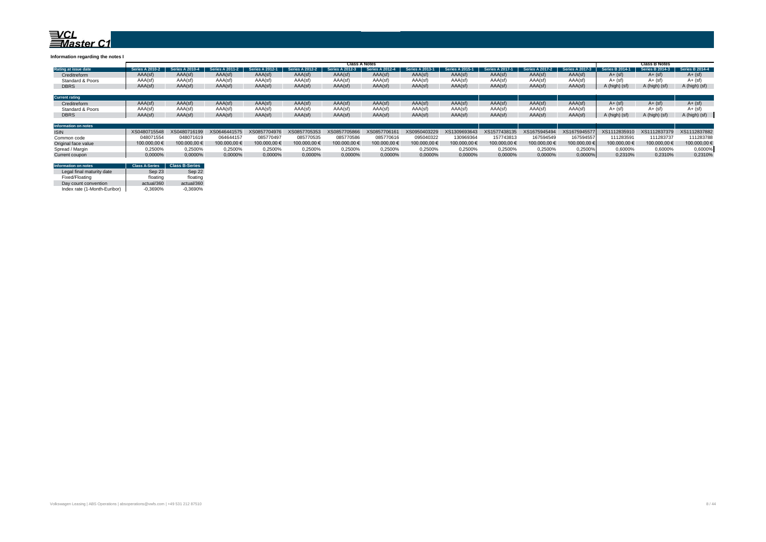# VCL Master C1

**Information regarding the notes I**

| | Class A Notes | | | | | | | | | | | | Class B Notes | | |
|---|---|---|---|---|---|---|---|---|---|---|---|---|---|---|---|
| **Rating at issue date** | Series A 2010-2 | Series A 2010-4 | Series A 2011-2 | Series A 2012-1 | Series A 2012-2 | Series A 2012-3 | Series A 2012-4 | Series A 2013-1 | Series A 2015-1 | Series A 2017-1 | Series A 2017-2 | Series A 2017-3 | Series B 2014-1 | Series B 2014-3 | Series B 2014-4 |
| Creditreform | AAA(sf) | AAA(sf) | AAA(sf) | AAA(sf) | AAA(sf) | AAA(sf) | AAA(sf) | AAA(sf) | AAA(sf) | AAA(sf) | AAA(sf) | AAA(sf) | A+ (sf) | A+ (sf) | A+ (sf) |
| Standard & Poors | AAA(sf) | AAA(sf) | AAA(sf) | AAA(sf) | AAA(sf) | AAA(sf) | AAA(sf) | AAA(sf) | AAA(sf) | AAA(sf) | AAA(sf) | AAA(sf) | A+ (sf) | A+ (sf) | A+ (sf) |
| DBRS | AAA(sf) | AAA(sf) | AAA(sf) | AAA(sf) | AAA(sf) | AAA(sf) | AAA(sf) | AAA(sf) | AAA(sf) | AAA(sf) | AAA(sf) | AAA(sf) | A (high) (sf) | A (high) (sf) | A (high) (sf) |
| **Current rating** | | | | | | | | | | | | | | | |
| Creditreform | AAA(sf) | AAA(sf) | AAA(sf) | AAA(sf) | AAA(sf) | AAA(sf) | AAA(sf) | AAA(sf) | AAA(sf) | AAA(sf) | AAA(sf) | AAA(sf) | A+ (sf) | A+ (sf) | A+ (sf) |
| Standard & Poors | AAA(sf) | AAA(sf) | AAA(sf) | AAA(sf) | AAA(sf) | AAA(sf) | AAA(sf) | AAA(sf) | AAA(sf) | AAA(sf) | AAA(sf) | AAA(sf) | A+ (sf) | A+ (sf) | A+ (sf) |
| DBRS | AAA(sf) | AAA(sf) | AAA(sf) | AAA(sf) | AAA(sf) | AAA(sf) | AAA(sf) | AAA(sf) | AAA(sf) | AAA(sf) | AAA(sf) | AAA(sf) | A (high) (sf) | A (high) (sf) | A (high) (sf) |
| **Information on notes** | | | | | | | | | | | | | | | |
| ISIN | XS0480715548 | XS0480716199 | XS0646441575 | XS0857704976 | XS0857705353 | XS0857705866 | XS0857706161 | XS0950403229 | XS1309693643 | XS1577438135 | XS1675945494 | XS1675945577 | XS1112835910 | XS1112837379 | XS1112837882 |
| Common code | 048071554 | 048071619 | 064644157 | 085770497 | 085770535 | 085770586 | 085770616 | 095040322 | 130969364 | 157743813 | 167594549 | 167594557 | 111283591 | 111283737 | 111283788 |
| Original face value | 100.000,00 € | 100.000,00 € | 100.000,00 € | 100.000,00 € | 100.000,00 € | 100.000,00 € | 100.000,00 € | 100.000,00 € | 100.000,00 € | 100.000,00 € | 100.000,00 € | 100.000,00 € | 100.000,00 € | 100.000,00 € | 100.000,00 € |
| Spread / Margin | 0,2500% | 0,2500% | 0,2500% | 0,2500% | 0,2500% | 0,2500% | 0,2500% | 0,2500% | 0,2500% | 0,2500% | 0,2500% | 0,2500% | 0,6000% | 0,6000% | 0,6000% |
| Current coupon | 0,0000% | 0,0000% | 0,0000% | 0,0000% | 0,0000% | 0,0000% | 0,0000% | 0,0000% | 0,0000% | 0,0000% | 0,0000% | 0,0000% | 0,2310% | 0,2310% | 0,2310% |

| Information on notes | Class A-Series | Class B-Series |
|---|---|---|
| Legal final maturity date | Sep 23 | Sep 22 |
| Fixed/Floating | floating | floating |
| Day count convention | actual/360 | actual/360 |
| Index rate (1-Month-Euribor) | -0,3690% | -0,3690% |

Volkswagen Leasing | ABS Operations | absoperations@vwfs.com | +49 531 212 87510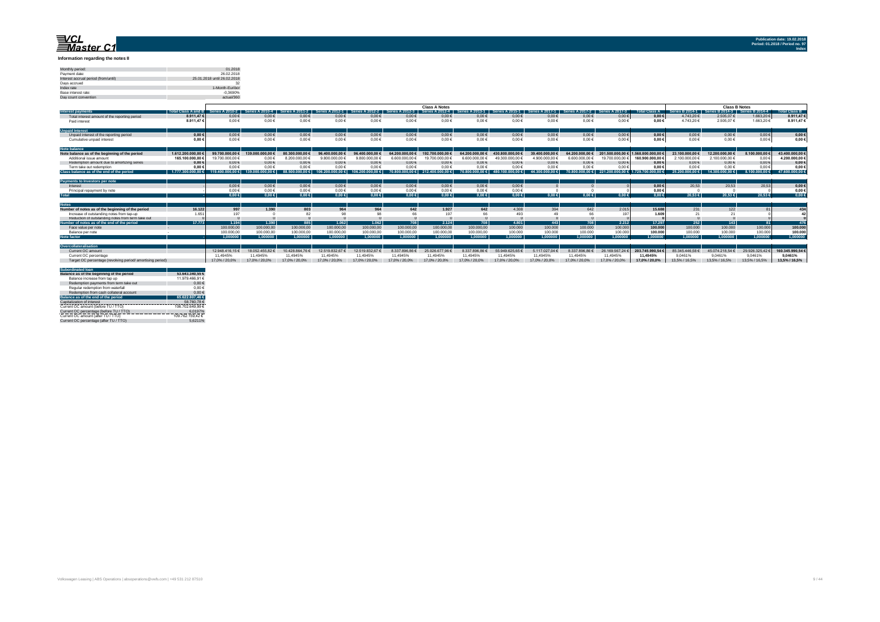# VCL Master C1

**Publication date: 19.02.2018**
**Period: 01.2018 / Period no. 97**
**Index**

## Information regarding the notes II

| | |
|---|---|
| Monthly period: | 01.2018 |
| Payment date: | 26.02.2018 |
| Interest accrual period (from/until) | 25.01.2018 until 26.02.2018 |
| Days accrued | 32 |
| Index rate | 1-Month-Euribor |
| Base interest rate: | -0,3690% |
| Day count convention | actual/360 |

| | | Class A Notes | | | | | | | | | | | | | | Class B Notes | | | |
|---|---|---|---|---|---|---|---|---|---|---|---|---|---|---|---|---|---|---|---|
| **Interest payments** | **Total Class A and B** | **Series A 2010-2** | **Series A 2010-4** | **Series A 2011-2** | **Series A 2012-1** | **Series A 2012-2** | **Series A 2012-3** | **Series A 2012-4** | **Series A 2013-1** | **Series A 2015-1** | **Series A 2017-1** | **Series A 2017-2** | **Series A 2017-3** | **Total Class A** | **Series B 2014-1** | **Series B 2014-2** | **Series B 2014-4** | **Total Class B** |
| Total interest amount of the reporting period | 8.911,47 € | 0,00 € | 0,00 € | 0,00 € | 0,00 € | 0,00 € | 0,00 € | 0,00 € | 0,00 € | 0,00 € | 0,00 € | 0,00 € | 0,00 € | 0,00 € | 4.743,20 € | 2.505,07 € | 1.663,20 € | 8.911,47 € |
| Paid interest | 8.911,47 € | 0,00 € | 0,00 € | 0,00 € | 0,00 € | 0,00 € | 0,00 € | 0,00 € | 0,00 € | 0,00 € | 0,00 € | 0,00 € | 0,00 € | 0,00 € | 4.743,20 € | 2.505,07 € | 1.663,20 € | 8.911,47 € |
| **Unpaid Interest** | | | | | | | | | | | | | | | | | | |
| Unpaid interest of the reporting period | 0,00 € | 0,00 € | 0,00 € | 0,00 € | 0,00 € | 0,00 € | 0,00 € | 0,00 € | 0,00 € | 0,00 € | 0,00 € | 0,00 € | 0,00 € | 0,00 € | 0,00 € | 0,00 € | 0,00 € | 0,00 € |
| Cumulative unpaid interest | 0,00 € | 0,00 € | 0,00 € | 0,00 € | 0,00 € | 0,00 € | 0,00 € | 0,00 € | 0,00 € | 0,00 € | 0,00 € | 0,00 € | 0,00 € | 0,00 € | 0,00 € | 0,00 € | 0,00 € | 0,00 € |
| **Note balance** | | | | | | | | | | | | | | | | | | |
| Note balance as of the beginning of the period | 1.612.200.000,00 € | 99.700.000,00 € | 139.000.000,00 € | 80.300.000,00 € | 96.400.000,00 € | 96.400.000,00 € | 64.200.000,00 € | 192.700.000,00 € | 64.200.000,00 € | 430.800.000,00 € | 39.400.000,00 € | 64.200.000,00 € | 201.500.000,00 € | 1.568.800.000,00 € | 23.100.000,00 € | 12.200.000,00 € | 8.100.000,00 € | 43.400.000,00 € |
| Additional issue amount | 165.100.000,00 € | 19.700.000,00 € | 0,00 € | 8.200.000,00 € | 9.800.000,00 € | 9.800.000,00 € | 6.600.000,00 € | 19.700.000,00 € | 6.600.000,00 € | 49.300.000,00 € | 4.900.000,00 € | 6.600.000,00 € | 19.700.000,00 € | 160.900.000,00 € | 2.100.000,00 € | 2.100.000,00 € | 0,00 € | 4.200.000,00 € |
| Redemption amount due to amortizing series | 0,00 € | 0,00 € | 0,00 € | 0,00 € | 0,00 € | 0,00 € | 0,00 € | 0,00 € | 0,00 € | 0,00 € | 0,00 € | 0,00 € | 0,00 € | 0,00 € | 0,00 € | 0,00 € | 0,00 € | 0,00 € |
| Term take out redemption | 0,00 € | 0,00 € | 0,00 € | 0,00 € | 0,00 € | 0,00 € | 0,00 € | 0,00 € | 0,00 € | 0,00 € | 0,00 € | 0,00 € | 0,00 € | 0,00 € | 0,00 € | 0,00 € | 0,00 € | 0,00 € |
| **Class balance as of the end of the period** | 1.777.300.000,00 € | 119.400.000,00 € | 139.000.000,00 € | 88.500.000,00 € | 106.200.000,00 € | 106.200.000,00 € | 70.800.000,00 € | 212.400.000,00 € | 70.800.000,00 € | 480.100.000,00 € | 44.300.000,00 € | 70.800.000,00 € | 221.200.000,00 € | 1.729.700.000,00 € | 25.200.000,00 € | 14.300.000,00 € | 8.100.000,00 € | 47.600.000,00 € |
| **Payments to Investors per note** | | | | | | | | | | | | | | | | | | |
| Interest | - | 0,00 € | 0,00 € | 0,00 € | 0,00 € | 0,00 € | 0,00 € | 0,00 € | 0,00 € | 0,00 € | 0 | 0 | 0 | 0,00 € | 20,53 | 20,53 | 20,53 | 0,00 € |
| Principal repayment by note | - | 0,00 € | 0,00 € | 0,00 € | 0,00 € | 0,00 € | 0,00 € | 0,00 € | 0,00 € | 0,00 € | 0 | 0 | 0 | 0,00 € | 0 | 0 | 0 | 0,00 € |
| **Total** | - | 0,00 € | 0,00 € | 0,00 € | 0,00 € | 0,00 € | 0,00 € | 0,00 € | 0,00 € | 0,00 € | 0,00 € | 0,00 € | 0,00 € | 0,00 € | 20,53 € | 20,53 € | 20,53 € | 0,00 € |
| **Notes** | | | | | | | | | | | | | | | | | | |
| Number of notes as of the beginning of the period | 16.122 | 997 | 1.390 | 803 | 964 | 964 | 642 | 1.927 | 642 | 4.308 | 394 | 642 | 2.015 | 15.688 | 231 | 122 | 81 | 434 |
| Increase of outstanding notes from tap-up | 1.651 | 197 | 0 | 82 | 98 | 98 | 66 | 197 | 66 | 493 | 49 | 66 | 197 | 1.609 | 21 | 21 | 0 | 42 |
| Reduction of outstanding notes from term take out | 0 | 0 | 0 | 0 | 0 | 0 | 0 | 0 | 0 | 0 | 0 | 0 | 0 | 0 | 0 | 0 | 0 | 0 |
| **Number of notes as of the end of the period** | 17.773 | 1.194 | 1.390 | 885 | 1.062 | 1.062 | 708 | 2.124 | 708 | 4.801 | 443 | 708 | 2.212 | 17.297 | 252 | 143 | 81 | 476 |
| Face value per note | - | 100.000,00 | 100.000,00 | 100.000,00 | 100.000,00 | 100.000,00 | 100.000,00 | 100.000,00 | 100.000,00 | 100.000 | 100.000 | 100.000 | 100.000 | 100.000 | 100.000 | 100.000 | 100.000 | 100.000 |
| Balance per note | - | 100.000,00 | 100.000,00 | 100.000,00 | 100.000,00 | 100.000,00 | 100.000,00 | 100.000,00 | 100.000,00 | 100.000 | 100.000 | 100.000 | 100.000 | 100.000 | 100.000 | 100.000 | 100.000 | 100.000 |
| **Note factor** | - | 1,000000 | 1,000000 | 1,000000 | 1,000000 | 1,000000 | 1,000000 | 1,000000 | 1,000000 | 1,000000 | 1,000000 | 1,000000 | 1,000000 | 1,000000 | 1,000000 | 1,000000 | 1,000000 | 1,000000 |
| **Overcollateralisation** | | | | | | | | | | | | | | | | | | |
| Current OC amount | | 12.948.416,15 € | 18.052.455,82 € | 10.428.864,76 € | 12.519.832,67 € | 12.519.832,67 € | 8.337.896,86 € | 25.026.677,98 € | 8.337.896,86 € | 55.949.625,65 € | 5.117.027,04 € | 8.337.896,86 € | 26.169.567,24 € | 203.745.990,54 € | 85.345.446,58 € | 45.074.218,54 € | 29.926.325,42 € | 160.345.990,54 € |
| Current OC percentage | | 11,4945% | 11,4945% | 11,4945% | 11,4945% | 11,4945% | 11,4945% | 11,4945% | 11,4945% | 11,4945% | 11,4945% | 11,4945% | 11,4945% | 11,4945% | 9,0461% | 9,0461% | 9,0461% | 9,0461% |
| Target OC percentage (revolving period/ amortising period) | | 17,0% / 20,0% | 17,0% / 20,0% | 17,0% / 20,0% | 17,0% / 20,0% | 17,0% / 20,0% | 17,0% / 20,0% | 17,0% / 20,0% | 17,0% / 20,0% | 17,0% / 20,0% | 17,0% / 20,0% | 17,0% / 20,0% | 17,0% / 20,0% | 17,0% / 20,0% | 13,5% / 16,5% | 13,5% / 16,5% | 13,5% / 16,5% | 13,5% / 16,5% |

| Subordinated loan | |
|---|---|
| **Balance as of the beginning of the period** | 53.643.340,55 € |
| Balance increase from tap up | 11.979.466,91 € |
| Redemption payments from term take out | 0,00 € |
| Regular redemption from waterfall | 0,00 € |
| Redemption from cash collateral account | 0,00 € |
| **Balance as of the end of the period** | 65.622.807,46 € |
| Capitalization of interest | 58.780,78 € |
| Current OC amount (before TU / TTO) | 106.702.849,99 € |
| Current OC percentage (before TU / TTO) | 6,0197% |
| Current OC amount (after TU / TTO) | 109.762.159,42 € |
| Current OC percentage (after TU / TTO) | 5,6211% |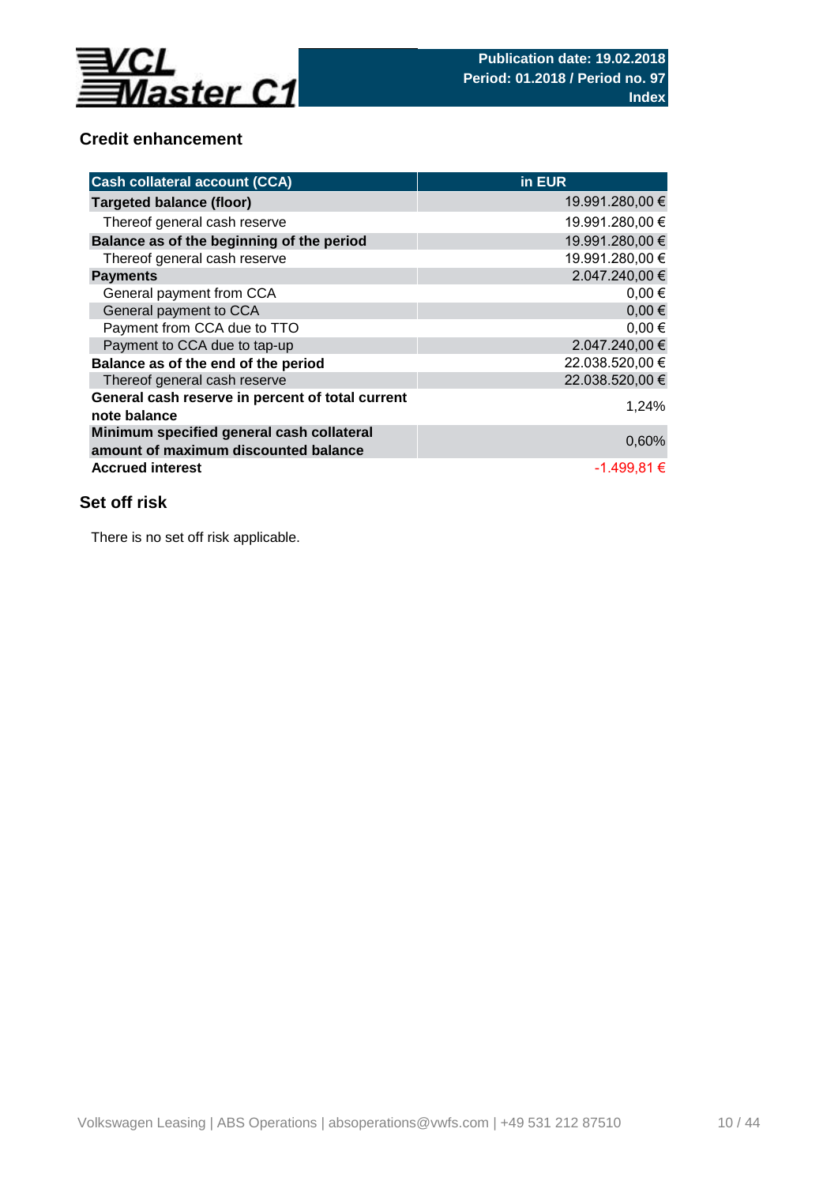## Credit enhancement

| Cash collateral account (CCA) | in EUR |
|---|---|
| **Targeted balance (floor)** | 19.991.280,00 € |
| Thereof general cash reserve | 19.991.280,00 € |
| **Balance as of the beginning of the period** | 19.991.280,00 € |
| Thereof general cash reserve | 19.991.280,00 € |
| **Payments** | 2.047.240,00 € |
| General payment from CCA | 0,00 € |
| General payment to CCA | 0,00 € |
| Payment from CCA due to TTO | 0,00 € |
| Payment to CCA due to tap-up | 2.047.240,00 € |
| **Balance as of the end of the period** | 22.038.520,00 € |
| Thereof general cash reserve | 22.038.520,00 € |
| **General cash reserve in percent of total current note balance** | 1,24% |
| **Minimum specified general cash collateral amount of maximum discounted balance** | 0,60% |
| **Accrued interest** | -1.499,81 € |

## Set off risk

There is no set off risk applicable.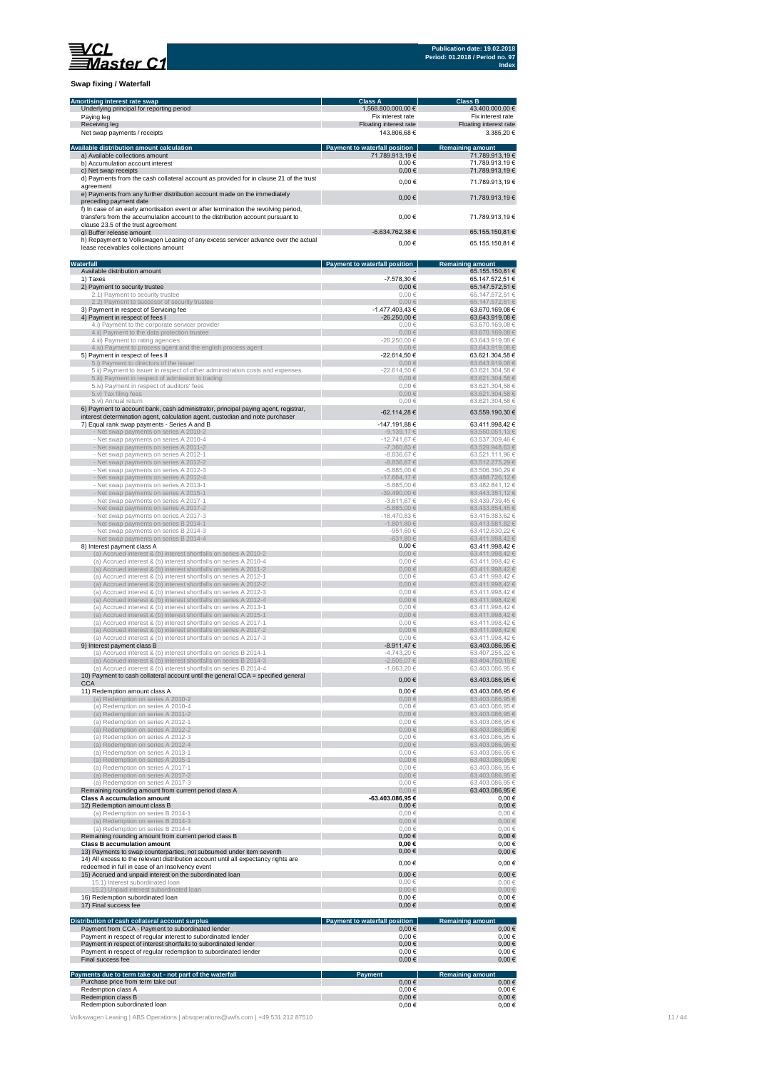**VCL Master C1**

**Publication date: 19.02.2018**
**Period: 01.2018 / Period no. 97**
**Index**

## Swap fixing / Waterfall

| Amortising interest rate swap | Class A | Class B |
|---|---|---|
| Underlying principal for reporting period | 1.568.800.000,00 € | 43.400.000,00 € |
| Paying leg | Fix interest rate | Fix interest rate |
| Receiving leg | Floating interest rate | Floating interest rate |
| Net swap payments / receipts | 143.806,68 € | 3.385,20 € |

| Available distribution amount calculation | Payment to waterfall position | Remaining amount |
|---|---|---|
| a) Available collections amount | 71.789.913,19 € | 71.789.913,19 € |
| b) Accumulation account interest | 0,00 € | 71.789.913,19 € |
| c) Net swap receipts | 0,00 € | 71.789.913,19 € |
| d) Payments from the cash collateral account as provided for in clause 21 of the trust agreement | 0,00 € | 71.789.913,19 € |
| e) Payments from any further distribution account made on the immediately preceding payment date | 0,00 € | 71.789.913,19 € |
| f) In case of an early amortisation event or after termination the revolving period, transfers from the accumulation account to the distribution account pursuant to clause 23.5 of the trust agreement | 0,00 € | 71.789.913,19 € |
| g) Buffer release amount | -6.634.762,38 € | 65.155.150,81 € |
| h) Repayment to Volkswagen Leasing of any excess servicer advance over the actual lease receivables collections amount | 0,00 € | 65.155.150,81 € |

| Waterfall | Payment to waterfall position | Remaining amount |
|---|---|---|
| Available distribution amount | - | 65.155.150,81 € |
| 1) Taxes | -7.578,30 € | 65.147.572,51 € |
| 2) Payment to security trustee | 0,00 € | 65.147.572,51 € |
| 2.1) Payment to security trustee | 0,00 € | 65.147.572,51 € |
| 2.2) Payment to successor of security trustee | 0,00 € | 65.147.572,51 € |
| 3) Payment in respect of Servicing fee | -1.477.403,43 € | 63.670.169,08 € |
| 4) Payment in respect of fees I | -26.250,00 € | 63.643.919,08 € |
| 4.i) Payment to the corporate servicer provider | 0,00 € | 63.670.169,08 € |
| 4.ii) Payment to the data protection trustee | 0,00 € | 63.670.169,08 € |
| 4.iii) Payment to rating agencies | -26.250,00 € | 63.643.919,08 € |
| 4.iv) Payment to process agent and the english process agent | 0,00 € | 63.643.919,08 € |
| 5) Payment in respect of fees II | -22.614,50 € | 63.621.304,58 € |
| 5.i) Payment to directors of the issuer | 0,00 € | 63.643.919,08 € |
| 5.ii) Payment to issuer in respect of other administration costs and expenses | -22.614,50 € | 63.621.304,58 € |
| 5.iii) Payment in respect of admission to trading | 0,00 € | 63.621.304,58 € |
| 5.iv) Payment in respect of auditors' fees | 0,00 € | 63.621.304,58 € |
| 5.v) Tax filing fees | 0,00 € | 63.621.304,58 € |
| 5.vi) Annual return | 0,00 € | 63.621.304,58 € |
| 6) Payment to account bank, cash administrator, principal paying agent, registrar, interest determination agent, calculation agent, custodian and note purchaser | -62.114,28 € | 63.559.190,30 € |
| 7) Equal rank swap payments - Series A and B | -147.191,88 € | 63.411.998,42 € |
| - Net swap payments on series A 2010-2 | -9.139,17 € | 63.550.051,13 € |
| - Net swap payments on series A 2010-4 | -12.741,67 € | 63.537.309,46 € |
| - Net swap payments on series A 2011-2 | -7.360,83 € | 63.529.948,63 € |
| - Net swap payments on series A 2012-1 | -8.836,67 € | 63.521.111,96 € |
| - Net swap payments on series A 2012-2 | -8.836,67 € | 63.512.275,29 € |
| - Net swap payments on series A 2012-3 | -5.885,00 € | 63.506.390,29 € |
| - Net swap payments on series A 2012-4 | -17.664,17 € | 63.488.726,12 € |
| - Net swap payments on series A 2013-1 | -5.885,00 € | 63.482.841,12 € |
| - Net swap payments on series A 2015-1 | -39.490,00 € | 63.443.351,12 € |
| - Net swap payments on series A 2017-1 | -3.611,67 € | 63.439.739,45 € |
| - Net swap payments on series A 2017-2 | -5.885,00 € | 63.433.854,45 € |
| - Net swap payments on series A 2017-3 | -18.470,83 € | 63.415.383,62 € |
| - Net swap payments on series B 2014-1 | -1.801,80 € | 63.413.581,82 € |
| - Net swap payments on series B 2014-3 | -951,60 € | 63.412.630,22 € |
| - Net swap payments on series B 2014-4 | -631,80 € | 63.411.998,42 € |
| 8) Interest payment class A | 0,00 € | 63.411.998,42 € |
| (a) Accrued interest & (b) interest shortfalls on series A 2010-2 | 0,00 € | 63.411.998,42 € |
| (a) Accrued interest & (b) interest shortfalls on series A 2010-4 | 0,00 € | 63.411.998,42 € |
| (a) Accrued interest & (b) interest shortfalls on series A 2011-2 | 0,00 € | 63.411.998,42 € |
| (a) Accrued interest & (b) interest shortfalls on series A 2012-1 | 0,00 € | 63.411.998,42 € |
| (a) Accrued interest & (b) interest shortfalls on series A 2012-2 | 0,00 € | 63.411.998,42 € |
| (a) Accrued interest & (b) interest shortfalls on series A 2012-3 | 0,00 € | 63.411.998,42 € |
| (a) Accrued interest & (b) interest shortfalls on series A 2012-4 | 0,00 € | 63.411.998,42 € |
| (a) Accrued interest & (b) interest shortfalls on series A 2013-1 | 0,00 € | 63.411.998,42 € |
| (a) Accrued interest & (b) interest shortfalls on series A 2015-1 | 0,00 € | 63.411.998,42 € |
| (a) Accrued interest & (b) interest shortfalls on series A 2017-1 | 0,00 € | 63.411.998,42 € |
| (a) Accrued interest & (b) interest shortfalls on series A 2017-2 | 0,00 € | 63.411.998,42 € |
| (a) Accrued interest & (b) interest shortfalls on series A 2017-3 | 0,00 € | 63.411.998,42 € |
| 9) Interest payment class B | -8.911,47 € | 63.403.086,95 € |
| (a) Accrued interest & (b) interest shortfalls on series B 2014-1 | -4.743,20 € | 63.407.255,22 € |
| (a) Accrued interest & (b) interest shortfalls on series B 2014-3 | -2.505,07 € | 63.404.750,15 € |
| (a) Accrued interest & (b) interest shortfalls on series B 2014-4 | -1.663,20 € | 63.403.086,95 € |
| 10) Payment to cash collateral account until the general CCA = specified general CCA | 0,00 € | 63.403.086,95 € |
| 11) Redemption amount class A | 0,00 € | 63.403.086,95 € |
| (a) Redemption on series A 2010-2 | 0,00 € | 63.403.086,95 € |
| (a) Redemption on series A 2010-4 | 0,00 € | 63.403.086,95 € |
| (a) Redemption on series A 2011-2 | 0,00 € | 63.403.086,95 € |
| (a) Redemption on series A 2012-1 | 0,00 € | 63.403.086,95 € |
| (a) Redemption on series A 2012-2 | 0,00 € | 63.403.086,95 € |
| (a) Redemption on series A 2012-3 | 0,00 € | 63.403.086,95 € |
| (a) Redemption on series A 2012-4 | 0,00 € | 63.403.086,95 € |
| (a) Redemption on series A 2013-1 | 0,00 € | 63.403.086,95 € |
| (a) Redemption on series A 2015-1 | 0,00 € | 63.403.086,95 € |
| (a) Redemption on series A 2017-1 | 0,00 € | 63.403.086,95 € |
| (a) Redemption on series A 2017-2 | 0,00 € | 63.403.086,95 € |
| (a) Redemption on series A 2017-3 | 0,00 € | 63.403.086,95 € |
| Remaining rounding amount from current period class A | 0,00 € | 63.403.086,95 € |
| **Class A accumulation amount** | **-63.403.086,95 €** | 0,00 € |
| 12) Redemption amount class B | 0,00 € | 0,00 € |
| (a) Redemption on series B 2014-1 | 0,00 € | 0,00 € |
| (a) Redemption on series B 2014-3 | 0,00 € | 0,00 € |
| (a) Redemption on series B 2014-4 | 0,00 € | 0,00 € |
| Remaining rounding amount from current period class B | 0,00 € | 0,00 € |
| **Class B accumulation amount** | **0,00 €** | 0,00 € |
| 13) Payments to swap counterparties, not subsumed under item seventh | 0,00 € | 0,00 € |
| 14) All excess to the relevant distribution account until all expectancy rights are redeemed in full in case of an Insolvency event | 0,00 € | 0,00 € |
| 15) Accrued and unpaid interest on the subordinated loan | 0,00 € | 0,00 € |
| 15.1) Interest subordinated loan | 0,00 € | 0,00 € |
| 15.2) Unpaid interest subordinated loan | 0,00 € | 0,00 € |
| 16) Redemption subordinated loan | 0,00 € | 0,00 € |
| 17) Final success fee | 0,00 € | 0,00 € |

| Distribution of cash collateral account surplus | Payment to waterfall position | Remaining amount |
|---|---|---|
| Payment from CCA - Payment to subordinated lender | 0,00 € | 0,00 € |
| Payment in respect of regular interest to subordinated lender | 0,00 € | 0,00 € |
| Payment in respect of interest shortfalls to subordinated lender | 0,00 € | 0,00 € |
| Payment in respect of regular redemption to subordinated lender | 0,00 € | 0,00 € |
| Final success fee | 0,00 € | 0,00 € |

| Payments due to term take out - not part of the waterfall | Payment | Remaining amount |
|---|---|---|
| Purchase price from term take out | 0,00 € | 0,00 € |
| Redemption class A | 0,00 € | 0,00 € |
| Redemption class B | 0,00 € | 0,00 € |
| Redemption subordinated loan | 0,00 € | 0,00 € |

Volkswagen Leasing | ABS Operations | absoperations@vwfs.com | +49 531 212 87510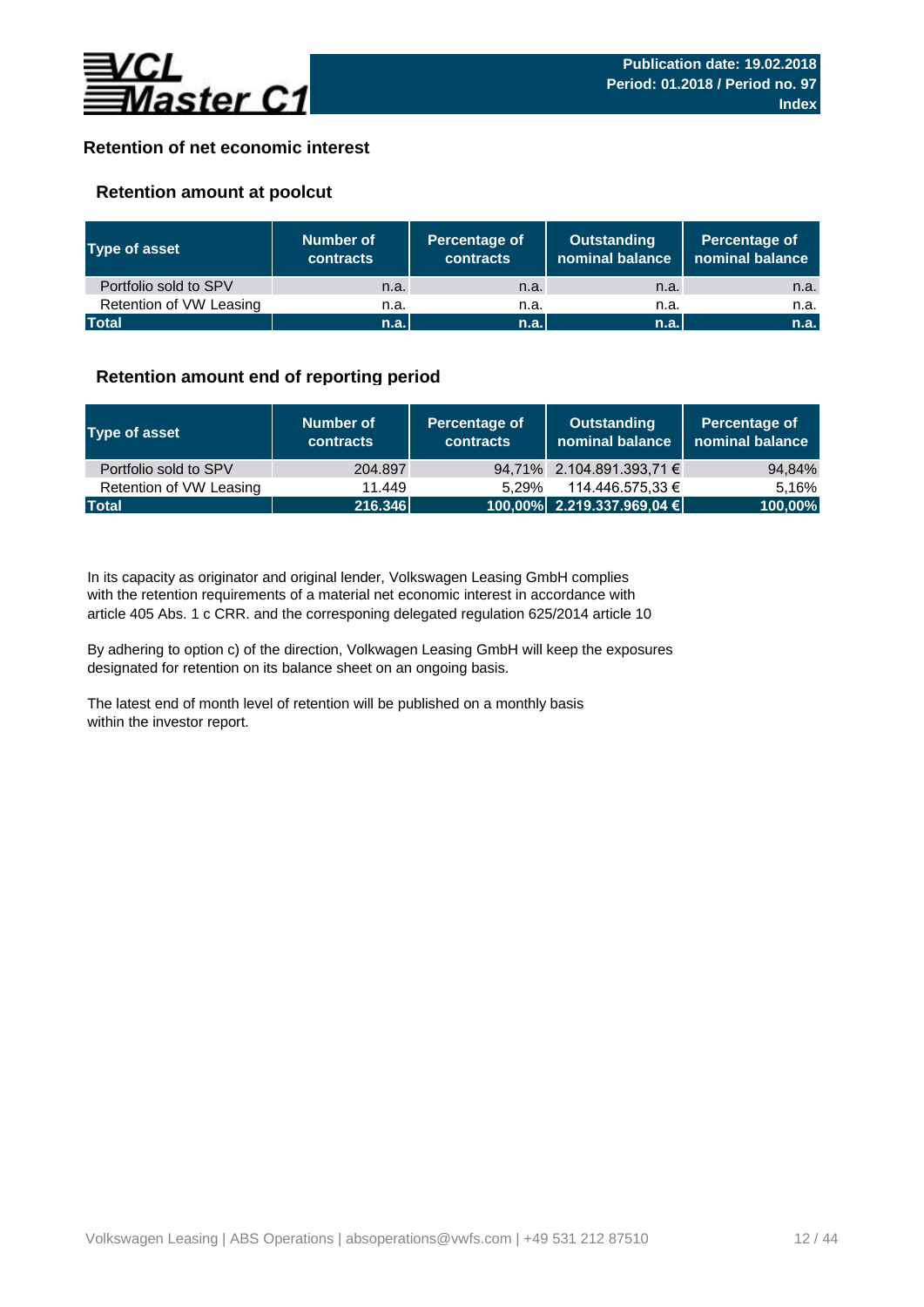# Retention of net economic interest

## Retention amount at poolcut

| Type of asset | Number of contracts | Percentage of contracts | Outstanding nominal balance | Percentage of nominal balance |
|---|---|---|---|---|
| Portfolio sold to SPV | n.a. | n.a. | n.a. | n.a. |
| Retention of VW Leasing | n.a. | n.a. | n.a. | n.a. |
| **Total** | **n.a.** | **n.a.** | **n.a.** | **n.a.** |

## Retention amount end of reporting period

| Type of asset | Number of contracts | Percentage of contracts | Outstanding nominal balance | Percentage of nominal balance |
|---|---|---|---|---|
| Portfolio sold to SPV | 204.897 | 94,71% | 2.104.891.393,71 € | 94,84% |
| Retention of VW Leasing | 11.449 | 5,29% | 114.446.575,33 € | 5,16% |
| **Total** | **216.346** | **100,00%** | **2.219.337.969,04 €** | **100,00%** |

In its capacity as originator and original lender, Volkswagen Leasing GmbH complies with the retention requirements of a material net economic interest in accordance with article 405 Abs. 1 c CRR. and the corresponing delegated regulation 625/2014 article 10

By adhering to option c) of the direction, Volkswagen Leasing GmbH will keep the exposures designated for retention on its balance sheet on an ongoing basis.

The latest end of month level of retention will be published on a monthly basis within the investor report.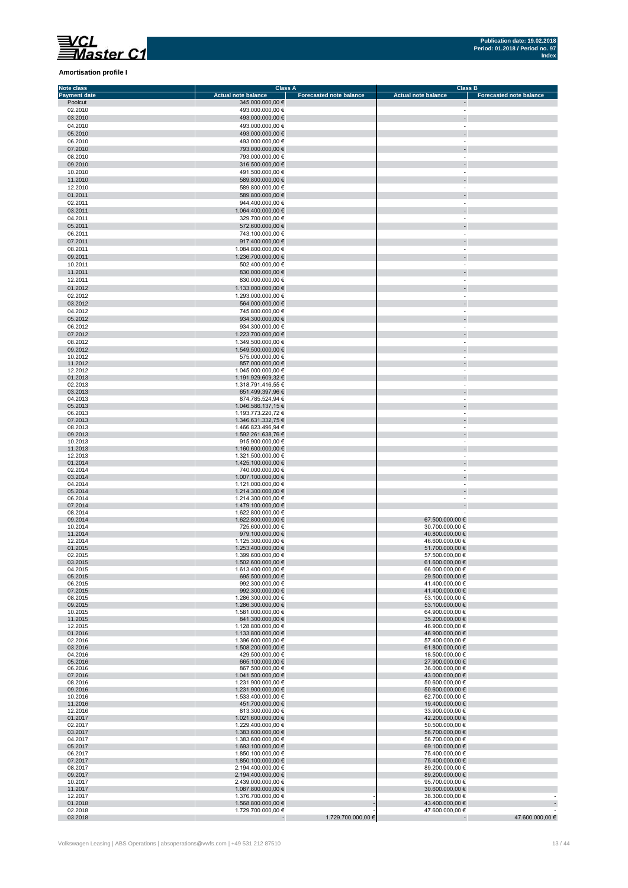**Amortisation profile I**

| Note class | Class A | | Class B | |
|---|---|---|---|---|
| Payment date | Actual note balance | Forecasted note balance | Actual note balance | Forecasted note balance |
| Poolcut | 345.000.000,00 € | | - | |
| 02.2010 | 493.000.000,00 € | | - | |
| 03.2010 | 493.000.000,00 € | | - | |
| 04.2010 | 493.000.000,00 € | | - | |
| 05.2010 | 493.000.000,00 € | | - | |
| 06.2010 | 493.000.000,00 € | | - | |
| 07.2010 | 793.000.000,00 € | | - | |
| 08.2010 | 793.000.000,00 € | | - | |
| 09.2010 | 316.500.000,00 € | | - | |
| 10.2010 | 491.500.000,00 € | | - | |
| 11.2010 | 589.800.000,00 € | | - | |
| 12.2010 | 589.800.000,00 € | | - | |
| 01.2011 | 589.800.000,00 € | | - | |
| 02.2011 | 944.400.000,00 € | | - | |
| 03.2011 | 1.064.400.000,00 € | | - | |
| 04.2011 | 329.700.000,00 € | | - | |
| 05.2011 | 572.600.000,00 € | | - | |
| 06.2011 | 743.100.000,00 € | | - | |
| 07.2011 | 917.400.000,00 € | | - | |
| 08.2011 | 1.084.800.000,00 € | | - | |
| 09.2011 | 1.236.700.000,00 € | | - | |
| 10.2011 | 502.400.000,00 € | | - | |
| 11.2011 | 830.000.000,00 € | | - | |
| 12.2011 | 830.000.000,00 € | | - | |
| 01.2012 | 1.133.000.000,00 € | | - | |
| 02.2012 | 1.293.000.000,00 € | | - | |
| 03.2012 | 564.000.000,00 € | | - | |
| 04.2012 | 745.800.000,00 € | | - | |
| 05.2012 | 934.300.000,00 € | | - | |
| 06.2012 | 934.300.000,00 € | | - | |
| 07.2012 | 1.223.700.000,00 € | | - | |
| 08.2012 | 1.349.500.000,00 € | | - | |
| 09.2012 | 1.549.500.000,00 € | | - | |
| 10.2012 | 575.000.000,00 € | | - | |
| 11.2012 | 857.000.000,00 € | | - | |
| 12.2012 | 1.045.000.000,00 € | | - | |
| 01.2013 | 1.191.929.609,32 € | | - | |
| 02.2013 | 1.318.791.416,55 € | | - | |
| 03.2013 | 651.499.397,96 € | | - | |
| 04.2013 | 874.785.524,94 € | | - | |
| 05.2013 | 1.046.586.137,15 € | | - | |
| 06.2013 | 1.193.773.220,72 € | | - | |
| 07.2013 | 1.346.631.332,75 € | | - | |
| 08.2013 | 1.466.823.496,94 € | | - | |
| 09.2013 | 1.592.261.638,76 € | | - | |
| 10.2013 | 915.900.000,00 € | | - | |
| 11.2013 | 1.160.600.000,00 € | | - | |
| 12.2013 | 1.321.500.000,00 € | | - | |
| 01.2014 | 1.425.100.000,00 € | | - | |
| 02.2014 | 740.000.000,00 € | | - | |
| 03.2014 | 1.007.100.000,00 € | | - | |
| 04.2014 | 1.121.000.000,00 € | | - | |
| 05.2014 | 1.214.300.000,00 € | | - | |
| 06.2014 | 1.214.300.000,00 € | | - | |
| 07.2014 | 1.479.100.000,00 € | | - | |
| 08.2014 | 1.622.800.000,00 € | | - | |
| 09.2014 | 1.622.800.000,00 € | | 67.500.000,00 € | |
| 10.2014 | 725.600.000,00 € | | 30.700.000,00 € | |
| 11.2014 | 979.100.000,00 € | | 40.800.000,00 € | |
| 12.2014 | 1.125.300.000,00 € | | 46.600.000,00 € | |
| 01.2015 | 1.253.400.000,00 € | | 51.700.000,00 € | |
| 02.2015 | 1.399.600.000,00 € | | 57.500.000,00 € | |
| 03.2015 | 1.502.600.000,00 € | | 61.600.000,00 € | |
| 04.2015 | 1.613.400.000,00 € | | 66.000.000,00 € | |
| 05.2015 | 695.500.000,00 € | | 29.500.000,00 € | |
| 06.2015 | 992.300.000,00 € | | 41.400.000,00 € | |
| 07.2015 | 992.300.000,00 € | | 41.400.000,00 € | |
| 08.2015 | 1.286.300.000,00 € | | 53.100.000,00 € | |
| 09.2015 | 1.286.300.000,00 € | | 53.100.000,00 € | |
| 10.2015 | 1.581.000.000,00 € | | 64.900.000,00 € | |
| 11.2015 | 841.300.000,00 € | | 35.200.000,00 € | |
| 12.2015 | 1.128.800.000,00 € | | 46.900.000,00 € | |
| 01.2016 | 1.133.800.000,00 € | | 46.900.000,00 € | |
| 02.2016 | 1.396.600.000,00 € | | 57.400.000,00 € | |
| 03.2016 | 1.508.200.000,00 € | | 61.800.000,00 € | |
| 04.2016 | 429.500.000,00 € | | 18.500.000,00 € | |
| 05.2016 | 665.100.000,00 € | | 27.900.000,00 € | |
| 06.2016 | 867.500.000,00 € | | 36.000.000,00 € | |
| 07.2016 | 1.041.500.000,00 € | | 43.000.000,00 € | |
| 08.2016 | 1.231.900.000,00 € | | 50.600.000,00 € | |
| 09.2016 | 1.231.900.000,00 € | | 50.600.000,00 € | |
| 10.2016 | 1.533.400.000,00 € | | 62.700.000,00 € | |
| 11.2016 | 451.700.000,00 € | | 19.400.000,00 € | |
| 12.2016 | 813.300.000,00 € | | 33.900.000,00 € | |
| 01.2017 | 1.021.600.000,00 € | | 42.200.000,00 € | |
| 02.2017 | 1.229.400.000,00 € | | 50.500.000,00 € | |
| 03.2017 | 1.383.600.000,00 € | | 56.700.000,00 € | |
| 04.2017 | 1.383.600.000,00 € | | 56.700.000,00 € | |
| 05.2017 | 1.693.100.000,00 € | | 69.100.000,00 € | |
| 06.2017 | 1.850.100.000,00 € | | 75.400.000,00 € | |
| 07.2017 | 1.850.100.000,00 € | | 75.400.000,00 € | |
| 08.2017 | 2.194.400.000,00 € | | 89.200.000,00 € | |
| 09.2017 | 2.194.400.000,00 € | | 89.200.000,00 € | |
| 10.2017 | 2.439.000.000,00 € | | 95.700.000,00 € | |
| 11.2017 | 1.087.800.000,00 € | | 30.600.000,00 € | |
| 12.2017 | 1.376.700.000,00 € | - | 38.300.000,00 € | - |
| 01.2018 | 1.568.800.000,00 € | - | 43.400.000,00 € | - |
| 02.2018 | 1.729.700.000,00 € | - | 47.600.000,00 € | - |
| 03.2018 | - | 1.729.700.000,00 € | - | 47.600.000,00 € |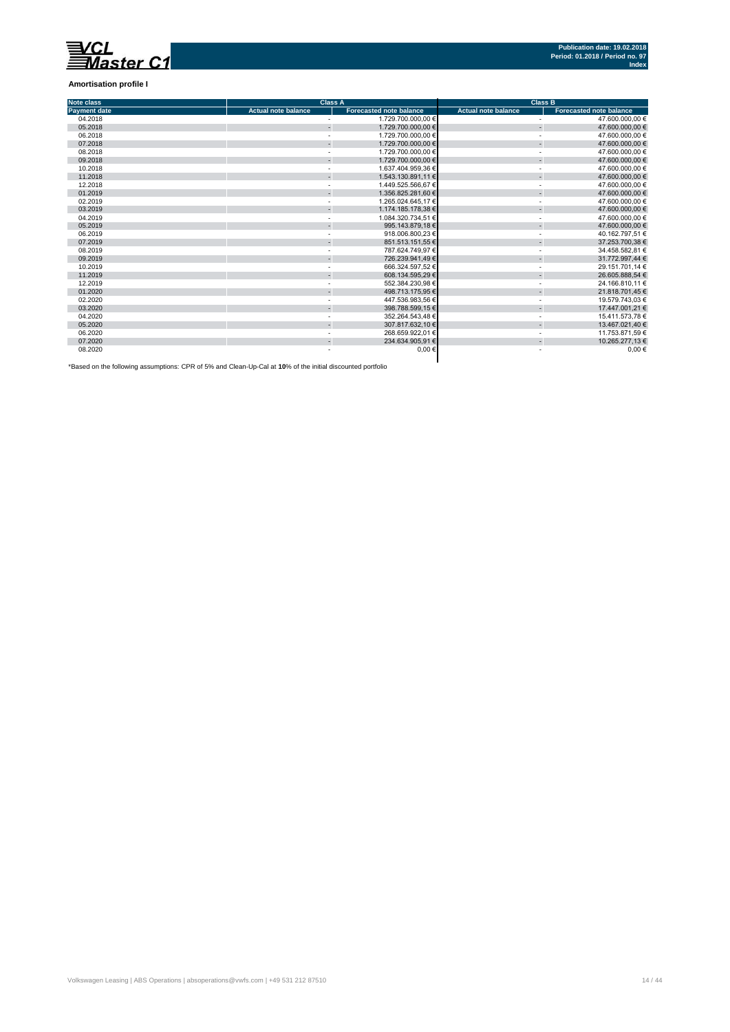**Amortisation profile I**

| Note class | Class A | | Class B | |
|---|---|---|---|---|
| Payment date | Actual note balance | Forecasted note balance | Actual note balance | Forecasted note balance |
| 04.2018 | - | 1.729.700.000,00 € | - | 47.600.000,00 € |
| 05.2018 | - | 1.729.700.000,00 € | - | 47.600.000,00 € |
| 06.2018 | - | 1.729.700.000,00 € | - | 47.600.000,00 € |
| 07.2018 | - | 1.729.700.000,00 € | - | 47.600.000,00 € |
| 08.2018 | - | 1.729.700.000,00 € | - | 47.600.000,00 € |
| 09.2018 | - | 1.729.700.000,00 € | - | 47.600.000,00 € |
| 10.2018 | - | 1.637.404.959,36 € | - | 47.600.000,00 € |
| 11.2018 | - | 1.543.130.891,11 € | - | 47.600.000,00 € |
| 12.2018 | - | 1.449.525.566,67 € | - | 47.600.000,00 € |
| 01.2019 | - | 1.356.825.281,60 € | - | 47.600.000,00 € |
| 02.2019 | - | 1.265.024.645,17 € | - | 47.600.000,00 € |
| 03.2019 | - | 1.174.185.178,38 € | - | 47.600.000,00 € |
| 04.2019 | - | 1.084.320.734,51 € | - | 47.600.000,00 € |
| 05.2019 | - | 995.143.879,18 € | - | 47.600.000,00 € |
| 06.2019 | - | 918.006.800,23 € | - | 40.162.797,51 € |
| 07.2019 | - | 851.513.151,55 € | - | 37.253.700,38 € |
| 08.2019 | - | 787.624.749,97 € | - | 34.458.582,81 € |
| 09.2019 | - | 726.239.941,49 € | - | 31.772.997,44 € |
| 10.2019 | - | 666.324.597,52 € | - | 29.151.701,14 € |
| 11.2019 | - | 608.134.595,29 € | - | 26.605.888,54 € |
| 12.2019 | - | 552.384.230,98 € | - | 24.166.810,11 € |
| 01.2020 | - | 498.713.175,95 € | - | 21.818.701,45 € |
| 02.2020 | - | 447.536.983,56 € | - | 19.579.743,03 € |
| 03.2020 | - | 398.788.599,15 € | - | 17.447.001,21 € |
| 04.2020 | - | 352.264.543,48 € | - | 15.411.573,78 € |
| 05.2020 | - | 307.817.632,10 € | - | 13.467.021,40 € |
| 06.2020 | - | 268.659.922,01 € | - | 11.753.871,59 € |
| 07.2020 | - | 234.634.905,91 € | - | 10.265.277,13 € |
| 08.2020 | - | 0,00 € | - | 0,00 € |

*Based on the following assumptions: CPR of 5% and Clean-Up-Cal at **10**% of the initial discounted portfolio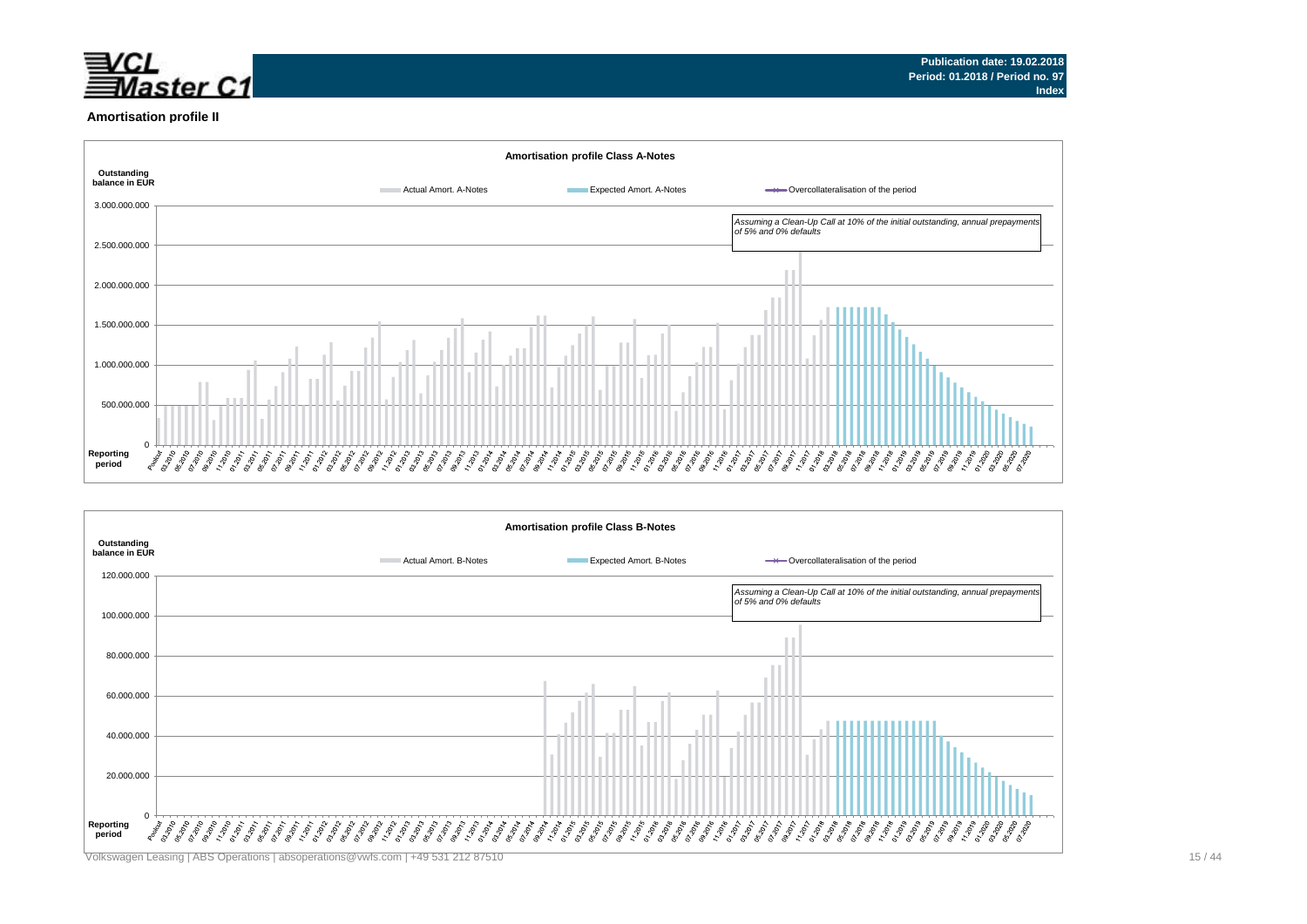Publication date: 19.02.2018
Period: 01.2018 / Period no. 97
Index

## Amortisation profile II

**Amortisation profile Class A-Notes**

Outstanding balance in EUR

Actual Amort. A-Notes | Expected Amort. A-Notes | Overcollateralisation of the period

*Assuming a Clean-Up Call at 10% of the initial outstanding, annual prepayments of 5% and 0% defaults*

Reporting period

**Amortisation profile Class B-Notes**

Outstanding balance in EUR

Actual Amort. B-Notes | Expected Amort. B-Notes | Overcollateralisation of the period

*Assuming a Clean-Up Call at 10% of the initial outstanding, annual prepayments of 5% and 0% defaults*

Reporting period

Volkswagen Leasing | ABS Operations | absoperations@vwfs.com | +49 531 212 87510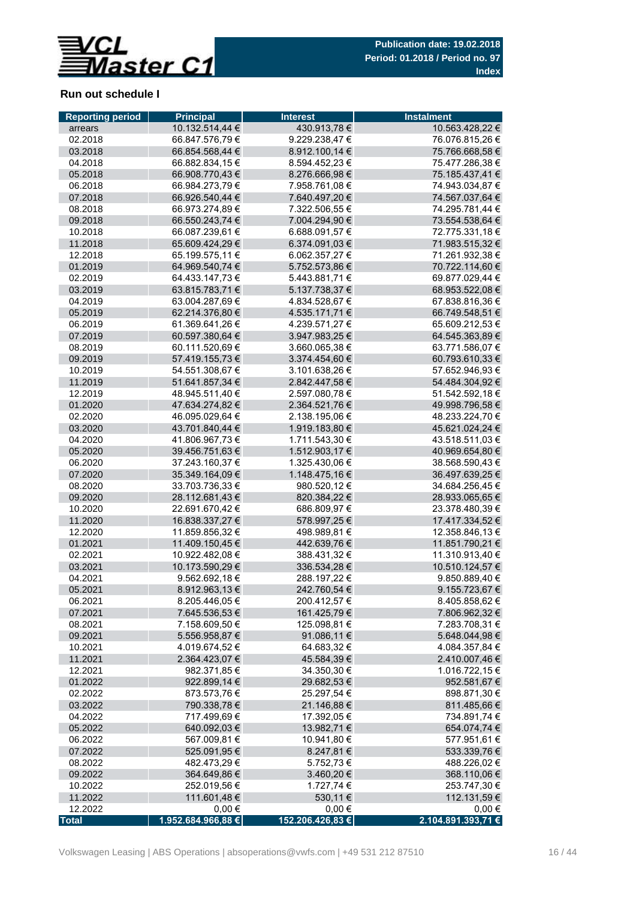Publication date: 19.02.2018
Period: 01.2018 / Period no. 97
Index

## Run out schedule I

| Reporting period | Principal | Interest | Instalment |
|---|---|---|---|
| arrears | 10.132.514,44 € | 430.913,78 € | 10.563.428,22 € |
| 02.2018 | 66.847.576,79 € | 9.229.238,47 € | 76.076.815,26 € |
| 03.2018 | 66.854.568,44 € | 8.912.100,14 € | 75.766.668,58 € |
| 04.2018 | 66.882.834,15 € | 8.594.452,23 € | 75.477.286,38 € |
| 05.2018 | 66.908.770,43 € | 8.276.666,98 € | 75.185.437,41 € |
| 06.2018 | 66.984.273,79 € | 7.958.761,08 € | 74.943.034,87 € |
| 07.2018 | 66.926.540,44 € | 7.640.497,20 € | 74.567.037,64 € |
| 08.2018 | 66.973.274,89 € | 7.322.506,55 € | 74.295.781,44 € |
| 09.2018 | 66.550.243,74 € | 7.004.294,90 € | 73.554.538,64 € |
| 10.2018 | 66.087.239,61 € | 6.688.091,57 € | 72.775.331,18 € |
| 11.2018 | 65.609.424,29 € | 6.374.091,03 € | 71.983.515,32 € |
| 12.2018 | 65.199.575,11 € | 6.062.357,27 € | 71.261.932,38 € |
| 01.2019 | 64.969.540,74 € | 5.752.573,86 € | 70.722.114,60 € |
| 02.2019 | 64.433.147,73 € | 5.443.881,71 € | 69.877.029,44 € |
| 03.2019 | 63.815.783,71 € | 5.137.738,37 € | 68.953.522,08 € |
| 04.2019 | 63.004.287,69 € | 4.834.528,67 € | 67.838.816,36 € |
| 05.2019 | 62.214.376,80 € | 4.535.171,71 € | 66.749.548,51 € |
| 06.2019 | 61.369.641,26 € | 4.239.571,27 € | 65.609.212,53 € |
| 07.2019 | 60.597.380,64 € | 3.947.983,25 € | 64.545.363,89 € |
| 08.2019 | 60.111.520,69 € | 3.660.065,38 € | 63.771.586,07 € |
| 09.2019 | 57.419.155,73 € | 3.374.454,60 € | 60.793.610,33 € |
| 10.2019 | 54.551.308,67 € | 3.101.638,26 € | 57.652.946,93 € |
| 11.2019 | 51.641.857,34 € | 2.842.447,58 € | 54.484.304,92 € |
| 12.2019 | 48.945.511,40 € | 2.597.080,78 € | 51.542.592,18 € |
| 01.2020 | 47.634.274,82 € | 2.364.521,76 € | 49.998.796,58 € |
| 02.2020 | 46.095.029,64 € | 2.138.195,06 € | 48.233.224,70 € |
| 03.2020 | 43.701.840,44 € | 1.919.183,80 € | 45.621.024,24 € |
| 04.2020 | 41.806.967,73 € | 1.711.543,30 € | 43.518.511,03 € |
| 05.2020 | 39.456.751,63 € | 1.512.903,17 € | 40.969.654,80 € |
| 06.2020 | 37.243.160,37 € | 1.325.430,06 € | 38.568.590,43 € |
| 07.2020 | 35.349.164,09 € | 1.148.475,16 € | 36.497.639,25 € |
| 08.2020 | 33.703.736,33 € | 980.520,12 € | 34.684.256,45 € |
| 09.2020 | 28.112.681,43 € | 820.384,22 € | 28.933.065,65 € |
| 10.2020 | 22.691.670,42 € | 686.809,97 € | 23.378.480,39 € |
| 11.2020 | 16.838.337,27 € | 578.997,25 € | 17.417.334,52 € |
| 12.2020 | 11.859.856,32 € | 498.989,81 € | 12.358.846,13 € |
| 01.2021 | 11.409.150,45 € | 442.639,76 € | 11.851.790,21 € |
| 02.2021 | 10.922.482,08 € | 388.431,32 € | 11.310.913,40 € |
| 03.2021 | 10.173.590,29 € | 336.534,28 € | 10.510.124,57 € |
| 04.2021 | 9.562.692,18 € | 288.197,22 € | 9.850.889,40 € |
| 05.2021 | 8.912.963,13 € | 242.760,54 € | 9.155.723,67 € |
| 06.2021 | 8.205.446,05 € | 200.412,57 € | 8.405.858,62 € |
| 07.2021 | 7.645.536,53 € | 161.425,79 € | 7.806.962,32 € |
| 08.2021 | 7.158.609,50 € | 125.098,81 € | 7.283.708,31 € |
| 09.2021 | 5.556.958,87 € | 91.086,11 € | 5.648.044,98 € |
| 10.2021 | 4.019.674,52 € | 64.683,32 € | 4.084.357,84 € |
| 11.2021 | 2.364.423,07 € | 45.584,39 € | 2.410.007,46 € |
| 12.2021 | 982.371,85 € | 34.350,30 € | 1.016.722,15 € |
| 01.2022 | 922.899,14 € | 29.682,53 € | 952.581,67 € |
| 02.2022 | 873.573,76 € | 25.297,54 € | 898.871,30 € |
| 03.2022 | 790.338,78 € | 21.146,88 € | 811.485,66 € |
| 04.2022 | 717.499,69 € | 17.392,05 € | 734.891,74 € |
| 05.2022 | 640.092,03 € | 13.982,71 € | 654.074,74 € |
| 06.2022 | 567.009,81 € | 10.941,80 € | 577.951,61 € |
| 07.2022 | 525.091,95 € | 8.247,81 € | 533.339,76 € |
| 08.2022 | 482.473,29 € | 5.752,73 € | 488.226,02 € |
| 09.2022 | 364.649,86 € | 3.460,20 € | 368.110,06 € |
| 10.2022 | 252.019,56 € | 1.727,74 € | 253.747,30 € |
| 11.2022 | 111.601,48 € | 530,11 € | 112.131,59 € |
| 12.2022 | 0,00 € | 0,00 € | 0,00 € |
| **Total** | **1.952.684.966,88 €** | **152.206.426,83 €** | **2.104.891.393,71 €** |

Volkswagen Leasing | ABS Operations | absoperations@vwfs.com | +49 531 212 87510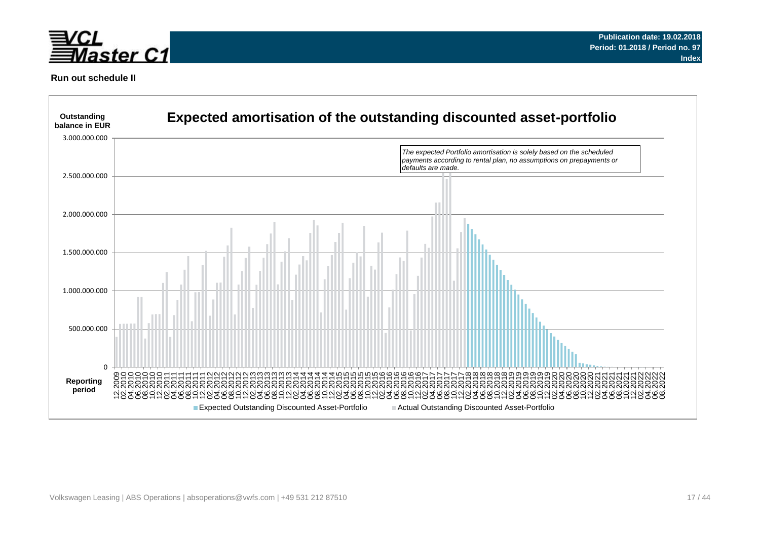Publication date: 19.02.2018
Period: 01.2018 / Period no. 97
Index

**Run out schedule II**

## Expected amortisation of the outstanding discounted asset-portfolio

Outstanding balance in EUR

*The expected Portfolio amortisation is solely based on the scheduled payments according to rental plan, no assumptions on prepayments or defaults are made.*

Reporting period

Expected Outstanding Discounted Asset-Portfolio
Actual Outstanding Discounted Asset-Portfolio

Volkswagen Leasing | ABS Operations | absoperations@vwfs.com | +49 531 212 87510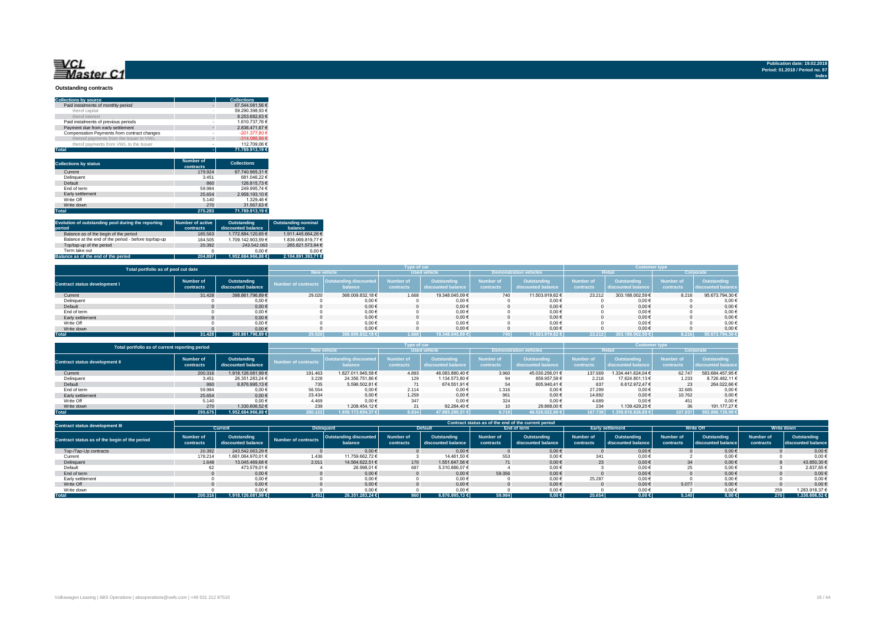VCL Master C1

Publication date: 19.02.2018
Period: 01.2018 / Period no. 97
Index

### Outstanding contracts

| Collections by source | - | Collections |
|---|---|---|
| Paid instalments of monthly period | - | 67.544.081,56 € |
| therof capital | - | 59.290.398,93 € |
| therof interest | - | 8.253.682,63 € |
| Paid instalments of previous periods | - | 1.610.737,76 € |
| Payment due from early settlement | - | 2.836.471,67 € |
| Compensation Payments from contract changes | - | -201.377,80 € |
| thereof payments from the Issuer to VWL | - | -314.086,86 € |
| therof payments from VWL to the Issuer | - | 112.709,06 € |
| **Total** | - | **71.789.913,19 €** |

| Collections by status | Number of contracts | Collections |
|---|---|---|
| Current | 179.924 | 67.740.965,31 € |
| Delinquent | 3.451 | 681.046,22 € |
| Default | 860 | 126.815,73 € |
| End of term | 59.984 | 249.995,74 € |
| Early settlement | 25.654 | 2.958.193,10 € |
| Write Off | 5.140 | 1.329,46 € |
| Write down | 270 | 31.567,63 € |
| **Total** | **275.283** | **71.789.913,19 €** |

| Evolution of outstanding pool during the reporting period | Number of active contracts | Outstanding discounted balance | Outstanding nominal balance |
|---|---|---|---|
| Balance as of the begin of the period | 185.563 | 1.772.884.120,65 € | 1.911.445.664,26 € |
| Balance at the end of the period - before top/tap-up | 184.505 | 1.709.142.903,59 € | 1.839.069.819,77 € |
| Top/tap-up of the period | 20.392 | 243.542.063 | 265.821.573,94 € |
| Term take out | 0 | 0,00 € | 0,00 € |
| **Balance as of the end of the period** | **204.897** | **1.952.684.966,88 €** | **2.104.891.393,71 €** |

| Total portfolio as of pool cut date | | | Type of car | | | | | | Customer type | | | |
|---|---|---|---|---|---|---|---|---|---|---|---|---|
| | | | New vehicle | | Used vehicle | | Demonstration vehicles | | Retail | | Corporate | |
| Contract status development I | Number of contracts | Outstanding discounted balance | Number of contracts | Outstanding discounted balance | Number of contracts | Outstanding discounted balance | Number of contracts | Outstanding discounted balance | Number of contracts | Outstanding discounted balance | Number of contracts | Outstanding discounted balance |
| Current | 31.428 | 398.861.796,89 € | 29.020 | 368.009.832,18 € | 1.668 | 19.348.045,09 € | 740 | 11.503.919,62 € | 23.212 | 303.188.002,59 € | 8.216 | 95.673.794,30 € |
| Delinquent | 0 | 0,00 € | 0 | 0,00 € | 0 | 0,00 € | 0 | 0,00 € | 0 | 0,00 € | 0 | 0,00 € |
| Default | 0 | 0,00 € | 0 | 0,00 € | 0 | 0,00 € | 0 | 0,00 € | 0 | 0,00 € | 0 | 0,00 € |
| End of term | 0 | 0,00 € | 0 | 0,00 € | 0 | 0,00 € | 0 | 0,00 € | 0 | 0,00 € | 0 | 0,00 € |
| Early settlement | 0 | 0,00 € | 0 | 0,00 € | 0 | 0,00 € | 0 | 0,00 € | 0 | 0,00 € | 0 | 0,00 € |
| Write Off | 0 | 0,00 € | 0 | 0,00 € | 0 | 0,00 € | 0 | 0,00 € | 0 | 0,00 € | 0 | 0,00 € |
| Write down | 0 | 0,00 € | 0 | 0,00 € | 0 | 0,00 € | 0 | 0,00 € | 0 | 0,00 € | 0 | 0,00 € |
| **Total** | **31.428** | **398.861.796,89 €** | **29.020** | **368.009.832,18 €** | **1.668** | **19.348.045,09 €** | **740** | **11.503.919,62 €** | **23.212** | **303.188.002,59 €** | **8.216** | **95.673.794,30 €** |

| Total portfolio as of current reporting period | | | Type of car | | | | | | Customer type | | | |
|---|---|---|---|---|---|---|---|---|---|---|---|---|
| | | | New vehicle | | Used vehicle | | Demonstration vehicles | | Retail | | Corporate | |
| Contract status development II | Number of contracts | Outstanding discounted balance | Number of contracts | Outstanding discounted balance | Number of contracts | Outstanding discounted balance | Number of contracts | Outstanding discounted balance | Number of contracts | Outstanding discounted balance | Number of contracts | Outstanding discounted balance |
| Current | 200.316 | 1.918.126.081,99 € | 191.463 | 1.827.011.945,58 € | 4.893 | 46.083.880,40 € | 3.960 | 45.030.256,01 € | 137.569 | 1.334.441.624,04 € | 62.747 | 583.684.457,95 € |
| Delinquent | 3.451 | 26.351.283,24 € | 3.228 | 24.356.751,86 € | 129 | 1.134.573,80 € | 94 | 859.957,58 € | 2.218 | 17.624.801,13 € | 1.233 | 8.726.482,11 € |
| Default | 860 | 6.876.995,13 € | 735 | 5.596.502,81 € | 71 | 674.551,91 € | 54 | 605.940,41 € | 837 | 6.612.972,47 € | 23 | 264.022,66 € |
| End of term | 59.984 | 0,00 € | 56.554 | 0,00 € | 2.114 | 0,00 € | 1.316 | 0,00 € | 27.299 | 0,00 € | 32.685 | 0,00 € |
| Early settlement | 25.654 | 0,00 € | 23.434 | 0,00 € | 1.259 | 0,00 € | 961 | 0,00 € | 14.892 | 0,00 € | 10.762 | 0,00 € |
| Write Off | 5.140 | 0,00 € | 4.469 | 0,00 € | 347 | 0,00 € | 324 | 0,00 € | 4.689 | 0,00 € | 451 | 0,00 € |
| Write down | 270 | 1.330.606,52 € | 239 | 1.208.454,12 € | 21 | 92.284,40 € | 10 | 29.868,00 € | 234 | 1.139.429,25 € | 36 | 191.177,27 € |
| **Total** | **295.675** | **1.952.684.966,88 €** | **280.122** | **1.858.173.654,37 €** | **8.834** | **47.985.290,51 €** | **6.719** | **46.526.022,00 €** | **187.738** | **1.359.818.826,89 €** | **107.937** | **592.866.139,99 €** |

| Contract status development III | Contract status as of the end of the current period | | | | | | | | | | | | | |
|---|---|---|---|---|---|---|---|---|---|---|---|---|---|---|
| | Current | | Delinquent | | Default | | End of term | | Early settlement | | Write Off | | Write down | |
| Contract status as of the begin of the period | Number of contracts | Outstanding discounted balance | Number of contracts | Outstanding discounted balance | Number of contracts | Outstanding discounted balance | Number of contracts | Outstanding discounted balance | Number of contracts | Outstanding discounted balance | Number of contracts | Outstanding discounted balance | Number of contracts | Outstanding discounted balance |
| Top-/Tap-Up contracts | 20.392 | 243.542.063,29 € | 0 | 0,00 € | 0 | 0,00 € | 0 | 0,00 € | 0 | 0,00 € | 0 | 0,00 € | 0 | 0,00 € |
| Current | 178.214 | 1.661.064.970,01 € | 1.436 | 11.759.662,72 € | 3 | 14.461,50 € | 553 | 0,00 € | 341 | 0,00 € | 2 | 0,00 € | 0 | 0,00 € |
| Delinquent | 1.648 | 13.045.469,68 € | 2.011 | 14.564.622,51 € | 170 | 1.551.647,56 € | 71 | 0,00 € | 23 | 0,00 € | 34 | 0,00 € | 8 | 43.850,30 € |
| Default | 62 | 473.579,01 € | 4 | 26.998,01 € | 687 | 5.310.886,07 € | 4 | 0,00 € | 3 | 0,00 € | 25 | 0,00 € | 3 | 2.837,85 € |
| End of term | 0 | 0,00 € | 0 | 0,00 € | 0 | 0,00 € | 59.356 | 0,00 € | 0 | 0,00 € | 0 | 0,00 € | 0 | 0,00 € |
| Early settlement | 0 | 0,00 € | 0 | 0,00 € | 0 | 0,00 € | 0 | 0,00 € | 25.287 | 0,00 € | 0 | 0,00 € | 0 | 0,00 € |
| Write Off | 0 | 0,00 € | 0 | 0,00 € | 0 | 0,00 € | 0 | 0,00 € | 0 | 0,00 € | 5.077 | 0,00 € | 0 | 0,00 € |
| Write down | 0 | 0,00 € | 0 | 0,00 € | 0 | 0,00 € | 0 | 0,00 € | 0 | 0,00 € | 2 | 0,00 € | 259 | 1.283.918,37 € |
| **Total** | **200.316** | **1.918.126.081,99 €** | **3.451** | **26.351.283,24 €** | **860** | **6.876.995,13 €** | **59.984** | **0,00 €** | **25.654** | **0,00 €** | **5.140** | **0,00 €** | **270** | **1.330.606,52 €** |

Volkswagen Leasing | ABS Operations | absoperations@vwfs.com | +49 531 212 87510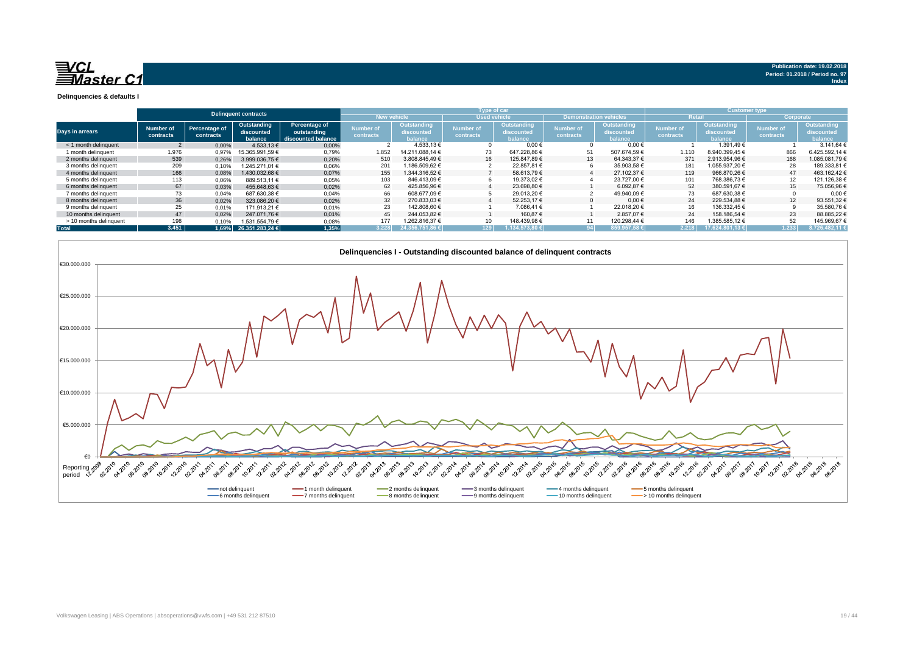**Publication date: 19.02.2018**
**Period: 01.2018 / Period no. 97**
**Index**

## Delinquencies & defaults I

| Days in arrears | Delinquent contracts | | | | Type of car | | | | | | Customer type | | | |
|---|---|---|---|---|---|---|---|---|---|---|---|---|---|---|
| | | | | | New vehicle | | Used vehicle | | Demonstration vehicles | | Retail | | Corporate | |
| | Number of contracts | Percentage of contracts | Outstanding discounted balance | Percentage of outstanding discounted balance | Number of contracts | Outstanding discounted balance | Number of contracts | Outstanding discounted balance | Number of contracts | Outstanding discounted balance | Number of contracts | Outstanding discounted balance | Number of contracts | Outstanding discounted balance |
| < 1 month delinquent | 2 | 0,00% | 4.533,13 € | 0,00% | 2 | 4.533,13 € | 0 | 0,00 € | 0 | 0,00 € | 1 | 1.391,49 € | 1 | 3.141,64 € |
| 1 month delinquent | 1.976 | 0,97% | 15.365.991,59 € | 0,79% | 1.852 | 14.211.088,14 € | 73 | 647.228,86 € | 51 | 507.674,59 € | 1.110 | 8.940.399,45 € | 866 | 6.425.592,14 € |
| 2 months delinquent | 539 | 0,26% | 3.999.036,75 € | 0,20% | 510 | 3.808.845,49 € | 16 | 125.847,89 € | 13 | 64.343,37 € | 371 | 2.913.954,96 € | 168 | 1.085.081,79 € |
| 3 months delinquent | 209 | 0,10% | 1.245.271,01 € | 0,06% | 201 | 1.186.509,62 € | 2 | 22.857,81 € | 6 | 35.903,58 € | 181 | 1.055.937,20 € | 28 | 189.333,81 € |
| 4 months delinquent | 166 | 0,08% | 1.430.032,68 € | 0,07% | 155 | 1.344.316,52 € | 7 | 58.613,79 € | 4 | 27.102,37 € | 119 | 966.870,26 € | 47 | 463.162,42 € |
| 5 months delinquent | 113 | 0,06% | 889.513,11 € | 0,05% | 103 | 846.413,09 € | 6 | 19.373,02 € | 4 | 23.727,00 € | 101 | 768.386,73 € | 12 | 121.126,38 € |
| 6 months delinquent | 67 | 0,03% | 455.648,63 € | 0,02% | 62 | 425.856,96 € | 4 | 23.698,80 € | 1 | 6.092,87 € | 52 | 380.591,67 € | 15 | 75.056,96 € |
| 7 months delinquent | 73 | 0,04% | 687.630,38 € | 0,04% | 66 | 608.677,09 € | 5 | 29.013,20 € | 2 | 49.940,09 € | 73 | 687.630,38 € | 0 | 0,00 € |
| 8 months delinquent | 36 | 0,02% | 323.086,20 € | 0,02% | 32 | 270.833,03 € | 4 | 52.253,17 € | 0 | 0,00 € | 24 | 229.534,88 € | 12 | 93.551,32 € |
| 9 months delinquent | 25 | 0,01% | 171.913,21 € | 0,01% | 23 | 142.808,60 € | 1 | 7.086,41 € | 1 | 22.018,20 € | 16 | 136.332,45 € | 9 | 35.580,76 € |
| 10 months delinquent | 47 | 0,02% | 247.071,76 € | 0,01% | 45 | 244.053,82 € | 1 | 160,87 € | 1 | 2.857,07 € | 24 | 158.186,54 € | 23 | 88.885,22 € |
| > 10 months delinquent | 198 | 0,10% | 1.531.554,79 € | 0,08% | 177 | 1.262.816,37 € | 10 | 148.439,98 € | 11 | 120.298,44 € | 146 | 1.385.585,12 € | 52 | 145.969,67 € |
| **Total** | **3.451** | **1,69%** | **26.351.283,24 €** | **1,35%** | **3.228** | **24.356.751,86 €** | **129** | **1.134.573,80 €** | **94** | **859.957,58 €** | **2.218** | **17.624.801,13 €** | **1.233** | **8.726.482,11 €** |

### Delinquencies I - Outstanding discounted balance of delinquent contracts

Legend: not delinquent, 1 month delinquent, 2 months delinquent, 3 months delinquent, 4 months delinquent, 5 months delinquent, 6 months delinquent, 7 months delinquent, 8 months delinquent, 9 months delinquent, 10 months delinquent, > 10 months delinquent

Reporting period: 12.2009 – 08.2018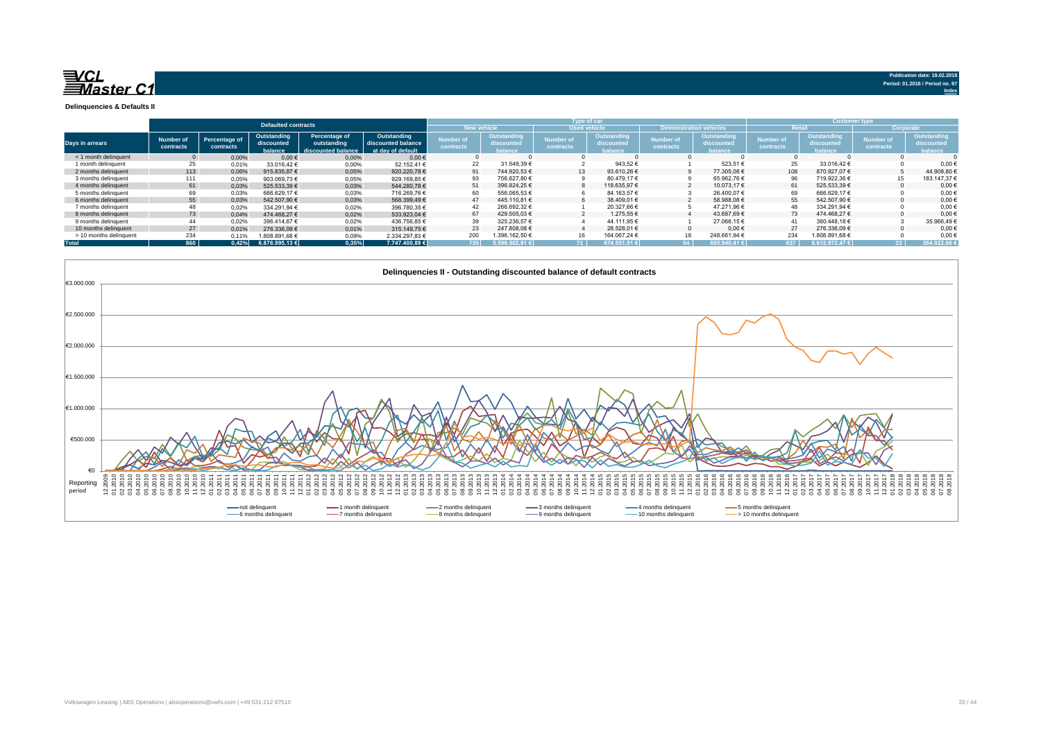**VCL Master C1**

Publication date: 19.02.2018
Period: 01.2018 / Period no. 97
Index

## Delinquencies & Defaults II

| Days in arrears | Defaulted contracts | | | | | Type of car | | | | | | Customer type | | | |
|---|---|---|---|---|---|---|---|---|---|---|---|---|---|---|---|
| | | | | | | New vehicle | | Used vehicle | | Demonstration vehicles | | Retail | | Corporate | |
| | Number of contracts | Percentage of contracts | Outstanding discounted balance | Percentage of outstanding discounted balance | Outstanding discounted balance at day of default | Number of contracts | Outstanding discounted balance | Number of contracts | Outstanding discounted balance | Number of contracts | Outstanding discounted balance | Number of contracts | Outstanding discounted balance | Number of contracts | Outstanding discounted balance |
| < 1 month delinquent | 0 | 0,00% | 0,00 € | 0,00% | 0,00 € | 0 | 0 | 0 | 0 | 0 | 0 | 0 | 0 | 0 | 0 |
| 1 month delinquent | 25 | 0,01% | 33.016,42 € | 0,00% | 52.152,41 € | 22 | 31.549,39 € | 2 | 943,52 € | 1 | 523,51 € | 25 | 33.016,42 € | 0 | 0,00 € |
| 2 months delinquent | 113 | 0,06% | 915.835,87 € | 0,05% | 920.220,78 € | 91 | 744.920,53 € | 13 | 93.610,26 € | 9 | 77.305,08 € | 108 | 870.927,07 € | 5 | 44.908,80 € |
| 3 months delinquent | 111 | 0,05% | 903.069,73 € | 0,05% | 929.169,85 € | 93 | 756.627,80 € | 9 | 80.479,17 € | 9 | 65.962,76 € | 96 | 719.922,36 € | 15 | 183.147,37 € |
| 4 months delinquent | 61 | 0,03% | 525.533,39 € | 0,03% | 544.280,78 € | 51 | 396.824,25 € | 8 | 118.635,97 € | 2 | 10.073,17 € | 61 | 525.533,39 € | 0 | 0,00 € |
| 5 months delinquent | 69 | 0,03% | 666.629,17 € | 0,03% | 716.269,76 € | 60 | 556.065,53 € | 6 | 84.163,57 € | 3 | 26.400,07 € | 69 | 666.629,17 € | 0 | 0,00 € |
| 6 months delinquent | 55 | 0,03% | 542.507,90 € | 0,03% | 568.399,49 € | 47 | 445.110,81 € | 6 | 38.409,01 € | 2 | 58.988,08 € | 55 | 542.507,90 € | 0 | 0,00 € |
| 7 months delinquent | 48 | 0,02% | 334.291,94 € | 0,02% | 396.780,35 € | 42 | 266.692,32 € | 1 | 20.327,66 € | 5 | 47.271,96 € | 48 | 334.291,94 € | 0 | 0,00 € |
| 8 months delinquent | 73 | 0,04% | 474.468,27 € | 0,02% | 533.923,04 € | 67 | 429.505,03 € | 2 | 1.275,55 € | 4 | 43.687,69 € | 73 | 474.468,27 € | 0 | 0,00 € |
| 9 months delinquent | 44 | 0,02% | 396.414,67 € | 0,02% | 436.756,85 € | 39 | 325.236,57 € | 4 | 44.111,95 € | 1 | 27.066,15 € | 41 | 360.448,18 € | 3 | 35.966,49 € |
| 10 months delinquent | 27 | 0,01% | 276.336,09 € | 0,01% | 315.149,75 € | 23 | 247.808,08 € | 4 | 28.528,01 € | 0 | 0,00 € | 27 | 276.336,09 € | 0 | 0,00 € |
| > 10 months delinquent | 234 | 0,11% | 1.808.891,68 € | 0,09% | 2.334.297,83 € | 200 | 1.396.162,50 € | 16 | 164.067,24 € | 18 | 248.661,94 € | 234 | 1.808.891,68 € | 0 | 0,00 € |
| **Total** | **860** | **0,42%** | **6.876.995,13 €** | **0,35%** | **7.747.400,89 €** | **735** | **5.596.502,81 €** | **71** | **674.551,91 €** | **54** | **605.940,41 €** | **837** | **6.612.972,47 €** | **23** | **264.022,66 €** |

### Delinquencies II - Outstanding discounted balance of default contracts

Legend: not delinquent, 1 month delinquent, 2 months delinquent, 3 months delinquent, 4 months delinquent, 5 months delinquent, 6 months delinquent, 7 months delinquent, 8 months delinquent, 9 months delinquent, 10 months delinquent, > 10 months delinquent

Volkswagen Leasing | ABS Operations | absoperations@vwfs.com | +49 531 212 87510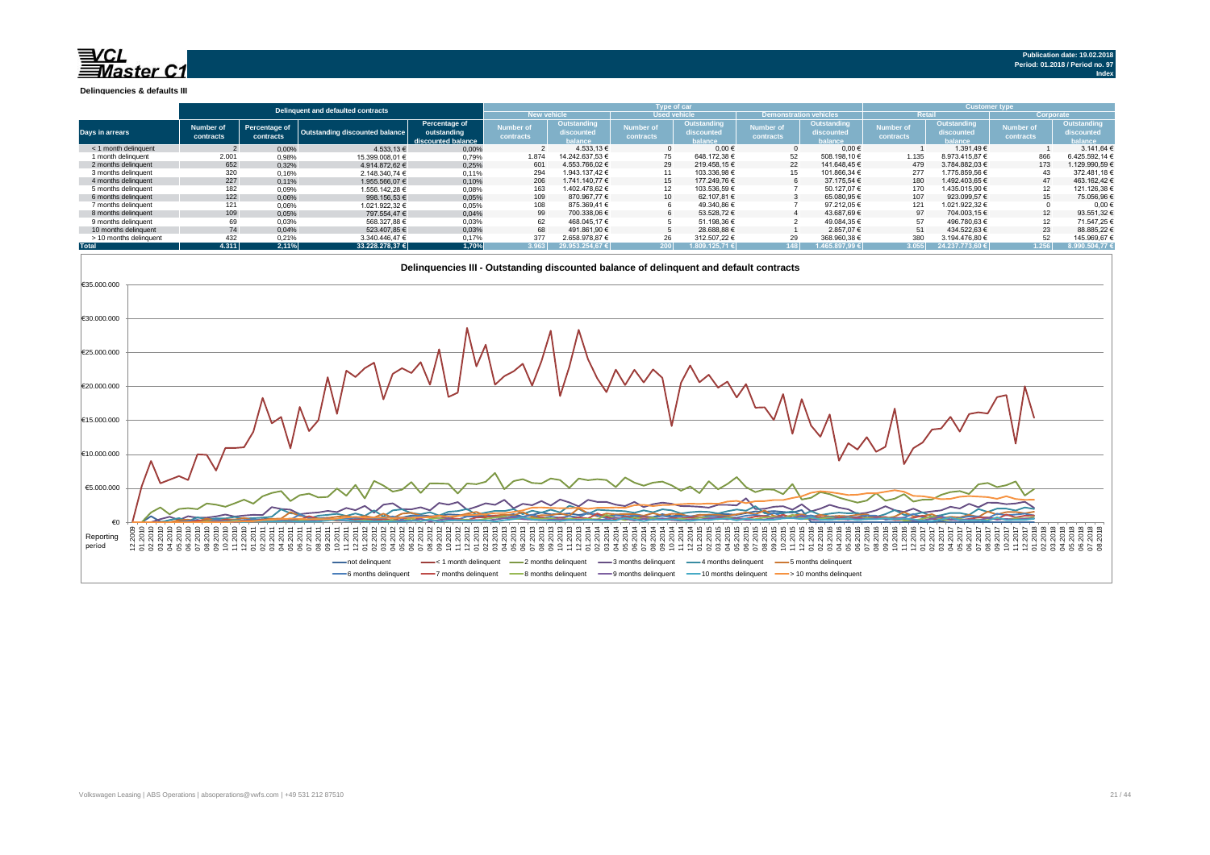**Publication date: 19.02.2018**
**Period: 01.2018 / Period no. 97**
**Index**

**Delinquencies & defaults III**

| Days in arrears | Delinquent and defaulted contracts | | | | Type of car | | | | | | Customer type | | | |
|---|---|---|---|---|---|---|---|---|---|---|---|---|---|---|
| | | | | | New vehicle | | Used vehicle | | Demonstration vehicles | | Retail | | Corporate | |
| | Number of contracts | Percentage of contracts | Outstanding discounted balance | Percentage of outstanding discounted balance | Number of contracts | Outstanding discounted balance | Number of contracts | Outstanding discounted balance | Number of contracts | Outstanding discounted balance | Number of contracts | Outstanding discounted balance | Number of contracts | Outstanding discounted balance |
| < 1 month delinquent | 2 | 0,00% | 4.533,13 € | 0,00% | 2 | 4.533,13 € | 0 | 0,00 € | 0 | 0,00 € | 1 | 1.391,49 € | 1 | 3.141,64 € |
| 1 month delinquent | 2.001 | 0,98% | 15.399.008,01 € | 0,79% | 1.874 | 14.242.637,53 € | 75 | 648.172,38 € | 52 | 508.198,10 € | 1.135 | 8.973.415,87 € | 866 | 6.425.592,14 € |
| 2 months delinquent | 652 | 0,32% | 4.914.872,62 € | 0,25% | 601 | 4.553.766,02 € | 29 | 219.458,15 € | 22 | 141.648,45 € | 479 | 3.784.882,03 € | 173 | 1.129.990,59 € |
| 3 months delinquent | 320 | 0,16% | 2.148.340,74 € | 0,11% | 294 | 1.943.137,42 € | 11 | 103.336,98 € | 15 | 101.866,34 € | 277 | 1.775.859,56 € | 43 | 372.481,18 € |
| 4 months delinquent | 227 | 0,11% | 1.955.566,07 € | 0,10% | 206 | 1.741.140,77 € | 15 | 177.249,76 € | 6 | 37.175,54 € | 180 | 1.492.403,65 € | 47 | 463.162,42 € |
| 5 months delinquent | 182 | 0,09% | 1.556.142,28 € | 0,08% | 163 | 1.402.478,62 € | 12 | 103.536,59 € | 7 | 50.127,07 € | 170 | 1.435.015,90 € | 12 | 121.126,38 € |
| 6 months delinquent | 122 | 0,06% | 998.156,53 € | 0,05% | 109 | 870.967,77 € | 10 | 62.107,81 € | 3 | 65.080,95 € | 107 | 923.099,57 € | 15 | 75.056,96 € |
| 7 months delinquent | 121 | 0,06% | 1.021.922,32 € | 0,05% | 108 | 875.369,41 € | 6 | 49.340,86 € | 7 | 97.212,05 € | 121 | 1.021.922,32 € | 0 | 0,00 € |
| 8 months delinquent | 109 | 0,05% | 797.554,47 € | 0,04% | 99 | 700.338,06 € | 6 | 53.528,72 € | 4 | 43.687,69 € | 97 | 704.003,15 € | 12 | 93.551,32 € |
| 9 months delinquent | 69 | 0,03% | 568.327,88 € | 0,03% | 62 | 468.045,17 € | 5 | 51.198,36 € | 2 | 49.084,35 € | 57 | 496.780,63 € | 12 | 71.547,25 € |
| 10 months delinquent | 74 | 0,04% | 523.407,85 € | 0,03% | 68 | 491.861,90 € | 5 | 28.688,88 € | 1 | 2.857,07 € | 51 | 434.522,63 € | 23 | 88.885,22 € |
| > 10 months delinquent | 432 | 0,21% | 3.340.446,47 € | 0,17% | 377 | 2.658.978,87 € | 26 | 312.507,22 € | 29 | 368.960,38 € | 380 | 3.194.476,80 € | 52 | 145.969,67 € |
| **Total** | **4.311** | **2,11%** | **33.228.278,37 €** | **1,70%** | **3.963** | **29.953.254,67 €** | **200** | **1.809.125,71 €** | **148** | **1.465.897,99 €** | **3.055** | **24.237.773,60 €** | **1.256** | **8.990.504,77 €** |

**Delinquencies III - Outstanding discounted balance of delinquent and default contracts**

Legend: not delinquent; < 1 month delinquent; 2 months delinquent; 3 months delinquent; 4 months delinquent; 5 months delinquent; 6 months delinquent; 7 months delinquent; 8 months delinquent; 9 months delinquent; 10 months delinquent; > 10 months delinquent

Reporting period: 12.2009 – 08.2018

Volkswagen Leasing | ABS Operations | absoperations@vwfs.com | +49 531 212 87510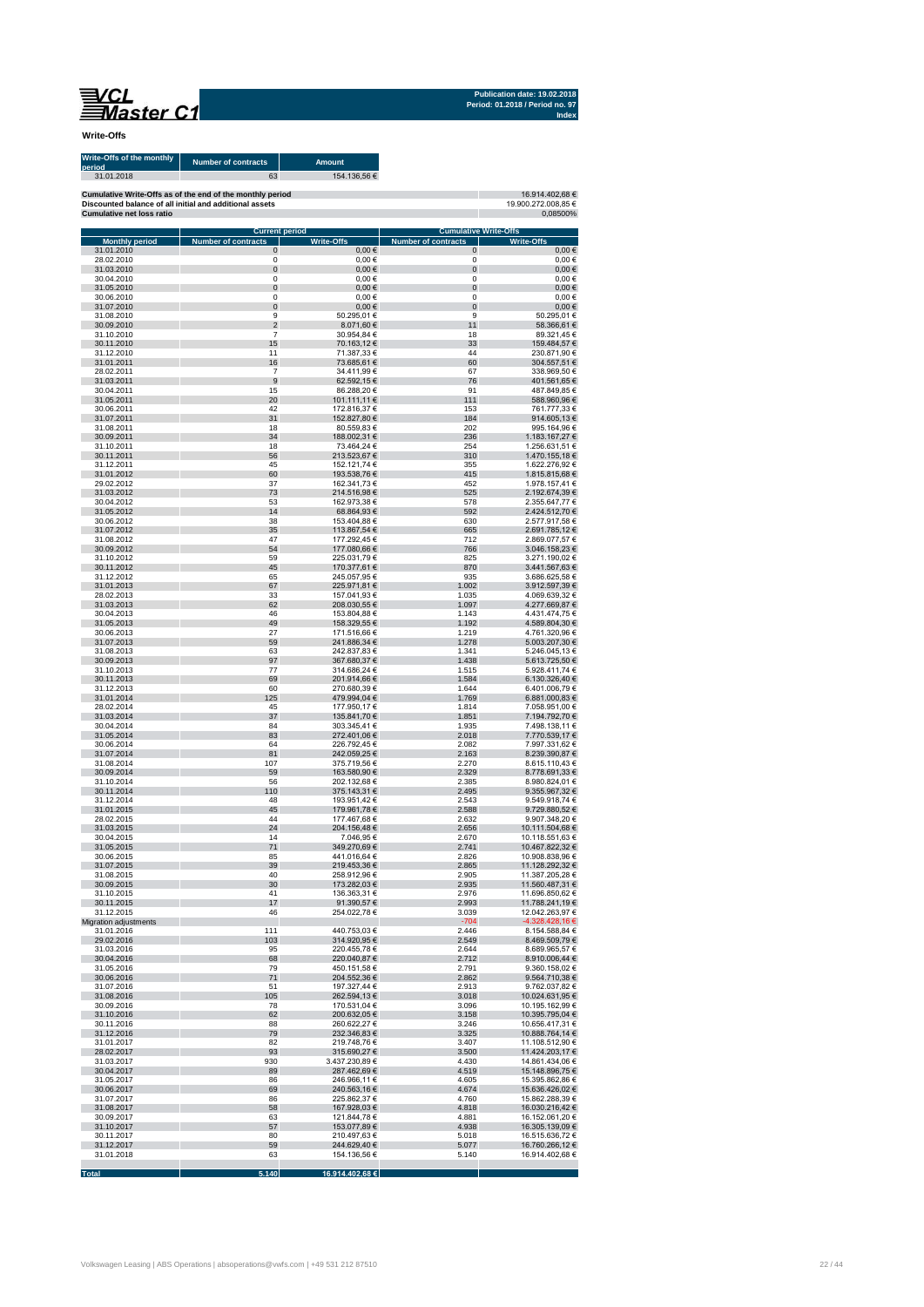Publication date: 19.02.2018
Period: 01.2018 / Period no. 97
Index

**Write-Offs**

| Write-Offs of the monthly period | Number of contracts | Amount |
|---|---|---|
| 31.01.2018 | 63 | 154.136,56 € |

| | |
|---|---|
| Cumulative Write-Offs as of the end of the monthly period | 16.914.402,68 € |
| Discounted balance of all initial and additional assets | 19.900.272.008,85 € |
| Cumulative net loss ratio | 0,08500% |

| | Current period | | Cumulative Write-Offs | |
|---|---|---|---|---|
| Monthly period | Number of contracts | Write-Offs | Number of contracts | Write-Offs |
| 31.01.2010 | 0 | 0,00 € | 0 | 0,00 € |
| 28.02.2010 | 0 | 0,00 € | 0 | 0,00 € |
| 31.03.2010 | 0 | 0,00 € | 0 | 0,00 € |
| 30.04.2010 | 0 | 0,00 € | 0 | 0,00 € |
| 31.05.2010 | 0 | 0,00 € | 0 | 0,00 € |
| 30.06.2010 | 0 | 0,00 € | 0 | 0,00 € |
| 31.07.2010 | 0 | 0,00 € | 0 | 0,00 € |
| 31.08.2010 | 9 | 50.295,01 € | 9 | 50.295,01 € |
| 30.09.2010 | 2 | 8.071,60 € | 11 | 58.366,61 € |
| 31.10.2010 | 7 | 30.954,84 € | 18 | 89.321,45 € |
| 30.11.2010 | 15 | 70.163,12 € | 33 | 159.484,57 € |
| 31.12.2010 | 11 | 71.387,33 € | 44 | 230.871,90 € |
| 31.01.2011 | 16 | 73.685,61 € | 60 | 304.557,51 € |
| 28.02.2011 | 7 | 34.411,99 € | 67 | 338.969,50 € |
| 31.03.2011 | 9 | 62.592,15 € | 76 | 401.561,65 € |
| 30.04.2011 | 15 | 86.288,20 € | 91 | 487.849,85 € |
| 31.05.2011 | 20 | 101.111,11 € | 111 | 588.960,96 € |
| 30.06.2011 | 42 | 172.816,37 € | 153 | 761.777,33 € |
| 31.07.2011 | 31 | 152.827,80 € | 184 | 914.605,13 € |
| 31.08.2011 | 18 | 80.559,83 € | 202 | 995.164,96 € |
| 30.09.2011 | 34 | 188.002,31 € | 236 | 1.183.167,27 € |
| 31.10.2011 | 18 | 73.464,24 € | 254 | 1.256.631,51 € |
| 30.11.2011 | 56 | 213.523,67 € | 310 | 1.470.155,18 € |
| 31.12.2011 | 45 | 152.121,74 € | 355 | 1.622.276,92 € |
| 31.01.2012 | 60 | 193.538,76 € | 415 | 1.815.815,68 € |
| 29.02.2012 | 37 | 162.341,73 € | 452 | 1.978.157,41 € |
| 31.03.2012 | 73 | 214.516,98 € | 525 | 2.192.674,39 € |
| 30.04.2012 | 53 | 162.973,38 € | 578 | 2.355.647,77 € |
| 31.05.2012 | 14 | 68.864,93 € | 592 | 2.424.512,70 € |
| 30.06.2012 | 38 | 153.404,88 € | 630 | 2.577.917,58 € |
| 31.07.2012 | 35 | 113.867,54 € | 665 | 2.691.785,12 € |
| 31.08.2012 | 47 | 177.292,45 € | 712 | 2.869.077,57 € |
| 30.09.2012 | 54 | 177.080,66 € | 766 | 3.046.158,23 € |
| 31.10.2012 | 59 | 225.031,79 € | 825 | 3.271.190,02 € |
| 30.11.2012 | 45 | 170.377,61 € | 870 | 3.441.567,63 € |
| 31.12.2012 | 65 | 245.057,95 € | 935 | 3.686.625,58 € |
| 31.01.2013 | 67 | 225.971,81 € | 1.002 | 3.912.597,39 € |
| 28.02.2013 | 33 | 157.041,93 € | 1.035 | 4.069.639,32 € |
| 31.03.2013 | 62 | 208.030,55 € | 1.097 | 4.277.669,87 € |
| 30.04.2013 | 46 | 153.804,88 € | 1.143 | 4.431.474,75 € |
| 31.05.2013 | 49 | 158.329,55 € | 1.192 | 4.589.804,30 € |
| 30.06.2013 | 27 | 171.516,66 € | 1.219 | 4.761.320,96 € |
| 31.07.2013 | 59 | 241.886,34 € | 1.278 | 5.003.207,30 € |
| 31.08.2013 | 63 | 242.837,83 € | 1.341 | 5.246.045,13 € |
| 30.09.2013 | 97 | 367.680,37 € | 1.438 | 5.613.725,50 € |
| 31.10.2013 | 77 | 314.686,24 € | 1.515 | 5.928.411,74 € |
| 30.11.2013 | 69 | 201.914,66 € | 1.584 | 6.130.326,40 € |
| 31.12.2013 | 60 | 270.680,39 € | 1.644 | 6.401.006,79 € |
| 31.01.2014 | 125 | 479.994,04 € | 1.769 | 6.881.000,83 € |
| 28.02.2014 | 45 | 177.950,17 € | 1.814 | 7.058.951,00 € |
| 31.03.2014 | 37 | 135.841,70 € | 1.851 | 7.194.792,70 € |
| 30.04.2014 | 84 | 303.345,41 € | 1.935 | 7.498.138,11 € |
| 31.05.2014 | 83 | 272.401,06 € | 2.018 | 7.770.539,17 € |
| 30.06.2014 | 64 | 226.792,45 € | 2.082 | 7.997.331,62 € |
| 31.07.2014 | 81 | 242.059,25 € | 2.163 | 8.239.390,87 € |
| 31.08.2014 | 107 | 375.719,56 € | 2.270 | 8.615.110,43 € |
| 30.09.2014 | 59 | 163.580,90 € | 2.329 | 8.778.691,33 € |
| 31.10.2014 | 56 | 202.132,68 € | 2.385 | 8.980.824,01 € |
| 30.11.2014 | 110 | 375.143,31 € | 2.495 | 9.355.967,32 € |
| 31.12.2014 | 48 | 193.951,42 € | 2.543 | 9.549.918,74 € |
| 31.01.2015 | 45 | 179.961,78 € | 2.588 | 9.729.880,52 € |
| 28.02.2015 | 44 | 177.467,68 € | 2.632 | 9.907.348,20 € |
| 31.03.2015 | 24 | 204.156,48 € | 2.656 | 10.111.504,68 € |
| 30.04.2015 | 14 | 7.046,95 € | 2.670 | 10.118.551,63 € |
| 31.05.2015 | 71 | 349.270,69 € | 2.741 | 10.467.822,32 € |
| 30.06.2015 | 85 | 441.016,64 € | 2.826 | 10.908.838,96 € |
| 31.07.2015 | 39 | 219.453,36 € | 2.865 | 11.128.292,32 € |
| 31.08.2015 | 40 | 258.912,96 € | 2.905 | 11.387.205,28 € |
| 30.09.2015 | 30 | 173.282,03 € | 2.935 | 11.560.487,31 € |
| 31.10.2015 | 41 | 136.363,31 € | 2.976 | 11.696.850,62 € |
| 30.11.2015 | 17 | 91.390,57 € | 2.993 | 11.788.241,19 € |
| 31.12.2015 | 46 | 254.022,78 € | 3.039 | 12.042.263,97 € |
| Migration adjustments | | | -704 | -4.328.428,16 € |
| 31.01.2016 | 111 | 440.753,03 € | 2.446 | 8.154.588,84 € |
| 29.02.2016 | 103 | 314.920,95 € | 2.549 | 8.469.509,79 € |
| 31.03.2016 | 95 | 220.455,78 € | 2.644 | 8.689.965,57 € |
| 30.04.2016 | 68 | 220.040,87 € | 2.712 | 8.910.006,44 € |
| 31.05.2016 | 79 | 450.151,58 € | 2.791 | 9.360.158,02 € |
| 30.06.2016 | 71 | 204.552,36 € | 2.862 | 9.564.710,38 € |
| 31.07.2016 | 51 | 197.327,44 € | 2.913 | 9.762.037,82 € |
| 31.08.2016 | 105 | 262.594,13 € | 3.018 | 10.024.631,95 € |
| 30.09.2016 | 78 | 170.531,04 € | 3.096 | 10.195.162,99 € |
| 31.10.2016 | 62 | 200.632,05 € | 3.158 | 10.395.795,04 € |
| 30.11.2016 | 88 | 260.622,27 € | 3.246 | 10.656.417,31 € |
| 31.12.2016 | 79 | 232.346,83 € | 3.325 | 10.888.764,14 € |
| 31.01.2017 | 82 | 219.748,76 € | 3.407 | 11.108.512,90 € |
| 28.02.2017 | 93 | 315.690,27 € | 3.500 | 11.424.203,17 € |
| 31.03.2017 | 930 | 3.437.230,89 € | 4.430 | 14.861.434,06 € |
| 30.04.2017 | 89 | 287.462,69 € | 4.519 | 15.148.896,75 € |
| 31.05.2017 | 86 | 246.966,11 € | 4.605 | 15.395.862,86 € |
| 30.06.2017 | 69 | 240.563,16 € | 4.674 | 15.636.426,02 € |
| 31.07.2017 | 86 | 225.862,37 € | 4.760 | 15.862.288,39 € |
| 31.08.2017 | 58 | 167.928,03 € | 4.818 | 16.030.216,42 € |
| 30.09.2017 | 63 | 121.844,78 € | 4.881 | 16.152.061,20 € |
| 31.10.2017 | 57 | 153.077,89 € | 4.938 | 16.305.139,09 € |
| 30.11.2017 | 80 | 210.497,63 € | 5.018 | 16.515.636,72 € |
| 31.12.2017 | 59 | 244.629,40 € | 5.077 | 16.760.266,12 € |
| 31.01.2018 | 63 | 154.136,56 € | 5.140 | 16.914.402,68 € |
| **Total** | **5.140** | **16.914.402,68 €** | | |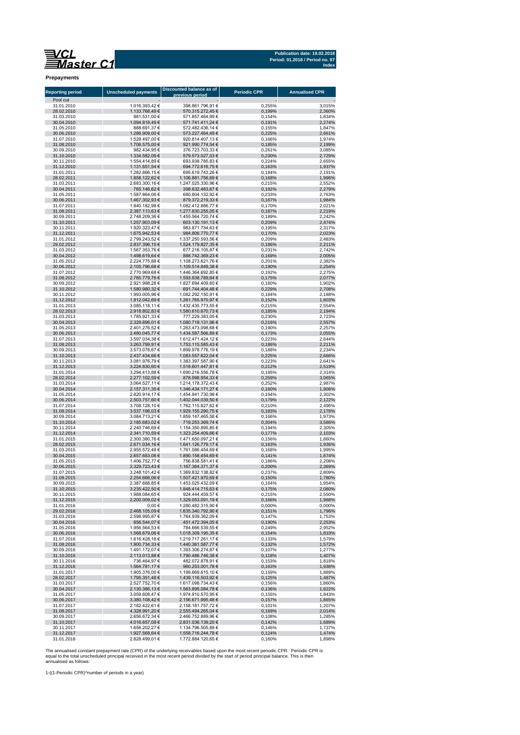# Prepayments

| Reporting period | Unscheduled payments | Discounted balance as of previous period | Periodic CPR | Annualised CPR |
|---|---|---|---|---|
| Pool cut | - | - | - | - |
| 31.01.2010 | 1.016.393,42 € | 398.861.796,91 € | 0,255% | 3,015% |
| 28.02.2010 | 1.133.768,49 € | 570.315.272,45 € | 0,199% | 2,360% |
| 31.03.2010 | 881.531,00 € | 571.857.464,99 € | 0,154% | 1,834% |
| 30.04.2010 | 1.094.818,49 € | 571.741.411,24 € | 0,191% | 2,274% |
| 31.05.2010 | 888.691,37 € | 572.482.436,14 € | 0,155% | 1,847% |
| 30.06.2010 | 1.286.909,00 € | 573.227.464,49 € | 0,225% | 2,661% |
| 31.07.2010 | 1.528.497,00 € | 920.814.407,13 € | 0,166% | 1,974% |
| 31.08.2010 | 1.706.575,00 € | 921.990.774,54 € | 0,185% | 2,199% |
| 30.09.2010 | 982.434,95 € | 376.723.703,33 € | 0,261% | 3,085% |
| 31.10.2010 | 1.334.582,09 € | 579.573.027,03 € | 0,230% | 2,729% |
| 30.11.2010 | 1.554.414,89 € | 693.938.785,83 € | 0,224% | 2,655% |
| 31.12.2010 | 1.131.651,54 € | 694.772.616,75 € | 0,163% | 1,937% |
| 31.01.2011 | 1.282.866,15 € | 695.619.743,26 € | 0,184% | 2,191% |
| 28.02.2011 | 1.858.122,62 € | 1.106.881.756,69 € | 0,168% | 1,996% |
| 31.03.2011 | 2.683.300,16 € | 1.247.025.330,96 € | 0,215% | 2,552% |
| 30.04.2011 | 765.146,62 € | 398.632.483,67 € | 0,192% | 2,279% |
| 31.05.2011 | 1.587.864,06 € | 680.804.132,92 € | 0,233% | 2,763% |
| 30.06.2011 | 1.467.302,93 € | 879.372.219,33 € | 0,167% | 1,984% |
| 31.07.2011 | 1.840.182,98 € | 1.082.412.886,77 € | 0,170% | 2,021% |
| 31.08.2011 | 2.387.113,63 € | 1.277.830.255,05 € | 0,187% | 2,219% |
| 30.09.2011 | 2.748.209,36 € | 1.455.564.720,74 € | 0,189% | 2,242% |
| 31.10.2011 | 1.257.903,09 € | 603.130.191,13 € | 0,209% | 2,474% |
| 30.11.2011 | 1.920.323,47 € | 983.871.734,63 € | 0,195% | 2,317% |
| 31.12.2011 | 1.675.942,53 € | 984.806.770,77 € | 0,170% | 2,023% |
| 31.01.2012 | 2.799.243,52 € | 1.337.250.593,56 € | 0,209% | 2,483% |
| 29.02.2012 | 2.837.396,15 € | 1.524.179.827,35 € | 0,186% | 2,211% |
| 31.03.2012 | 1.567.353,76 € | 677.216.105,87 € | 0,231% | 2,742% |
| 30.04.2012 | 1.498.619,64 € | 888.742.369,23 € | 0,169% | 2,005% |
| 31.05.2012 | 2.224.775,88 € | 1.108.273.621,76 € | 0,201% | 2,382% |
| 30.06.2012 | 2.105.796,68 € | 1.109.514.849,38 € | 0,190% | 2,254% |
| 31.07.2012 | 2.770.969,68 € | 1.446.364.692,85 € | 0,192% | 2,275% |
| 31.08.2012 | 2.785.779,76 € | 1.593.938.789,64 € | 0,175% | 2,077% |
| 30.09.2012 | 2.921.998,28 € | 1.827.694.409,60 € | 0,160% | 1,902% |
| 31.10.2012 | 1.580.980,32 € | 691.744.404,48 € | 0,229% | 2,708% |
| 30.11.2012 | 1.993.005,96 € | 1.082.292.150,91 € | 0,184% | 2,188% |
| 31.12.2012 | 1.912.042,69 € | 1.261.765.970,97 € | 0,152% | 1,803% |
| 31.01.2013 | 3.085.118,11 € | 1.432.435.773,55 € | 0,215% | 2,554% |
| 28.02.2013 | 2.918.802,83 € | 1.580.610.670,73 € | 0,185% | 2,194% |
| 31.03.2013 | 1.785.921,33 € | 777.229.383,05 € | 0,230% | 2,723% |
| 30.04.2013 | 2.329.896,01 € | 1.080.719.131,96 € | 0,216% | 2,557% |
| 31.05.2013 | 2.401.276,52 € | 1.263.473.098,68 € | 0,190% | 2,257% |
| 30.06.2013 | 2.480.045,77 € | 1.434.587.566,89 € | 0,173% | 2,055% |
| 31.07.2013 | 3.597.034,38 € | 1.612.471.424,12 € | 0,223% | 2,644% |
| 31.08.2013 | 3.263.799,91 € | 1.753.115.585,43 € | 0,186% | 2,211% |
| 30.09.2013 | 3.573.078,67 € | 1.899.978.776,19 € | 0,188% | 2,234% |
| 31.10.2013 | 2.437.434,66 € | 1.083.557.622,04 € | 0,225% | 2,666% |
| 30.11.2013 | 3.081.976,79 € | 1.383.397.587,90 € | 0,223% | 2,641% |
| 31.12.2013 | 3.224.830,60 € | 1.518.601.447,81 € | 0,212% | 2,519% |
| 31.01.2014 | 3.294.413,88 € | 1.690.216.556,78 € | 0,195% | 2,314% |
| 28.02.2014 | 2.277.102,59 € | 878.998.954,33 € | 0,259% | 3,065% |
| 31.03.2014 | 3.064.527,11 € | 1.214.178.372,43 € | 0,252% | 2,987% |
| 30.04.2014 | 2.157.311,35 € | 1.346.434.171,27 € | 0,160% | 1,906% |
| 31.05.2014 | 2.820.914,17 € | 1.454.941.730,98 € | 0,194% | 2,302% |
| 30.06.2014 | 2.503.757,60 € | 1.402.044.039,50 € | 0,179% | 2,122% |
| 31.07.2014 | 3.708.128,10 € | 1.762.115.827,62 € | 0,210% | 2,496% |
| 31.08.2014 | 3.537.198,03 € | 1.929.155.290,75 € | 0,183% | 2,178% |
| 30.09.2014 | 3.084.713,21 € | 1.859.147.465,58 € | 0,166% | 1,973% |
| 31.10.2014 | 2.185.683,02 € | 719.253.369,74 € | 0,304% | 3,586% |
| 30.11.2014 | 2.240.746,69 € | 1.154.350.895,85 € | 0,194% | 2,305% |
| 31.12.2014 | 2.341.710,59 € | 1.323.254.409,66 € | 0,177% | 2,103% |
| 31.01.2015 | 2.300.380,76 € | 1.471.650.097,21 € | 0,156% | 1,860% |
| 28.02.2015 | 2.671.034,16 € | 1.641.126.779,17 € | 0,163% | 1,936% |
| 31.03.2015 | 2.955.572,48 € | 1.761.086.454,69 € | 0,168% | 1,995% |
| 30.04.2015 | 2.657.683,06 € | 1.890.158.454,69 € | 0,141% | 1,674% |
| 31.05.2015 | 1.406.752,77 € | 756.838.581,41 € | 0,186% | 2,208% |
| 30.06.2015 | 2.329.723,43 € | 1.167.364.371,37 € | 0,200% | 2,369% |
| 31.07.2015 | 3.248.101,42 € | 1.369.832.138,82 € | 0,237% | 2,809% |
| 31.08.2015 | 2.254.666,06 € | 1.507.421.970,69 € | 0,150% | 1,780% |
| 30.09.2015 | 2.387.688,85 € | 1.453.025.432,09 € | 0,164% | 1,954% |
| 31.10.2015 | 3.235.422,50 € | 1.848.414.715,63 € | 0,175% | 2,080% |
| 30.11.2015 | 1.988.084,65 € | 924.444.459,57 € | 0,215% | 2,550% |
| 31.12.2015 | 2.200.009,02 € | 1.329.053.091,19 € | 0,166% | 1,968% |
| 31.01.2016 | 0,00 € | 1.280.482.315,90 € | 0,000% | 0,000% |
| 29.02.2016 | 2.468.105,09 € | 1.635.340.792,90 € | 0,151% | 1,796% |
| 31.03.2016 | 2.598.995,87 € | 1.764.939.362,09 € | 0,147% | 1,753% |
| 30.04.2016 | 856.544,07 € | 451.472.394,05 € | 0,190% | 2,253% |
| 31.05.2016 | 1.956.564,53 € | 784.666.539,55 € | 0,249% | 2,952% |
| 30.06.2016 | 1.568.679,06 € | 1.018.309.195,35 € | 0,154% | 1,833% |
| 31.07.2016 | 1.616.428,18 € | 1.219.717.261,17 € | 0,133% | 1,579% |
| 31.08.2016 | 1.900.734,33 € | 1.440.361.587,77 € | 0,132% | 1,572% |
| 30.09.2016 | 1.491.172,07 € | 1.393.306.274,87 € | 0,107% | 1,277% |
| 31.10.2016 | 2.113.013,88 € | 1.790.486.746,36 € | 0,118% | 1,407% |
| 30.11.2016 | 736.464,97 € | 482.072.878,91 € | 0,153% | 1,818% |
| 31.12.2016 | 1.564.781,17 € | 960.253.001,78 € | 0,163% | 1,938% |
| 31.01.2017 | 1.905.376,00 € | 1.199.669.615,10 € | 0,159% | 1,889% |
| 28.02.2017 | 1.795.351,48 € | 1.439.116.503,92 € | 0,125% | 1,487% |
| 31.03.2017 | 2.527.752,70 € | 1.617.098.734,43 € | 0,156% | 1,860% |
| 30.04.2017 | 2.130.386,13 € | 1.563.895.084,78 € | 0,136% | 1,622% |
| 31.05.2017 | 3.059.608,47 € | 1.974.910.570,95 € | 0,155% | 1,843% |
| 30.06.2017 | 3.380.108,42 € | 2.156.671.995,48 € | 0,157% | 1,865% |
| 31.07.2017 | 2.182.422,61 € | 2.158.181.757,72 € | 0,101% | 1,207% |
| 31.08.2017 | 4.328.991,20 € | 2.555.494.265,04 € | 0,169% | 2,014% |
| 30.09.2017 | 2.656.672,34 € | 2.466.752.889,96 € | 0,108% | 1,285% |
| 31.10.2017 | 4.016.657,09 € | 2.831.036.139,20 € | 0,142% | 1,689% |
| 30.11.2017 | 1.656.202,27 € | 1.134.796.505,89 € | 0,146% | 1,737% |
| 31.12.2017 | 1.927.568,64 € | 1.558.716.244,78 € | 0,124% | 1,474% |
| 31.01.2018 | 2.828.499,01 € | 1.772.884.120,65 € | 0,160% | 1,898% |

The annualised constant prepayment rate (CPR) of the underlying receivables based upon the most recent periodic CPR. Periodic CPR is equal to the total unscheduled principal received in the most recent period divided by the start of period principal balance. This is then annualised as follows:

1-((1-Periodic CPR)^number of periods in a year)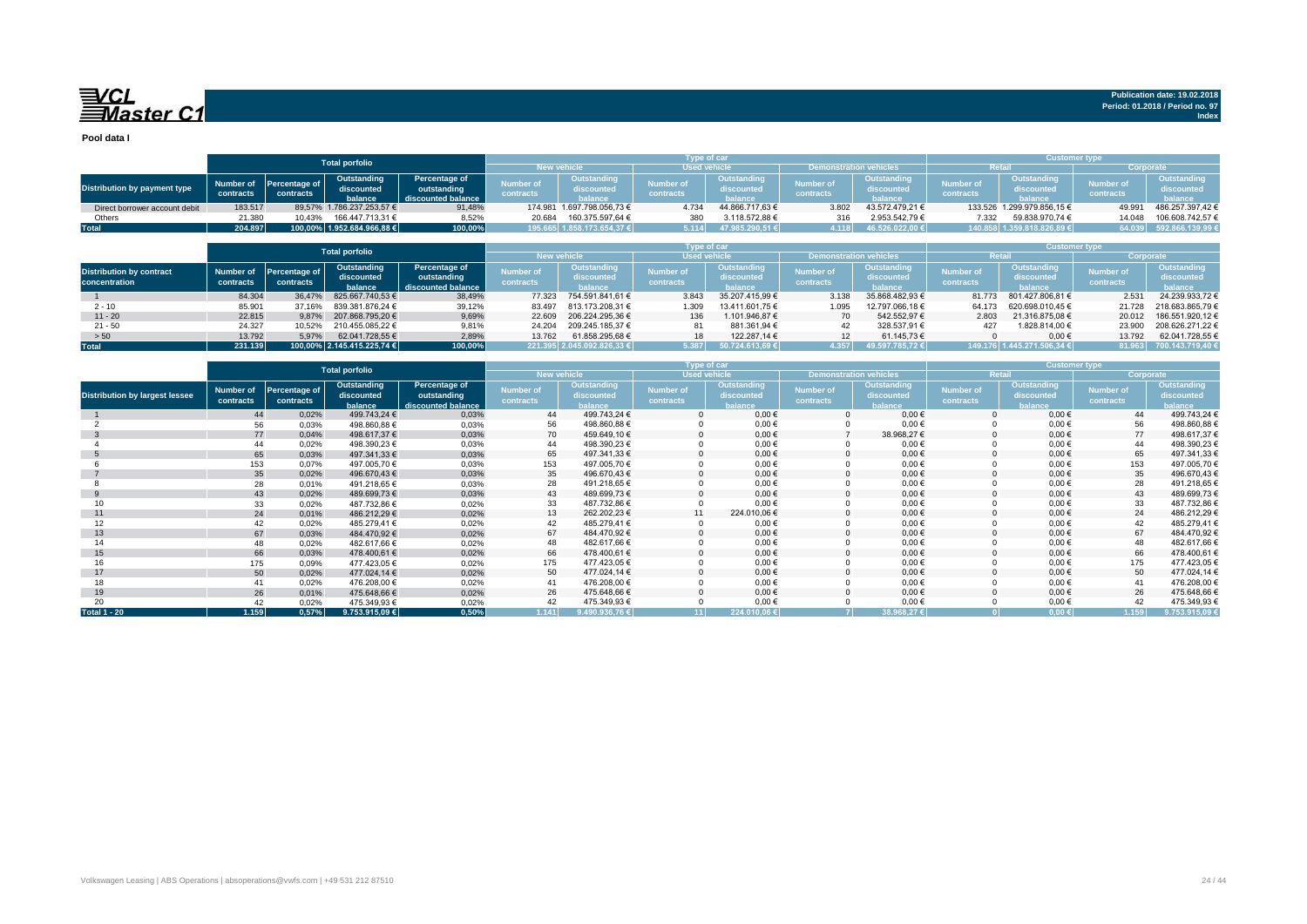VCL Master C1

Publication date: 19.02.2018
Period: 01.2018 / Period no. 97
Index

**Pool data I**

| Distribution by payment type | Total porfolio | | | | Type of car | | | | | | Customer type | | | |
|---|---|---|---|---|---|---|---|---|---|---|---|---|---|---|
| | | | | | New vehicle | | Used vehicle | | Demonstration vehicles | | Retail | | Corporate | |
| | Number of contracts | Percentage of contracts | Outstanding discounted balance | Percentage of outstanding discounted balance | Number of contracts | Outstanding discounted balance | Number of contracts | Outstanding discounted balance | Number of contracts | Outstanding discounted balance | Number of contracts | Outstanding discounted balance | Number of contracts | Outstanding discounted balance |
| Direct borrower account debit | 183.517 | 89,57% | 1.786.237.253,57 € | 91,48% | 174.981 | 1.697.798.056,73 € | 4.734 | 44.866.717,63 € | 3.802 | 43.572.479,21 € | 133.526 | 1.299.979.856,15 € | 49.991 | 486.257.397,42 € |
| Others | 21.380 | 10,43% | 166.447.713,31 € | 8,52% | 20.684 | 160.375.597,64 € | 380 | 3.118.572,88 € | 316 | 2.953.542,79 € | 7.332 | 59.838.970,74 € | 14.048 | 106.608.742,57 € |
| **Total** | **204.897** | **100,00%** | **1.952.684.966,88 €** | **100,00%** | **195.665** | **1.858.173.654,37 €** | **5.114** | **47.985.290,51 €** | **4.118** | **46.526.022,00 €** | **140.858** | **1.359.818.826,89 €** | **64.039** | **592.866.139,99 €** |

| Distribution by contract concentration | Total porfolio | | | | Type of car | | | | | | Customer type | | | |
|---|---|---|---|---|---|---|---|---|---|---|---|---|---|---|
| | | | | | New vehicle | | Used vehicle | | Demonstration vehicles | | Retail | | Corporate | |
| | Number of contracts | Percentage of contracts | Outstanding discounted balance | Percentage of outstanding discounted balance | Number of contracts | Outstanding discounted balance | Number of contracts | Outstanding discounted balance | Number of contracts | Outstanding discounted balance | Number of contracts | Outstanding discounted balance | Number of contracts | Outstanding discounted balance |
| 1 | 84.304 | 36,47% | 825.667.740,53 € | 38,49% | 77.323 | 754.591.841,61 € | 3.843 | 35.207.415,99 € | 3.138 | 35.868.482,93 € | 81.773 | 801.427.806,81 € | 2.531 | 24.239.933,72 € |
| 2 - 10 | 85.901 | 37,16% | 839.381.876,24 € | 39,12% | 83.497 | 813.173.208,31 € | 1.309 | 13.411.601,75 € | 1.095 | 12.797.066,18 € | 64.173 | 620.698.010,45 € | 21.728 | 218.683.865,79 € |
| 11 - 20 | 22.815 | 9,87% | 207.868.795,20 € | 9,69% | 22.609 | 206.224.295,36 € | 136 | 1.101.946,87 € | 70 | 542.552,97 € | 2.803 | 21.316.875,08 € | 20.012 | 186.551.920,12 € |
| 21 - 50 | 24.327 | 10,52% | 210.455.085,22 € | 9,81% | 24.204 | 209.245.185,37 € | 81 | 881.361,94 € | 42 | 328.537,91 € | 427 | 1.828.814,00 € | 23.900 | 208.626.271,22 € |
| > 50 | 13.792 | 5,97% | 62.041.728,55 € | 2,89% | 13.762 | 61.858.295,68 € | 18 | 122.287,14 € | 12 | 61.145,73 € | 0 | 0,00 € | 13.792 | 62.041.728,55 € |
| **Total** | **231.139** | **100,00%** | **2.145.415.225,74 €** | **100,00%** | **221.395** | **2.045.092.826,33 €** | **5.387** | **50.724.613,69 €** | **4.357** | **49.597.785,72 €** | **149.176** | **1.445.271.506,34 €** | **81.963** | **700.143.719,40 €** |

| Distribution by largest lessee | Total porfolio | | | | Type of car | | | | | | Customer type | | | |
|---|---|---|---|---|---|---|---|---|---|---|---|---|---|---|
| | | | | | New vehicle | | Used vehicle | | Demonstration vehicles | | Retail | | Corporate | |
| | Number of contracts | Percentage of contracts | Outstanding discounted balance | Percentage of outstanding discounted balance | Number of contracts | Outstanding discounted balance | Number of contracts | Outstanding discounted balance | Number of contracts | Outstanding discounted balance | Number of contracts | Outstanding discounted balance | Number of contracts | Outstanding discounted balance |
| 1 | 44 | 0,02% | 499.743,24 € | 0,03% | 44 | 499.743,24 € | 0 | 0,00 € | 0 | 0,00 € | 0 | 0,00 € | 44 | 499.743,24 € |
| 2 | 56 | 0,03% | 498.860,88 € | 0,03% | 56 | 498.860,88 € | 0 | 0,00 € | 0 | 0,00 € | 0 | 0,00 € | 56 | 498.860,88 € |
| 3 | 77 | 0,04% | 498.617,37 € | 0,03% | 70 | 459.649,10 € | 0 | 0,00 € | 7 | 38.968,27 € | 0 | 0,00 € | 77 | 498.617,37 € |
| 4 | 44 | 0,02% | 498.390,23 € | 0,03% | 44 | 498.390,23 € | 0 | 0,00 € | 0 | 0,00 € | 0 | 0,00 € | 44 | 498.390,23 € |
| 5 | 65 | 0,03% | 497.341,33 € | 0,03% | 65 | 497.341,33 € | 0 | 0,00 € | 0 | 0,00 € | 0 | 0,00 € | 65 | 497.341,33 € |
| 6 | 153 | 0,07% | 497.005,70 € | 0,03% | 153 | 497.005,70 € | 0 | 0,00 € | 0 | 0,00 € | 0 | 0,00 € | 153 | 497.005,70 € |
| 7 | 35 | 0,02% | 496.670,43 € | 0,03% | 35 | 496.670,43 € | 0 | 0,00 € | 0 | 0,00 € | 0 | 0,00 € | 35 | 496.670,43 € |
| 8 | 28 | 0,01% | 491.218,65 € | 0,03% | 28 | 491.218,65 € | 0 | 0,00 € | 0 | 0,00 € | 0 | 0,00 € | 28 | 491.218,65 € |
| 9 | 43 | 0,02% | 489.699,73 € | 0,03% | 43 | 489.699,73 € | 0 | 0,00 € | 0 | 0,00 € | 0 | 0,00 € | 43 | 489.699,73 € |
| 10 | 33 | 0,02% | 487.732,86 € | 0,02% | 33 | 487.732,86 € | 0 | 0,00 € | 0 | 0,00 € | 0 | 0,00 € | 33 | 487.732,86 € |
| 11 | 24 | 0,01% | 486.212,29 € | 0,02% | 13 | 262.202,23 € | 11 | 224.010,06 € | 0 | 0,00 € | 0 | 0,00 € | 24 | 486.212,29 € |
| 12 | 42 | 0,02% | 485.279,41 € | 0,02% | 42 | 485.279,41 € | 0 | 0,00 € | 0 | 0,00 € | 0 | 0,00 € | 42 | 485.279,41 € |
| 13 | 67 | 0,03% | 484.470,92 € | 0,02% | 67 | 484.470,92 € | 0 | 0,00 € | 0 | 0,00 € | 0 | 0,00 € | 67 | 484.470,92 € |
| 14 | 48 | 0,02% | 482.617,66 € | 0,02% | 48 | 482.617,66 € | 0 | 0,00 € | 0 | 0,00 € | 0 | 0,00 € | 48 | 482.617,66 € |
| 15 | 66 | 0,03% | 478.400,61 € | 0,02% | 66 | 478.400,61 € | 0 | 0,00 € | 0 | 0,00 € | 0 | 0,00 € | 66 | 478.400,61 € |
| 16 | 175 | 0,09% | 477.423,05 € | 0,02% | 175 | 477.423,05 € | 0 | 0,00 € | 0 | 0,00 € | 0 | 0,00 € | 175 | 477.423,05 € |
| 17 | 50 | 0,02% | 477.024,14 € | 0,02% | 50 | 477.024,14 € | 0 | 0,00 € | 0 | 0,00 € | 0 | 0,00 € | 50 | 477.024,14 € |
| 18 | 41 | 0,02% | 476.208,00 € | 0,02% | 41 | 476.208,00 € | 0 | 0,00 € | 0 | 0,00 € | 0 | 0,00 € | 41 | 476.208,00 € |
| 19 | 26 | 0,01% | 475.648,66 € | 0,02% | 26 | 475.648,66 € | 0 | 0,00 € | 0 | 0,00 € | 0 | 0,00 € | 26 | 475.648,66 € |
| 20 | 42 | 0,02% | 475.349,93 € | 0,02% | 42 | 475.349,93 € | 0 | 0,00 € | 0 | 0,00 € | 0 | 0,00 € | 42 | 475.349,93 € |
| **Total 1 - 20** | **1.159** | **0,57%** | **9.753.915,09 €** | **0,50%** | **1.141** | **9.490.936,76 €** | **11** | **224.010,06 €** | **7** | **38.968,27 €** | **0** | **0,00 €** | **1.159** | **9.753.915,09 €** |

Volkswagen Leasing | ABS Operations | absoperations@vwfs.com | +49 531 212 87510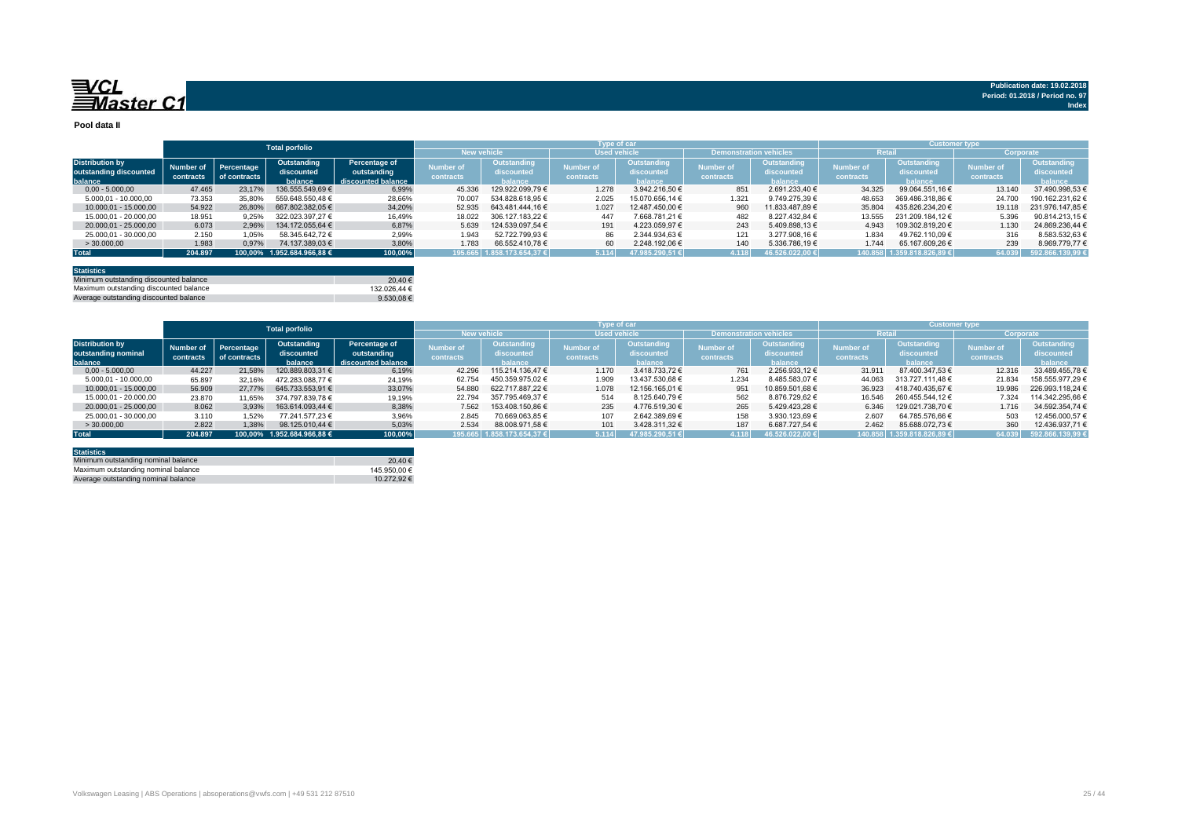**Publication date: 19.02.2018**
**Period: 01.2018 / Period no. 97**
**Index**

## Pool data II

| Distribution by outstanding discounted balance | Total porfolio | | | | Type of car | | | | | | Customer type | | | |
|---|---|---|---|---|---|---|---|---|---|---|---|---|---|---|
| | | | | | New vehicle | | Used vehicle | | Demonstration vehicles | | Retail | | Corporate | |
| | Number of contracts | Percentage of contracts | Outstanding discounted balance | Percentage of outstanding discounted balance | Number of contracts | Outstanding discounted balance | Number of contracts | Outstanding discounted balance | Number of contracts | Outstanding discounted balance | Number of contracts | Outstanding discounted balance | Number of contracts | Outstanding discounted balance |
| 0,00 - 5.000,00 | 47.465 | 23,17% | 136.555.549,69 € | 6,99% | 45.336 | 129.922.099,79 € | 1.278 | 3.942.216,50 € | 851 | 2.691.233,40 € | 34.325 | 99.064.551,16 € | 13.140 | 37.490.998,53 € |
| 5.000,01 - 10.000,00 | 73.353 | 35,80% | 559.648.550,48 € | 28,66% | 70.007 | 534.828.618,95 € | 2.025 | 15.070.656,14 € | 1.321 | 9.749.275,39 € | 48.653 | 369.486.318,86 € | 24.700 | 190.162.231,62 € |
| 10.000,01 - 15.000,00 | 54.922 | 26,80% | 667.802.382,05 € | 34,20% | 52.935 | 643.481.444,16 € | 1.027 | 12.487.450,00 € | 960 | 11.833.487,89 € | 35.804 | 435.826.234,20 € | 19.118 | 231.976.147,85 € |
| 15.000,01 - 20.000,00 | 18.951 | 9,25% | 322.023.397,27 € | 16,49% | 18.022 | 306.127.183,22 € | 447 | 7.668.781,21 € | 482 | 8.227.432,84 € | 13.555 | 231.209.184,12 € | 5.396 | 90.814.213,15 € |
| 20.000,01 - 25.000,00 | 6.073 | 2,96% | 134.172.055,64 € | 6,87% | 5.639 | 124.539.097,54 € | 191 | 4.223.059,97 € | 243 | 5.409.898,13 € | 4.943 | 109.302.819,20 € | 1.130 | 24.869.236,44 € |
| 25.000,01 - 30.000,00 | 2.150 | 1,05% | 58.345.642,72 € | 2,99% | 1.943 | 52.722.799,93 € | 86 | 2.344.934,63 € | 121 | 3.277.908,16 € | 1.834 | 49.762.110,09 € | 316 | 8.583.532,63 € |
| > 30.000,00 | 1.983 | 0,97% | 74.137.389,03 € | 3,80% | 1.783 | 66.552.410,78 € | 60 | 2.248.192,06 € | 140 | 5.336.786,19 € | 1.744 | 65.167.609,26 € | 239 | 8.969.779,77 € |
| **Total** | **204.897** | **100,00%** | **1.952.684.966,88 €** | **100,00%** | **195.665** | **1.858.173.654,37 €** | **5.114** | **47.985.290,51 €** | **4.118** | **46.526.022,00 €** | **140.858** | **1.359.818.826,89 €** | **64.039** | **592.866.139,99 €** |

| Statistics | |
|---|---|
| Minimum outstanding discounted balance | 20,40 € |
| Maximum outstanding discounted balance | 132.026,44 € |
| Average outstanding discounted balance | 9.530,08 € |

| Distribution by outstanding nominal balance | Total porfolio | | | | Type of car | | | | | | Customer type | | | |
|---|---|---|---|---|---|---|---|---|---|---|---|---|---|---|
| | | | | | New vehicle | | Used vehicle | | Demonstration vehicles | | Retail | | Corporate | |
| | Number of contracts | Percentage of contracts | Outstanding discounted balance | Percentage of outstanding discounted balance | Number of contracts | Outstanding discounted balance | Number of contracts | Outstanding discounted balance | Number of contracts | Outstanding discounted balance | Number of contracts | Outstanding discounted balance | Number of contracts | Outstanding discounted balance |
| 0,00 - 5.000,00 | 44.227 | 21,58% | 120.889.803,31 € | 6,19% | 42.296 | 115.214.136,47 € | 1.170 | 3.418.733,72 € | 761 | 2.256.933,12 € | 31.911 | 87.400.347,53 € | 12.316 | 33.489.455,78 € |
| 5.000,01 - 10.000,00 | 65.897 | 32,16% | 472.283.088,77 € | 24,19% | 62.754 | 450.359.975,02 € | 1.909 | 13.437.530,68 € | 1.234 | 8.485.583,07 € | 44.063 | 313.727.111,48 € | 21.834 | 158.555.977,29 € |
| 10.000,01 - 15.000,00 | 56.909 | 27,77% | 645.733.553,91 € | 33,07% | 54.880 | 622.717.887,22 € | 1.078 | 12.156.165,01 € | 951 | 10.859.501,68 € | 36.923 | 418.740.435,67 € | 19.986 | 226.993.118,24 € |
| 15.000,01 - 20.000,00 | 23.870 | 11,65% | 374.797.839,78 € | 19,19% | 22.794 | 357.795.469,37 € | 514 | 8.125.640,79 € | 562 | 8.876.729,62 € | 16.546 | 260.455.544,12 € | 7.324 | 114.342.295,66 € |
| 20.000,01 - 25.000,00 | 8.062 | 3,93% | 163.614.093,44 € | 8,38% | 7.562 | 153.408.150,86 € | 235 | 4.776.519,30 € | 265 | 5.429.423,28 € | 6.346 | 129.021.738,70 € | 1.716 | 34.592.354,74 € |
| 25.000,01 - 30.000,00 | 3.110 | 1,52% | 77.241.577,23 € | 3,96% | 2.845 | 70.669.063,85 € | 107 | 2.642.389,69 € | 158 | 3.930.123,69 € | 2.607 | 64.785.576,66 € | 503 | 12.456.000,57 € |
| > 30.000,00 | 2.822 | 1,38% | 98.125.010,44 € | 5,03% | 2.534 | 88.008.971,58 € | 101 | 3.428.311,32 € | 187 | 6.687.727,54 € | 2.462 | 85.688.072,73 € | 360 | 12.436.937,71 € |
| **Total** | **204.897** | **100,00%** | **1.952.684.966,88 €** | **100,00%** | **195.665** | **1.858.173.654,37 €** | **5.114** | **47.985.290,51 €** | **4.118** | **46.526.022,00 €** | **140.858** | **1.359.818.826,89 €** | **64.039** | **592.866.139,99 €** |

| Statistics | |
|---|---|
| Minimum outstanding nominal balance | 20,40 € |
| Maximum outstanding nominal balance | 145.950,00 € |
| Average outstanding nominal balance | 10.272,92 € |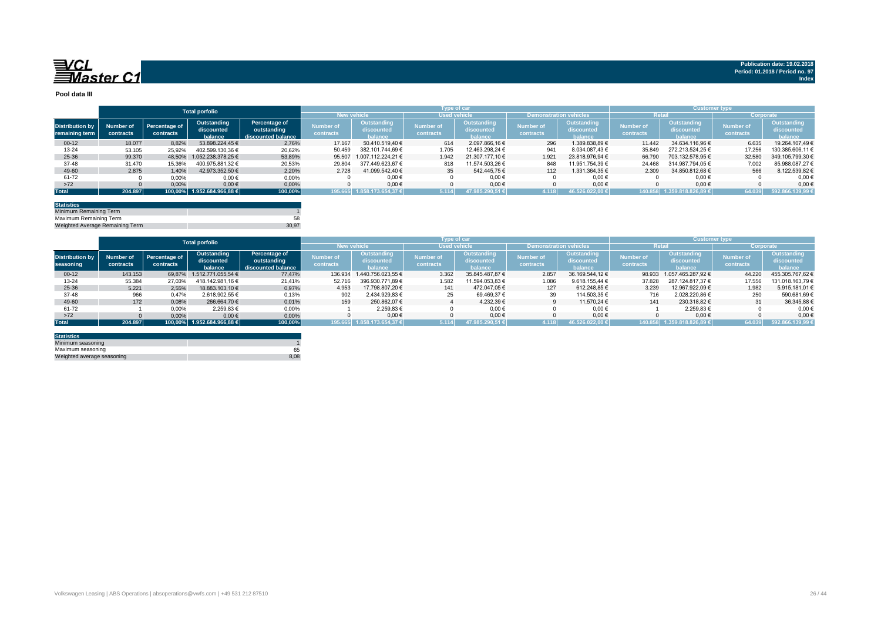VCL Master C1

Publication date: 19.02.2018
Period: 01.2018 / Period no. 97
Index

**Pool data III**

| Distribution by remaining term | Total porfolio | | | | Type of car | | | | | | Customer type | | | |
|---|---|---|---|---|---|---|---|---|---|---|---|---|---|---|
| | | | | | New vehicle | | Used vehicle | | Demonstration vehicles | | Retail | | Corporate | |
| | Number of contracts | Percentage of contracts | Outstanding discounted balance | Percentage of outstanding discounted balance | Number of contracts | Outstanding discounted balance | Number of contracts | Outstanding discounted balance | Number of contracts | Outstanding discounted balance | Number of contracts | Outstanding discounted balance | Number of contracts | Outstanding discounted balance |
| 00-12 | 18.077 | 8,82% | 53.898.224,45 € | 2,76% | 17.167 | 50.410.519,40 € | 614 | 2.097.866,16 € | 296 | 1.389.838,89 € | 11.442 | 34.634.116,96 € | 6.635 | 19.264.107,49 € |
| 13-24 | 53.105 | 25,92% | 402.599.130,36 € | 20,62% | 50.459 | 382.101.744,69 € | 1.705 | 12.463.298,24 € | 941 | 8.034.087,43 € | 35.849 | 272.213.524,25 € | 17.256 | 130.385.606,11 € |
| 25-36 | 99.370 | 48,50% | 1.052.238.378,25 € | 53,89% | 95.507 | 1.007.112.224,21 € | 1.942 | 21.307.177,10 € | 1.921 | 23.818.976,94 € | 66.790 | 703.132.578,95 € | 32.580 | 349.105.799,30 € |
| 37-48 | 31.470 | 15,36% | 400.975.881,32 € | 20,53% | 29.804 | 377.449.623,67 € | 818 | 11.574.503,26 € | 848 | 11.951.754,39 € | 24.468 | 314.987.794,05 € | 7.002 | 85.988.087,27 € |
| 49-60 | 2.875 | 1,40% | 42.973.352,50 € | 2,20% | 2.728 | 41.099.542,40 € | 35 | 542.445,75 € | 112 | 1.331.364,35 € | 2.309 | 34.850.812,68 € | 566 | 8.122.539,82 € |
| 61-72 | 0 | 0,00% | 0,00 € | 0,00% | 0 | 0,00 € | 0 | 0,00 € | 0 | 0,00 € | 0 | 0,00 € | 0 | 0,00 € |
| >72 | 0 | 0,00% | 0,00 € | 0,00% | 0 | 0,00 € | 0 | 0,00 € | 0 | 0,00 € | 0 | 0,00 € | 0 | 0,00 € |
| **Total** | **204.897** | **100,00%** | **1.952.684.966,88 €** | **100,00%** | **195.665** | **1.858.173.654,37 €** | **5.114** | **47.985.290,51 €** | **4.118** | **46.526.022,00 €** | **140.858** | **1.359.818.826,89 €** | **64.039** | **592.866.139,99 €** |

| Statistics | |
|---|---|
| Minimum Remaining Term | 1 |
| Maximum Remaining Term | 58 |
| Weighted Average Remaining Term | 30,97 |

| Distribution by seasoning | Total porfolio | | | | Type of car | | | | | | Customer type | | | |
|---|---|---|---|---|---|---|---|---|---|---|---|---|---|---|
| | | | | | New vehicle | | Used vehicle | | Demonstration vehicles | | Retail | | Corporate | |
| | Number of contracts | Percentage of contracts | Outstanding discounted balance | Percentage of outstanding discounted balance | Number of contracts | Outstanding discounted balance | Number of contracts | Outstanding discounted balance | Number of contracts | Outstanding discounted balance | Number of contracts | Outstanding discounted balance | Number of contracts | Outstanding discounted balance |
| 00-12 | 143.153 | 69,87% | 1.512.771.055,54 € | 77,47% | 136.934 | 1.440.756.023,55 € | 3.362 | 35.845.487,87 € | 2.857 | 36.169.544,12 € | 98.933 | 1.057.465.287,92 € | 44.220 | 455.305.767,62 € |
| 13-24 | 55.384 | 27,03% | 418.142.981,16 € | 21,41% | 52.716 | 396.930.771,89 € | 1.582 | 11.594.053,83 € | 1.086 | 9.618.155,44 € | 37.828 | 287.124.817,37 € | 17.556 | 131.018.163,79 € |
| 25-36 | 5.221 | 2,55% | 18.883.103,10 € | 0,97% | 4.953 | 17.798.807,20 € | 141 | 472.047,05 € | 127 | 612.248,85 € | 3.239 | 12.967.922,09 € | 1.982 | 5.915.181,01 € |
| 37-48 | 966 | 0,47% | 2.618.902,55 € | 0,13% | 902 | 2.434.929,83 € | 25 | 69.469,37 € | 39 | 114.503,35 € | 716 | 2.028.220,86 € | 250 | 590.681,69 € |
| 49-60 | 172 | 0,08% | 266.664,70 € | 0,01% | 159 | 250.862,07 € | 4 | 4.232,39 € | 9 | 11.570,24 € | 141 | 230.318,82 € | 31 | 36.345,88 € |
| 61-72 | 1 | 0,00% | 2.259,83 € | 0,00% | 1 | 2.259,83 € | 0 | 0,00 € | 0 | 0,00 € | 1 | 2.259,83 € | 0 | 0,00 € |
| >72 | 0 | 0,00% | 0,00 € | 0,00% | 0 | 0,00 € | 0 | 0,00 € | 0 | 0,00 € | 0 | 0,00 € | 0 | 0,00 € |
| **Total** | **204.897** | **100,00%** | **1.952.684.966,88 €** | **100,00%** | **195.665** | **1.858.173.654,37 €** | **5.114** | **47.985.290,51 €** | **4.118** | **46.526.022,00 €** | **140.858** | **1.359.818.826,89 €** | **64.039** | **592.866.139,99 €** |

| Statistics | |
|---|---|
| Minimum seasoning | 1 |
| Maximum seasoning | 65 |
| Weighted average seasoning | 8,08 |

Volkswagen Leasing | ABS Operations | absoperations@vwfs.com | +49 531 212 87510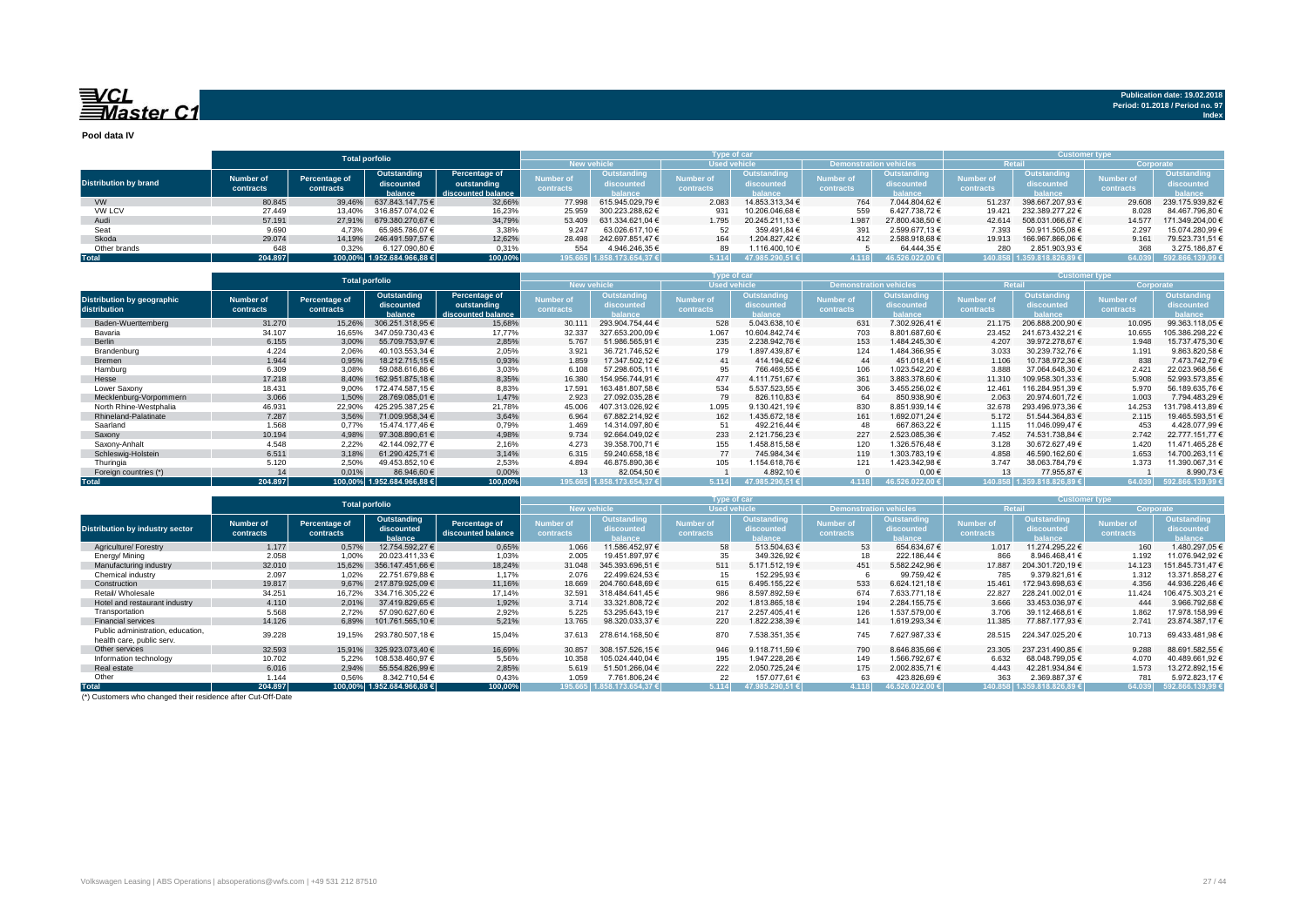**VCL Master C1**

Publication date: 19.02.2018
Period: 01.2018 / Period no. 97
Index

**Pool data IV**

| Distribution by brand | Total porfolio | | | | Type of car | | | | | | Customer type | | | |
|---|---|---|---|---|---|---|---|---|---|---|---|---|---|---|
| | | | | | New vehicle | | Used vehicle | | Demonstration vehicles | | Retail | | Corporate | |
| | Number of contracts | Percentage of contracts | Outstanding discounted balance | Percentage of outstanding discounted balance | Number of contracts | Outstanding discounted balance | Number of contracts | Outstanding discounted balance | Number of contracts | Outstanding discounted balance | Number of contracts | Outstanding discounted balance | Number of contracts | Outstanding discounted balance |
| VW | 80.845 | 39,46% | 637.843.147,75 € | 32,66% | 77.998 | 615.945.029,79 € | 2.083 | 14.853.313,34 € | 764 | 7.044.804,62 € | 51.237 | 398.667.207,93 € | 29.608 | 239.175.939,82 € |
| VW LCV | 27.449 | 13,40% | 316.857.074,02 € | 16,23% | 25.959 | 300.223.288,62 € | 931 | 10.206.046,68 € | 559 | 6.427.738,72 € | 19.421 | 232.389.277,22 € | 8.028 | 84.467.796,80 € |
| Audi | 57.191 | 27,91% | 679.380.270,67 € | 34,79% | 53.409 | 631.334.621,04 € | 1.795 | 20.245.211,13 € | 1.987 | 27.800.438,50 € | 42.614 | 508.031.066,67 € | 14.577 | 171.349.204,00 € |
| Seat | 9.690 | 4,73% | 65.985.786,07 € | 3,38% | 9.247 | 63.026.617,10 € | 52 | 359.491,84 € | 391 | 2.599.677,13 € | 7.393 | 50.911.505,08 € | 2.297 | 15.074.280,99 € |
| Skoda | 29.074 | 14,19% | 246.491.597,57 € | 12,62% | 28.498 | 242.697.851,47 € | 164 | 1.204.827,42 € | 412 | 2.588.918,68 € | 19.913 | 166.967.866,06 € | 9.161 | 79.523.731,51 € |
| Other brands | 648 | 0,32% | 6.127.090,80 € | 0,31% | 554 | 4.946.246,35 € | 89 | 1.116.400,10 € | 5 | 64.444,35 € | 280 | 2.851.903,93 € | 368 | 3.275.186,87 € |
| **Total** | **204.897** | **100,00%** | **1.952.684.966,88 €** | **100,00%** | **195.665** | **1.858.173.654,37 €** | **5.114** | **47.985.290,51 €** | **4.118** | **46.526.022,00 €** | **140.858** | **1.359.818.826,89 €** | **64.039** | **592.866.139,99 €** |

| Distribution by geographic distribution | Total porfolio | | | | Type of car | | | | | | Customer type | | | |
|---|---|---|---|---|---|---|---|---|---|---|---|---|---|---|
| | | | | | New vehicle | | Used vehicle | | Demonstration vehicles | | Retail | | Corporate | |
| | Number of contracts | Percentage of contracts | Outstanding discounted balance | Percentage of outstanding discounted balance | Number of contracts | Outstanding discounted balance | Number of contracts | Outstanding discounted balance | Number of contracts | Outstanding discounted balance | Number of contracts | Outstanding discounted balance | Number of contracts | Outstanding discounted balance |
| Baden-Wuerttemberg | 31.270 | 15,26% | 306.251.318,95 € | 15,68% | 30.111 | 293.904.754,44 € | 528 | 5.043.638,10 € | 631 | 7.302.926,41 € | 21.175 | 206.888.200,90 € | 10.095 | 99.363.118,05 € |
| Bavaria | 34.107 | 16,65% | 347.059.730,43 € | 17,77% | 32.337 | 327.653.200,09 € | 1.067 | 10.604.842,74 € | 703 | 8.801.687,60 € | 23.452 | 241.673.432,21 € | 10.655 | 105.386.298,22 € |
| Berlin | 6.155 | 3,00% | 55.709.753,97 € | 2,85% | 5.767 | 51.986.565,91 € | 235 | 2.238.942,76 € | 153 | 1.484.245,30 € | 4.207 | 39.972.278,67 € | 1.948 | 15.737.475,30 € |
| Brandenburg | 4.224 | 2,06% | 40.103.553,34 € | 2,05% | 3.921 | 36.721.746,52 € | 179 | 1.897.439,87 € | 124 | 1.484.366,95 € | 3.033 | 30.239.732,76 € | 1.191 | 9.863.820,58 € |
| Bremen | 1.944 | 0,95% | 18.212.715,15 € | 0,93% | 1.859 | 17.347.502,12 € | 41 | 414.194,62 € | 44 | 451.018,41 € | 1.106 | 10.738.972,36 € | 838 | 7.473.742,79 € |
| Hamburg | 6.309 | 3,08% | 59.088.616,86 € | 3,03% | 6.108 | 57.298.605,11 € | 95 | 766.469,55 € | 106 | 1.023.542,20 € | 3.888 | 37.064.648,30 € | 2.421 | 22.023.968,56 € |
| Hesse | 17.218 | 8,40% | 162.951.875,18 € | 8,35% | 16.380 | 154.956.744,91 € | 477 | 4.111.751,67 € | 361 | 3.883.378,60 € | 11.310 | 109.958.301,33 € | 5.908 | 52.993.573,85 € |
| Lower Saxony | 18.431 | 9,00% | 172.474.587,15 € | 8,83% | 17.591 | 163.481.807,58 € | 534 | 5.537.523,55 € | 306 | 3.455.256,02 € | 12.461 | 116.284.951,39 € | 5.970 | 56.189.635,76 € |
| Mecklenburg-Vorpommern | 3.066 | 1,50% | 28.769.085,01 € | 1,47% | 2.923 | 27.092.035,28 € | 79 | 826.110,83 € | 64 | 850.938,90 € | 2.063 | 20.974.601,72 € | 1.003 | 7.794.483,29 € |
| North Rhine-Westphalia | 46.931 | 22,90% | 425.295.387,25 € | 21,78% | 45.006 | 407.313.026,92 € | 1.095 | 9.130.421,19 € | 830 | 8.851.939,14 € | 32.678 | 293.496.973,36 € | 14.253 | 131.798.413,89 € |
| Rhineland-Palatinate | 7.287 | 3,56% | 71.009.958,34 € | 3,64% | 6.964 | 67.882.214,92 € | 162 | 1.435.672,18 € | 161 | 1.692.071,24 € | 5.172 | 51.544.364,83 € | 2.115 | 19.465.593,51 € |
| Saarland | 1.568 | 0,77% | 15.474.177,46 € | 0,79% | 1.469 | 14.314.097,80 € | 51 | 492.216,44 € | 48 | 667.863,22 € | 1.115 | 11.046.099,47 € | 453 | 4.428.077,99 € |
| Saxony | 10.194 | 4,98% | 97.308.890,61 € | 4,98% | 9.734 | 92.664.049,02 € | 233 | 2.121.756,23 € | 227 | 2.523.085,36 € | 7.452 | 74.531.738,84 € | 2.742 | 22.777.151,77 € |
| Saxony-Anhalt | 4.548 | 2,22% | 42.144.092,77 € | 2,16% | 4.273 | 39.358.700,71 € | 155 | 1.458.815,58 € | 120 | 1.326.576,48 € | 3.128 | 30.672.627,49 € | 1.420 | 11.471.465,28 € |
| Schleswig-Holstein | 6.511 | 3,18% | 61.290.425,71 € | 3,14% | 6.315 | 59.240.658,18 € | 77 | 745.984,34 € | 119 | 1.303.783,19 € | 4.858 | 46.590.162,60 € | 1.653 | 14.700.263,11 € |
| Thuringia | 5.120 | 2,50% | 49.453.852,10 € | 2,53% | 4.894 | 46.875.890,36 € | 105 | 1.154.618,76 € | 121 | 1.423.342,98 € | 3.747 | 38.063.784,79 € | 1.373 | 11.390.067,31 € |
| Foreign countries (*) | 14 | 0,01% | 86.946,60 € | 0,00% | 13 | 82.054,50 € | 1 | 4.892,10 € | 0 | 0,00 € | 13 | 77.955,87 € | 1 | 8.990,73 € |
| **Total** | **204.897** | **100,00%** | **1.952.684.966,88 €** | **100,00%** | **195.665** | **1.858.173.654,37 €** | **5.114** | **47.985.290,51 €** | **4.118** | **46.526.022,00 €** | **140.858** | **1.359.818.826,89 €** | **64.039** | **592.866.139,99 €** |

| Distribution by industry sector | Total porfolio | | | | Type of car | | | | | | Customer type | | | |
|---|---|---|---|---|---|---|---|---|---|---|---|---|---|---|
| | | | | | New vehicle | | Used vehicle | | Demonstration vehicles | | Retail | | Corporate | |
| | Number of contracts | Percentage of contracts | Outstanding discounted balance | Percentage of discounted balance | Number of contracts | Outstanding discounted balance | Number of contracts | Outstanding discounted balance | Number of contracts | Outstanding discounted balance | Number of contracts | Outstanding discounted balance | Number of contracts | Outstanding discounted balance |
| Agriculture/ Forestry | 1.177 | 0,57% | 12.754.592,27 € | 0,65% | 1.066 | 11.586.452,97 € | 58 | 513.504,63 € | 53 | 654.634,67 € | 1.017 | 11.274.295,22 € | 160 | 1.480.297,05 € |
| Energy/ Mining | 2.058 | 1,00% | 20.023.411,33 € | 1,03% | 2.005 | 19.451.897,97 € | 35 | 349.326,92 € | 18 | 222.186,44 € | 866 | 8.946.468,41 € | 1.192 | 11.076.942,92 € |
| Manufacturing industry | 32.010 | 15,62% | 356.147.451,66 € | 18,24% | 31.048 | 345.393.696,51 € | 511 | 5.171.512,19 € | 451 | 5.582.242,96 € | 17.887 | 204.301.720,19 € | 14.123 | 151.845.731,47 € |
| Chemical industry | 2.097 | 1,02% | 22.751.679,88 € | 1,17% | 2.076 | 22.499.624,53 € | 15 | 152.295,93 € | 6 | 99.759,42 € | 785 | 9.379.821,61 € | 1.312 | 13.371.858,27 € |
| Construction | 19.817 | 9,67% | 217.879.925,09 € | 11,16% | 18.669 | 204.760.648,69 € | 615 | 6.495.155,22 € | 533 | 6.624.121,18 € | 15.461 | 172.943.698,63 € | 4.356 | 44.936.226,46 € |
| Retail/ Wholesale | 34.251 | 16,72% | 334.716.305,22 € | 17,14% | 32.591 | 318.484.641,45 € | 986 | 8.597.892,59 € | 674 | 7.633.771,18 € | 22.827 | 228.241.002,01 € | 11.424 | 106.475.303,21 € |
| Hotel and restaurant industry | 4.110 | 2,01% | 37.419.829,65 € | 1,92% | 3.714 | 33.321.808,72 € | 202 | 1.813.865,18 € | 194 | 2.284.155,75 € | 3.666 | 33.453.036,97 € | 444 | 3.966.792,68 € |
| Transportation | 5.568 | 2,72% | 57.090.627,60 € | 2,92% | 5.225 | 53.295.643,19 € | 217 | 2.257.405,41 € | 126 | 1.537.579,00 € | 3.706 | 39.112.468,61 € | 1.862 | 17.978.158,99 € |
| Financial services | 14.126 | 6,89% | 101.761.565,10 € | 5,21% | 13.765 | 98.320.033,37 € | 220 | 1.822.238,39 € | 141 | 1.619.293,34 € | 11.385 | 77.887.177,93 € | 2.741 | 23.874.387,17 € |
| Public administration, education, health care, public serv. | 39.228 | 19,15% | 293.780.507,18 € | 15,04% | 37.613 | 278.614.168,50 € | 870 | 7.538.351,35 € | 745 | 7.627.987,33 € | 28.515 | 224.347.025,20 € | 10.713 | 69.433.481,98 € |
| Other services | 32.593 | 15,91% | 325.923.073,40 € | 16,69% | 30.857 | 308.157.526,15 € | 946 | 9.118.711,59 € | 790 | 8.646.835,66 € | 23.305 | 237.231.490,85 € | 9.288 | 88.691.582,55 € |
| Information technology | 10.702 | 5,22% | 108.538.460,97 € | 5,56% | 10.358 | 105.024.440,04 € | 195 | 1.947.228,26 € | 149 | 1.566.792,67 € | 6.632 | 68.048.799,05 € | 4.070 | 40.489.661,92 € |
| Real estate | 6.016 | 2,94% | 55.554.826,99 € | 2,85% | 5.619 | 51.501.266,04 € | 222 | 2.050.725,24 € | 175 | 2.002.835,71 € | 4.443 | 42.281.934,84 € | 1.573 | 13.272.892,15 € |
| Other | 1.144 | 0,56% | 8.342.710,54 € | 0,43% | 1.059 | 7.761.806,24 € | 22 | 157.077,61 € | 63 | 423.826,69 € | 363 | 2.369.887,37 € | 781 | 5.972.823,17 € |
| **Total** | **204.897** | **100,00%** | **1.952.684.966,88 €** | **100,00%** | **195.665** | **1.858.173.654,37 €** | **5.114** | **47.985.290,51 €** | **4.118** | **46.526.022,00 €** | **140.858** | **1.359.818.826,89 €** | **64.039** | **592.866.139,99 €** |

(*) Customers who changed their residence after Cut-Off-Date

Volkswagen Leasing | ABS Operations | absoperations@vwfs.com | +49 531 212 87510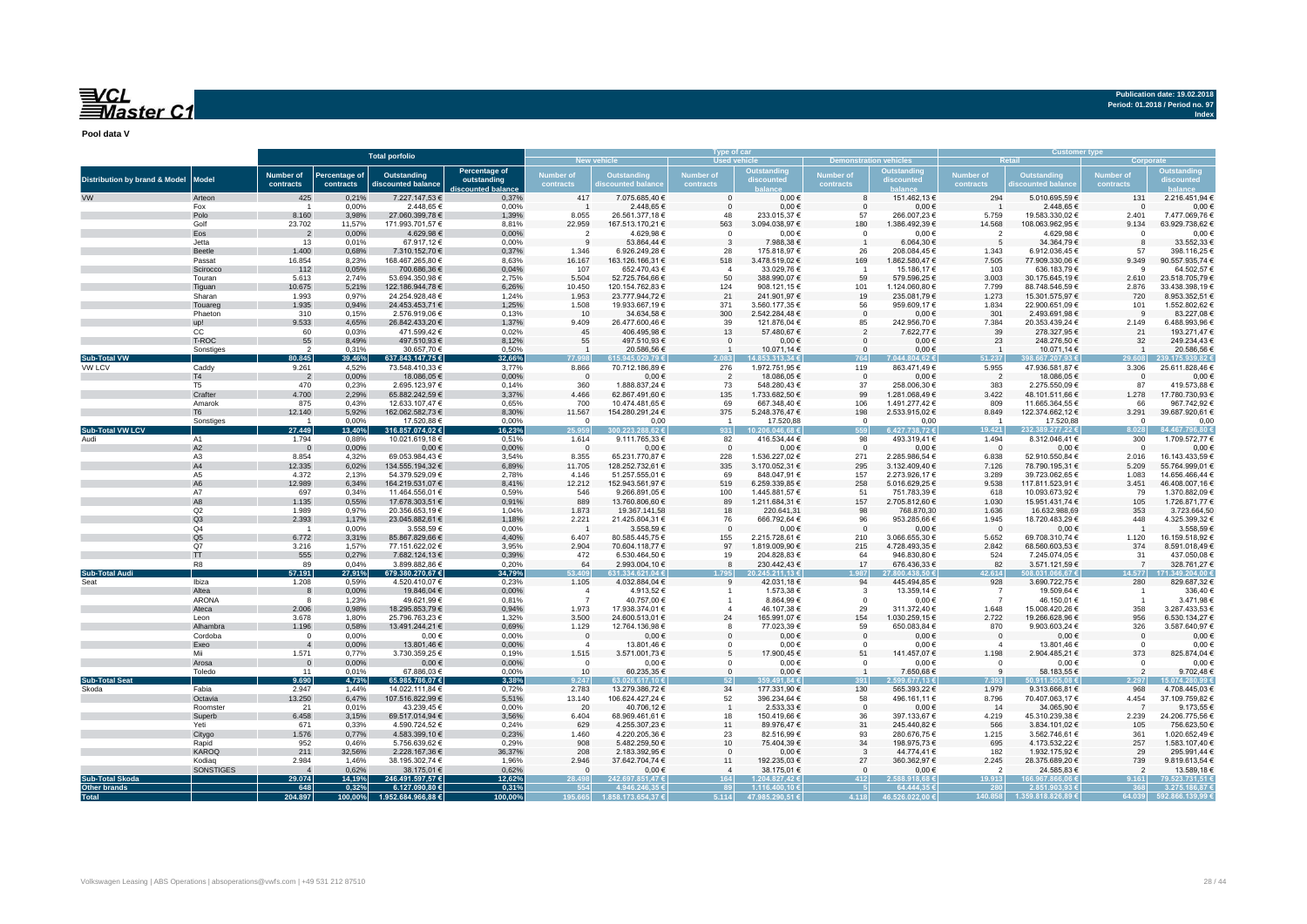**Publication date: 19.02.2018**
**Period: 01.2018 / Period no. 97**
**Index**

**Pool data V**

| Distribution by brand & Model | Model | Total porfolio | | | | Type of car | | | | | | Customer type | | | |
|---|---|---|---|---|---|---|---|---|---|---|---|---|---|---|---|
| | | | | | | New vehicle | | Used vehicle | | Demonstration vehicles | | Retail | | Corporate | |
| | | Number of contracts | Percentage of contracts | Outstanding discounted balance | Percentage of outstanding discounted balance | Number of contracts | Outstanding discounted balance | Number of contracts | Outstanding discounted balance | Number of contracts | Outstanding discounted balance | Number of contracts | Outstanding discounted balance | Number of contracts | Outstanding discounted balance |
| VW | Arteon | 425 | 0,21% | 7.227.147,53 € | 0,37% | 417 | 7.075.685,40 € | 0 | 0,00 € | 8 | 151.462,13 € | 294 | 5.010.695,59 € | 131 | 2.216.451,94 € |
| | Fox | 1 | 0,00% | 2.448,65 € | 0,00% | 1 | 2.448,65 € | 0 | 0,00 € | 0 | 0,00 € | 1 | 2.448,65 € | 0 | 0,00 € |
| | Polo | 8.160 | 3,98% | 27.060.399,78 € | 1,39% | 8.055 | 26.561.377,18 € | 48 | 233.015,37 € | 57 | 266.007,23 € | 5.759 | 19.583.330,02 € | 2.401 | 7.477.069,76 € |
| | Golf | 23.702 | 11,57% | 171.993.701,57 € | 8,81% | 22.959 | 167.513.170,21 € | 563 | 3.094.038,97 € | 180 | 1.386.492,39 € | 14.568 | 108.063.962,95 € | 9.134 | 63.929.738,62 € |
| | Eos | 2 | 0,00% | 4.629,98 € | 0,00% | 2 | 4.629,98 € | 0 | 0,00 € | 0 | 0,00 € | 2 | 4.629,98 € | 0 | 0,00 € |
| | Jetta | 13 | 0,01% | 67.917,12 € | 0,00% | 9 | 53.864,44 € | 3 | 7.988,38 € | 1 | 6.064,30 € | 5 | 34.364,79 € | 8 | 33.552,33 € |
| | Beetle | 1.400 | 0,68% | 7.310.152,70 € | 0,37% | 1.346 | 6.926.249,28 € | 28 | 175.818,97 € | 26 | 208.084,45 € | 1.343 | 6.912.036,45 € | 57 | 398.116,25 € |
| | Passat | 16.854 | 8,23% | 168.467.265,80 € | 8,63% | 16.167 | 163.126.166,31 € | 518 | 3.478.519,02 € | 169 | 1.862.580,47 € | 7.505 | 77.909.330,06 € | 9.349 | 90.557.935,74 € |
| | Scirocco | 112 | 0,05% | 700.686,36 € | 0,04% | 107 | 652.470,43 € | 4 | 33.029,76 € | 1 | 15.186,17 € | 103 | 636.183,79 € | 9 | 64.502,57 € |
| | Touran | 5.613 | 2,74% | 53.694.350,98 € | 2,75% | 5.504 | 52.725.764,66 € | 50 | 388.990,07 € | 59 | 579.596,25 € | 3.003 | 30.175.645,19 € | 2.610 | 23.518.705,79 € |
| | Tiguan | 10.675 | 5,21% | 122.186.944,78 € | 6,26% | 10.450 | 120.154.762,83 € | 124 | 908.121,15 € | 101 | 1.124.060,80 € | 7.799 | 88.748.546,59 € | 2.876 | 33.438.398,19 € |
| | Sharan | 1.993 | 0,97% | 24.254.928,48 € | 1,24% | 1.953 | 23.777.944,72 € | 21 | 241.901,97 € | 19 | 235.081,79 € | 1.273 | 15.301.575,97 € | 720 | 8.953.352,51 € |
| | Touareg | 1.935 | 0,94% | 24.453.453,71 € | 1,25% | 1.508 | 19.933.667,19 € | 371 | 3.560.177,35 € | 56 | 959.609,17 € | 1.834 | 22.900.651,09 € | 101 | 1.552.802,62 € |
| | Phaeton | 310 | 0,15% | 2.576.919,06 € | 0,13% | 10 | 34.634,58 € | 300 | 2.542.284,48 € | 0 | 0,00 € | 301 | 2.493.891,98 € | 9 | 83.027,08 € |
| | up! | 9.533 | 4,65% | 26.842.433,20 € | 1,37% | 9.409 | 26.477.600,46 € | 39 | 121.876,04 € | 85 | 242.956,70 € | 7.384 | 20.353.439,24 € | 2.149 | 6.488.993,96 € |
| | CC | 60 | 0,03% | 471.599,42 € | 0,02% | 45 | 406.495,98 € | 13 | 57.480,67 € | 2 | 7.622,77 € | 39 | 278.327,95 € | 21 | 193.271,47 € |
| | T-ROC | 55 | 8,49% | 497.510,93 € | 8,12% | 55 | 497.510,93 € | 0 | 0,00 € | 0 | 0,00 € | 23 | 248.276,50 € | 32 | 249.234,43 € |
| | Sonstiges | 2 | 0,31% | 30.657,70 € | 0,50% | 1 | 20.586,56 € | 1 | 10.071,14 € | 0 | 0,00 € | 1 | 10.071,14 € | 1 | 20.586,56 € |
| **Sub-Total VW** | | **80.845** | **39,46%** | **637.843.147,75 €** | **32,66%** | **77.998** | **615.945.029,79 €** | **2.083** | **14.853.313,34 €** | **764** | **7.044.804,62 €** | **51.237** | **398.667.207,93 €** | **29.608** | **239.175.939,82 €** |
| VW LCV | Caddy | 9.261 | 4,52% | 73.548.410,33 € | 3,77% | 8.866 | 70.712.186,89 € | 276 | 1.972.751,95 € | 119 | 863.471,49 € | 5.955 | 47.936.581,87 € | 3.306 | 25.611.828,46 € |
| | T4 | 2 | 0,00% | 18.086,05 € | 0,00% | 0 | 0,00 € | 2 | 18.086,05 € | 0 | 0,00 € | 2 | 18.086,05 € | 0 | 0,00 € |
| | T5 | 470 | 0,23% | 2.695.123,97 € | 0,14% | 360 | 1.888.837,24 € | 73 | 548.280,43 € | 37 | 258.006,30 € | 383 | 2.275.550,09 € | 87 | 419.573,88 € |
| | Crafter | 4.700 | 2,29% | 65.882.242,59 € | 3,37% | 4.466 | 62.867.491,60 € | 135 | 1.733.682,50 € | 99 | 1.281.068,49 € | 3.422 | 48.101.511,66 € | 1.278 | 17.780.730,93 € |
| | Amarok | 875 | 0,43% | 12.633.107,47 € | 0,65% | 700 | 10.474.481,65 € | 69 | 667.348,40 € | 106 | 1.491.277,42 € | 809 | 11.665.364,55 € | 66 | 967.742,92 € |
| | T6 | 12.140 | 5,92% | 162.062.582,73 € | 8,30% | 11.567 | 154.280.291,24 € | 375 | 5.248.376,47 € | 198 | 2.533.915,02 € | 8.849 | 122.374.662,12 € | 3.291 | 39.687.920,61 € |
| | Sonstiges | 1 | 0,00% | 17.520,88 € | 0,00% | 0 | 0,00 | 1 | 17.520,88 | 0 | 0,00 | 1 | 17.520,88 | 0 | 0,00 |
| **Sub-Total VW LCV** | | **27.449** | **13,40%** | **316.857.074,02 €** | **16,23%** | **25.959** | **300.223.288,62 €** | **931** | **10.206.046,68 €** | **559** | **6.427.738,72 €** | **19.421** | **232.389.277,22 €** | **8.028** | **84.467.796,80 €** |
| Audi | A1 | 1.794 | 0,88% | 10.021.619,18 € | 0,51% | 1.614 | 9.111.765,33 € | 82 | 416.534,44 € | 98 | 493.319,41 € | 1.494 | 8.312.046,41 € | 300 | 1.709.572,77 € |
| | A2 | 0 | 0,00% | 0,00 € | 0,00% | 0 | 0,00 € | 0 | 0,00 € | 0 | 0,00 € | 0 | 0,00 € | 0 | 0,00 € |
| | A3 | 8.854 | 4,32% | 69.053.984,43 € | 3,54% | 8.355 | 65.231.770,87 € | 228 | 1.536.227,02 € | 271 | 2.285.986,54 € | 6.838 | 52.910.550,84 € | 2.016 | 16.143.433,59 € |
| | A4 | 12.335 | 6,02% | 134.555.194,32 € | 6,89% | 11.705 | 128.252.732,61 € | 335 | 3.170.052,31 € | 295 | 3.132.409,40 € | 7.126 | 78.790.195,31 € | 5.209 | 55.764.999,01 € |
| | A5 | 4.372 | 2,13% | 54.379.529,09 € | 2,78% | 4.146 | 51.257.555,01 € | 69 | 848.047,91 € | 157 | 2.273.926,17 € | 3.289 | 39.723.062,65 € | 1.083 | 14.656.466,44 € |
| | A6 | 12.989 | 6,34% | 164.219.531,07 € | 8,41% | 12.212 | 152.943.561,97 € | 519 | 6.259.339,85 € | 258 | 5.016.629,25 € | 9.538 | 117.811.523,91 € | 3.451 | 46.408.007,16 € |
| | A7 | 697 | 0,34% | 11.464.556,01 € | 0,59% | 546 | 9.266.891,05 € | 100 | 1.445.881,57 € | 51 | 751.783,39 € | 618 | 10.093.673,92 € | 79 | 1.370.882,09 € |
| | A8 | 1.135 | 0,55% | 17.678.303,51 € | 0,91% | 889 | 13.760.806,60 € | 89 | 1.211.684,31 € | 157 | 2.705.812,60 € | 1.030 | 15.951.431,74 € | 105 | 1.726.871,77 € |
| | Q2 | 1.989 | 0,97% | 20.356.653,19 € | 1,04% | 1.873 | 19.367.141,58 € | 18 | 220.641,31 € | 98 | 768.870,30 € | 1.636 | 16.632.988,69 € | 353 | 3.723.664,50 € |
| | Q3 | 2.393 | 1,17% | 23.045.682,61 € | 1,18% | 2.221 | 21.425.804,31 € | 76 | 666.792,64 € | 96 | 953.285,66 € | 1.945 | 18.720.483,29 € | 448 | 4.325.399,32 € |
| | Q4 | 1 | 0,00% | 3.558,59 € | 0,00% | 1 | 3.558,59 € | 0 | 0,00 € | 0 | 0,00 € | 0 | 0,00 € | 1 | 3.558,59 € |
| | Q5 | 6.772 | 3,31% | 85.867.829,66 € | 4,40% | 6.407 | 80.585.445,75 € | 155 | 2.215.728,61 € | 210 | 3.066.655,30 € | 5.652 | 69.708.310,74 € | 1.120 | 16.159.518,92 € |
| | Q7 | 3.216 | 1,57% | 77.151.622,02 € | 3,95% | 2.904 | 70.604.118,77 € | 97 | 1.819.009,90 € | 215 | 4.728.493,35 € | 2.842 | 68.560.603,53 € | 374 | 8.591.018,49 € |
| | TT | 555 | 0,27% | 7.682.124,13 € | 0,39% | 472 | 6.530.464,50 € | 19 | 204.828,83 € | 64 | 946.830,80 € | 524 | 7.245.074,05 € | 31 | 437.050,08 € |
| | R8 | 89 | 0,04% | 3.899.882,86 € | 0,20% | 64 | 2.993.004,10 € | 8 | 230.442,43 € | 17 | 676.436,33 € | 82 | 3.571.121,59 € | 7 | 328.761,27 € |
| **Sub-Total Audi** | | **57.191** | **27,91%** | **679.380.270,67 €** | **34,79%** | **53.409** | **631.334.621,04 €** | **1.795** | **20.245.211,13 €** | **1.987** | **27.800.438,50 €** | **42.614** | **508.031.066,67 €** | **14.577** | **171.349.204,00 €** |
| Seat | Ibiza | 1.208 | 0,59% | 4.520.410,07 € | 0,23% | 1.105 | 4.032.884,04 € | 9 | 42.031,18 € | 94 | 445.494,85 € | 928 | 3.690.722,75 € | 280 | 829.687,32 € |
| | Altea | 8 | 0,00% | 19.846,04 € | 0,00% | 4 | 4.913,52 € | 1 | 1.573,38 € | 3 | 13.359,14 € | 7 | 19.509,64 € | 1 | 336,40 € |
| | ARONA | 8 | 1,23% | 49.621,99 € | 0,81% | 7 | 40.757,00 € | 1 | 8.864,99 € | 0 | 0,00 € | 7 | 46.150,01 € | 1 | 3.471,98 € |
| | Ateca | 2.006 | 0,98% | 18.295.853,79 € | 0,94% | 1.973 | 17.938.374,01 € | 4 | 46.107,38 € | 29 | 311.372,40 € | 1.648 | 15.008.420,26 € | 358 | 3.287.433,53 € |
| | Leon | 3.678 | 1,80% | 25.796.763,23 € | 1,32% | 3.500 | 24.600.513,01 € | 24 | 165.991,07 € | 154 | 1.030.259,15 € | 2.722 | 19.266.628,96 € | 956 | 6.530.134,27 € |
| | Alhambra | 1.196 | 0,58% | 13.491.244,21 € | 0,69% | 1.129 | 12.764.136,98 € | 8 | 77.023,39 € | 59 | 650.083,84 € | 870 | 9.903.603,24 € | 326 | 3.587.640,97 € |
| | Cordoba | 0 | 0,00% | 0,00 € | 0,00% | 0 | 0,00 € | 0 | 0,00 € | 0 | 0,00 € | 0 | 0,00 € | 0 | 0,00 € |
| | Exeo | 4 | 0,00% | 13.801,46 € | 0,00% | 4 | 13.801,46 € | 0 | 0,00 € | 0 | 0,00 € | 4 | 13.801,46 € | 0 | 0,00 € |
| | Mii | 1.571 | 0,77% | 3.730.359,25 € | 0,19% | 1.515 | 3.571.001,73 € | 5 | 17.900,45 € | 51 | 141.457,07 € | 1.198 | 2.904.485,21 € | 373 | 825.874,04 € |
| | Arosa | 0 | 0,00% | 0,00 € | 0,00% | 0 | 0,00 € | 0 | 0,00 € | 0 | 0,00 € | 0 | 0,00 € | 0 | 0,00 € |
| | Toledo | 11 | 0,01% | 67.886,03 € | 0,00% | 10 | 60.235,35 € | 0 | 0,00 € | 1 | 7.650,68 € | 9 | 58.183,55 € | 2 | 9.702,48 € |
| **Sub-Total Seat** | | **9.690** | **4,73%** | **65.985.786,07 €** | **3,38%** | **9.247** | **63.026.817,10 €** | **52** | **359.491,84 €** | **391** | **2.599.677,13 €** | **7.393** | **50.911.505,08 €** | **2.297** | **15.074.280,99 €** |
| Skoda | Fabia | 2.947 | 1,44% | 14.022.111,84 € | 0,72% | 2.783 | 13.279.386,72 € | 34 | 177.331,90 € | 130 | 565.393,22 € | 1.979 | 9.313.666,81 € | 968 | 4.708.445,03 € |
| | Octavia | 13.250 | 6,47% | 107.516.822,99 € | 5,51% | 13.140 | 106.624.427,24 € | 52 | 396.234,64 € | 58 | 496.161,11 € | 8.796 | 70.407.063,17 € | 4.454 | 37.109.759,82 € |
| | Roomster | 21 | 0,01% | 43.239,45 € | 0,00% | 20 | 40.706,12 € | 1 | 2.533,33 € | 0 | 0,00 € | 14 | 34.065,90 € | 7 | 9.173,55 € |
| | Superb | 6.458 | 3,15% | 69.517.014,94 € | 3,56% | 6.404 | 68.969.461,61 € | 18 | 150.419,66 € | 36 | 397.133,67 € | 4.219 | 45.310.239,38 € | 2.239 | 24.206.775,56 € |
| | Yeti | 671 | 0,33% | 4.590.724,52 € | 0,24% | 629 | 4.255.307,23 € | 11 | 89.976,47 € | 31 | 245.440,82 € | 566 | 3.834.101,02 € | 105 | 756.623,50 € |
| | Citygo | 1.576 | 0,77% | 4.583.399,10 € | 0,23% | 1.460 | 4.220.205,36 € | 23 | 82.516,99 € | 93 | 280.676,75 € | 1.215 | 3.562.746,61 € | 361 | 1.020.652,49 € |
| | Rapid | 952 | 0,46% | 5.756.639,62 € | 0,29% | 908 | 5.482.259,50 € | 10 | 75.404,39 € | 34 | 198.975,73 € | 695 | 4.173.532,22 € | 257 | 1.583.107,40 € |
| | KAROQ | 211 | 32,56% | 2.228.167,36 € | 36,37% | 208 | 2.183.392,95 € | 0 | 0,00 € | 3 | 44.774,41 € | 182 | 1.932.175,92 € | 29 | 295.991,44 € |
| | Kodiaq | 2.984 | 1,46% | 38.195.302,74 € | 1,96% | 2.946 | 37.642.704,74 € | 11 | 192.235,03 € | 27 | 360.362,97 € | 2.245 | 28.375.689,20 € | 739 | 9.819.613,54 € |
| | SONSTIGES | 4 | 0,62% | 38.175,01 € | 0,62% | 0 | 0,00 € | 4 | 38.175,01 € | 0 | 0,00 € | 2 | 24.585,83 € | 2 | 13.589,18 € |
| **Sub-Total Skoda** | | **29.074** | **14,19%** | **246.491.597,57 €** | **12,62%** | **28.498** | **242.697.851,47 €** | **164** | **1.204.827,42 €** | **412** | **2.588.918,68 €** | **19.913** | **166.967.866,06 €** | **9.161** | **79.523.731,51 €** |
| **Other brands** | | **648** | **0,32%** | **6.127.090,80 €** | **0,31%** | **554** | **4.946.246,35 €** | **89** | **1.116.400,10 €** | **5** | **64.444,35 €** | **280** | **2.851.903,93 €** | **368** | **3.275.186,87 €** |
| **Total** | | **204.897** | **100,00%** | **1.952.684.966,88 €** | **100,00%** | **195.665** | **1.858.173.654,37 €** | **5.114** | **47.985.290,51 €** | **4.118** | **46.526.022,00 €** | **140.858** | **1.359.818.826,89 €** | **64.039** | **592.866.139,99 €** |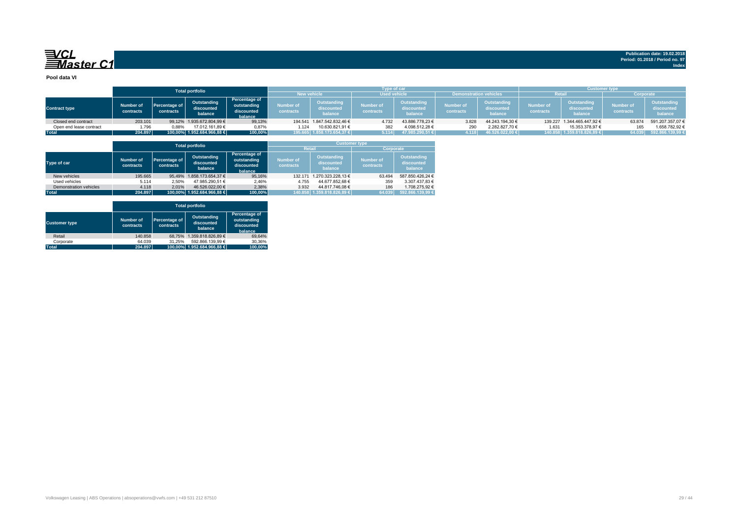**VCL Master C1**

**Publication date: 19.02.2018**
**Period: 01.2018 / Period no. 97**
**Index**

**Pool data VI**

| Contract type | Total portfolio | | | | Type of car | | | | | | Customer type | | | |
|---|---|---|---|---|---|---|---|---|---|---|---|---|---|---|
| | | | | | New vehicle | | Used vehicle | | Demonstration vehicles | | Retail | | Corporate | |
| | Number of contracts | Percentage of contracts | Outstanding discounted balance | Percentage of outstanding discounted balance | Number of contracts | Outstanding discounted balance | Number of contracts | Outstanding discounted balance | Number of contracts | Outstanding discounted balance | Number of contracts | Outstanding discounted balance | Number of contracts | Outstanding discounted balance |
| Closed end contract | 203.101 | 99,12% | 1.935.672.804,99 € | 99,13% | 194.541 | 1.847.542.832,46 € | 4.732 | 43.886.778,23 € | 3.828 | 44.243.194,30 € | 139.227 | 1.344.465.447,92 € | 63.874 | 591.207.357,07 € |
| Open end lease contract | 1.796 | 0,88% | 17.012.161,89 € | 0,87% | 1.124 | 10.630.821,91 € | 382 | 4.098.512,28 € | 290 | 2.282.827,70 € | 1.631 | 15.353.378,97 € | 165 | 1.658.782,92 € |
| **Total** | **204.897** | **100,00%** | **1.952.684.966,88 €** | **100,00%** | **195.665** | **1.858.173.654,37 €** | **5.114** | **47.985.290,51 €** | **4.118** | **46.526.022,00 €** | **140.858** | **1.359.818.826,89 €** | **64.039** | **592.866.139,99 €** |

| Type of car | Total portfolio | | | | Customer type | | | |
|---|---|---|---|---|---|---|---|---|
| | | | | | Retail | | Corporate | |
| | Number of contracts | Percentage of contracts | Outstanding discounted balance | Percentage of outstanding discounted balance | Number of contracts | Outstanding discounted balance | Number of contracts | Outstanding discounted balance |
| New vehicles | 195.665 | 95,49% | 1.858.173.654,37 € | 95,16% | 132.171 | 1.270.323.228,13 € | 63.494 | 587.850.426,24 € |
| Used vehicles | 5.114 | 2,50% | 47.985.290,51 € | 2,46% | 4.755 | 44.677.852,68 € | 359 | 3.307.437,83 € |
| Demonstration vehicles | 4.118 | 2,01% | 46.526.022,00 € | 2,38% | 3.932 | 44.817.746,08 € | 186 | 1.708.275,92 € |
| **Total** | **204.897** | **100,00%** | **1.952.684.966,88 €** | **100,00%** | **140.858** | **1.359.818.826,89 €** | **64.039** | **592.866.139,99 €** |

| Customer type | Total portfolio | | | |
|---|---|---|---|---|
| | Number of contracts | Percentage of contracts | Outstanding discounted balance | Percentage of outstanding discounted balance |
| Retail | 140.858 | 68,75% | 1.359.818.826,89 € | 69,64% |
| Corporate | 64.039 | 31,25% | 592.866.139,99 € | 30,36% |
| **Total** | **204.897** | **100,00%** | **1.952.684.966,88 €** | **100,00%** |

Volkswagen Leasing | ABS Operations | absoperations@vwfs.com | +49 531 212 87510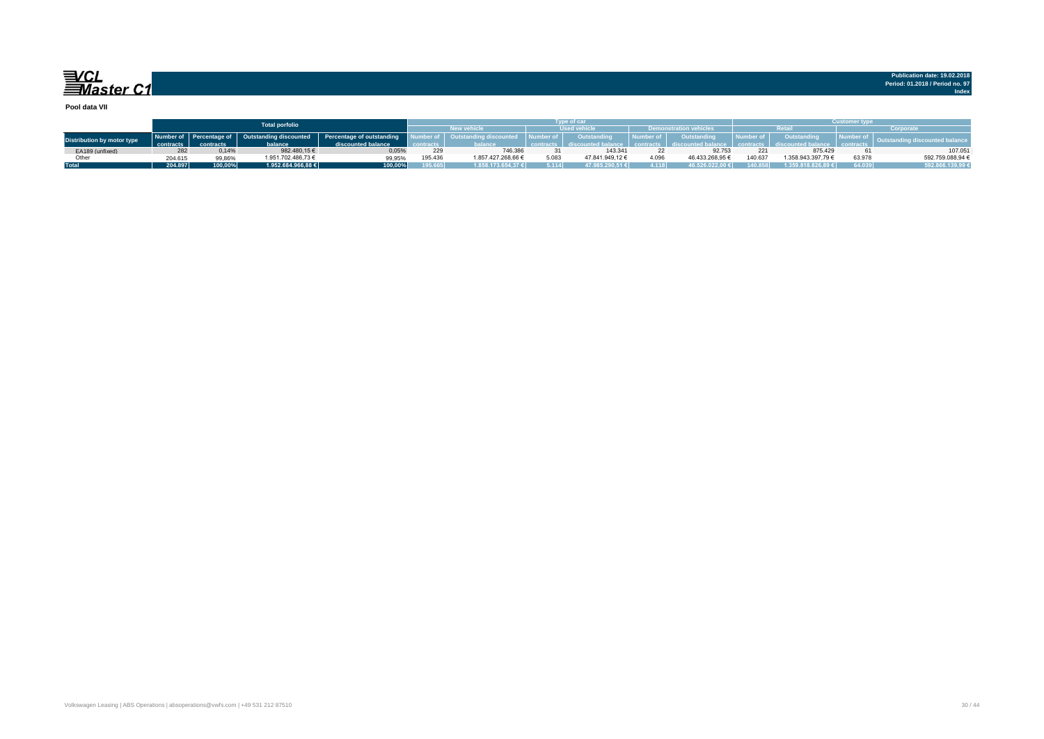Publication date: 19.02.2018
Period: 01.2018 / Period no. 97
Index

**Pool data VII**

| Distribution by motor type | Total porfolio | | | | Type of car | | | | | | Customer type | | | |
|---|---|---|---|---|---|---|---|---|---|---|---|---|---|---|
| | | | | | New vehicle | | Used vehicle | | Demonstration vehicles | | Retail | | Corporate | |
| | Number of contracts | Percentage of contracts | Outstanding discounted balance | Percentage of outstanding discounted balance | Number of contracts | Outstanding discounted balance | Number of contracts | Outstanding discounted balance | Number of contracts | Outstanding discounted balance | Number of contracts | Outstanding discounted balance | Number of contracts | Outstanding discounted balance |
| EA189 (unfixed) | 282 | 0,14% | 982.480,15 € | 0,05% | 229 | 746.386 | 31 | 143.341 | 22 | 92.753 | 221 | 875.429 | 61 | 107.051 |
| Other | 204.615 | 99,86% | 1.951.702.486,73 € | 99,95% | 195.436 | 1.857.427.268,66 € | 5.083 | 47.841.949,12 € | 4.096 | 46.433.268,95 € | 140.637 | 1.358.943.397,79 € | 63.978 | 592.759.088,94 € |
| **Total** | **204.897** | **100,00%** | **1.952.684.966,88 €** | **100,00%** | **195.665** | **1.858.173.654,37 €** | **5.114** | **47.985.290,51 €** | **4.118** | **46.526.022,00 €** | **140.858** | **1.359.818.826,89 €** | **64.039** | **592.866.139,99 €** |

Volkswagen Leasing | ABS Operations | absoperations@vwfs.com | +49 531 212 87510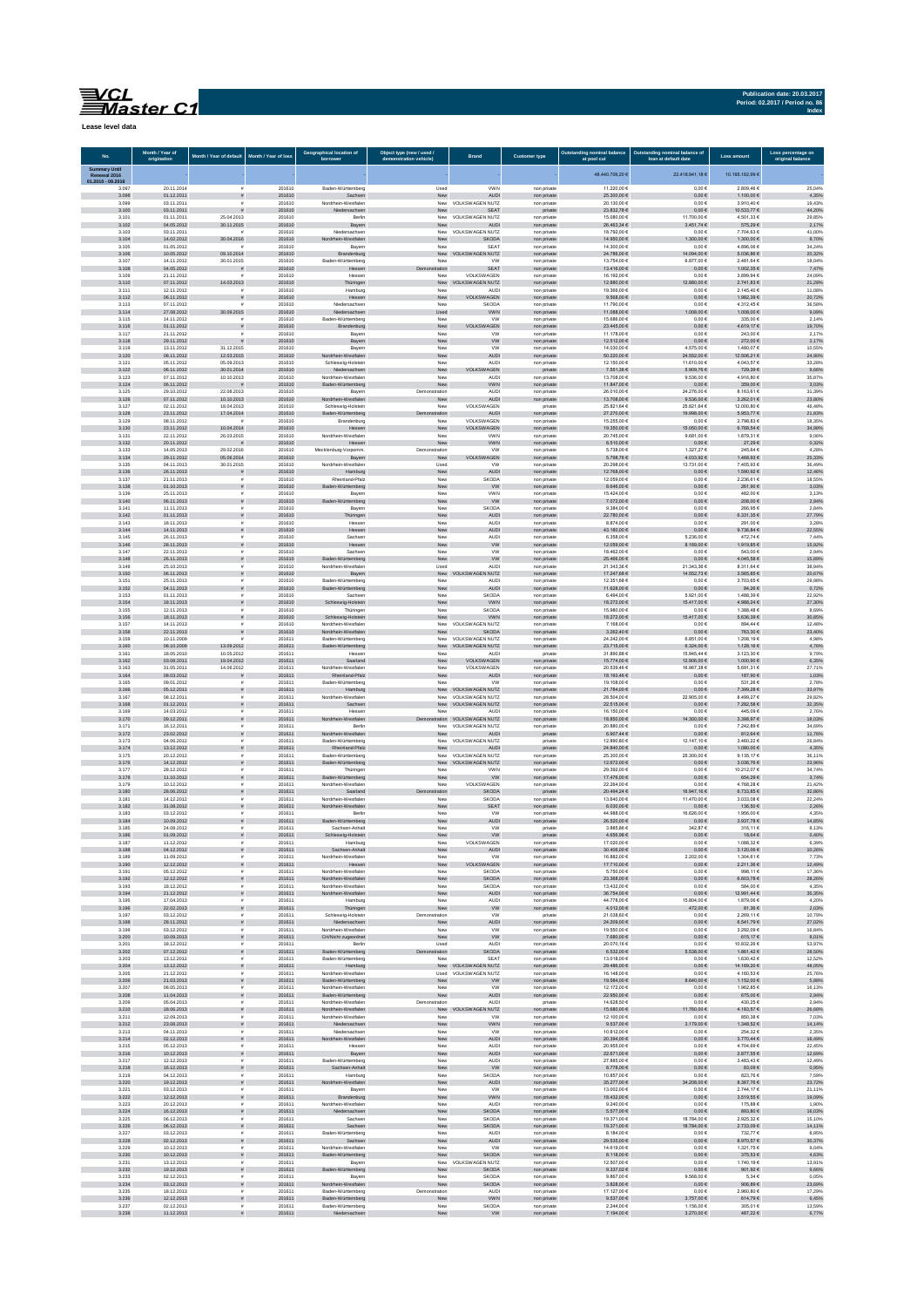**Publication date: 20.03.2017**
**Period: 02.2017 / Period no. 86**
**Index**

**Lease level data**

| No. | Month / Year of origination | Month / Year of default | Month / Year of loss | Geographical location of borrower | Object type (new / used / demonstration vehicle) | Brand | Customer type | Outstanding nominal balance at pool cut | Outstanding nominal balance of loan at default date | Loss amount | Loss percentage on original balance |
|---|---|---|---|---|---|---|---|---|---|---|---|
| Summary Until Renewal 2016 01.2010 - 09.2016 | | | | | | | | 48.440.709,20 € | 22.418.941,18 € | 10.195.162,99 € | |
| 3.097 | 20.11.2014 | # | 201610 | Baden-Württemberg | Used | VWN | non private | 11.220,00 € | 0,00 € | 2.809,46 € | 25,04% |
| 3.098 | 01.12.2011 | # | 201610 | Sachsen | New | AUDI | non private | 25.300,00 € | 0,00 € | 1.100,00 € | 4,35% |
| 3.099 | 03.11.2011 | # | 201610 | Nordrhein-Westfalen | New | VOLKSWAGEN NUTZ | non private | 20.130,00 € | 0,00 € | 3.910,40 € | 19,43% |
| 3.100 | 03.11.2011 | # | 201610 | Niedersachsen | New | SEAT | private | 23.832,78 € | 0,00 € | 10.533,77 € | 44,20% |
| 3.101 | 01.11.2011 | 25.04.2013 | 201610 | Berlin | New | VOLKSWAGEN NUTZ | non private | 15.080,00 € | 11.700,00 € | 4.501,33 € | 29,85% |
| 3.102 | 04.05.2012 | 30.11.2015 | 201610 | Bayern | New | AUDI | non private | 26.463,34 € | 3.451,74 € | 575,29 € | 2,17% |
| 3.103 | 03.11.2011 | # | 201610 | Niedersachsen | New | VOLKSWAGEN NUTZ | non private | 18.792,00 € | 0,00 € | 7.704,63 € | 41,00% |
| 3.104 | 14.02.2012 | 30.04.2016 | 201610 | Nordrhein-Westfalen | New | SKODA | non private | 14.950,00 € | 1.300,00 € | 1.300,00 € | 8,70% |
| 3.105 | 01.05.2012 | # | 201610 | Bayern | New | SEAT | non private | 14.300,00 € | 0,00 € | 4.896,00 € | 34,24% |
| 3.106 | 10.05.2012 | 09.10.2014 | 201610 | Brandenburg | New | VOLKSWAGEN NUTZ | non private | 24.780,00 € | 14.094,00 € | 5.036,86 € | 20,33% |
| 3.107 | 14.11.2012 | 30.01.2015 | 201610 | Baden-Württemberg | New | VW | non private | 13.754,00 € | 6.877,00 € | 2.481,64 € | 18,04% |
| 3.108 | 04.05.2012 | # | 201610 | Hessen | Demonstration | SEAT | non private | 13.416,00 € | 0,00 € | 1.002,35 € | 7,47% |
| 3.109 | 21.11.2012 | # | 201610 | Hessen | New | VOLKSWAGEN | non private | 16.192,00 € | 0,00 € | 3.899,94 € | 24,09% |
| 3.110 | 07.11.2012 | 14.03.2013 | 201610 | Thüringen | New | VOLKSWAGEN NUTZ | non private | 12.880,00 € | 12.880,00 € | 2.741,83 € | 21,29% |
| 3.111 | 12.11.2012 | # | 201610 | Hamburg | New | AUDI | non private | 19.366,00 € | 0,00 € | 2.145,40 € | 11,08% |
| 3.112 | 06.11.2012 | # | 201610 | Hessen | New | VOLKSWAGEN | non private | 9.568,00 € | 0,00 € | 1.982,39 € | 20,72% |
| 3.113 | 07.11.2012 | # | 201610 | Niedersachsen | New | SKODA | non private | 11.790,00 € | 0,00 € | 4.312,45 € | 36,58% |
| 3.114 | 27.08.2012 | 30.09.2015 | 201610 | Niedersachsen | Used | VWN | non private | 11.088,00 € | 1.008,00 € | 1.008,00 € | 9,09% |
| 3.115 | 14.11.2012 | # | 201610 | Baden-Württemberg | New | VW | non private | 15.686,00 € | 0,00 € | 335,00 € | 2,14% |
| 3.116 | 01.11.2012 | # | 201610 | Brandenburg | New | VOLKSWAGEN | non private | 23.445,00 € | 0,00 € | 4.619,17 € | 19,70% |
| 3.117 | 21.11.2012 | # | 201610 | Bayern | New | VW | non private | 11.178,00 € | 0,00 € | 243,00 € | 2,17% |
| 3.118 | 29.11.2012 | # | 201610 | Bayern | New | VW | non private | 12.512,00 € | 0,00 € | 272,00 € | 2,17% |
| 3.119 | 13.11.2012 | 31.12.2015 | 201610 | Bayern | New | VW | non private | 14.030,00 € | 4.575,00 € | 1.480,07 € | 10,55% |
| 3.120 | 08.11.2012 | 12.03.2015 | 201610 | Nordrhein-Westfalen | New | AUDI | non private | 50.220,00 € | 24.552,00 € | 12.506,21 € | 24,90% |
| 3.121 | 05.11.2012 | 05.09.2013 | 201610 | Schleswig-Holstein | New | AUDI | non private | 12.150,00 € | 11.610,00 € | 4.043,57 € | 33,28% |
| 3.122 | 06.11.2012 | 30.01.2014 | 201610 | Niedersachsen | New | VOLKSWAGEN | private | 7.551,36 € | 5.909,76 € | 729,39 € | 9,66% |
| 3.123 | 07.11.2012 | 10.10.2013 | 201610 | Nordrhein-Westfalen | New | AUDI | non private | 13.708,00 € | 9.536,00 € | 4.916,80 € | 35,87% |
| 3.124 | 06.11.2012 | # | 201610 | Baden-Württemberg | New | VWN | non private | 11.847,00 € | 0,00 € | 359,00 € | 3,03% |
| 3.125 | 29.10.2012 | 22.08.2013 | 201610 | Bayern | Demonstration | AUDI | non private | 26.010,00 € | 24.276,00 € | 8.163,61 € | 31,39% |
| 3.126 | 07.11.2012 | 10.10.2013 | 201610 | Nordrhein-Westfalen | New | AUDI | non private | 13.708,00 € | 9.536,00 € | 3.262,01 € | 23,80% |
| 3.127 | 02.11.2012 | 18.04.2013 | 201610 | Schleswig-Holstein | New | VOLKSWAGEN | private | 25.821,64 € | 25.821,64 € | 12.000,80 € | 46,48% |
| 3.128 | 23.11.2012 | 17.04.2014 | 201610 | Baden-Württemberg | Demonstration | AUDI | non private | 27.270,00 € | 19.998,00 € | 5.953,77 € | 21,83% |
| 3.129 | 08.11.2012 | # | 201610 | Brandenburg | New | VOLKSWAGEN | non private | 15.255,00 € | 0,00 € | 2.798,83 € | 18,35% |
| 3.130 | 23.11.2012 | 10.04.2014 | 201610 | Hessen | New | VOLKSWAGEN | non private | 19.350,00 € | 15.050,00 € | 6.768,54 € | 34,98% |
| 3.131 | 22.11.2012 | 26.03.2015 | 201610 | Nordrhein-Westfalen | New | VWN | non private | 20.745,00 € | 9.681,00 € | 1.879,31 € | 9,06% |
| 3.132 | 20.11.2012 | # | 201610 | Hessen | New | VWN | non private | 8.510,00 € | 0,00 € | 27,29 € | 0,32% |
| 3.133 | 14.05.2013 | 29.02.2016 | 201610 | Mecklenburg-Vorpomm. | Demonstration | VW | non private | 5.738,00 € | 1.327,27 € | 245,64 € | 4,28% |
| 3.134 | 29.11.2012 | 05.06.2014 | 201610 | Bayern | New | VOLKSWAGEN | non private | 5.798,76 € | 4.033,92 € | 1.468,93 € | 25,33% |
| 3.135 | 04.11.2013 | 30.01.2015 | 201610 | Nordrhein-Westfalen | Used | VW | non private | 20.298,00 € | 13.731,00 € | 7.405,93 € | 36,49% |
| 3.136 | 26.11.2013 | # | 201610 | Hamburg | New | AUDI | non private | 12.768,00 € | 0,00 € | 1.590,92 € | 12,46% |
| 3.137 | 21.11.2013 | # | 201610 | Rheinland-Pfalz | New | SKODA | non private | 12.059,00 € | 0,00 € | 2.236,61 € | 18,55% |
| 3.138 | 01.10.2013 | # | 201610 | Baden-Württemberg | New | VW | non private | 8.646,00 € | 0,00 € | 261,90 € | 3,03% |
| 3.139 | 25.11.2013 | # | 201610 | Bayern | New | VWN | non private | 15.424,00 € | 0,00 € | 482,00 € | 3,13% |
| 3.140 | 06.11.2013 | # | 201610 | Baden-Württemberg | New | VW | non private | 7.072,00 € | 0,00 € | 208,00 € | 2,94% |
| 3.141 | 11.11.2013 | # | 201610 | Bayern | New | SKODA | non private | 9.384,00 € | 0,00 € | 266,95 € | 2,84% |
| 3.142 | 01.11.2013 | # | 201610 | Thüringen | New | AUDI | non private | 22.780,00 € | 0,00 € | 6.331,35 € | 27,79% |
| 3.143 | 18.11.2013 | # | 201610 | Hessen | New | AUDI | non private | 8.874,00 € | 0,00 € | 291,00 € | 3,28% |
| 3.144 | 14.11.2013 | # | 201610 | Hessen | New | AUDI | non private | 43.180,00 € | 0,00 € | 9.736,84 € | 22,55% |
| 3.145 | 26.11.2013 | # | 201610 | Sachsen | New | AUDI | non private | 6.358,00 € | 5.236,00 € | 472,74 € | 7,44% |
| 3.146 | 28.11.2013 | # | 201610 | Hessen | New | VW | non private | 12.059,00 € | 8.169,00 € | 1.919,85 € | 15,92% |
| 3.147 | 22.11.2013 | # | 201610 | Sachsen | New | VW | non private | 18.462,00 € | 0,00 € | 543,00 € | 2,94% |
| 3.148 | 26.11.2013 | # | 201610 | Baden-Württemberg | New | VW | non private | 25.466,00 € | 0,00 € | 4.045,58 € | 15,89% |
| 3.149 | 25.10.2013 | # | 201610 | Nordrhein-Westfalen | Used | AUDI | non private | 21.343,36 € | 21.343,36 € | 8.311,64 € | 38,94% |
| 3.150 | 06.11.2013 | # | 201610 | Bayern | New | VOLKSWAGEN NUTZ | non private | 17.247,68 € | 14.552,73 € | 3.565,85 € | 20,67% |
| 3.151 | 25.11.2013 | # | 201610 | Baden-Württemberg | New | AUDI | non private | 12.351,68 € | 0,00 € | 3.703,65 € | 29,98% |
| 3.152 | 04.11.2013 | # | 201610 | Baden-Württemberg | New | AUDI | non private | 11.628,00 € | 0,00 € | 84,36 € | 0,72% |
| 3.153 | 01.11.2013 | # | 201610 | Sachsen | New | SKODA | non private | 6.494,00 € | 5.921,00 € | 1.488,39 € | 22,92% |
| 3.154 | 18.11.2013 | # | 201610 | Schleswig-Holstein | New | VWN | non private | 18.272,00 € | 15.417,00 € | 4.988,24 € | 27,30% |
| 3.155 | 12.11.2013 | # | 201610 | Thüringen | New | SKODA | non private | 15.980,00 € | 0,00 € | 1.388,48 € | 8,69% |
| 3.156 | 18.11.2013 | # | 201610 | Schleswig-Holstein | New | VWN | non private | 18.272,00 € | 15.417,00 € | 5.636,39 € | 30,85% |
| 3.157 | 14.11.2013 | # | 201610 | Nordrhein-Westfalen | New | VOLKSWAGEN NUTZ | non private | 7.168,00 € | 0,00 € | 894,44 € | 12,48% |
| 3.158 | 22.11.2013 | # | 201610 | Nordrhein-Westfalen | New | SKODA | non private | 3.262,40 € | 0,00 € | 763,30 € | 23,40% |
| 3.159 | 10.11.2009 | # | 201611 | Baden-Württemberg | New | VOLKSWAGEN NUTZ | non private | 24.242,00 € | 8.851,00 € | 1.208,19 € | 4,98% |
| 3.160 | 08.10.2009 | 13.09.2012 | 201611 | Baden-Württemberg | New | VOLKSWAGEN NUTZ | non private | 23.715,00 € | 6.324,00 € | 1.128,16 € | 4,76% |
| 3.161 | 18.05.2010 | 10.05.2012 | 201611 | Hessen | New | AUDI | private | 31.890,88 € | 15.945,44 € | 3.123,30 € | 9,79% |
| 3.162 | 03.08.2011 | 19.04.2012 | 201611 | Saarland | New | VOLKSWAGEN | non private | 15.774,00 € | 12.906,00 € | 1.000,90 € | 6,35% |
| 3.163 | 31.05.2011 | 14.06.2012 | 201611 | Nordrhein-Westfalen | New | VOLKSWAGEN | non private | 20.539,46 € | 16.967,38 € | 5.691,31 € | 27,71% |
| 3.164 | 08.03.2012 | # | 201611 | Rheinland-Pfalz | New | AUDI | non private | 18.193,46 € | 0,00 € | 187,90 € | 1,03% |
| 3.165 | 09.01.2012 | # | 201611 | Baden-Württemberg | New | VW | non private | 19.108,00 € | 0,00 € | 531,28 € | 2,78% |
| 3.166 | 05.12.2011 | # | 201611 | Hamburg | New | VOLKSWAGEN NUTZ | non private | 21.784,00 € | 0,00 € | 7.399,28 € | 33,97% |
| 3.167 | 08.12.2011 | # | 201611 | Nordrhein-Westfalen | New | VOLKSWAGEN NUTZ | non private | 28.504,00 € | 22.905,00 € | 8.499,27 € | 29,82% |
| 3.168 | 01.12.2011 | # | 201611 | Sachsen | New | VOLKSWAGEN NUTZ | non private | 22.515,00 € | 0,00 € | 7.282,58 € | 32,35% |
| 3.169 | 14.03.2012 | # | 201611 | Hessen | New | AUDI | non private | 16.150,00 € | 0,00 € | 445,09 € | 2,76% |
| 3.170 | 09.12.2011 | # | 201611 | Nordrhein-Westfalen | Demonstration | VOLKSWAGEN NUTZ | non private | 18.850,00 € | 14.300,00 € | 3.398,97 € | 18,03% |
| 3.171 | 16.12.2011 | # | 201611 | Berlin | New | VOLKSWAGEN NUTZ | non private | 20.880,00 € | 0,00 € | 7.242,89 € | 34,69% |
| 3.172 | 23.02.2012 | # | 201611 | Nordrhein-Westfalen | New | AUDI | private | 6.907,44 € | 0,00 € | 812,64 € | 11,76% |
| 3.173 | 04.06.2012 | # | 201611 | Baden-Württemberg | New | VOLKSWAGEN NUTZ | non private | 12.890,80 € | 12.147,10 € | 3.460,22 € | 26,84% |
| 3.174 | 13.12.2012 | # | 201611 | Rheinland-Pfalz | New | AUDI | private | 24.840,00 € | 0,00 € | 1.080,00 € | 4,35% |
| 3.175 | 20.12.2012 | # | 201611 | Baden-Württemberg | New | VOLKSWAGEN NUTZ | non private | 25.300,00 € | 25.300,00 € | 9.135,17 € | 36,11% |
| 3.176 | 14.12.2012 | # | 201611 | Baden-Württemberg | New | VOLKSWAGEN NUTZ | non private | 12.672,00 € | 0,00 € | 3.036,76 € | 23,96% |
| 3.177 | 28.12.2012 | # | 201611 | Thüringen | New | VWN | non private | 29.392,00 € | 0,00 € | 10.212,07 € | 34,74% |
| 3.178 | 11.10.2012 | # | 201611 | Baden-Württemberg | New | VW | non private | 17.476,00 € | 0,00 € | 654,29 € | 3,74% |
| 3.179 | 10.12.2012 | # | 201611 | Nordrhein-Westfalen | New | VOLKSWAGEN | non private | 22.264,00 € | 0,00 € | 4.768,28 € | 21,42% |
| 3.180 | 28.06.2012 | # | 201611 | Saarland | Demonstration | SKODA | non private | 20.494,24 € | 16.947,16 € | 6.733,85 € | 32,86% |
| 3.181 | 14.12.2012 | # | 201611 | Nordrhein-Westfalen | New | SKODA | non private | 13.640,00 € | 11.470,00 € | 3.033,08 € | 22,24% |
| 3.182 | 21.08.2012 | # | 201611 | Nordrhein-Westfalen | New | SEAT | non private | 6.030,00 € | 0,00 € | 136,50 € | 2,26% |
| 3.183 | 03.12.2012 | # | 201611 | Berlin | New | VW | non private | 44.988,00 € | 16.626,00 € | 1.956,00 € | 4,35% |
| 3.184 | 10.09.2012 | # | 201611 | Baden-Württemberg | New | AUDI | non private | 26.520,00 € | 0,00 € | 3.937,78 € | 14,85% |
| 3.185 | 24.08.2012 | # | 201611 | Sachsen-Anhalt | New | VW | private | 3.885,86 € | 342,87 € | 316,11 € | 8,13% |
| 3.186 | 01.09.2012 | # | 201611 | Schleswig-Holstein | New | VW | non private | 4.656,98 € | 0,00 € | 18,64 € | 0,40% |
| 3.187 | 11.12.2012 | # | 201611 | Hamburg | New | VOLKSWAGEN | non private | 17.020,00 € | 0,00 € | 1.088,32 € | 6,39% |
| 3.188 | 04.12.2012 | # | 201611 | Sachsen-Anhalt | New | AUDI | non private | 30.406,00 € | 0,00 € | 3.120,09 € | 10,26% |
| 3.189 | 11.09.2012 | # | 201611 | Nordrhein-Westfalen | New | VW | non private | 16.882,00 € | 2.202,00 € | 1.304,61 € | 7,73% |
| 3.190 | 12.12.2012 | # | 201611 | Hessen | New | VOLKSWAGEN | non private | 17.710,00 € | 0,00 € | 2.211,36 € | 12,49% |
| 3.191 | 05.12.2012 | # | 201611 | Nordrhein-Westfalen | New | SKODA | non private | 5.750,00 € | 0,00 € | 998,11 € | 17,36% |
| 3.192 | 12.12.2012 | # | 201611 | Nordrhein-Westfalen | New | SKODA | non private | 23.368,00 € | 0,00 € | 6.603,78 € | 28,26% |
| 3.193 | 18.12.2012 | # | 201611 | Nordrhein-Westfalen | New | SKODA | non private | 13.432,00 € | 0,00 € | 584,00 € | 4,35% |
| 3.194 | 21.12.2012 | # | 201611 | Nordrhein-Westfalen | New | AUDI | non private | 36.754,00 € | 0,00 € | 12.991,44 € | 35,35% |
| 3.195 | 17.04.2013 | # | 201611 | Hamburg | New | AUDI | non private | 44.778,00 € | 15.804,00 € | 1.879,66 € | 4,20% |
| 3.196 | 22.02.2013 | # | 201611 | Thüringen | New | VW | non private | 4.012,00 € | 472,00 € | 81,36 € | 2,03% |
| 3.197 | 03.12.2012 | # | 201611 | Schleswig-Holstein | Demonstration | VW | private | 21.038,60 € | 0,00 € | 2.269,11 € | 10,79% |
| 3.198 | 28.11.2012 | # | 201611 | Niedersachsen | New | AUDI | non private | 24.209,00 € | 0,00 € | 6.541,79 € | 27,02% |
| 3.199 | 03.12.2012 | # | 201611 | Nordrhein-Westfalen | New | VW | non private | 19.550,00 € | 0,00 € | 3.292,09 € | 16,84% |
| 3.200 | 10.09.2013 | # | 201611 | CH/Nicht zugeordnet | New | VW | private | 7.680,00 € | 0,00 € | 615,17 € | 8,01% |
| 3.201 | 18.12.2012 | # | 201611 | Berlin | Used | AUDI | non private | 20.070,18 € | 0,00 € | 10.832,36 € | 53,97% |
| 3.202 | 07.12.2012 | # | 201611 | Baden-Württemberg | Demonstration | SKODA | non private | 6.532,00 € | 5.536,00 € | 1.861,42 € | 28,50% |
| 3.203 | 13.12.2012 | # | 201611 | Baden-Württemberg | New | SEAT | non private | 13.018,00 € | 0,00 € | 1.630,43 € | 12,52% |
| 3.204 | 13.12.2012 | # | 201611 | Hamburg | New | VOLKSWAGEN NUTZ | non private | 29.486,00 € | 0,00 € | 14.169,20 € | 48,05% |
| 3.205 | 21.12.2012 | # | 201611 | Nordrhein-Westfalen | Used | VOLKSWAGEN NUTZ | non private | 16.148,00 € | 0,00 € | 4.160,53 € | 25,76% |
| 3.206 | 21.03.2013 | # | 201611 | Baden-Württemberg | New | VW | non private | 19.584,00 € | 8.640,00 € | 1.152,00 € | 5,88% |
| 3.207 | 08.05.2013 | # | 201611 | Nordrhein-Westfalen | New | VW | non private | 12.172,00 € | 0,00 € | 1.962,85 € | 16,13% |
| 3.208 | 11.04.2013 | # | 201611 | Baden-Württemberg | New | AUDI | non private | 22.950,00 € | 0,00 € | 675,00 € | 2,94% |
| 3.209 | 05.04.2013 | # | 201611 | Nordrhein-Westfalen | Demonstration | AUDI | non private | 14.628,50 € | 0,00 € | 430,25 € | 2,94% |
| 3.210 | 18.06.2013 | # | 201611 | Nordrhein-Westfalen | New | VOLKSWAGEN NUTZ | non private | 15.680,00 € | 11.760,00 € | 4.193,57 € | 26,74% |
| 3.211 | 12.09.2013 | # | 201611 | Nordrhein-Westfalen | New | VW | non private | 12.100,00 € | 0,00 € | 850,38 € | 7,03% |
| 3.212 | 23.08.2013 | # | 201611 | Niedersachsen | New | VWN | non private | 9.537,00 € | 3.179,00 € | 1.348,52 € | 14,14% |
| 3.213 | 04.11.2013 | # | 201611 | Niedersachsen | New | VW | non private | 10.812,00 € | 0,00 € | 254,32 € | 2,35% |
| 3.214 | 02.12.2013 | # | 201611 | Nordrhein-Westfalen | New | AUDI | non private | 20.394,00 € | 0,00 € | 3.770,44 € | 18,49% |
| 3.215 | 05.12.2013 | # | 201611 | Hessen | New | AUDI | non private | 20.955,00 € | 0,00 € | 4.704,69 € | 22,45% |
| 3.216 | 10.12.2013 | # | 201611 | Bayern | New | AUDI | non private | 22.671,00 € | 0,00 € | 2.877,55 € | 12,69% |
| 3.217 | 12.12.2013 | # | 201611 | Baden-Württemberg | New | AUDI | non private | 27.885,00 € | 0,00 € | 3.483,43 € | 12,49% |
| 3.218 | 16.12.2013 | # | 201611 | Sachsen-Anhalt | New | VW | non private | 8.778,00 € | 0,00 € | 83,09 € | 0,95% |
| 3.219 | 04.12.2013 | # | 201611 | Hamburg | New | SKODA | non private | 10.857,00 € | 0,00 € | 823,76 € | 7,59% |
| 3.220 | 19.12.2013 | # | 201611 | Nordrhein-Westfalen | New | AUDI | non private | 35.277,00 € | 34.206,00 € | 8.367,76 € | 23,72% |
| 3.221 | 03.12.2013 | # | 201611 | Bayern | New | VW | non private | 13.002,00 € | 0,00 € | 2.744,17 € | 21,11% |
| 3.222 | 12.12.2013 | # | 201611 | Brandenburg | New | VWN | non private | 18.432,00 € | 0,00 € | 3.519,55 € | 19,09% |
| 3.223 | 20.12.2013 | # | 201611 | Nordrhein-Westfalen | New | AUDI | non private | 9.240,00 € | 0,00 € | 175,88 € | 1,90% |
| 3.224 | 16.12.2013 | # | 201611 | Niedersachsen | New | SKODA | non private | 5.577,00 € | 0,00 € | 893,80 € | 16,03% |
| 3.225 | 06.12.2013 | # | 201611 | Sachsen | New | SKODA | non private | 19.371,00 € | 18.784,00 € | 2.925,32 € | 15,10% |
| 3.226 | 06.12.2013 | # | 201611 | Sachsen | New | SKODA | non private | 19.371,00 € | 18.784,00 € | 2.733,09 € | 14,11% |
| 3.227 | 03.12.2013 | # | 201611 | Baden-Württemberg | New | AUDI | non private | 8.184,00 € | 0,00 € | 732,77 € | 8,95% |
| 3.228 | 02.12.2013 | # | 201611 | Sachsen | New | AUDI | non private | 29.535,00 € | 0,00 € | 8.970,57 € | 30,37% |
| 3.229 | 10.12.2013 | # | 201611 | Nordrhein-Westfalen | New | VW | non private | 14.619,00 € | 0,00 € | 1.321,75 € | 9,04% |
| 3.230 | 10.12.2013 | # | 201611 | Baden-Württemberg | New | SKODA | non private | 8.118,00 € | 0,00 € | 375,53 € | 4,63% |
| 3.231 | 13.12.2013 | # | 201611 | Bayern | New | VOLKSWAGEN NUTZ | non private | 12.507,00 € | 0,00 € | 1.740,19 € | 13,91% |
| 3.232 | 19.12.2013 | # | 201611 | Baden-Württemberg | New | SKODA | non private | 9.337,02 € | 0,00 € | 901,92 € | 9,66% |
| 3.233 | 02.12.2013 | # | 201611 | Bayern | New | SKODA | non private | 9.867,00 € | 9.568,00 € | 5,34 € | 0,05% |
| 3.234 | 03.12.2013 | # | 201611 | Nordrhein-Westfalen | New | SKODA | non private | 3.828,00 € | 0,00 € | 906,89 € | 23,69% |
| 3.235 | 18.12.2013 | # | 201611 | Baden-Württemberg | Demonstration | AUDI | non private | 17.127,00 € | 0,00 € | 2.960,80 € | 17,29% |
| 3.236 | 12.12.2013 | # | 201611 | Baden-Württemberg | New | VWN | non private | 9.537,00 € | 3.757,00 € | 614,79 € | 6,45% |
| 3.237 | 02.12.2013 | # | 201611 | Baden-Württemberg | New | SKODA | non private | 2.244,00 € | 1.156,00 € | 305,01 € | 13,59% |
| 3.238 | 11.12.2013 | # | 201611 | Niedersachsen | New | VW | non private | 7.194,00 € | 3.270,00 € | 487,22 € | 6,77% |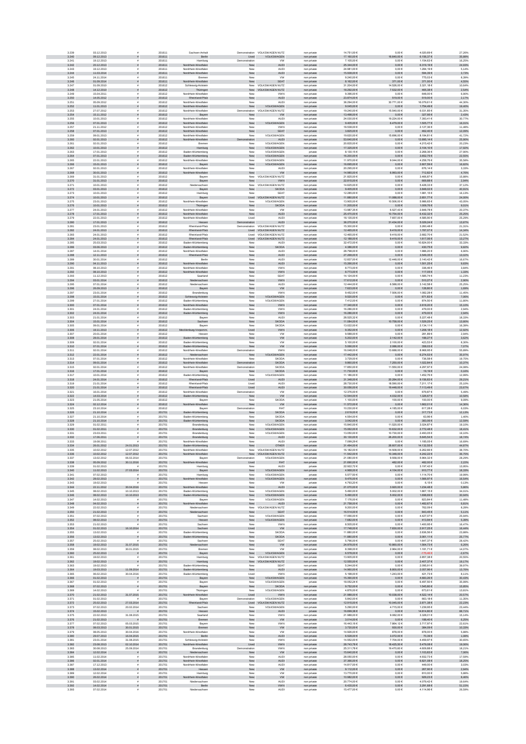| | | | | | | | | | | | |
|---|---|---|---|---|---|---|---|---|---|---|---|
| 3.239 | 03.12.2013 | # | 201611 | Sachsen-Anhalt | Demonstration | VOLKSWAGEN NUTZ | non private | 14.751,00 € | 0,00 € | 4.020,69 € | 27,26% |
| 3.240 | 09.12.2013 | # | 201611 | Berlin | Used | VOLKSWAGEN | non private | 17.160,00 € | 16.640,00 € | 6.156,37 € | 35,88% |
| 3.241 | 19.12.2013 | # | 201611 | Hamburg | Demonstration | VW | non private | 7.105,00 € | 0,00 € | 1.154,63 € | 16,25% |
| 3.242 | 20.12.2013 | # | 201611 | Nordrhein-Westfalen | New | AUDI | non private | 25.344,00 € | 0,00 € | 6.319,19 € | 24,93% |
| 3.243 | 19.12.2013 | # | 201611 | Nordrhein-Westfalen | New | AUDI | non private | 24.981,00 € | 0,00 € | 1.284,19 € | 5,14% |
| 3.244 | 11.03.2014 | # | 201611 | Nordrhein-Westfalen | New | AUDI | non private | 15.938,00 € | 0,00 € | 594,39 € | 3,73% |
| 3.245 | 24.11.2014 | # | 201611 | Bremen | New | VW | non private | 9.240,00 € | 0,00 € | 775,03 € | 8,39% |
| 3.246 | 01.09.2014 | # | 201611 | Nordrhein-Westfalen | New | SEAT | non private | 8.162,00 € | 371,00 € | 371,00 € | 4,55% |
| 3.247 | 01.09.2010 | # | 201612 | Schleswig-Holstein | New | VOLKSWAGEN NUTZ | non private | 31.204,00 € | 14.526,00 € | 3.321,18 € | 10,64% |
| 3.248 | 14.12.2010 | # | 201612 | Thüringen | New | VOLKSWAGEN NUTZ | non private | 18.292,00 € | 7.532,00 € | 465,18 € | 2,54% |
| 3.249 | 15.04.2011 | # | 201612 | Nordrhein-Westfalen | New | VWN | non private | 9.396,00 € | 0,00 € | 648,00 € | 6,90% |
| 3.250 | 14.05.2012 | # | 201612 | Rheinland-Pfalz | New | AUDI | non private | 23.874,00 € | 519,00 € | 519,00 € | 2,17% |
| 3.251 | 05.09.2012 | # | 201612 | Nordrhein-Westfalen | New | AUDI | non private | 36.294,00 € | 30.771,00 € | 16.079,61 € | 44,30% |
| 3.252 | 11.01.2013 | # | 201612 | Nordrhein-Westfalen | New | VOLKSWAGEN | non private | 9.045,00 € | 0,00 € | 1.754,49 € | 19,40% |
| 3.253 | 27.07.2012 | # | 201612 | Nordrhein-Westfalen | Demonstration | VOLKSWAGEN NUTZ | non private | 19.240,00 € | 15.540,00 € | 6.031,85 € | 31,35% |
| 3.254 | 15.11.2012 | # | 201612 | Bayern | New | VW | non private | 13.498,00 € | 0,00 € | 327,95 € | 2,43% |
| 3.255 | 10.01.2013 | # | 201612 | Nordrhein-Westfalen | New | AUDI | non private | 24.030,00 € | 19.224,00 € | 7.393,41 € | 30,77% |
| 3.256 | 07.01.2013 | # | 201612 | Nordrhein-Westfalen | New | VOLKSWAGEN | non private | 9.405,00 € | 6.479,00 € | 1.505,77 € | 16,01% |
| 3.257 | 21.11.2012 | # | 201612 | Nordrhein-Westfalen | New | VWN | non private | 18.538,00 € | 0,00 € | 2.127,36 € | 11,48% |
| 3.258 | 07.01.2013 | # | 201612 | Nordrhein-Westfalen | New | SEAT | non private | 3.825,00 € | 0,00 € | 462,40 € | 12,09% |
| 3.259 | 09.01.2013 | # | 201612 | Nordrhein-Westfalen | New | VOLKSWAGEN | non private | 19.620,00 € | 15.696,00 € | 8.184,81 € | 41,72% |
| 3.260 | 02.01.2013 | # | 201612 | Nordrhein-Westfalen | Demonstration | AUDI | non private | 53.640,00 € | 0,00 € | 13.895,14 € | 25,90% |
| 3.261 | 02.01.2013 | # | 201612 | Bremen | New | VOLKSWAGEN | non private | 20.835,00 € | 0,00 € | 4.215,42 € | 20,23% |
| 3.262 | 10.01.2013 | # | 201612 | Hamburg | New | VOLKSWAGEN | non private | 17.325,00 € | 0,00 € | 3.104,10 € | 17,92% |
| 3.263 | 17.01.2013 | # | 201612 | Baden-Württemberg | New | VOLKSWAGEN | private | 8.130,15 € | 0,00 € | 2.268,36 € | 27,90% |
| 3.264 | 07.01.2013 | # | 201612 | Baden-Württemberg | New | VOLKSWAGEN | non private | 16.200,00 € | 0,00 € | 3.652,75 € | 22,55% |
| 3.265 | 22.01.2013 | # | 201612 | Nordrhein-Westfalen | New | VOLKSWAGEN | non private | 11.970,00 € | 9.044,00 € | 4.258,76 € | 35,58% |
| 3.266 | 15.01.2013 | # | 201612 | Bayern | New | VOLKSWAGEN | non private | 16.695,00 € | 0,00 € | 2.807,59 € | 16,82% |
| 3.267 | 02.01.2013 | # | 201612 | Nordrhein-Westfalen | New | AUDI | non private | 20.295,00 € | 0,00 € | 676,14 € | 3,33% |
| 3.268 | 30.01.2013 | # | 201612 | Nordrhein-Westfalen | New | VW | non private | 14.985,00 € | 6.993,00 € | 712,82 € | 4,76% |
| 3.269 | 31.01.2013 | # | 201612 | Bayern | New | VOLKSWAGEN NUTZ | non private | 21.825,00 € | 0,00 € | 3.466,87 € | 15,88% |
| 3.270 | 31.01.2013 | # | 201612 | Bayern | New | VWN | non private | 22.815,00 € | 0,00 € | 669,88 € | 2,94% |
| 3.271 | 10.01.2013 | # | 201612 | Niedersachsen | New | VOLKSWAGEN NUTZ | non private | 14.625,00 € | 0,00 € | 5.428,33 € | 37,12% |
| 3.272 | 03.01.2013 | # | 201612 | Bayern | New | SKODA | non private | 9.405,00 € | 0,00 € | 3.848,02 € | 40,91% |
| 3.273 | 10.01.2013 | # | 201612 | Hamburg | New | SEAT | non private | 12.285,00 € | 0,00 € | 1.981,15 € | 16,13% |
| 3.274 | 10.01.2013 | # | 201612 | Bayern | Used | VOLKSWAGEN NUTZ | non private | 11.880,00 € | 11.088,00 € | 2.851,77 € | 24,00% |
| 3.275 | 23.01.2013 | # | 201612 | Nordrhein-Westfalen | New | VOLKSWAGEN | non private | 13.905,00 € | 10.506,00 € | 5.988,85 € | 43,05% |
| 3.276 | 10.01.2013 | # | 201612 | Thüringen | New | SKODA | non private | 11.205,00 € | 0,00 € | 1.009,76 € | 9,01% |
| 3.277 | 24.01.2013 | # | 201612 | Nordrhein-Westfalen | New | VW | non private | 13.987,35 € | 8.527,43 € | 2.848,78 € | 20,37% |
| 3.278 | 17.01.2013 | # | 201612 | Nordrhein-Westfalen | New | AUDI | non private | 25.470,00 € | 19.754,00 € | 6.432,32 € | 25,25% |
| 3.279 | 22.01.2013 | # | 201612 | Nordrhein-Westfalen | Used | AUDI | non private | 18.135,00 € | 7.657,00 € | 4.585,90 € | 25,29% |
| 3.280 | 17.01.2013 | # | 201612 | Hessen | Demonstration | AUDI | non private | 36.270,00 € | 31.434,00 € | 5.029,24 € | 13,87% |
| 3.281 | 23.01.2013 | # | 201612 | Rheinland-Pfalz | Demonstration | VOLKSWAGEN NUTZ | non private | 15.300,00 € | 0,00 € | 3.260,48 € | 21,31% |
| 3.282 | 24.01.2013 | # | 201612 | Rheinland-Pfalz | Used | VOLKSWAGEN NUTZ | non private | 12.465,00 € | 9.418,00 € | 1.787,07 € | 14,34% |
| 3.283 | 24.01.2013 | # | 201612 | Rheinland-Pfalz | Used | VOLKSWAGEN NUTZ | non private | 12.465,00 € | 9.418,00 € | 2.682,70 € | 21,52% |
| 3.284 | 24.01.2013 | # | 201612 | Rheinland-Pfalz | Used | VOLKSWAGEN NUTZ | non private | 12.188,00 € | 9.418,00 € | 1.617,06 € | 13,27% |
| 3.285 | 25.03.2013 | # | 201612 | Baden-Württemberg | New | AUDI | non private | 32.472,00 € | 0,00 € | 10.824,00 € | 33,33% |
| 3.286 | 03.06.2013 | # | 201612 | Baden-Württemberg | New | SKODA | non private | 4.386,00 € | 0,00 € | 430,75 € | 9,82% |
| 3.287 | 14.01.2014 | # | 201612 | Nordrhein-Westfalen | New | AUDI | non private | 28.798,00 € | 0,00 € | 1.986,20 € | 6,90% |
| 3.288 | 12.11.2013 | # | 201612 | Rheinland-Pfalz | New | AUDI | non private | 27.268,00 € | 0,00 € | 3.549,35 € | 13,02% |
| 3.289 | 30.01.2014 | # | 201612 | Berlin | New | AUDI | non private | 12.837,00 € | 12.448,00 € | 2.140,42 € | 16,67% |
| 3.290 | 04.11.2013 | # | 201612 | Nordrhein-Westfalen | New | AUDI | non private | 15.288,00 € | 0,00 € | 1.501,25 € | 9,82% |
| 3.291 | 08.10.2013 | # | 201612 | Nordrhein-Westfalen | New | VWN | non private | 8.773,00 € | 0,00 € | 336,46 € | 3,84% |
| 3.292 | 08.10.2013 | # | 201612 | Nordrhein-Westfalen | New | VWN | non private | 8.773,00 € | 0,00 € | 117,05 € | 1,33% |
| 3.293 | 11.12.2013 | # | 201612 | Saarland | New | SEAT | non private | 14.124,00 € | 0,00 € | 1.585,74 € | 11,23% |
| 3.294 | 03.01.2014 | # | 201612 | Niedersachsen | New | VWN | non private | 17.612,00 € | 0,00 € | 510,27 € | 2,90% |
| 3.295 | 07.01.2014 | # | 201612 | Niedersachsen | New | AUDI | non private | 12.444,00 € | 6.588,00 € | 3.142,58 € | 25,25% |
| 3.296 | 26.09.2013 | # | 201612 | Bayern | New | VW | non private | 7.623,00 € | 0,00 € | 128,80 € | 1,69% |
| 3.297 | 23.01.2014 | # | 201612 | Brandenburg | New | VWN | non private | 9.452,00 € | 7.506,00 € | 1.082,28 € | 11,45% |
| 3.298 | 15.01.2014 | # | 201612 | Schleswig-Holstein | New | VOLKSWAGEN | non private | 9.520,00 € | 0,00 € | 671,83 € | 7,06% |
| 3.299 | 27.01.2014 | # | 201612 | Baden-Württemberg | New | VOLKSWAGEN | non private | 7.412,00 € | 0,00 € | 874,50 € | 11,80% |
| 3.300 | 07.01.2014 | # | 201612 | Nordrhein-Westfalen | New | VWN | non private | 17.340,00 € | 0,00 € | 2.616,20 € | 15,10% |
| 3.301 | 24.01.2014 | # | 201612 | Baden-Württemberg | New | VWN | non private | 16.280,00 € | 0,00 € | 479,00 € | 2,94% |
| 3.302 | 24.01.2014 | # | 201612 | Baden-Württemberg | New | VWN | non private | 16.280,00 € | 0,00 € | 479,00 € | 2,94% |
| 3.303 | 21.01.2014 | # | 201612 | Bayern | New | AUDI | non private | 28.525,32 € | 0,00 € | 5.227,48 € | 18,33% |
| 3.304 | 15.01.2014 | # | 201612 | Sachsen | New | SKODA | non private | 11.084,00 € | 10.758,00 € | 1.529,25 € | 13,80% |
| 3.305 | 09.01.2014 | # | 201612 | Bayern | New | SKODA | non private | 13.022,00 € | 0,00 € | 2.134,11 € | 16,39% |
| 3.306 | 19.11.2013 | # | 201612 | Mecklenburg-Vorpomm. | Used | VWN | non private | 9.352,00 € | 0,00 € | 1.208,18 € | 12,92% |
| 3.307 | 20.01.2014 | # | 201612 | Hessen | New | VW | non private | 9.588,00 € | 0,00 € | 281,89 € | 2,94% |
| 3.308 | 28.01.2014 | # | 201612 | Baden-Württemberg | New | VW | non private | 5.202,00 € | 2.142,00 € | 188,27 € | 3,62% |
| 3.309 | 02.01.2014 | # | 201612 | Baden-Württemberg | New | VW | non private | 5.100,00 € | 2.100,00 € | 423,53 € | 8,30% |
| 3.310 | 07.01.2014 | # | 201612 | Baden-Württemberg | New | VW | non private | 5.066,00 € | 2.086,00 € | 358,03 € | 7,07% |
| 3.311 | 02.01.2014 | # | 201612 | Nordrhein-Westfalen | Demonstration | VWN | non private | 16.048,00 € | 13.688,00 € | 8.968,95 € | 55,89% |
| 3.312 | 22.01.2014 | # | 201612 | Niedersachsen | New | VOLKSWAGEN | non private | 17.442,00 € | 0,00 € | 6.274,53 € | 35,97% |
| 3.313 | 07.01.2014 | # | 201612 | Nordrhein-Westfalen | New | SKODA | non private | 3.729,00 € | 0,00 € | 736,58 € | 19,75% |
| 3.314 | 09.01.2014 | # | 201612 | Nordrhein-Westfalen | Demonstration | SKODA | non private | 9.860,00 € | 7.250,00 € | 1.022,84 € | 10,37% |
| 3.315 | 02.01.2014 | # | 201612 | Nordrhein-Westfalen | Demonstration | SKODA | non private | 17.850,00 € | 11.550,00 € | 4.297,67 € | 24,08% |
| 3.316 | 17.01.2014 | # | 201612 | Bayern | New | SKODA | non private | 11.730,00 € | 0,00 € | 19,18 € | 0,16% |
| 3.317 | 10.01.2014 | # | 201612 | Baden-Württemberg | New | VW | non private | 11.186,00 € | 0,00 € | 1.452,76 € | 12,99% |
| 3.318 | 24.01.2014 | # | 201612 | Rheinland-Pfalz | Used | AUDI | non private | 31.348,00 € | 20.284,00 € | 9.156,83 € | 29,21% |
| 3.319 | 21.01.2014 | # | 201612 | Rheinland-Pfalz | Used | AUDI | non private | 28.730,00 € | 18.590,00 € | 7.211,17 € | 25,10% |
| 3.320 | 21.01.2014 | # | 201612 | Rheinland-Pfalz | Used | AUDI | non private | 30.056,00 € | 19.448,00 € | 7.113,49 € | 23,67% |
| 3.321 | 16.01.2014 | # | 201612 | Nordrhein-Westfalen | Demonstration | VW | non private | 12.376,00 € | 0,00 € | 679,87 € | 5,49% |
| 3.322 | 14.03.2014 | # | 201612 | Baden-Württemberg | New | VW | non private | 12.544,00 € | 4.032,00 € | 1.326,67 € | 10,58% |
| 3.323 | 21.05.2014 | # | 201612 | Bayern | New | SKODA | non private | 1.100,00 € | 100,00 € | 100,00 € | 9,09% |
| 3.324 | 02.12.2014 | # | 201612 | Nordrhein-Westfalen | New | VW | non private | 11.572,00 € | 0,00 € | 1.662,01 € | 14,36% |
| 3.325 | 23.10.2014 | # | 201612 | Bayern | Demonstration | FIAT | non private | 10.230,00 € | 4.185,00 € | 617,28 € | 6,03% |
| 3.326 | 21.10.2014 | # | 201701 | Baden-Württemberg | New | SKODA | non private | 2.619,00 € | 0,00 € | 317,73 € | 12,13% |
| 3.327 | 21.10.2014 | # | 201701 | Baden-Württemberg | New | SKODA | non private | 4.554,00 € | 0,00 € | 63,96 € | 1,40% |
| 3.328 | 21.10.2014 | # | 201701 | Baden-Württemberg | New | SKODA | non private | 3.042,00 € | 0,00 € | 383,06 € | 12,59% |
| 3.329 | 01.02.2011 | # | 201701 | Brandenburg | New | VOLKSWAGEN | non private | 15.840,00 € | 11.520,00 € | 3.024,87 € | 19,10% |
| 3.330 | 01.02.2011 | # | 201701 | Brandenburg | New | VOLKSWAGEN | non private | 15.062,00 € | 10.632,00 € | 2.772,48 € | 18,41% |
| 3.331 | 23.03.2011 | # | 201701 | Brandenburg | New | VOLKSWAGEN | non private | 13.050,00 € | 10.730,00 € | 2.493,05 € | 19,10% |
| 3.332 | 17.06.2011 | # | 201701 | Brandenburg | New | AUDI | non private | 30.130,00 € | 28.200,00 € | 5.645,54 € | 18,74% |
| 3.333 | 19.08.2011 | # | 201701 | Nordrhein-Westfalen | New | AUDI | private | 7.099,29 € | 0,00 € | 1.185,05 € | 16,69% |
| 3.334 | 26.01.2012 | 24.01.2013 | 201701 | Baden-Württemberg | New | OTHER | non private | 31.494,00 € | 26.607,00 € | 14.132,55 € | 44,87% |
| 3.335 | 10.02.2012 | 12.07.2012 | 201701 | Nordrhein-Westfalen | New | VOLKSWAGEN NUTZ | non private | 16.182,00 € | 14.508,00 € | 6.282,66 € | 38,70% |
| 3.336 | 10.02.2012 | 12.07.2012 | 201701 | Nordrhein-Westfalen | New | VOLKSWAGEN NUTZ | non private | 11.542,00 € | 10.348,00 € | 4.242,33 € | 36,75% |
| 3.337 | 13.02.2012 | 06.02.2014 | 201701 | Bayern | Demonstration | VOLKSWAGEN | non private | 21.080,00 € | 9.558,00 € | 5.984,32 € | 28,29% |
| 3.338 | 05.09.2012 | 30.11.2016 | 201701 | Nordrhein-Westfalen | Used | FIAT | non private | 21.890,00 € | 482,00 € | 482,00 € | 2,22% |
| 3.339 | 01.02.2013 | # | 201701 | Hamburg | New | AUDI | private | 22.922,72 € | 0,00 € | 3.197,42 € | 13,95% |
| 3.340 | 11.02.2013 | 27.03.2014 | 201701 | Bayern | New | VOLKSWAGEN | non private | 4.968,00 € | 4.104,00 € | 910,77 € | 18,33% |
| 3.341 | 07.02.2013 | # | 201701 | Hamburg | New | VOLKSWAGEN | private | 5.577,50 € | 0,00 € | 1.114,70 € | 19,99% |
| 3.342 | 28.02.2013 | # | 201701 | Nordrhein-Westfalen | New | VOLKSWAGEN | non private | 9.476,00 € | 0,00 € | 1.566,97 € | 16,54% |
| 3.343 | 19.02.2013 | # | 201701 | Hessen | New | VW | private | 4.793,20 € | 0,00 € | 6,15 € | 0,13% |
| 3.344 | 22.11.2012 | 30.04.2016 | 201701 | Nordrhein-Westfalen | New | AUDI | non private | 21.070,00 € | 3.920,00 € | 1.234,48 € | 5,86% |
| 3.345 | 08.02.2013 | 10.10.2013 | 201701 | Baden-Württemberg | New | VOLKSWAGEN | non private | 5.490,00 € | 5.002,00 € | 1.867,15 € | 34,01% |
| 3.346 | 08.02.2013 | 10.10.2013 | 201701 | Baden-Württemberg | New | VOLKSWAGEN | non private | 5.490,00 € | 5.002,00 € | 1.698,69 € | 30,94% |
| 3.347 | 14.02.2013 | # | 201701 | Bayern | New | VOLKSWAGEN | non private | 7.176,00 € | 0,00 € | 823,84 € | 11,48% |
| 3.348 | 04.02.2013 | # | 201701 | Nordrhein-Westfalen | New | AUDI | non private | 21.758,00 € | 0,00 € | 1.482,67 € | 6,81% |
| 3.349 | 22.02.2013 | # | 201701 | Niedersachsen | New | VOLKSWAGEN NUTZ | non private | 9.200,00 € | 0,00 € | 762,09 € | 8,28% |
| 3.350 | 21.02.2013 | # | 201701 | Niedersachsen | New | SEAT | non private | 16.514,00 € | 0,00 € | 843,45 € | 5,11% |
| 3.351 | 07.02.2013 | # | 201701 | Sachsen | New | VOLKSWAGEN | non private | 17.060,00 € | 0,00 € | 4.427,07 € | 25,94% |
| 3.352 | 08.02.2013 | # | 201701 | Hessen | New | VOLKSWAGEN | non private | 7.682,00 € | 0,00 € | 413,94 € | 5,39% |
| 3.353 | 21.02.2013 | # | 201701 | Sachsen | New | VWN | non private | 8.505,00 € | 0,00 € | 1.400,95 € | 16,47% |
| 3.354 | 01.02.2013 | 16.10.2014 | 201701 | Sachsen | Used | VW | non private | 17.748,00 € | 7.830,00 € | 2.917,25 € | 16,44% |
| 3.355 | 13.02.2013 | # | 201701 | Baden-Württemberg | New | SKODA | non private | 11.880,00 € | 0,00 € | 2.836,56 € | 23,88% |
| 3.356 | 13.02.2013 | # | 201701 | Baden-Württemberg | New | SKODA | non private | 11.880,00 € | 0,00 € | 3.061,11 € | 25,77% |
| 3.357 | 25.02.2013 | # | 201701 | Sachsen | New | SEAT | non private | 5.796,00 € | 0,00 € | 1.647,37 € | 28,42% |
| 3.358 | 19.02.2013 | 31.07.2015 | 201701 | Niedersachsen | New | VW | non private | 24.978,00 € | 10.860,00 € | 1.564,73 € | 6,26% |
| 3.359 | 08.02.2013 | 30.01.2015 | 201701 | Bremen | New | VW | non private | 8.398,00 € | 2.964,00 € | 1.181,71 € | 14,07% |
| 3.360 | 25.02.2013 | # | 201701 | Bayern | New | VOLKSWAGEN | non private | 6.578,00 € | 0,00 € | -175,40 € | -2,67% |
| 3.361 | 19.02.2013 | # | 201701 | Hamburg | New | VOLKSWAGEN NUTZ | non private | 13.905,00 € | 0,00 € | 2.857,38 € | 20,55% |
| 3.362 | 19.02.2013 | # | 201701 | Hamburg | New | VOLKSWAGEN NUTZ | non private | 12.555,00 € | 0,00 € | 2.407,37 € | 19,17% |
| 3.363 | 19.02.2013 | # | 201701 | Baden-Württemberg | New | SEAT | non private | 5.244,00 € | 0,00 € | 2.095,91 € | 39,97% |
| 3.364 | 19.03.2013 | 11.09.2014 | 201701 | Baden-Württemberg | New | AUDI | non private | 14.960,00 € | 8.800,00 € | 2.057,96 € | 13,76% |
| 3.365 | 06.02.2013 | 30.04.2016 | 201701 | Baden-Württemberg | Used | VWN | non private | 5.198,00 € | 1.243,00 € | 421,73 € | 8,11% |
| 3.366 | 01.02.2013 | # | 201701 | Bayern | New | VOLKSWAGEN | non private | 15.390,00 € | 0,00 € | 4.683,26 € | 30,43% |
| 3.367 | 01.02.2013 | # | 201701 | Bayern | New | VOLKSWAGEN | non private | 18.052,24 € | 0,00 € | 6.497,50 € | 35,99% |
| 3.368 | 07.02.2013 | # | 201701 | Bayern | New | SKODA | non private | 9.752,00 € | 0,00 € | 1.545,80 € | 15,85% |
| 3.369 | 14.02.2013 | # | 201701 | Thüringen | New | VOLKSWAGEN | non private | 4.876,00 € | 0,00 € | 673,61 € | 13,81% |
| 3.370 | 21.02.2013 | 31.07.2015 | 201701 | Nordrhein-Westfalen | Used | VWN | non private | 21.988,00 € | 10.038,00 € | 4.522,14 € | 20,57% |
| 3.371 | 01.02.2013 | # | 201701 | Bayern | Demonstration | VOLKSWAGEN | non private | 5.842,00 € | 0,00 € | 663,18 € | 11,35% |
| 3.372 | 25.02.2013 | 27.03.2014 | 201701 | Rheinland-Pfalz | Used | VOLKSWAGEN NUTZ | non private | 12.915,00 € | 10.045,00 € | 2.871,38 € | 22,23% |
| 3.373 | 07.02.2013 | 20.02.2014 | 201701 | Sachsen | New | VOLKSWAGEN | non private | 5.290,00 € | 4.715,00 € | 1.239,95 € | 23,44% |
| 3.374 | 15.02.2013 | # | 201701 | Hessen | New | AUDI | non private | 16.699,38 € | 0,00 € | 14.814,80 € | 88,71% |
| 3.375 | 22.02.2013 | 31.08.2015 | 201701 | Saarland | New | VWN | non private | 21.988,00 € | 9.082,00 € | 3.328,01 € | 15,14% |
| 3.376 | 21.02.2013 | # | 201701 | Bremen | New | VW | non private | 3.014,00 € | 0,00 € | 188,40 € | 6,25% |
| 3.377 | 07.02.2013 | 05.03.2015 | 201701 | Bayern | New | VWN | non private | 16.443,16 € | 7.864,12 € | 3.717,97 € | 22,61% |
| 3.378 | 08.03.2013 | 30.01.2015 | 201701 | Bremen | New | VW | non private | 3.720,00 € | 930,00 € | 384,09 € | 10,33% |
| 3.379 | 08.05.2013 | 30.04.2016 | 201701 | Nordrhein-Westfalen | New | VW | non private | 14.926,00 € | 878,00 € | 878,00 € | 5,88% |
| 3.380 | 29.07.2013 | 16.04.2015 | 201701 | Berlin | New | AUDI | non private | 6.528,00 € | 3.072,00 € | 70,39 € | 1,08% |
| 3.381 | 23.01.2014 | 31.08.2015 | 201701 | Schleswig-Holstein | New | VWN | non private | 14.552,00 € | 7.704,00 € | 4.459,97 € | 30,65% |
| 3.382 | 23.08.2013 | 02.10.2014 | 201701 | Nordrhein-Westfalen | Used | VWN | non private | 28.743,78 € | 18.425,50 € | 5.479,08 € | 19,06% |
| 3.383 | 30.08.2013 | 25.09.2014 | 201701 | Brandenburg | Demonstration | VWN | non private | 25.311,78 € | 19.470,60 € | 4.609,88 € | 18,21% |
| 3.384 | 12.02.2014 | # | 201701 | Niedersachsen | New | VW | non private | 15.640,00 € | 0,00 € | 1.103,83 € | 7,06% |
| 3.385 | 11.02.2014 | # | 201701 | Nordrhein-Westfalen | New | AUDI | non private | 28.050,00 € | 0,00 € | 4.932,73 € | 17,59% |
| 3.386 | 02.01.2014 | # | 201701 | Nordrhein-Westfalen | New | AUDI | non private | 37.366,00 € | 0,00 € | 6.821,08 € | 18,25% |
| 3.387 | 17.12.2013 | # | 201701 | Nordrhein-Westfalen | New | AUDI | non private | 14.817,00 € | 0,00 € | 449,00 € | 3,03% |
| 3.388 | 13.02.2014 | # | 201701 | Hessen | New | VW | non private | 9.112,00 € | 0,00 € | 267,90 € | 2,94% |
| 3.389 | 12.02.2014 | # | 201701 | Hamburg | New | VW | non private | 13.770,00 € | 0,00 € | 810,00 € | 5,88% |
| 3.390 | 26.02.2014 | # | 201701 | Nordrhein-Westfalen | New | VW | non private | 10.982,00 € | 0,00 € | 929,23 € | 8,46% |
| 3.391 | 03.02.2014 | # | 201701 | Niedersachsen | New | AUDI | non private | 20.774,00 € | 0,00 € | 4.079,42 € | 19,64% |
| 3.392 | 24.02.2014 | # | 201701 | Berlin | New | VWN | non private | 6.435,00 € | 0,00 € | 3.291,88 € | 51,16% |
| 3.393 | 07.02.2014 | # | 201701 | Niedersachsen | New | AUDI | non private | 15.477,00 € | 0,00 € | 4.114,96 € | 26,59% |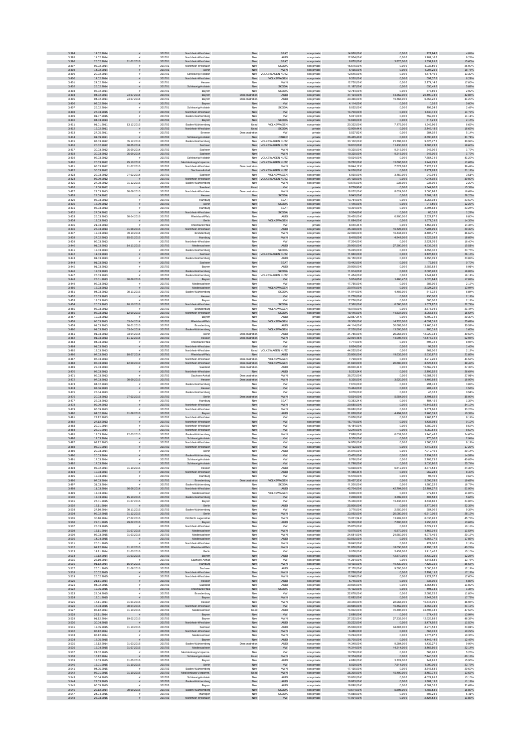| | | | | | | | | | | | |
|---|---|---|---|---|---|---|---|---|---|---|---|
| 3.394 | 14.02.2014 | # | 201701 | Nordrhein-Westfalen | New | SEAT | non private | 14.926,00 € | 0,00 € | 721,94 € | 4,84% |
| 3.395 | 11.02.2014 | # | 201701 | Nordrhein-Westfalen | New | AUDI | non private | 12.954,00 € | 0,00 € | 1.202,16 € | 9,28% |
| 3.396 | 25.02.2014 | 31.03.2016 | 201701 | Nordrhein-Westfalen | New | SEAT | non private | 8.670,00 € | 3.825,00 € | 1.352,81 € | 15,60% |
| 3.397 | 03.02.2014 | # | 201701 | Nordrhein-Westfalen | New | SKODA | non private | 15.576,00 € | 0,00 € | 4.033,59 € | 25,90% |
| 3.398 | 14.02.2014 | # | 201701 | Berlin | New | VWN | non private | 6.435,00 € | 0,00 € | 1.207,25 € | 18,76% |
| 3.399 | 20.02.2014 | # | 201701 | Schleswig-Holstein | New | VOLKSWAGEN NUTZ | non private | 12.546,00 € | 0,00 € | 1.671,19 € | 13,32% |
| 3.400 | 14.02.2014 | # | 201701 | Nordrhein-Westfalen | New | VOLKSWAGEN | non private | 9.520,00 € | 0,00 € | 591,37 € | 6,21% |
| 3.401 | 24.02.2014 | # | 201701 | Hessen | New | VWN | non private | 12.750,00 € | 0,00 € | 2.174,14 € | 17,05% |
| 3.402 | 25.02.2014 | # | 201701 | Schleswig-Holstein | New | SKODA | non private | 11.187,00 € | 0,00 € | 656,49 € | 5,87% |
| 3.403 | 05.02.2014 | # | 201701 | Bayern | New | SKODA | non private | 12.784,00 € | 0,00 € | 373,89 € | 2,92% |
| 3.404 | 04.02.2014 | 24.07.2014 | 201701 | Bayern | Demonstration | AUDI | non private | 47.124,00 € | 44.352,00 € | 20.190,73 € | 42,85% |
| 3.405 | 04.02.2014 | 24.07.2014 | 201701 | Bayern | Demonstration | AUDI | non private | 20.366,00 € | 19.168,00 € | 6.353,32 € | 31,20% |
| 3.406 | 03.02.2014 | # | 201701 | Bayern | New | VW | non private | 4.114,00 € | 0,00 € | 0,05 € | 0,00% |
| 3.407 | 25.02.2014 | # | 201701 | Schleswig-Holstein | New | SKODA | non private | 8.052,00 € | 0,00 € | 199,34 € | 2,47% |
| 3.408 | 27.03.2015 | # | 201702 | Nordrhein-Westfalen | New | VW | non private | 14.700,00 € | 0,00 € | 1.730,41 € | 11,77% |
| 3.409 | 01.07.2015 | # | 201702 | Baden-Württemberg | New | VW | non private | 5.031,00 € | 0,00 € | 559,00 € | 11,11% |
| 3.410 | 04.03.2013 | # | 201702 | Bayern | New | SKODA | non private | 14.628,00 € | 0,00 € | 316,21 € | 2,16% |
| 3.411 | 01.01.2011 | 13.12.2012 | 201702 | Baden-Württemberg | Used | VOLKSWAGEN | non private | 20.332,00 € | 7.176,00 € | 1.346,96 € | 6,62% |
| 3.412 | 16.02.2011 | # | 201702 | Nordrhein-Westfalen | Used | SKODA | private | 12.909,44 € | 0,00 € | 2.149,18 € | 16,65% |
| 3.413 | 27.05.2011 | # | 201702 | Bremen | Demonstration | VW | private | 5.527,82 € | 0,00 € | 284,02 € | 5,14% |
| 3.414 | 01.09.2011 | # | 201702 | Schleswig-Holstein | New | OTHER | private | 26.465,40 € | 0,00 € | 8.390,92 € | 31,71% |
| 3.415 | 07.03.2012 | 05.12.2013 | 201702 | Baden-Württemberg | New | VOLKSWAGEN NUTZ | non private | 30.102,00 € | 21.798,00 € | 9.325,77 € | 30,98% |
| 3.416 | 20.02.2012 | 30.05.2014 | 201702 | Sachsen | New | VOLKSWAGEN NUTZ | non private | 19.812,00 € | 11.430,00 € | 3.883,73 € | 19,60% |
| 3.417 | 30.03.2012 | 25.09.2014 | 201702 | Sachsen | New | VWN | non private | 19.320,00 € | 9.315,00 € | 345,00 € | 1,79% |
| 3.418 | 30.03.2012 | 25.09.2014 | 201702 | Sachsen | New | VWN | non private | 19.320,00 € | 9.315,00 € | 345,00 € | 1,79% |
| 3.419 | 02.03.2012 | # | 201702 | Schleswig-Holstein | New | VOLKSWAGEN NUTZ | non private | 19.024,00 € | 0,00 € | 7.854,31 € | 41,29% |
| 3.420 | 20.03.2012 | 25.10.2012 | 201702 | Mecklenburg-Vorpomm. | New | VOLKSWAGEN NUTZ | non private | 16.762,00 € | 15.606,00 € | 1.949,79 € | 11,63% |
| 3.421 | 05.03.2012 | 31.07.2015 | 201702 | Nordrhein-Westfalen | Demonstration | VWN | non private | 19.844,12 € | 7.527,08 € | 7.228,21 € | 36,42% |
| 3.422 | 30.03.2012 | # | 201702 | Sachsen-Anhalt | New | VOLKSWAGEN NUTZ | non private | 14.036,00 € | 0,00 € | 2.971,78 € | 21,17% |
| 3.423 | 29.03.2012 | 27.02.2014 | 201702 | Sachsen | New | VOLKSWAGEN | non private | 6.930,00 € | 3.150,00 € | 242,94 € | 3,51% |
| 3.424 | 03.09.2012 | # | 201702 | Nordrhein-Westfalen | New | VOLKSWAGEN NUTZ | non private | 24.128,00 € | 0,00 € | 7.244,93 € | 30,03% |
| 3.425 | 27.08.2012 | 31.12.2016 | 201702 | Baden-Württemberg | New | VWN | non private | 10.575,00 € | 235,00 € | 235,00 € | 2,22% |
| 3.426 | 17.08.2012 | # | 201702 | Saarland | Used | VW | non private | 8.739,90 € | 0,00 € | 1.344,60 € | 15,38% |
| 3.427 | 22.03.2013 | 30.09.2015 | 201702 | Nordrhein-Westfalen | Demonstration | VWN | non private | 18.032,00 € | 8.624,00 € | 3.006,98 € | 16,68% |
| 3.428 | 28.09.2012 | # | 201702 | Hessen | New | SKODA | non private | 9.945,00 € | 0,00 € | 2.809,18 € | 28,25% |
| 3.429 | 05.03.2013 | # | 201702 | Hamburg | New | SEAT | non private | 13.754,00 € | 0,00 € | 3.258,03 € | 23,69% |
| 3.430 | 18.09.2012 | # | 201702 | Berlin | New | SKODA | non private | 7.446,00 € | 0,00 € | 913,50 € | 12,27% |
| 3.431 | 05.03.2013 | # | 201702 | Hamburg | New | SEAT | non private | 10.304,00 € | 0,00 € | 2.394,68 € | 23,24% |
| 3.432 | 27.09.2012 | # | 201702 | Nordrhein-Westfalen | New | SKODA | private | 6.554,60 € | 0,00 € | 83,35 € | 1,27% |
| 3.433 | 25.03.2013 | 30.04.2016 | 201702 | Rheinland-Pfalz | New | AUDI | non private | 26.450,00 € | 6.900,00 € | 2.327,87 € | 8,80% |
| 3.434 | 19.03.2013 | # | 201702 | Berlin | New | VOLKSWAGEN | non private | 11.684,00 € | 0,00 € | 1.677,31 € | 14,36% |
| 3.435 | 21.03.2013 | # | 201702 | Rheinland-Pfalz | New | VW | private | 8.040,34 € | 0,00 € | 1.153,95 € | 14,35% |
| 3.436 | 25.03.2013 | 31.08.2015 | 201702 | Nordrhein-Westfalen | New | AUDI | non private | 35.328,00 € | 16.126,00 € | 7.204,99 € | 20,39% |
| 3.437 | 12.03.2013 | 09.10.2014 | 201702 | Brandenburg | New | VWN | non private | 22.908,00 € | 16.434,00 € | 8.405,77 € | 36,69% |
| 3.438 | 27.02.2013 | 15.01.2015 | 201702 | Hamburg | New | VWN | non private | 8.418,00 € | 4.941,00 € | 1.523,03 € | 18,09% |
| 3.439 | 06.03.2013 | # | 201702 | Nordrhein-Westfalen | New | VW | non private | 17.204,00 € | 0,00 € | 2.821,76 € | 16,40% |
| 3.440 | 01.03.2013 | 14.11.2013 | 201702 | Niedersachsen | New | AUDI | non private | 29.900,00 € | 27.300,00 € | 4.638,36 € | 15,51% |
| 3.441 | 12.03.2013 | # | 201702 | Baden-Württemberg | New | SKODA | non private | 16.245,00 € | 0,00 € | 3.858,30 € | 23,75% |
| 3.442 | 11.03.2013 | # | 201702 | Sachsen | New | VOLKSWAGEN NUTZ | non private | 11.960,00 € | 0,00 € | 3.126,80 € | 26,14% |
| 3.443 | 01.03.2013 | # | 201702 | Baden-Württemberg | New | AUDI | non private | 24.150,00 € | 0,00 € | 5.756,09 € | 23,83% |
| 3.444 | 01.03.2013 | # | 201702 | Sachsen | New | SEAT | non private | 10.442,00 € | 0,00 € | 72,66 € | 0,70% |
| 3.445 | 01.03.2013 | # | 201702 | Bayern | New | AUDI | non private | 29.808,00 € | 0,00 € | 2.656,83 € | 8,91% |
| 3.446 | 12.03.2013 | # | 201702 | Baden-Württemberg | New | SKODA | non private | 11.914,00 € | 0,00 € | 2.005,26 € | 16,83% |
| 3.447 | 26.03.2013 | # | 201702 | Baden-Württemberg | New | VOLKSWAGEN NUTZ | non private | 11.454,00 € | 0,00 € | 1.846,96 € | 16,11% |
| 3.448 | 25.01.2013 | 30.06.2016 | 201702 | Bayern | New | VW | private | 5.974,85 € | 1.460,47 € | 1.020,84 € | 17,09% |
| 3.449 | 06.03.2013 | # | 201702 | Niedersachsen | New | VW | non private | 17.756,00 € | 0,00 € | 386,00 € | 2,17% |
| 3.450 | 15.03.2013 | # | 201702 | Niedersachsen | New | VOLKSWAGEN | non private | 20.976,00 € | 0,00 € | 2.924,22 € | 13,94% |
| 3.451 | 04.03.2013 | 30.11.2015 | 201702 | Baden-Württemberg | New | SKODA | non private | 11.914,00 € | 4.403,00 € | 815,32 € | 6,84% |
| 3.452 | 25.03.2013 | # | 201702 | Hessen | New | VW | non private | 11.776,00 € | 0,00 € | 256,00 € | 2,17% |
| 3.453 | 13.03.2013 | # | 201702 | Bayern | New | VW | non private | 17.756,00 € | 0,00 € | 386,00 € | 2,17% |
| 3.454 | 20.03.2013 | 10.10.2013 | 201702 | Nordrhein-Westfalen | New | SKODA | non private | 7.360,00 € | 6.560,00 € | 1.671,87 € | 22,72% |
| 3.455 | 05.03.2013 | # | 201702 | Brandenburg | New | VOLKSWAGEN | non private | 18.078,00 € | 0,00 € | 3.875,04 € | 21,44% |
| 3.456 | 08.03.2013 | 12.09.2013 | 201702 | Nordrhein-Westfalen | New | SKODA | non private | 18.446,00 € | 14.837,00 € | 3.068,61 € | 16,64% |
| 3.457 | 19.03.2013 | # | 201702 | Bayern | New | AUDI | private | 32.857,34 € | 0,00 € | 6.700,31 € | 20,39% |
| 3.458 | 05.03.2013 | 03.04.2014 | 201702 | Rheinland-Pfalz | New | VOLKSWAGEN | non private | 18.308,00 € | 14.726,00 € | 4.691,31 € | 25,62% |
| 3.459 | 01.03.2013 | 30.01.2015 | 201702 | Brandenburg | New | AUDI | non private | 44.114,00 € | 30.688,00 € | 13.465,01 € | 30,52% |
| 3.460 | 01.03.2013 | 03.04.2014 | 201702 | Baden-Württemberg | New | VOLKSWAGEN | non private | 17.250,00 € | 13.500,00 € | 286,31 € | 1,66% |
| 3.461 | 01.03.2013 | 03.04.2014 | 201702 | Berlin | Demonstration | AUDI | non private | 31.786,00 € | 28.258,00 € | 12.929,33 € | 40,68% |
| 3.462 | 01.03.2013 | 11.12.2014 | 201702 | Hessen | Demonstration | VWN | non private | 22.994,48 € | 14.995,40 € | 12.178,31 € | 52,96% |
| 3.463 | 04.03.2013 | # | 201702 | Rheinland-Pfalz | New | VW | non private | 7.774,00 € | 0,00 € | 695,72 € | 8,95% |
| 3.464 | 01.03.2013 | # | 201702 | Nordrhein-Westfalen | New | VW | non private | 6.854,00 € | 0,00 € | 99,55 € | 1,45% |
| 3.465 | 13.03.2013 | # | 201702 | Nordrhein-Westfalen | Used | VOLKSWAGEN NUTZ | non private | 44.252,00 € | 0,00 € | 962,00 € | 2,17% |
| 3.466 | 07.03.2013 | 10.07.2014 | 201702 | Rheinland-Pfalz | New | AUDI | non private | 25.806,00 € | 19.635,00 € | 5.633,87 € | 21,83% |
| 3.467 | 07.03.2013 | # | 201702 | Nordrhein-Westfalen | Demonstration | VOLKSWAGEN | non private | 7.728,00 € | 0,00 € | 3.212,26 € | 41,57% |
| 3.468 | 05.03.2013 | 12.09.2013 | 201702 | Nordrhein-Westfalen | Demonstration | VOLKSWAGEN | non private | 21.620,00 € | 20.680,00 € | 8.523,81 € | 39,43% |
| 3.469 | 22.03.2013 | # | 201702 | Saarland | Demonstration | AUDI | non private | 38.600,44 € | 0,00 € | 10.569,79 € | 27,38% |
| 3.470 | 08.03.2013 | # | 201702 | Nordrhein-Westfalen | New | AUDI | private | 8.233,54 € | 0,00 € | 2.150,52 € | 26,64% |
| 3.471 | 05.03.2013 | # | 201702 | Sachsen-Anhalt | Demonstration | VWN | non private | 38.272,00 € | 0,00 € | 10.681,70 € | 27,91% |
| 3.472 | 07.03.2013 | 30.09.2015 | 201702 | Hessen | Demonstration | VWN | non private | 8.326,00 € | 3.620,00 € | 1.409,68 € | 16,93% |
| 3.473 | 04.02.2013 | # | 201702 | Baden-Württemberg | New | VW | non private | 7.616,00 € | 0,00 € | 291,45 € | 3,83% |
| 3.474 | 03.06.2013 | # | 201702 | Hessen | New | VW | non private | 13.464,00 € | 0,00 € | 207,45 € | 1,54% |
| 3.475 | 25.04.2013 | # | 201702 | Baden-Württemberg | New | VW | non private | 9.078,00 € | 0,00 € | 46,32 € | 0,51% |
| 3.476 | 20.03.2013 | 27.02.2015 | 201702 | Berlin | Demonstration | VWN | non private | 10.534,00 € | 5.954,00 € | 3.791,62 € | 35,99% |
| 3.477 | 22.03.2013 | # | 201702 | Hamburg | New | SEAT | non private | 13.383,24 € | 0,00 € | 184,15 € | 1,38% |
| 3.478 | 09.09.2013 | # | 201702 | Nordrhein-Westfalen | New | VWN | non private | 29.680,00 € | 0,00 € | 10.146,63 € | 34,19% |
| 3.479 | 06.09.2013 | # | 201702 | Nordrhein-Westfalen | New | VWN | non private | 29.680,00 € | 0,00 € | 9.871,66 € | 33,26% |
| 3.480 | 04.02.2014 | 31.08.2016 | 201702 | Bayern | New | AUDI | non private | 21.828,00 € | 4.494,00 € | 2.266,39 € | 10,38% |
| 3.481 | 27.12.2013 | # | 201702 | Nordrhein-Westfalen | New | VW | non private | 13.856,00 € | 0,00 € | 1.263,87 € | 9,12% |
| 3.482 | 27.12.2013 | # | 201702 | Nordrhein-Westfalen | New | VW | non private | 15.776,00 € | 0,00 € | 1.438,98 € | 9,12% |
| 3.483 | 29.01.2014 | # | 201702 | Nordrhein-Westfalen | New | VW | non private | 16.184,00 € | 0,00 € | 1.389,39 € | 8,58% |
| 3.484 | 28.01.2014 | # | 201702 | Nordrhein-Westfalen | New | VW | non private | 12.240,00 € | 0,00 € | 1.050,81 € | 8,58% |
| 3.485 | 19.03.2014 | 12.03.2015 | 201702 | Baden-Württemberg | New | VWN | non private | 7.888,00 € | 6.032,00 € | 1.940,48 € | 24,60% |
| 3.486 | 12.03.2014 | # | 201702 | Schleswig-Holstein | New | VW | non private | 9.350,00 € | 0,00 € | 275,00 € | 2,94% |
| 3.487 | 09.12.2013 | # | 201702 | Nordrhein-Westfalen | New | VW | non private | 14.976,00 € | 0,00 € | 1.366,02 € | 9,12% |
| 3.488 | 06.01.2014 | # | 201702 | Nordrhein-Westfalen | New | VW | non private | 10.132,00 € | 0,00 € | 1.749,61 € | 17,27% |
| 3.489 | 20.03.2014 | # | 201702 | Berlin | New | AUDI | non private | 34.816,00 € | 0,00 € | 7.012,10 € | 20,14% |
| 3.490 | 20.03.2014 | # | 201702 | Baden-Württemberg | New | VW | non private | 15.470,00 € | 0,00 € | 2.254,02 € | 14,57% |
| 3.491 | 17.03.2014 | # | 201702 | Schleswig-Holstein | New | VW | non private | 6.766,00 € | 0,00 € | 2.708,73 € | 40,03% |
| 3.492 | 17.03.2014 | # | 201702 | Schleswig-Holstein | New | VW | non private | 11.798,00 € | 0,00 € | 3.036,80 € | 25,74% |
| 3.493 | 03.02.2014 | 31.10.2015 | 201702 | Hessen | New | AUDI | non private | 13.838,00 € | 6.512,00 € | 3.373,53 € | 24,38% |
| 3.494 | 10.03.2014 | # | 201702 | Nordrhein-Westfalen | New | AUDI | non private | 11.458,34 € | 0,00 € | 962,28 € | 8,40% |
| 3.495 | 12.03.2014 | # | 201702 | Hamburg | New | VW | non private | 14.518,00 € | 0,00 € | 97,40 € | 0,67% |
| 3.496 | 07.03.2014 | # | 201702 | Brandenburg | Demonstration | VOLKSWAGEN | non private | 28.457,32 € | 0,00 € | 5.595,78 € | 19,67% |
| 3.497 | 31.03.2014 | # | 201702 | Baden-Württemberg | New | SKODA | non private | 11.200,00 € | 0,00 € | 1.880,32 € | 16,79% |
| 3.498 | 11.03.2014 | 26.06.2014 | 201702 | Nordrhein-Westfalen | New | AUDI | non private | 42.704,00 € | 42.704,00 € | 22.184,37 € | 51,95% |
| 3.499 | 13.03.2014 | # | 201702 | Niedersachsen | New | VOLKSWAGEN | non private | 8.806,00 € | 0,00 € | 972,80 € | 11,05% |
| 3.500 | 13.03.2014 | 15.10.2015 | 201702 | Baden-Württemberg | New | VW | non private | 7.208,00 € | 3.392,00 € | 407,58 € | 5,65% |
| 3.501 | 27.01.2015 | 31.07.2015 | 201703 | Bayern | New | VW | non private | 15.436,00 € | 15.436,00 € | 3.837,86 € | 24,86% |
| 3.502 | 12.11.2014 | # | 201703 | Berlin | New | AUDI | non private | 25.806,00 € | 0,00 € | 5.770,90 € | 22,36% |
| 3.503 | 27.10.2014 | 30.11.2015 | 201703 | Baden-Württemberg | New | VW | non private | 3.776,00 € | 2.950,00 € | 354,00 € | 9,38% |
| 3.504 | 05.02.2015 | 31.12.2015 | 201703 | Berlin | New | VWN | non private | 23.092,00 € | 20.080,00 € | 6.510,06 € | 28,19% |
| 3.505 | 30.10.2014 | 27.02.2015 | 201703 | DK/Nicht zugeordnet | New | VWN | non private | 13.201,54 € | 13.202,00 € | 6.036,95 € | 45,73% |
| 3.506 | 29.01.2015 | 29.02.2016 | 201703 | Bayern | New | AUDI | non private | 14.300,00 € | 7.800,00 € | 1.950,00 € | 13,64% |
| 3.507 | 25.03.2015 | # | 201703 | Nordrhein-Westfalen | New | VW | non private | 25.875,00 € | 0,00 € | 2.622,21 € | 10,13% |
| 3.508 | 13.11.2014 | 31.07.2016 | 201703 | Niedersachsen | New | VWN | non private | 10.076,00 € | 6.970,00 € | 1.163,01 € | 11,54% |
| 3.509 | 06.03.2015 | 31.03.2016 | 201703 | Niedersachsen | New | VWN | non private | 24.681,00 € | 21.650,00 € | 4.978,48 € | 20,17% |
| 3.510 | 14.04.2015 | # | 201703 | Niedersachsen | New | AUDI | non private | 53.592,00 € | 0,00 € | 9.567,77 € | 17,85% |
| 3.511 | 20.01.2015 | # | 201703 | Nordrhein-Westfalen | New | VW | non private | 19.642,00 € | 0,00 € | 427,00 € | 2,17% |
| 3.512 | 01.12.2014 | 31.12.2015 | 201703 | Rheinland-Pfalz | New | VWN | non private | 21.850,00 € | 18.050,00 € | 8.793,13 € | 40,24% |
| 3.513 | 14.11.2014 | 31.03.2016 | 201703 | Berlin | New | VW | non private | 8.058,00 € | 5.451,00 € | 1.216,40 € | 15,10% |
| 3.514 | 12.12.2014 | 31.03.2016 | 201703 | Bayern | New | AUDI | non private | 19.890,00 € | 12.870,00 € | 2.439,25 € | 12,26% |
| 3.515 | 28.10.2014 | # | 201703 | Sachsen-Anhalt | New | VW | non private | 11.264,00 € | 0,00 € | 1.548,83 € | 13,75% |
| 3.516 | 01.12.2014 | 16.04.2015 | 201703 | Hamburg | New | VWN | non private | 19.430,00 € | 19.430,00 € | 7.123,35 € | 36,66% |
| 3.517 | 26.01.2015 | 31.08.2016 | 201703 | Sachsen | New | AUDI | non private | 17.170,00 € | 9.595,00 € | 2.080,65 € | 12,12% |
| 3.518 | 20.02.2015 | # | 201703 | Nordrhein-Westfalen | New | VWN | non private | 12.768,00 € | 0,00 € | 2.192,11 € | 17,17% |
| 3.519 | 25.02.2015 | # | 201703 | Nordrhein-Westfalen | New | VWN | non private | 10.948,00 € | 0,00 € | 1.927,07 € | 17,60% |
| 3.520 | 21.11.2014 | # | 201703 | Hessen | New | AUDI | non private | 5.746,00 € | 0,00 € | 338,00 € | 5,88% |
| 3.521 | 04.02.2015 | # | 201703 | Saarland | New | AUDI | non private | 39.606,00 € | 0,00 € | 4.364,50 € | 11,02% |
| 3.522 | 19.05.2015 | # | 201703 | Rheinland-Pfalz | New | SKODA | non private | 14.122,00 € | 0,00 € | 191,34 € | 1,35% |
| 3.523 | 28.04.2015 | # | 201703 | Brandenburg | New | VW | non private | 22.678,00 € | 0,00 € | 2.688,75 € | 11,86% |
| 3.524 | 19.01.2015 | # | 201703 | Bayern | New | VWN | non private | 12.682,00 € | 0,00 € | 2.247,36 € | 17,72% |
| 3.525 | 17.11.2014 | 31.01.2016 | 201703 | Hessen | New | VWN | non private | 29.348,00 € | 22.968,00 € | 10.847,09 € | 36,96% |
| 3.526 | 17.03.2015 | 30.04.2016 | 201703 | Nordrhein-Westfalen | New | VW | non private | 20.565,00 € | 16.452,00 € | 4.353,74 € | 21,17% |
| 3.527 | 05.12.2014 | 31.10.2015 | 201703 | Niedersachsen | Used | AUDI | non private | 74.902,00 € | 70.496,00 € | 35.598,33 € | 47,53% |
| 3.528 | 28.11.2014 | # | 201703 | Bayern | New | VW | non private | 2.686,00 € | 0,00 € | 374,42 € | 13,94% |
| 3.529 | 01.12.2014 | 19.02.2015 | 201703 | Bayern | New | VWN | non private | 27.232,00 € | 27.232,00 € | 12.626,88 € | 46,37% |
| 3.530 | 30.04.2015 | # | 201703 | Nordrhein-Westfalen | New | AUDI | non private | 30.222,00 € | 0,00 € | 3.474,92 € | 11,50% |
| 3.531 | 12.05.2015 | 31.10.2015 | 201703 | Sachsen | New | AUDI | non private | 35.938,00 € | 34.881,00 € | 8.270,53 € | 23,01% |
| 3.532 | 05.12.2014 | # | 201703 | Nordrhein-Westfalen | New | VWN | non private | 6.486,00 € | 0,00 € | 663,01 € | 10,22% |
| 3.533 | 05.12.2014 | # | 201703 | Niedersachsen | New | VWN | non private | 13.294,00 € | 0,00 € | 1.376,97 € | 10,36% |
| 3.534 | 18.05.2015 | # | 201703 | Bayern | New | AUDI | non private | 35.700,00 € | 0,00 € | 4.448,14 € | 12,46% |
| 3.535 | 12.12.2014 | 31.03.2016 | 201703 | Baden-Württemberg | Demonstration | AUDI | non private | 14.348,00 € | 9.284,00 € | 1.432,27 € | 9,98% |
| 3.536 | 15.04.2015 | 31.07.2015 | 201703 | Niedersachsen | New | VW | non private | 14.314,00 € | 14.314,00 € | 3.168,56 € | 22,14% |
| 3.537 | 24.02.2015 | # | 201703 | Mecklenburg-Vorpomm. | New | VW | non private | 10.726,00 € | 0,00 € | 563,26 € | 5,25% |
| 3.538 | 15.12.2014 | # | 201703 | Schleswig-Holstein | Used | VWN | non private | 12.374,00 € | 0,00 € | 7.440,35 € | 60,13% |
| 3.539 | 13.03.2015 | 31.05.2016 | 201703 | Bayern | New | AUDI | non private | 4.686,00 € | 3.124,00 € | 747,91 € | 15,96% |
| 3.540 | 16.01.2015 | 31.10.2015 | 201703 | Berlin | New | VW | non private | 8.029,00 € | 7.511,00 € | 1.909,08 € | 23,78% |
| 3.541 | 04.05.2015 | # | 201703 | Baden-Württemberg | New | VWN | non private | 17.136,00 € | 0,00 € | 3.545,83 € | 20,69% |
| 3.542 | 05.01.2015 | 31.10.2016 | 201703 | Mecklenburg-Vorpomm. | Used | VWN | non private | 25.300,00 € | 15.400,00 € | 3.459,71 € | 13,67% |
| 3.543 | 30.04.2015 | # | 201703 | Schleswig-Holstein | New | AUDI | non private | 30.600,00 € | 0,00 € | 4.024,91 € | 13,15% |
| 3.544 | 27.03.2015 | # | 201703 | Baden-Württemberg | New | AUDI | non private | 16.863,00 € | 0,00 € | 1.887,13 € | 11,19% |
| 3.545 | 06.05.2015 | # | 201703 | Bayern | New | AUDI | non private | 19.890,00 € | 0,00 € | 6.302,35 € | 31,69% |
| 3.546 | 22.12.2014 | 30.09.2016 | 201703 | Nordrhein-Westfalen | New | SKODA | non private | 10.574,00 € | 5.598,00 € | 1.763,53 € | 16,67% |
| 3.547 | 24.04.2015 | # | 201703 | Thüringen | New | SKODA | non private | 14.858,00 € | 0,00 € | 803,24 € | 5,41% |
| 3.548 | 25.03.2015 | # | 201703 | Nordrhein-Westfalen | New | VW | non private | 17.901,00 € | 0,00 € | 2.127,53 € | 11,88% |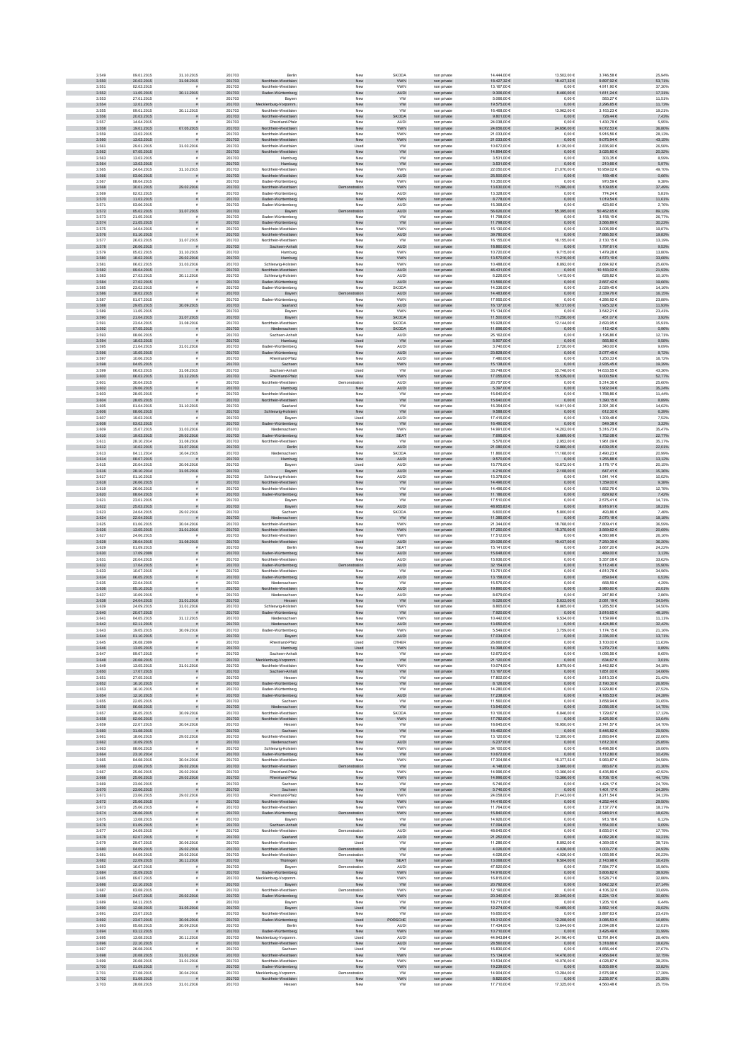| | | | | | | | | | | | |
|---|---|---|---|---|---|---|---|---|---|---|---|
| 3.549 | 09.01.2015 | 31.10.2015 | 201703 | Berlin | New | SKODA | non private | 14.444,00 € | 13.502,00 € | 3.746,58 € | 25,94% |
| 3.550 | 20.02.2015 | 31.08.2015 | 201703 | Nordrhein-Westfalen | New | VWN | non private | 18.427,32 € | 18.427,32 € | 9.897,92 € | 53,71% |
| 3.551 | 02.03.2015 | # | 201703 | Nordrhein-Westfalen | New | VWN | non private | 13.167,00 € | 0,00 € | 4.911,90 € | 37,30% |
| 3.552 | 11.05.2015 | 30.11.2015 | 201703 | Baden-Württemberg | New | AUDI | non private | 9.309,00 € | 8.460,00 € | 1.611,24 € | 17,31% |
| 3.553 | 27.01.2015 | # | 201703 | Bayern | New | VW | non private | 5.066,00 € | 0,00 € | 583,27 € | 11,51% |
| 3.554 | 12.01.2015 | # | 201703 | Mecklenburg-Vorpomm. | New | VW | non private | 19.575,00 € | 0,00 € | 2.296,85 € | 11,73% |
| 3.555 | 09.01.2015 | 30.11.2015 | 201703 | Nordrhein-Westfalen | New | VW | non private | 16.468,00 € | 13.962,00 € | 3.163,23 € | 19,21% |
| 3.556 | 20.03.2015 | # | 201703 | Nordrhein-Westfalen | New | SKODA | non private | 9.801,00 € | 0,00 € | 728,44 € | 7,43% |
| 3.557 | 14.04.2015 | # | 201703 | Rheinland-Pfalz | New | AUDI | non private | 24.038,00 € | 0,00 € | 1.430,78 € | 5,95% |
| 3.558 | 19.01.2015 | 07.05.2015 | 201703 | Nordrhein-Westfalen | New | VWN | non private | 24.656,00 € | 24.656,00 € | 9.072,53 € | 36,80% |
| 3.559 | 13.03.2015 | # | 201703 | Nordrhein-Westfalen | New | VWN | non private | 21.033,00 € | 0,00 € | 5.916,56 € | 28,13% |
| 3.560 | 13.03.2015 | # | 201703 | Nordrhein-Westfalen | New | VWN | non private | 21.033,00 € | 0,00 € | 9.075,94 € | 43,15% |
| 3.561 | 29.01.2015 | 31.03.2016 | 201703 | Nordrhein-Westfalen | Used | VW | non private | 10.672,00 € | 8.120,00 € | 2.836,90 € | 26,58% |
| 3.562 | 07.05.2015 | # | 201703 | Nordrhein-Westfalen | New | VW | non private | 14.894,00 € | 0,00 € | 3.025,80 € | 20,32% |
| 3.563 | 13.03.2015 | # | 201703 | Hamburg | New | VW | non private | 3.531,00 € | 0,00 € | 303,35 € | 8,59% |
| 3.564 | 13.03.2015 | # | 201703 | Hamburg | New | VW | non private | 3.531,00 € | 0,00 € | 210,86 € | 5,97% |
| 3.565 | 24.04.2015 | 31.10.2015 | 201703 | Nordrhein-Westfalen | New | VWN | non private | 22.050,00 € | 21.070,00 € | 10.959,02 € | 49,70% |
| 3.566 | 03.06.2015 | # | 201703 | Nordrhein-Westfalen | New | AUDI | non private | 25.500,00 € | 0,00 € | 169,48 € | 0,66% |
| 3.567 | 08.04.2015 | # | 201703 | Baden-Württemberg | New | VWN | non private | 10.350,00 € | 0,00 € | 970,59 € | 9,38% |
| 3.568 | 30.01.2015 | 29.02.2016 | 201703 | Nordrhein-Westfalen | Demonstration | VWN | non private | 13.630,00 € | 11.280,00 € | 5.109,65 € | 37,49% |
| 3.569 | 02.02.2015 | # | 201703 | Baden-Württemberg | New | AUDI | non private | 13.328,00 € | 0,00 € | 774,24 € | 5,81% |
| 3.570 | 11.03.2015 | # | 201703 | Baden-Württemberg | New | VWN | non private | 8.778,00 € | 0,00 € | 1.019,54 € | 11,61% |
| 3.571 | 03.06.2015 | # | 201703 | Baden-Württemberg | New | AUDI | non private | 15.368,00 € | 0,00 € | 423,60 € | 2,76% |
| 3.572 | 05.02.2015 | 31.07.2015 | 201703 | Bayern | Demonstration | AUDI | non private | 56.626,00 € | 55.395,00 € | 50.462,65 € | 89,12% |
| 3.573 | 21.05.2015 | # | 201703 | Baden-Württemberg | New | VW | non private | 11.798,00 € | 0,00 € | 3.158,19 € | 26,77% |
| 3.574 | 21.05.2015 | # | 201703 | Baden-Württemberg | New | VW | non private | 11.798,00 € | 0,00 € | 3.566,89 € | 30,23% |
| 3.575 | 14.04.2015 | # | 201703 | Nordrhein-Westfalen | New | VWN | non private | 15.130,00 € | 0,00 € | 3.008,99 € | 19,87% |
| 3.576 | 01.10.2015 | # | 201703 | Nordrhein-Westfalen | New | AUDI | non private | 39.780,00 € | 0,00 € | 7.886,50 € | 19,83% |
| 3.577 | 26.03.2015 | 31.07.2015 | 201703 | Nordrhein-Westfalen | New | VW | non private | 16.155,00 € | 16.155,00 € | 2.130,15 € | 13,19% |
| 3.578 | 26.06.2015 | # | 201703 | Sachsen-Anhalt | New | AUDI | non private | 18.880,00 € | 0,00 € | 1.797,61 € | 9,52% |
| 3.579 | 05.02.2015 | 31.10.2015 | 201703 | Hamburg | New | VWN | non private | 10.720,00 € | 9.715,00 € | 1.479,28 € | 13,80% |
| 3.580 | 18.02.2015 | 29.02.2016 | 201703 | Hamburg | New | VWN | non private | 13.570,00 € | 11.210,00 € | 4.570,16 € | 33,68% |
| 3.581 | 06.02.2015 | 31.03.2016 | 201703 | Schleswig-Holstein | New | VWN | non private | 10.488,00 € | 8.892,00 € | 2.684,92 € | 25,60% |
| 3.582 | 09.04.2015 | # | 201703 | Nordrhein-Westfalen | New | AUDI | non private | 46.431,00 € | 0,00 € | 10.183,02 € | 21,93% |
| 3.583 | 27.03.2015 | 30.11.2016 | 201703 | Schleswig-Holstein | New | AUDI | non private | 6.192,00 € | 1.415,00 € | 626,82 € | 10,10% |
| 3.584 | 27.02.2015 | # | 201703 | Baden-Württemberg | New | AUDI | non private | 13.566,00 € | 0,00 € | 2.667,42 € | 19,66% |
| 3.585 | 23.02.2015 | # | 201703 | Baden-Württemberg | New | SKODA | non private | 14.336,00 € | 0,00 € | 2.029,45 € | 14,16% |
| 3.586 | 18.02.2015 | # | 201703 | Bayern | Demonstration | AUDI | non private | 14.483,68 € | 0,00 € | 2.339,76 € | 16,15% |
| 3.587 | 01.07.2015 | # | 201703 | Baden-Württemberg | New | VWN | non private | 17.955,00 € | 0,00 € | 4.286,92 € | 23,88% |
| 3.588 | 29.05.2015 | 30.09.2015 | 201703 | Saarland | New | AUDI | non private | 16.137,00 € | 16.137,00 € | 1.925,32 € | 11,93% |
| 3.589 | 11.05.2015 | # | 201703 | Bayern | New | VWN | non private | 15.134,00 € | 0,00 € | 3.542,21 € | 23,41% |
| 3.590 | 21.04.2015 | 31.07.2015 | 201703 | Bayern | New | SKODA | non private | 11.500,00 € | 11.250,00 € | 451,07 € | 3,92% |
| 3.591 | 23.04.2015 | 31.08.2016 | 201703 | Nordrhein-Westfalen | New | SKODA | non private | 16.928,00 € | 12.144,00 € | 2.693,95 € | 15,91% |
| 3.592 | 07.05.2015 | # | 201703 | Niedersachsen | New | SKODA | non private | 11.696,00 € | 0,00 € | 112,42 € | 0,96% |
| 3.593 | 08.06.2015 | # | 201703 | Sachsen-Anhalt | New | AUDI | non private | 25.162,00 € | 0,00 € | 3.196,86 € | 12,71% |
| 3.594 | 18.03.2015 | # | 201703 | Hamburg | Used | VW | non private | 5.907,00 € | 0,00 € | 565,80 € | 9,58% |
| 3.595 | 21.04.2015 | 31.01.2016 | 201703 | Baden-Württemberg | New | AUDI | non private | 3.740,00 € | 2.720,00 € | 340,00 € | 9,09% |
| 3.596 | 15.05.2015 | # | 201703 | Baden-Württemberg | New | AUDI | non private | 23.828,00 € | 0,00 € | 2.077,49 € | 8,72% |
| 3.597 | 10.06.2015 | # | 201703 | Rheinland-Pfalz | New | AUDI | non private | 7.480,00 € | 0,00 € | 1.250,33 € | 16,72% |
| 3.598 | 04.05.2015 | # | 201703 | Sachsen | New | VWN | non private | 15.138,00 € | 0,00 € | 2.935,45 € | 19,39% |
| 3.599 | 06.03.2015 | 31.08.2015 | 201703 | Sachsen-Anhalt | Used | VW | non private | 33.748,00 € | 33.748,00 € | 14.633,55 € | 43,36% |
| 3.600 | 06.03.2015 | 31.12.2015 | 201703 | Rheinland-Pfalz | New | VWN | non private | 17.055,00 € | 15.539,00 € | 9.000,59 € | 52,77% |
| 3.601 | 30.04.2015 | # | 201703 | Nordrhein-Westfalen | Demonstration | AUDI | non private | 20.757,00 € | 0,00 € | 5.314,36 € | 25,60% |
| 3.602 | 29.06.2015 | # | 201703 | Hamburg | New | AUDI | non private | 5.397,00 € | 0,00 € | 1.902,04 € | 35,24% |
| 3.603 | 28.05.2015 | # | 201703 | Nordrhein-Westfalen | New | VW | non private | 15.640,00 € | 0,00 € | 1.788,86 € | 11,44% |
| 3.604 | 28.05.2015 | # | 201703 | Nordrhein-Westfalen | New | VW | non private | 15.640,00 € | 0,00 € | 1.390,15 € | 8,89% |
| 3.605 | 01.04.2015 | 31.10.2015 | 201703 | Saarland | New | VW | non private | 16.354,00 € | 14.911,00 € | 2.391,36 € | 14,62% |
| 3.606 | 08.06.2015 | # | 201703 | Schleswig-Holstein | New | VW | non private | 9.588,00 € | 0,00 € | 612,30 € | 6,39% |
| 3.607 | 19.03.2015 | # | 201703 | Bayern | Used | AUDI | non private | 17.415,00 € | 0,00 € | 1.309,48 € | 7,52% |
| 3.608 | 03.02.2015 | # | 201703 | Baden-Württemberg | New | VW | non private | 16.490,00 € | 0,00 € | 549,38 € | 3,33% |
| 3.609 | 15.07.2015 | 31.03.2016 | 201703 | Niedersachsen | New | VWN | non private | 14.991,00 € | 14.202,00 € | 5.316,73 € | 35,47% |
| 3.610 | 19.03.2015 | 29.02.2016 | 201703 | Baden-Württemberg | New | SEAT | non private | 7.695,00 € | 8.699,00 € | 1.752,08 € | 22,77% |
| 3.611 | 28.10.2014 | 31.08.2016 | 201703 | Nordrhein-Westfalen | New | VW | non private | 5.576,00 € | 2.952,00 € | 1.961,09 € | 35,17% |
| 3.612 | 10.02.2015 | 31.07.2016 | 201703 | Berlin | New | AUDI | non private | 21.080,00 € | 12.860,00 € | 4.639,05 € | 22,01% |
| 3.613 | 04.11.2014 | 16.04.2015 | 201703 | Niedersachsen | New | SKODA | non private | 11.866,00 € | 11.166,00 € | 2.490,23 € | 20,99% |
| 3.614 | 08.07.2015 | # | 201703 | Hamburg | New | AUDI | non private | 9.570,00 € | 0,00 € | 1.255,88 € | 13,12% |
| 3.615 | 20.04.2015 | 30.06.2016 | 201703 | Bayern | Used | AUDI | non private | 15.776,00 € | 10.672,00 € | 3.176,17 € | 20,13% |
| 3.616 | 28.10.2014 | 31.05.2016 | 201703 | Bayern | New | AUDI | non private | 4.216,00 € | 2.108,00 € | 647,41 € | 15,36% |
| 3.617 | 01.10.2015 | # | 201703 | Schleswig-Holstein | New | AUDI | non private | 15.378,00 € | 0,00 € | 1.541,14 € | 10,02% |
| 3.618 | 26.06.2015 | # | 201703 | Nordrhein-Westfalen | New | VW | non private | 14.496,00 € | 0,00 € | 1.359,00 € | 9,38% |
| 3.619 | 26.06.2015 | # | 201703 | Nordrhein-Westfalen | New | VW | non private | 14.496,00 € | 0,00 € | 1.852,76 € | 12,78% |
| 3.620 | 06.04.2015 | # | 201703 | Baden-Württemberg | New | VW | non private | 11.186,00 € | 0,00 € | 829,92 € | 7,42% |
| 3.621 | 23.01.2015 | # | 201703 | Bayern | New | VW | non private | 17.510,00 € | 0,00 € | 2.575,41 € | 14,71% |
| 3.622 | 25.03.2015 | # | 201703 | Bayern | New | AUDI | non private | 48.955,83 € | 0,00 € | 8.916,91 € | 18,21% |
| 3.623 | 24.04.2015 | 29.02.2016 | 201703 | Sachsen | New | SKODA | non private | 6.600,00 € | 5.800,00 € | 493,88 € | 7,48% |
| 3.624 | 22.04.2015 | # | 201703 | Niedersachsen | New | VW | non private | 11.385,00 € | 0,00 € | 2.070,18 € | 18,18% |
| 3.625 | 01.06.2015 | 30.04.2016 | 201703 | Nordrhein-Westfalen | New | VWN | non private | 21.344,00 € | 18.768,00 € | 7.809,41 € | 36,59% |
| 3.626 | 13.05.2015 | 31.03.2016 | 201703 | Nordrhein-Westfalen | New | VWN | non private | 17.250,00 € | 15.375,00 € | 3.569,62 € | 20,69% |
| 3.627 | 24.06.2015 | # | 201703 | Nordrhein-Westfalen | New | VWN | non private | 17.512,00 € | 0,00 € | 4.580,98 € | 26,16% |
| 3.628 | 28.04.2015 | 31.08.2015 | 201703 | Nordrhein-Westfalen | Used | AUDI | non private | 20.026,00 € | 19.437,00 € | 7.250,39 € | 36,20% |
| 3.629 | 01.09.2015 | # | 201703 | Berlin | New | SEAT | non private | 15.141,00 € | 0,00 € | 3.667,20 € | 24,22% |
| 3.630 | 17.09.2009 | # | 201703 | Baden-Württemberg | New | AUDI | non private | 15.648,00 € | 0,00 € | 489,00 € | 3,13% |
| 3.631 | 20.04.2015 | # | 201703 | Nordrhein-Westfalen | New | AUDI | non private | 15.936,00 € | 0,00 € | 5.357,08 € | 33,62% |
| 3.632 | 17.04.2015 | # | 201703 | Baden-Württemberg | Demonstration | AUDI | non private | 32.154,00 € | 0,00 € | 5.112,46 € | 15,90% |
| 3.633 | 10.07.2015 | # | 201703 | Nordrhein-Westfalen | New | VW | non private | 13.761,00 € | 0,00 € | 4.810,78 € | 34,96% |
| 3.634 | 06.05.2015 | # | 201703 | Baden-Württemberg | New | AUDI | non private | 13.158,00 € | 0,00 € | 859,64 € | 6,53% |
| 3.635 | 22.04.2015 | # | 201703 | Niedersachsen | New | VW | non private | 15.576,00 € | 0,00 € | 668,59 € | 4,29% |
| 3.636 | 05.10.2015 | # | 201703 | Nordrhein-Westfalen | New | AUDI | non private | 19.890,00 € | 0,00 € | 3.980,60 € | 20,01% |
| 3.637 | 10.09.2015 | # | 201703 | Niedersachsen | New | AUDI | non private | 8.679,00 € | 0,00 € | 247,80 € | 2,86% |
| 3.638 | 24.04.2015 | 31.01.2016 | 201703 | Hessen | New | VW | non private | 6.028,00 € | 5.632,00 € | 2.081,19 € | 34,53% |
| 3.639 | 24.09.2015 | 31.01.2016 | 201703 | Schleswig-Holstein | New | VWN | non private | 8.865,00 € | 8.865,00 € | 1.285,50 € | 14,50% |
| 3.640 | 20.07.2015 | # | 201703 | Baden-Württemberg | New | VWN | non private | 7.920,00 € | 0,00 € | 3.816,85 € | 48,19% |
| 3.641 | 04.05.2015 | 31.12.2015 | 201703 | Niedersachsen | New | VWN | non private | 10.442,00 € | 9.534,00 € | 1.159,99 € | 11,11% |
| 3.642 | 02.11.2015 | # | 201703 | Niedersachsen | New | AUDI | non private | 13.650,00 € | 0,00 € | 4.424,86 € | 32,42% |
| 3.643 | 19.05.2015 | 30.09.2016 | 201703 | Baden-Württemberg | New | VWN | non private | 5.549,00 € | 3.759,00 € | 1.174,15 € | 21,16% |
| 3.644 | 01.10.2015 | # | 201703 | Bayern | New | AUDI | non private | 17.034,00 € | 0,00 € | 2.336,00 € | 13,71% |
| 3.645 | 26.08.2009 | # | 201703 | Rheinland-Pfalz | New | OTHER | non private | 26.660,00 € | 0,00 € | 3.100,00 € | 11,63% |
| 3.646 | 13.05.2015 | # | 201703 | Hamburg | Used | VWN | non private | 14.398,00 € | 0,00 € | 1.279,73 € | 8,89% |
| 3.647 | 09.07.2015 | # | 201703 | Sachsen-Anhalt | New | VW | non private | 12.672,00 € | 0,00 € | 1.095,56 € | 8,65% |
| 3.648 | 20.08.2015 | # | 201703 | Mecklenburg-Vorpomm. | New | VW | non private | 21.120,00 € | 0,00 € | 634,67 € | 3,01% |
| 3.649 | 13.05.2015 | 31.01.2016 | 201703 | Nordrhein-Westfalen | New | VWN | non private | 10.074,00 € | 8.979,00 € | 3.442,82 € | 34,18% |
| 3.650 | 17.07.2015 | # | 201703 | Sachsen-Anhalt | New | VW | non private | 13.167,00 € | 0,00 € | 1.851,00 € | 14,06% |
| 3.651 | 27.05.2015 | # | 201703 | Hessen | New | VW | non private | 17.802,00 € | 0,00 € | 3.813,33 € | 21,42% |
| 3.652 | 16.10.2015 | # | 201703 | Baden-Württemberg | New | VW | non private | 8.126,00 € | 0,00 € | 2.190,30 € | 26,95% |
| 3.653 | 16.10.2015 | # | 201703 | Baden-Württemberg | New | VW | non private | 14.280,00 € | 0,00 € | 3.929,80 € | 27,52% |
| 3.654 | 12.10.2015 | # | 201703 | Baden-Württemberg | New | AUDI | non private | 17.238,00 € | 0,00 € | 4.185,53 € | 24,28% |
| 3.655 | 22.05.2015 | # | 201703 | Sachsen | New | VW | non private | 11.560,00 € | 0,00 € | 3.658,94 € | 31,65% |
| 3.656 | 06.08.2015 | # | 201703 | Niedersachsen | New | VW | non private | 13.940,00 € | 0,00 € | 2.056,05 € | 14,75% |
| 3.657 | 26.05.2015 | 30.09.2016 | 201703 | Nordrhein-Westfalen | New | SKODA | non private | 10.106,00 € | 6.846,00 € | 1.729,67 € | 17,12% |
| 3.658 | 02.06.2015 | # | 201703 | Nordrhein-Westfalen | New | VWN | non private | 17.782,00 € | 0,00 € | 2.425,90 € | 13,64% |
| 3.659 | 22.07.2015 | 30.04.2016 | 201703 | Hessen | New | VW | non private | 18.645,00 € | 16.950,00 € | 2.741,57 € | 14,70% |
| 3.660 | 31.08.2015 | # | 201703 | Sachsen | New | VW | non private | 18.462,00 € | 0,00 € | 5.446,82 € | 29,50% |
| 3.661 | 18.05.2015 | 29.02.2016 | 201703 | Nordrhein-Westfalen | New | VW | non private | 13.120,00 € | 12.300,00 € | 2.893,64 € | 22,06% |
| 3.662 | 10.09.2015 | # | 201703 | Niedersachsen | New | AUDI | non private | 6.237,00 € | 0,00 € | 1.612,30 € | 25,85% |
| 3.663 | 08.06.2015 | # | 201703 | Schleswig-Holstein | New | VWN | non private | 34.100,00 € | 0,00 € | 6.498,56 € | 19,06% |
| 3.664 | 23.10.2014 | # | 201703 | Baden-Württemberg | New | VW | non private | 10.672,00 € | 0,00 € | 1.112,80 € | 10,43% |
| 3.665 | 04.08.2015 | 30.04.2016 | 201703 | Nordrhein-Westfalen | New | VWN | non private | 17.304,56 € | 16.377,53 € | 5.983,87 € | 34,58% |
| 3.666 | 23.06.2015 | 29.02.2016 | 201703 | Nordrhein-Westfalen | Demonstration | VW | non private | 4.148,00 € | 3.660,00 € | 883,67 € | 21,30% |
| 3.667 | 25.06.2015 | 29.02.2016 | 201703 | Rheinland-Pfalz | New | VWN | non private | 14.996,00 € | 13.366,00 € | 6.435,89 € | 42,92% |
| 3.668 | 25.06.2015 | 29.02.2016 | 201703 | Rheinland-Pfalz | New | VWN | non private | 14.996,00 € | 13.366,00 € | 6.708,15 € | 44,73% |
| 3.669 | 23.06.2015 | # | 201703 | Sachsen | New | VW | non private | 5.746,00 € | 0,00 € | 1.424,17 € | 24,79% |
| 3.670 | 23.06.2015 | # | 201703 | Sachsen | New | VW | non private | 5.746,00 € | 0,00 € | 1.401,17 € | 24,39% |
| 3.671 | 23.06.2015 | 29.02.2016 | 201703 | Rheinland-Pfalz | New | VWN | non private | 24.058,00 € | 21.443,00 € | 8.211,54 € | 34,13% |
| 3.672 | 25.06.2015 | # | 201703 | Nordrhein-Westfalen | New | VWN | non private | 14.416,00 € | 0,00 € | 4.252,44 € | 29,50% |
| 3.673 | 25.06.2015 | # | 201703 | Nordrhein-Westfalen | New | VWN | non private | 11.764,00 € | 0,00 € | 2.137,77 € | 18,17% |
| 3.674 | 26.06.2015 | # | 201703 | Baden-Württemberg | Demonstration | VWN | non private | 15.840,00 € | 0,00 € | 2.948,91 € | 18,62% |
| 3.675 | 13.08.2015 | # | 201703 | Bayern | New | VW | non private | 14.926,00 € | 0,00 € | 913,18 € | 6,12% |
| 3.676 | 01.09.2015 | # | 201703 | Sachsen-Anhalt | New | VW | non private | 17.094,00 € | 0,00 € | 1.554,00 € | 9,09% |
| 3.677 | 24.09.2015 | # | 201703 | Nordrhein-Westfalen | Demonstration | AUDI | non private | 48.645,00 € | 0,00 € | 8.655,01 € | 17,79% |
| 3.678 | 02.07.2015 | # | 201703 | Saarland | New | AUDI | non private | 21.252,00 € | 0,00 € | 4.082,26 € | 19,21% |
| 3.679 | 29.07.2015 | 30.06.2016 | 201703 | Nordrhein-Westfalen | Used | VW | non private | 11.286,00 € | 8.892,00 € | 4.369,05 € | 38,71% |
| 3.680 | 04.09.2015 | 29.02.2016 | 201703 | Nordrhein-Westfalen | Demonstration | VW | non private | 4.026,00 € | 4.026,00 € | 1.003,77 € | 24,93% |
| 3.681 | 04.09.2015 | 29.02.2016 | 201703 | Nordrhein-Westfalen | Demonstration | VW | non private | 4.026,00 € | 4.026,00 € | 1.055,95 € | 26,23% |
| 3.682 | 22.09.2015 | 30.11.2016 | 201703 | Thüringen | New | SEAT | non private | 13.068,00 € | 9.504,00 € | 2.143,98 € | 16,41% |
| 3.683 | 16.07.2015 | # | 201703 | Bayern | Demonstration | AUDI | non private | 47.520,00 € | 0,00 € | 7.584,77 € | 15,96% |
| 3.684 | 15.09.2015 | # | 201703 | Baden-Württemberg | New | VWN | non private | 14.916,00 € | 0,00 € | 5.806,82 € | 38,93% |
| 3.685 | 09.07.2015 | # | 201703 | Mecklenburg-Vorpomm. | New | VWN | non private | 16.815,00 € | 0,00 € | 5.528,71 € | 32,88% |
| 3.686 | 22.10.2015 | # | 201703 | Bayern | New | VW | non private | 20.792,00 € | 0,00 € | 5.642,32 € | 27,14% |
| 3.687 | 03.08.2015 | # | 201703 | Nordrhein-Westfalen | Demonstration | VWN | non private | 12.190,00 € | 0,00 € | 4.106,32 € | 33,69% |
| 3.688 | 24.07.2015 | 29.02.2016 | 201703 | Baden-Württemberg | New | VWN | non private | 20.340,00 € | 20.340,00 € | 6.224,13 € | 30,60% |
| 3.689 | 04.11.2015 | # | 201703 | Bayern | New | VW | non private | 18.711,00 € | 0,00 € | 1.205,10 € | 6,44% |
| 3.690 | 12.08.2015 | 31.05.2016 | 201703 | Bayern | Used | VW | non private | 12.274,00 € | 10.466,00 € | 3.562,14 € | 29,02% |
| 3.691 | 23.07.2015 | # | 201703 | Nordrhein-Westfalen | New | VW | non private | 16.650,00 € | 0,00 € | 3.897,63 € | 23,41% |
| 3.692 | 23.07.2015 | 30.06.2016 | 201703 | Baden-Württemberg | Used | PORSCHE | non private | 18.312,00 € | 12.206,00 € | 3.085,53 € | 16,85% |
| 3.693 | 05.08.2015 | 30.09.2016 | 201703 | Berlin | New | AUDI | non private | 17.434,00 € | 13.644,00 € | 2.094,08 € | 12,01% |
| 3.694 | 09.12.2015 | # | 201703 | Baden-Württemberg | New | VWN | non private | 10.710,00 € | 0,00 € | 3.426,48 € | 31,99% |
| 3.695 | 13.08.2015 | 30.11.2016 | 201703 | Mecklenburg-Vorpomm. | Used | AUDI | non private | 44.943,84 € | 34.196,40 € | 12.791,84 € | 28,46% |
| 3.696 | 22.10.2015 | # | 201703 | Nordrhein-Westfalen | New | AUDI | non private | 28.560,00 € | 0,00 € | 5.318,66 € | 18,62% |
| 3.697 | 28.08.2015 | # | 201703 | Sachsen | Used | VW | non private | 16.830,00 € | 0,00 € | 4.656,44 € | 27,67% |
| 3.698 | 20.08.2015 | 31.01.2016 | 201703 | Nordrhein-Westfalen | New | VW | non private | 15.134,00 € | 14.476,00 € | 4.956,64 € | 32,75% |
| 3.699 | 20.08.2015 | 31.01.2016 | 201703 | Nordrhein-Westfalen | New | VW | non private | 10.534,00 € | 10.076,00 € | 4.026,87 € | 38,23% |
| 3.700 | 01.09.2015 | # | 201703 | Baden-Württemberg | New | VW | non private | 19.239,00 € | 0,00 € | 6.505,69 € | 33,82% |
| 3.701 | 27.08.2015 | 30.04.2016 | 201703 | Mecklenburg-Vorpomm. | Demonstration | VW | non private | 14.904,00 € | 13.284,00 € | 2.575,98 € | 17,28% |
| 3.702 | 01.09.2015 | # | 201703 | Nordrhein-Westfalen | New | VWN | non private | 8.820,00 € | 0,00 € | 2.226,97 € | 25,25% |
| 3.703 | 28.08.2015 | 31.01.2016 | 201703 | Hessen | New | VW | non private | 17.710,00 € | 17.325,00 € | 4.560,48 € | 25,75% |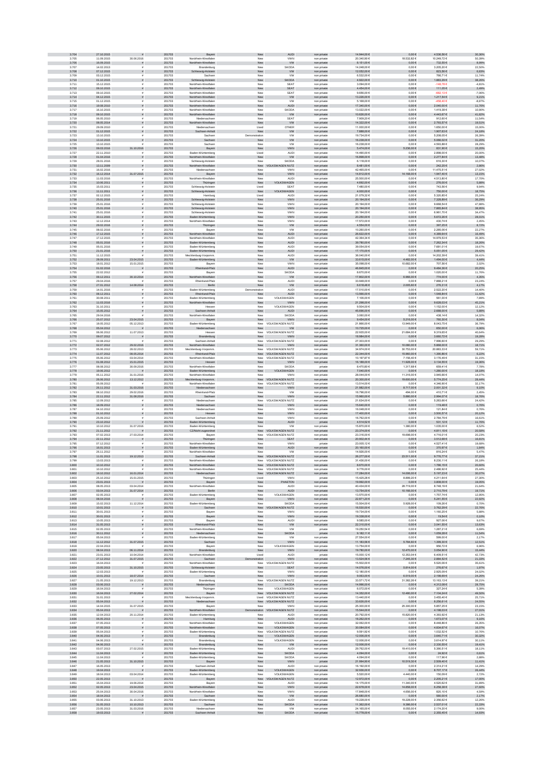| | | | | | | | | | | | |
|---|---|---|---|---|---|---|---|---|---|---|---|
| 3.704 | 27.10.2015 | # | 201703 | Bayern | New | AUDI | non private | 14.944,00 € | 0,00 € | 4.536,56 € | 30,36% |
| 3.705 | 11.09.2015 | 30.06.2016 | 201703 | Nordrhein-Westfalen | New | VWN | non private | 20.340,90 € | 18.532,82 € | 10.249,72 € | 50,39% |
| 3.706 | 16.09.2015 | # | 201703 | Nordrhein-Westfalen | New | VW | non private | 8.151,00 € | 0,00 € | 732,55 € | 8,99% |
| 3.707 | 14.02.2013 | # | 201703 | Brandenburg | New | SKODA | non private | 14.248,00 € | 0,00 € | 3.205,20 € | 22,50% |
| 3.708 | 07.12.2015 | # | 201703 | Schleswig-Holstein | New | VW | non private | 12.052,00 € | 0,00 € | 823,56 € | 6,83% |
| 3.709 | 03.12.2015 | # | 201703 | Sachsen | New | VW | non private | 6.532,00 € | 0,00 € | 766,71 € | 11,74% |
| 3.710 | 01.10.2015 | # | 201703 | Schleswig-Holstein | New | SKODA | non private | 4.922,00 € | 0,00 € | 1.883,29 € | 38,26% |
| 3.711 | 15.12.2015 | # | 201703 | Nordrhein-Westfalen | New | SEAT | non private | 3.094,00 € | 0,00 € | -148,78 € | -4,81% |
| 3.712 | 09.10.2015 | # | 201703 | Nordrhein-Westfalen | New | SEAT | non private | 4.454,00 € | 0,00 € | 111,05 € | 2,49% |
| 3.713 | 09.10.2015 | # | 201703 | Nordrhein-Westfalen | New | SEAT | non private | 9.656,00 € | 0,00 € | -682,13 € | -7,06% |
| 3.714 | 04.12.2015 | # | 201703 | Nordrhein-Westfalen | New | VW | non private | 13.226,00 € | 0,00 € | 1.217,54 € | 9,21% |
| 3.715 | 01.12.2015 | # | 201703 | Nordrhein-Westfalen | New | VW | non private | 5.168,00 € | 0,00 € | -458,40 € | -8,87% |
| 3.716 | 19.08.2010 | # | 201703 | Nordrhein-Westfalen | New | AUDI | non private | 17.340,00 € | 0,00 € | 2.040,00 € | 11,76% |
| 3.717 | 16.10.2015 | # | 201703 | Nordrhein-Westfalen | New | SKODA | non private | 13.022,00 € | 0,00 € | 1.419,38 € | 10,90% |
| 3.718 | 09.10.2015 | # | 201703 | Nordrhein-Westfalen | New | VW | non private | 10.626,00 € | 0,00 € | 4.443,67 € | 41,82% |
| 3.719 | 06.05.2010 | # | 201703 | Niedersachsen | New | SEAT | private | 7.909,20 € | 0,00 € | 912,60 € | 11,54% |
| 3.720 | 08.05.2014 | # | 201703 | Nordrhein-Westfalen | New | VW | non private | 14.322,00 € | 0,00 € | 2.793,57 € | 19,51% |
| 3.721 | 29.09.2010 | # | 201703 | Niedersachsen | Used | OTHER | non private | 11.000,00 € | 0,00 € | 1.650,00 € | 15,00% |
| 3.722 | 01.12.2015 | # | 201703 | Sachsen-Anhalt | New | VW | non private | 7.888,00 € | 0,00 € | 1.907,63 € | 24,18% |
| 3.723 | 13.10.2015 | # | 201703 | Sachsen | Demonstration | VW | non private | 19.734,00 € | 0,00 € | 5.208,05 € | 26,39% |
| 3.724 | 13.10.2015 | # | 201703 | Sachsen | New | VW | non private | 16.238,00 € | 0,00 € | 5.066,02 € | 31,20% |
| 3.725 | 13.10.2015 | # | 201703 | Sachsen | New | VW | non private | 16.238,00 € | 0,00 € | 4.593,88 € | 28,29% |
| 3.726 | 09.03.2016 | 31.10.2016 | 201703 | Bayern | New | VWN | non private | 5.474,00 € | 5.236,00 € | 831,90 € | 15,20% |
| 3.727 | 22.11.2010 | # | 201703 | Baden-Württemberg | Used | AUDI | non private | 14.490,00 € | 0,00 € | 2.898,00 € | 20,00% |
| 3.728 | 01.04.2016 | # | 201703 | Nordrhein-Westfalen | New | VW | non private | 16.898,00 € | 0,00 € | 2.277,84 € | 13,48% |
| 3.729 | 28.01.2016 | # | 201703 | Schleswig-Holstein | New | SKODA | non private | 6.118,00 € | 0,00 € | 616,30 € | 10,07% |
| 3.730 | 13.11.2009 | # | 201703 | Nordrhein-Westfalen | New | VOLKSWAGEN NUTZ | non private | 8.481,00 € | 0,00 € | 242,25 € | 2,86% |
| 3.731 | 16.02.2016 | # | 201703 | Niedersachsen | New | VWN | non private | 42.465,00 € | 0,00 € | 11.475,51 € | 27,02% |
| 3.732 | 16.12.2014 | 31.07.2015 | 201703 | Bayern | New | VWN | non private | 14.812,00 € | 14.168,00 € | 1.947,40 € | 13,15% |
| 3.733 | 11.03.2016 | # | 201703 | Nordrhein-Westfalen | New | AUDI | non private | 25.500,00 € | 0,00 € | 4.513,80 € | 17,70% |
| 3.734 | 10.06.2011 | # | 201703 | Thüringen | New | VOLKSWAGEN | non private | 4.692,00 € | 0,00 € | 276,00 € | 5,88% |
| 3.735 | 15.03.2011 | # | 201703 | Schleswig-Holstein | Used | SEAT | non private | 7.480,00 € | 0,00 € | 743,56 € | 9,94% |
| 3.736 | 11.11.2011 | # | 201703 | Schleswig-Holstein | New | VOLKSWAGEN | non private | 4.000,00 € | 0,00 € | 750,00 € | 18,75% |
| 3.737 | 02.12.2015 | # | 201703 | Hamburg | Used | AUDI | non private | 21.079,32 € | 0,00 € | 5.320,85 € | 25,24% |
| 3.738 | 25.01.2016 | # | 201703 | Schleswig-Holstein | New | VWN | non private | 20.194,00 € | 0,00 € | 7.328,89 € | 36,29% |
| 3.739 | 25.01.2016 | # | 201703 | Schleswig-Holstein | New | VWN | non private | 20.194,00 € | 0,00 € | 9.668,54 € | 47,88% |
| 3.740 | 25.01.2016 | # | 201703 | Schleswig-Holstein | New | VWN | non private | 20.194,00 € | 0,00 € | 7.865,84 € | 38,95% |
| 3.741 | 25.01.2016 | # | 201703 | Schleswig-Holstein | New | VWN | non private | 20.194,00 € | 0,00 € | 6.961,70 € | 34,47% |
| 3.742 | 30.11.2015 | # | 201703 | Baden-Württemberg | New | VWN | non private | 20.250,00 € | 0,00 € | 5.672,20 € | 28,01% |
| 3.743 | 12.12.2014 | # | 201703 | Nordrhein-Westfalen | New | VWN | non private | 17.572,00 € | 0,00 € | 430,74 € | 2,45% |
| 3.744 | 29.02.2016 | # | 201703 | Thüringen | New | VW | non private | 4.554,00 € | 0,00 € | 397,25 € | 8,72% |
| 3.745 | 08.02.2016 | # | 201703 | Bayern | New | VW | non private | 10.260,00 € | 0,00 € | 2.285,06 € | 22,27% |
| 3.746 | 17.12.2015 | # | 201703 | Nordrhein-Westfalen | New | AUDI | non private | 26.622,00 € | 0,00 € | 4.389,64 € | 16,49% |
| 3.747 | 17.12.2015 | # | 201703 | Nordrhein-Westfalen | New | AUDI | non private | 42.364,34 € | 0,00 € | 14.979,53 € | 35,36% |
| 3.748 | 05.01.2016 | # | 201703 | Baden-Württemberg | New | AUDI | non private | 39.780,00 € | 0,00 € | 7.262,34 € | 18,26% |
| 3.749 | 05.01.2016 | # | 201703 | Baden-Württemberg | New | AUDI | non private | 39.054,00 € | 0,00 € | 7.681,01 € | 19,67% |
| 3.750 | 21.01.2016 | # | 201703 | Baden-Württemberg | New | AUDI | non private | 17.170,00 € | 0,00 € | 5.051,05 € | 29,42% |
| 3.751 | 11.12.2015 | # | 201703 | Mecklenburg-Vorpomm. | New | AUDI | non private | 36.040,00 € | 0,00 € | 14.202,39 € | 39,41% |
| 3.752 | 28.09.2011 | 23.04.2015 | 201703 | Baden-Württemberg | New | VW | non private | 33.615,00 € | 4.482,00 € | 1.494,00 € | 4,44% |
| 3.753 | 18.01.2012 | 15.01.2015 | 201703 | Bayern | New | VWN | non private | 35.098,00 € | 10.682,00 € | 707,56 € | 2,02% |
| 3.754 | 01.02.2016 | # | 201703 | Rheinland-Pfalz | New | AUDI | non private | 46.845,00 € | 0,00 € | 9.484,36 € | 20,25% |
| 3.755 | 22.02.2012 | # | 201703 | Bayern | New | SKODA | non private | 8.670,00 € | 0,00 € | 1.020,00 € | 11,76% |
| 3.756 | 09.12.2011 | 30.10.2014 | 201703 | Nordrhein-Westfalen | New | VW | non private | 17.802,00 € | 6.996,00 € | 774,00 € | 4,35% |
| 3.757 | 29.04.2016 | # | 201703 | Rheinland-Pfalz | New | AUDI | non private | 33.948,00 € | 0,00 € | 7.888,21 € | 23,24% |
| 3.758 | 27.01.2012 | 14.08.2014 | 201703 | Berlin | New | VW | non private | 6.618,48 € | 2.005,60 € | 276,31 € | 4,17% |
| 3.759 | 14.01.2016 | # | 201703 | Baden-Württemberg | Demonstration | AUDI | non private | 17.510,00 € | 0,00 € | 2.522,20 € | 14,40% |
| 3.760 | 08.12.2011 | # | 201703 | Rheinland-Pfalz | New | AUDI | non private | 13.566,00 € | 0,00 € | 1.548,84 € | 11,42% |
| 3.761 | 30.08.2011 | # | 201703 | Baden-Württemberg | New | VOLKSWAGEN | non private | 7.106,00 € | 0,00 € | 561,00 € | 7,89% |
| 3.762 | 11.03.2016 | # | 201703 | Nordrhein-Westfalen | New | VWN | non private | 21.298,00 € | 0,00 € | 9.628,03 € | 45,21% |
| 3.763 | 31.10.2011 | # | 201703 | Hessen | New | VOLKSWAGEN | non private | 9.504,00 € | 0,00 € | 1.152,00 € | 12,12% |
| 3.764 | 15.05.2012 | # | 201703 | Sachsen-Anhalt | New | AUDI | non private | 45.696,00 € | 0,00 € | 2.688,00 € | 5,88% |
| 3.765 | 29.04.2016 | # | 201703 | Nordrhein-Westfalen | New | SKODA | non private | 3.060,00 € | 0,00 € | 438,14 € | 14,32% |
| 3.766 | 25.07.2012 | 23.04.2015 | 201703 | Bayern | New | VWN | non private | 9.454,00 € | 5.216,00 € | 760,30 € | 8,04% |
| 3.767 | 18.05.2012 | 05.12.2013 | 201703 | Baden-Württemberg | New | VOLKSWAGEN NUTZ | non private | 21.866,00 € | 13.949,00 € | 8.043,75 € | 36,79% |
| 3.768 | 05.04.2012 | # | 201703 | Niedersachsen | New | VW | non private | 10.725,00 € | 0,00 € | 650,00 € | 6,06% |
| 3.769 | 06.06.2012 | 11.07.2013 | 201703 | Hessen | New | VOLKSWAGEN NUTZ | non private | 22.935,00 € | 21.684,00 € | 9.319,65 € | 40,64% |
| 3.770 | 09.07.2012 | # | 201703 | Brandenburg | New | VWN | non private | 18.984,00 € | 0,00 € | 3.660,72 € | 19,28% |
| 3.771 | 02.08.2012 | # | 201703 | Sachsen-Anhalt | New | VOLKSWAGEN NUTZ | non private | 27.303,00 € | 0,00 € | 7.996,60 € | 29,29% |
| 3.772 | 02.07.2012 | 29.02.2016 | 201703 | Nordrhein-Westfalen | New | VWN | non private | 31.360,00 € | 10.080,00 € | 5.868,00 € | 18,71% |
| 3.773 | 05.06.2012 | 28.02.2013 | 201703 | Mecklenburg-Vorpomm. | New | VOLKSWAGEN NUTZ | non private | 34.974,00 € | 30.753,00 € | 20.883,33 € | 59,71% |
| 3.774 | 11.07.2012 | 08.05.2014 | 201703 | Rheinland-Pfalz | New | VOLKSWAGEN NUTZ | non private | 22.344,00 € | 15.960,00 € | 1.390,86 € | 6,22% |
| 3.775 | 05.06.2012 | 03.04.2014 | 201703 | Nordrhein-Westfalen | New | VOLKSWAGEN NUTZ | non private | 10.197,87 € | 7.156,40 € | 3.176,49 € | 31,15% |
| 3.776 | 01.08.2012 | 15.01.2015 | 201703 | Hessen | New | VWN | non private | 16.188,00 € | 11.928,00 € | 3.134,55 € | 19,36% |
| 3.777 | 08.08.2012 | 30.09.2016 | 201703 | Nordrhein-Westfalen | New | SKODA | private | 8.470,80 € | 1.317,68 € | 659,41 € | 7,78% |
| 3.778 | 19.06.2012 | # | 201703 | Baden-Württemberg | New | VOLKSWAGEN | non private | 7.040,00 € | 0,00 € | 1.280,00 € | 18,18% |
| 3.779 | 05.11.2012 | 31.01.2016 | 201703 | Nordrhein-Westfalen | New | VWN | non private | 28.044,00 € | 11.316,00 € | 3.945,66 € | 14,07% |
| 3.780 | 28.06.2012 | 13.12.2012 | 201703 | Mecklenburg-Vorpomm. | New | VOLKSWAGEN NUTZ | non private | 20.300,00 € | 19.600,00 € | 5.774,25 € | 28,44% |
| 3.781 | 05.09.2012 | # | 201703 | Nordrhein-Westfalen | New | VOLKSWAGEN NUTZ | non private | 13.514,00 € | 0,00 € | 4.346,90 € | 32,17% |
| 3.782 | 26.11.2012 | 31.03.2016 | 201703 | Niedersachsen | New | VWN | non private | 21.982,00 € | 8.717,00 € | 2.001,32 € | 9,10% |
| 3.783 | 06.10.2012 | 29.02.2016 | 201703 | Rheinland-Pfalz | New | VW | non private | 16.796,00 € | 494,00 € | 410,71 € | 2,45% |
| 3.784 | 22.11.2012 | 31.08.2016 | 201703 | Sachsen | New | VWN | non private | 15.960,00 € | 5.880,00 € | 2.994,07 € | 18,76% |
| 3.785 | 12.09.2012 | # | 201703 | Nordrhein-Westfalen | New | VOLKSWAGEN NUTZ | non private | 21.634,00 € | 0,00 € | 5.283,66 € | 24,42% |
| 3.786 | 18.09.2012 | # | 201703 | Niedersachsen | New | VWN | non private | 15.640,00 € | 0,00 € | 119,48 € | 0,76% |
| 3.787 | 04.10.2012 | # | 201703 | Niedersachsen | New | VWN | non private | 16.048,00 € | 0,00 € | 121,84 € | 0,76% |
| 3.788 | 01.10.2012 | # | 201703 | Hessen | New | VWN | non private | 17.400,00 € | 0,00 € | 3.500,57 € | 20,12% |
| 3.789 | 25.09.2012 | # | 201703 | Sachsen-Anhalt | New | VWN | non private | 16.762,00 € | 0,00 € | 2.784,79 € | 16,61% |
| 3.790 | 23.10.2012 | # | 201703 | Baden-Württemberg | New | AUDI | non private | 4.514,52 € | 0,00 € | 531,12 € | 11,76% |
| 3.791 | 10.10.2012 | 31.07.2016 | 201703 | Baden-Württemberg | New | VW | non private | 15.870,00 € | 1.380,00 € | 1.035,00 € | 6,52% |
| 3.792 | 21.11.2012 | # | 201703 | CZ/Nicht zugeordnet | New | VOLKSWAGEN NUTZ | non private | 23.374,00 € | 0,00 € | 4.811,15 € | 20,58% |
| 3.793 | 07.02.2013 | 27.03.2014 | 201703 | Bayern | New | VOLKSWAGEN NUTZ | non private | 23.316,00 € | 19.698,00 € | 4.716,01 € | 20,23% |
| 3.794 | 22.11.2012 | # | 201703 | Thüringen | New | SEAT | non private | 20.902,44 € | 0,00 € | 3.512,68 € | 16,81% |
| 3.795 | 07.12.2012 | # | 201703 | Nordrhein-Westfalen | New | VWN | non private | 23.005,12 € | 0,00 € | 4.527,41 € | 19,68% |
| 3.796 | 16.01.2013 | # | 201703 | Nordrhein-Westfalen | New | AUDI | non private | 20.160,00 € | 0,00 € | 370,97 € | 1,84% |
| 3.797 | 26.11.2012 | # | 201703 | Nordrhein-Westfalen | New | VW | non private | 14.926,00 € | 0,00 € | 816,24 € | 5,47% |
| 3.798 | 11.01.2013 | 19.12.2013 | 201703 | Sachsen-Anhalt | New | VOLKSWAGEN NUTZ | non private | 26.277,00 € | 23.511,00 € | 9.776,77 € | 37,21% |
| 3.799 | 13.03.2013 | # | 201703 | Nordrhein-Westfalen | New | VOLKSWAGEN NUTZ | non private | 31.436,00 € | 0,00 € | 8.230,11 € | 26,18% |
| 3.800 | 10.10.2012 | # | 201703 | Nordrhein-Westfalen | New | VOLKSWAGEN NUTZ | non private | 8.670,00 € | 0,00 € | 1.786,15 € | 20,60% |
| 3.801 | 10.10.2012 | # | 201703 | Nordrhein-Westfalen | New | VOLKSWAGEN NUTZ | non private | 9.776,00 € | 0,00 € | 2.486,92 € | 25,44% |
| 3.802 | 19.10.2012 | 15.01.2016 | 201703 | Niedersachsen | New | VOLKSWAGEN NUTZ | non private | 17.284,00 € | 14.006,00 € | 5.197,23 € | 30,07% |
| 3.803 | 25.10.2012 | 15.01.2015 | 201703 | Thüringen | Used | VWN | non private | 15.425,28 € | 8.899,20 € | 4.211,64 € | 27,30% |
| 3.804 | 23.01.2013 | # | 201703 | Bayern | New | PHAETON | non private | 19.992,00 € | 0,00 € | 3.808,00 € | 19,05% |
| 3.805 | 08.05.2013 | 03.04.2014 | 201703 | Nordrhein-Westfalen | New | AUDI | non private | 40.434,00 € | 28.719,00 € | 8.748,19 € | 21,64% |
| 3.806 | 03.04.2013 | 31.07.2014 | 201703 | Berlin | New | AUDI | non private | 13.754,00 € | 10.166,00 € | 2.710,79 € | 19,71% |
| 3.807 | 02.05.2013 | # | 201703 | Baden-Württemberg | New | VOLKSWAGEN | non private | 13.570,00 € | 0,00 € | 1.757,74 € | 12,95% |
| 3.808 | 06.04.2016 | # | 201703 | Bayern | New | VWN | non private | 22.871,20 € | 0,00 € | 5.241,55 € | 22,92% |
| 3.809 | 15.02.2013 | 11.12.2014 | 201703 | Baden-Württemberg | New | SKODA | non private | 15.504,00 € | 5.928,00 € | 109,26 € | 0,70% |
| 3.810 | 10.01.2013 | # | 201703 | Sachsen | New | VOLKSWAGEN NUTZ | non private | 16.530,00 € | 0,00 € | 3.762,29 € | 22,76% |
| 3.811 | 30.01.2013 | # | 201703 | Bayern | New | VWN | non private | 19.734,00 € | 0,00 € | 1.160,35 € | 5,88% |
| 3.812 | 30.01.2013 | # | 201703 | Bayern | New | VWN | non private | 19.338,00 € | 0,00 € | 19,54 € | 0,10% |
| 3.813 | 10.05.2013 | # | 201703 | Bayern | New | AUDI | non private | 9.585,00 € | 0,00 € | 927,06 € | 9,67% |
| 3.814 | 31.05.2013 | # | 201703 | Rheinland-Pfalz | New | VW | non private | 22.310,00 € | 0,00 € | 3.041,55 € | 13,63% |
| 3.815 | 02.05.2013 | # | 201703 | Nordrhein-Westfalen | New | VW | non private | 19.250,54 € | 0,00 € | 1.287,21 € | 6,69% |
| 3.816 | 30.11.2012 | # | 201703 | Niedersachsen | New | SKODA | non private | 9.182,11 € | 0,00 € | 1.059,28 € | 11,54% |
| 3.817 | 05.04.2013 | # | 201703 | Baden-Württemberg | New | VW | non private | 27.554,00 € | 0,00 € | 599,00 € | 2,17% |
| 3.818 | 11.12.2012 | 31.07.2015 | 201703 | Sachsen | New | VWN | non private | 11.183,56 € | 5.784,60 € | 1.399,30 € | 12,51% |
| 3.819 | 22.04.2013 | # | 201703 | Bayern | New | VOLKSWAGEN | non private | 13.754,00 € | 0,00 € | 956,72 € | 6,96% |
| 3.820 | 08.04.2013 | 06.11.2014 | 201703 | Brandenburg | New | VWN | non private | 19.780,00 € | 12.470,00 € | 3.054,90 € | 15,44% |
| 3.821 | 23.01.2013 | 10.04.2014 | 201703 | Nordrhein-Westfalen | Used | AUDI | private | 15.000,12 € | 12.353,04 € | 6.409,51 € | 42,73% |
| 3.822 | 27.12.2012 | 31.07.2015 | 201703 | Sachsen | Demonstration | VWN | non private | 13.524,56 € | 7.245,30 € | 2.884,52 € | 21,33% |
| 3.823 | 16.04.2013 | # | 201703 | Nordrhein-Westfalen | New | VOLKSWAGEN NUTZ | non private | 15.502,00 € | 0,00 € | 5.520,06 € | 35,61% |
| 3.824 | 23.05.2013 | 31.10.2015 | 201703 | Schleswig-Holstein | New | SEAT | non private | 14.076,00 € | 5.814,00 € | 276,67 € | 1,97% |
| 3.825 | 12.03.2013 | # | 201703 | Baden-Württemberg | New | VWN | non private | 12.180,00 € | 0,00 € | 2.925,09 € | 24,02% |
| 3.826 | 10.01.2013 | 18.07.2014 | 201703 | Sachsen | New | VWN | non private | 9.083,00 € | 6.519,00 € | 2.198,69 € | 24,26% |
| 3.827 | 21.05.2013 | 19.12.2013 | 201703 | Brandenburg | New | VOLKSWAGEN NUTZ | non private | 33.571,72 € | 31.382,26 € | 13.163,13 € | 39,21% |
| 3.828 | 03.06.2013 | # | 201703 | Niedersachsen | New | SKODA | non private | 14.996,00 € | 0,00 € | 4.312,08 € | 28,75% |
| 3.829 | 16.04.2013 | # | 201703 | Thüringen | New | VOLKSWAGEN | non private | 6.072,00 € | 0,00 € | 327,34 € | 5,39% |
| 3.830 | 16.04.2013 | 27.02.2014 | 201703 | Bayern | New | VOLKSWAGEN NUTZ | non private | 14.352,00 € | 12.480,00 € | 7.104,24 € | 49,50% |
| 3.831 | 31.01.2013 | # | 201703 | Mecklenburg-Vorpomm. | Used | VOLKSWAGEN NUTZ | non private | 13.440,00 € | 0,00 € | 3.455,40 € | 25,71% |
| 3.832 | 05.04.2013 | # | 201703 | Niedersachsen | New | VOLKSWAGEN NUTZ | non private | 33.626,00 € | 0,00 € | 8.256,61 € | 24,55% |
| 3.833 | 14.04.2015 | 31.07.2015 | 201703 | Bayern | New | VWN | non private | 25.300,00 € | 25.300,00 € | 5.857,25 € | 23,15% |
| 3.834 | 05.04.2013 | # | 201703 | Nordrhein-Westfalen | Demonstration | VOLKSWAGEN NUTZ | non private | 15.544,00 € | 0,00 € | 4.198,03 € | 27,01% |
| 3.835 | 12.04.2013 | 20.11.2014 | 201703 | Baden-Württemberg | New | AUDI | non private | 20.792,00 € | 15.820,00 € | 4.393,92 € | 21,13% |
| 3.836 | 06.05.2013 | # | 201703 | Hamburg | New | AUDI | non private | 18.262,00 € | 0,00 € | 1.673,07 € | 9,16% |
| 3.837 | 07.05.2013 | # | 201703 | Nordrhein-Westfalen | New | VOLKSWAGEN | non private | 32.062,00 € | 0,00 € | 8.448,88 € | 26,35% |
| 3.838 | 07.05.2013 | # | 201703 | Nordrhein-Westfalen | New | VOLKSWAGEN | non private | 30.084,00 € | 0,00 € | 4.834,97 € | 16,07% |
| 3.839 | 05.04.2013 | # | 201703 | Baden-Württemberg | New | VOLKSWAGEN NUTZ | non private | 9.591,92 € | 0,00 € | 1.032,52 € | 10,76% |
| 3.840 | 04.06.2013 | # | 201703 | Brandenburg | New | VOLKSWAGEN | non private | 12.006,00 € | 0,00 € | 3.640,71 € | 30,32% |
| 3.841 | 04.06.2013 | # | 201703 | Brandenburg | New | VOLKSWAGEN | non private | 12.006,00 € | 0,00 € | 3.614,97 € | 30,11% |
| 3.842 | 04.06.2013 | # | 201703 | Brandenburg | New | VW | non private | 12.006,00 € | 0,00 € | 2.330,55 € | 19,41% |
| 3.843 | 03.07.2013 | 27.02.2015 | 201703 | Bayern | New | AUDI | non private | 29.762,00 € | 19.410,00 € | 5.390,51 € | 18,11% |
| 3.844 | 11.04.2013 | # | 201703 | Baden-Württemberg | New | SKODA | non private | 4.094,00 € | 0,00 € | 24,92 € | 0,61% |
| 3.845 | 11.04.2013 | # | 201703 | Baden-Württemberg | New | SKODA | non private | 4.094,00 € | 0,00 € | 117,96 € | 2,88% |
| 3.846 | 21.05.2013 | 31.10.2015 | 201703 | Bayern | New | VWN | non private | 21.994,00 € | 10.519,30 € | 2.509,40 € | 11,41% |
| 3.847 | 16.05.2013 | # | 201703 | Sachsen-Anhalt | New | AUDI | non private | 16.192,00 € | 0,00 € | 2.314,21 € | 14,29% |
| 3.848 | 19.04.2013 | # | 201703 | Nordrhein-Westfalen | New | VOLKSWAGEN | non private | 32.936,00 € | 0,00 € | 8.707,17 € | 26,44% |
| 3.849 | 18.04.2013 | 03.04.2014 | 201703 | Baden-Württemberg | New | VOLKSWAGEN | non private | 5.520,00 € | 4.440,00 € | 150,09 € | 2,72% |
| 3.850 | 22.05.2013 | # | 201703 | Bayern | New | VOLKSWAGEN NUTZ | non private | 12.972,00 € | 0,00 € | 2.205,21 € | 17,00% |
| 3.851 | 15.04.2013 | 19.06.2014 | 201703 | Bayern | New | AUDI | non private | 14.175,00 € | 11.340,00 € | 4.520,62 € | 31,89% |
| 3.852 | 02.05.2013 | 23.04.2015 | 201703 | Nordrhein-Westfalen | New | VWN | non private | 22.678,00 € | 14.858,00 € | 6.259,38 € | 27,60% |
| 3.853 | 25.04.2013 | 30.04.2016 | 201703 | Nordrhein-Westfalen | New | VWN | non private | 17.848,00 € | 4.656,00 € | 820,10 € | 4,59% |
| 3.854 | 18.04.2013 | # | 201703 | Sachsen | New | VW | non private | 26.680,00 € | 0,00 € | 580,00 € | 2,17% |
| 3.855 | 03.06.2013 | 31.10.2013 | 201703 | Baden-Württemberg | New | AUDI | non private | 19.228,00 € | 19.228,00 € | 2.356,62 € | 12,26% |
| 3.856 | 31.05.2013 | 10.10.2013 | 201703 | Sachsen | New | SKODA | non private | 11.362,00 € | 9.386,00 € | 2.537,01 € | 22,33% |
| 3.857 | 23.05.2013 | 31.03.2016 | 201703 | Niedersachsen | New | VW | non private | 24.165,00 € | 8.055,00 € | 2.176,20 € | 9,00% |
| 3.858 | 19.03.2013 | # | 201703 | Sachsen-Anhalt | New | SKODA | non private | 15.778,00 € | 0,00 € | 2.355,45 € | 14,93% |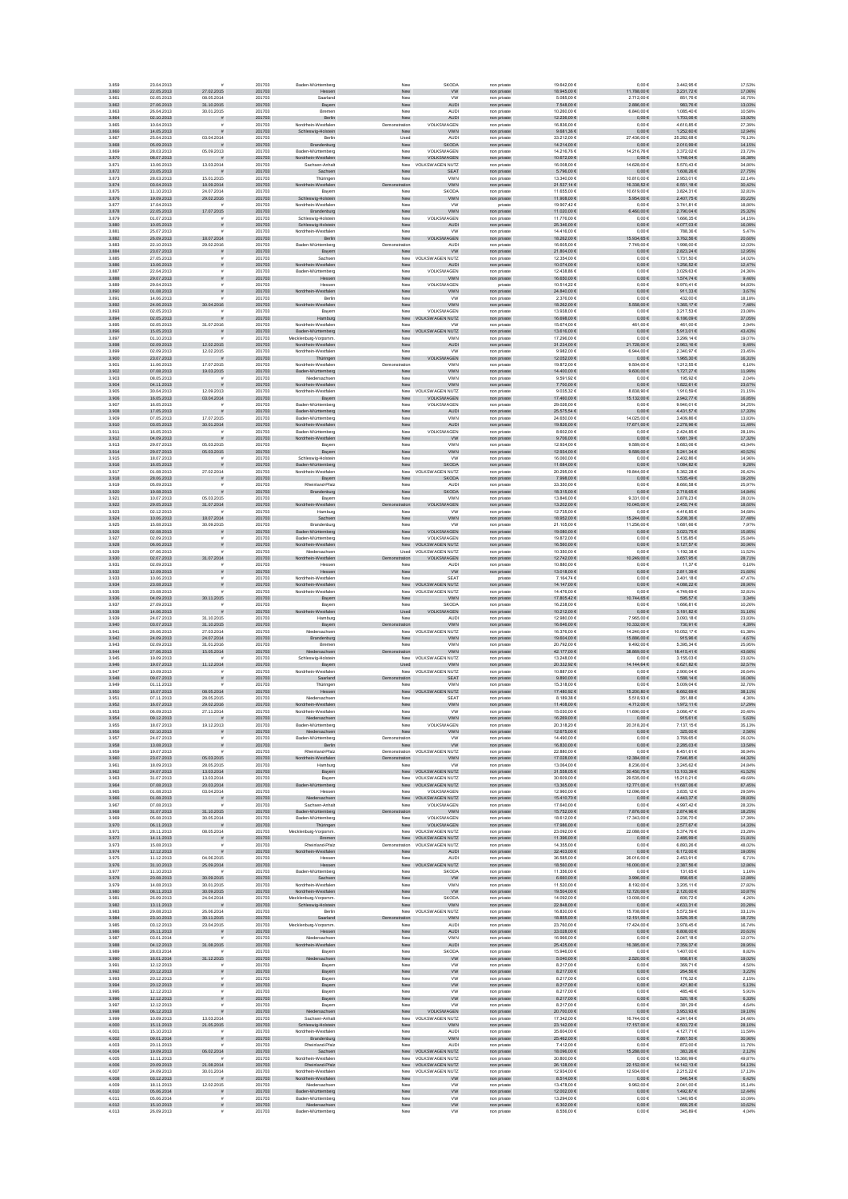| 3.859 | 23.04.2013 | # | 201703 | Baden-Württemberg | New | SKODA | non private | 19.642,00 € | 0,00 € | 3.442,95 € | 17,53% |
|---|---|---|---|---|---|---|---|---|---|---|---|
| 3.860 | 22.05.2013 | 27.02.2015 | 201703 | Hessen | New | VW | non private | 18.945,00 € | 11.786,50 € | 3.231,72 € | 17,06% |
| 3.861 | 02.05.2013 | 08.05.2014 | 201703 | Saarland | New | VW | non private | 5.085,00 € | 2.712,00 € | 851,76 € | 16,75% |
| 3.862 | 27.06.2013 | 31.10.2015 | 201703 | Bayern | New | AUDI | non private | 7.548,00 € | 2.886,00 € | 983,76 € | 13,03% |
| 3.863 | 26.04.2013 | 30.01.2015 | 201703 | Bremen | New | AUDI | non private | 10.260,00 € | 6.840,00 € | 1.085,40 € | 10,58% |
| 3.864 | 02.10.2013 | # | 201703 | Berlin | New | AUDI | non private | 12.236,00 € | 0,00 € | 1.703,06 € | 13,92% |
| 3.865 | 10.04.2013 | # | 201703 | Nordrhein-Westfalen | Demonstration | VOLKSWAGEN | non private | 16.836,00 € | 0,00 € | 4.610,85 € | 27,39% |
| 3.866 | 14.05.2013 | # | 201703 | Schleswig-Holstein | New | VWN | non private | 9.681,36 € | 0,00 € | 1.252,60 € | 12,94% |
| 3.867 | 25.04.2013 | 03.04.2014 | 201703 | Nordrhein-Westfalen | Used | AUDI | non private | 33.212,00 € | 27.436,00 € | 25.282,68 € | 76,13% |
| 3.868 | 05.09.2013 | # | 201703 | Brandenburg | New | SKODA | non private | 14.214,00 € | 0,00 € | 2.010,99 € | 14,15% |
| 3.869 | 28.03.2013 | 05.09.2013 | 201703 | Baden-Württemberg | New | VOLKSWAGEN | non private | 14.216,76 € | 14.216,76 € | 3.372,02 € | 23,72% |
| 3.870 | 08.07.2013 | # | 201703 | Nordrhein-Westfalen | New | VOLKSWAGEN | non private | 10.672,00 € | 0,00 € | 1.748,04 € | 16,38% |
| 3.871 | 13.06.2013 | 13.03.2014 | 201703 | Sachsen-Anhalt | New | VOLKSWAGEN NUTZ | non private | 16.008,00 € | 14.628,00 € | 5.570,43 € | 34,80% |
| 3.872 | 23.05.2013 | # | 201703 | Sachsen | New | SEAT | non private | 5.796,00 € | 0,00 € | 1.608,30 € | 27,75% |
| 3.873 | 28.03.2013 | 15.01.2015 | 201703 | Thüringen | New | VWN | non private | 13.340,00 € | 10.810,00 € | 2.953,01 € | 22,14% |
| 3.874 | 03.04.2013 | 16.09.2014 | 201703 | Nordrhein-Westfalen | Demonstration | VWN | non private | 21.537,14 € | 16.338,52 € | 6.551,18 € | 30,42% |
| 3.875 | 11.10.2013 | 24.07.2014 | 201703 | Bayern | New | SKODA | non private | 11.655,00 € | 10.619,00 € | 3.824,31 € | 32,81% |
| 3.876 | 19.09.2013 | 29.02.2016 | 201703 | Schleswig-Holstein | New | VWN | non private | 11.908,00 € | 5.954,00 € | 2.407,75 € | 20,22% |
| 3.877 | 17.04.2013 | # | 201703 | Nordrhein-Westfalen | New | VW | private | 19.907,42 € | 0,00 € | 3.741,81 € | 18,80% |
| 3.878 | 22.05.2013 | 17.07.2015 | 201703 | Brandenburg | New | VWN | non private | 11.020,00 € | 6.460,00 € | 2.780,04 € | 25,23% |
| 3.879 | 01.07.2013 | # | 201703 | Schleswig-Holstein | New | VOLKSWAGEN | non private | 11.776,00 € | 0,00 € | 1.666,35 € | 14,15% |
| 3.880 | 10.05.2013 | # | 201703 | Schleswig-Holstein | New | AUDI | non private | 25.346,00 € | 0,00 € | 4.077,03 € | 16,09% |
| 3.881 | 25.07.2013 | # | 201703 | Nordrhein-Westfalen | New | VW | non private | 14.416,00 € | 0,00 € | 788,36 € | 5,47% |
| 3.882 | 26.09.2013 | 18.07.2014 | 201703 | Berlin | New | VOLKSWAGEN | non private | 18.262,00 € | 15.934,65 € | 3.762,90 € | 20,60% |
| 3.883 | 22.10.2013 | 29.02.2016 | 201703 | Baden-Württemberg | Demonstration | AUDI | non private | 16.605,00 € | 7.749,00 € | 1.998,00 € | 12,03% |
| 3.884 | 23.07.2013 | # | 201703 | Bayern | New | VW | non private | 21.804,00 € | 0,00 € | 2.823,24 € | 12,95% |
| 3.885 | 27.05.2013 | # | 201703 | Sachsen | New | VOLKSWAGEN NUTZ | non private | 12.354,00 € | 0,00 € | 1.731,50 € | 14,02% |
| 3.886 | 13.06.2013 | # | 201703 | Nordrhein-Westfalen | New | AUDI | non private | 10.074,00 € | 0,00 € | 1.256,52 € | 12,47% |
| 3.887 | 22.04.2013 | # | 201703 | Baden-Württemberg | New | VOLKSWAGEN | non private | 12.438,66 € | 0,00 € | 3.029,63 € | 24,36% |
| 3.888 | 29.07.2013 | # | 201703 | Hessen | New | VWN | non private | 16.650,00 € | 0,00 € | 1.574,74 € | 9,46% |
| 3.889 | 29.04.2013 | # | 201703 | Hessen | New | VOLKSWAGEN | private | 10.514,22 € | 0,00 € | 9.970,41 € | 94,83% |
| 3.890 | 01.08.2013 | # | 201703 | Nordrhein-Westfalen | New | AUDI | non private | 24.840,00 € | 0,00 € | 911,33 € | 3,67% |
| 3.891 | 14.06.2013 | # | 201703 | Berlin | New | VW | non private | 2.376,00 € | 0,00 € | 432,00 € | 18,18% |
| 3.892 | 24.06.2013 | 30.04.2016 | 201703 | Nordrhein-Westfalen | New | VWN | non private | 18.262,00 € | 5.558,00 € | 1.365,17 € | 7,48% |
| 3.893 | 02.05.2013 | # | 201703 | Bayern | New | VOLKSWAGEN | non private | 13.938,00 € | 0,00 € | 3.217,53 € | 23,08% |
| 3.894 | 02.05.2013 | # | 201703 | Hamburg | New | VOLKSWAGEN NUTZ | non private | 16.698,00 € | 0,00 € | 6.186,09 € | 37,05% |
| 3.895 | 02.05.2013 | 31.07.2016 | 201703 | Nordrhein-Westfalen | New | VW | non private | 15.674,00 € | 461,00 € | 461,00 € | 2,94% |
| 3.896 | 15.05.2013 | # | 201703 | Baden-Württemberg | New | VOLKSWAGEN NUTZ | non private | 13.616,00 € | 0,00 € | 5.913,01 € | 43,43% |
| 3.897 | 01.10.2013 | # | 201703 | Mecklenburg-Vorpomm. | New | VWN | non private | 17.296,00 € | 0,00 € | 3.299,14 € | 19,07% |
| 3.898 | 02.09.2013 | 12.02.2015 | 201703 | Nordrhein-Westfalen | New | AUDI | non private | 31.234,00 € | 21.726,00 € | 2.963,16 € | 9,49% |
| 3.899 | 02.09.2013 | 12.02.2015 | 201703 | Nordrhein-Westfalen | New | VW | non private | 9.982,00 € | 6.944,00 € | 2.340,97 € | 23,45% |
| 3.900 | 23.07.2013 | # | 201703 | Thüringen | New | VOLKSWAGEN | non private | 12.052,00 € | 0,00 € | 1.965,30 € | 16,31% |
| 3.901 | 11.06.2013 | 17.07.2015 | 201703 | Nordrhein-Westfalen | Demonstration | VWN | non private | 19.872,00 € | 9.504,00 € | 1.212,55 € | 6,10% |
| 3.902 | 07.08.2013 | 19.03.2015 | 201703 | Baden-Württemberg | New | VWN | non private | 14.400,00 € | 9.600,00 € | 1.727,37 € | 11,99% |
| 3.903 | 08.05.2013 | # | 201703 | Niedersachsen | New | VWN | non private | 9.591,92 € | 0,00 € | 195,92 € | 2,04% |
| 3.904 | 04.11.2013 | # | 201703 | Nordrhein-Westfalen | New | VWN | non private | 7.700,00 € | 0,00 € | 1.822,61 € | 23,67% |
| 3.905 | 30.04.2013 | 12.09.2013 | 201703 | Nordrhein-Westfalen | New | VOLKSWAGEN NUTZ | non private | 9.035,32 € | 8.838,90 € | 1.910,59 € | 21,15% |
| 3.906 | 16.05.2013 | 03.04.2014 | 201703 | Bayern | New | VOLKSWAGEN | non private | 17.460,00 € | 15.132,00 € | 2.942,77 € | 16,85% |
| 3.907 | 16.05.2013 | # | 201703 | Baden-Württemberg | New | VOLKSWAGEN | non private | 29.026,00 € | 0,00 € | 9.940,01 € | 34,25% |
| 3.908 | 17.05.2013 | # | 201703 | Baden-Württemberg | New | AUDI | non private | 25.575,54 € | 0,00 € | 4.431,57 € | 17,33% |
| 3.909 | 07.05.2013 | 17.07.2015 | 201703 | Baden-Württemberg | New | VWN | non private | 24.650,00 € | 14.025,00 € | 3.409,86 € | 13,83% |
| 3.910 | 03.05.2013 | 30.01.2016 | 201703 | Nordrhein-Westfalen | New | AUDI | non private | 19.826,00 € | 17.671,00 € | 2.276,98 € | 11,49% |
| 3.911 | 16.05.2013 | # | 201703 | Baden-Württemberg | New | VOLKSWAGEN | non private | 8.602,00 € | 0,00 € | 2.424,85 € | 28,19% |
| 3.912 | 04.09.2013 | # | 201703 | Nordrhein-Westfalen | New | VW | non private | 9.706,00 € | 0,00 € | 1.681,39 € | 17,32% |
| 3.913 | 29.07.2013 | 05.03.2015 | 201703 | Bayern | New | VWN | non private | 12.934,00 € | 9.589,00 € | 5.683,06 € | 43,94% |
| 3.914 | 29.07.2013 | 05.03.2015 | 201703 | Bayern | New | VWN | non private | 12.934,00 € | 9.589,00 € | 5.241,34 € | 40,52% |
| 3.915 | 18.07.2013 | # | 201703 | Schleswig-Holstein | New | VW | non private | 16.060,00 € | 0,00 € | 2.402,86 € | 14,96% |
| 3.916 | 16.05.2013 | # | 201703 | Baden-Württemberg | New | SKODA | non private | 11.684,00 € | 0,00 € | 1.084,82 € | 9,28% |
| 3.917 | 01.08.2013 | 27.02.2014 | 201703 | Nordrhein-Westfalen | New | VOLKSWAGEN NUTZ | non private | 20.295,00 € | 19.844,00 € | 5.362,28 € | 26,42% |
| 3.918 | 28.06.2013 | # | 201703 | Bayern | New | SKODA | non private | 7.998,00 € | 0,00 € | 1.535,49 € | 19,20% |
| 3.919 | 05.09.2013 | # | 201703 | Rheinland-Pfalz | New | AUDI | non private | 33.350,00 € | 0,00 € | 8.660,58 € | 25,97% |
| 3.920 | 19.08.2013 | # | 201703 | Brandenburg | New | SKODA | non private | 18.315,00 € | 0,00 € | 2.716,65 € | 14,83% |
| 3.921 | 10.07.2013 | 05.03.2015 | 201703 | Bayern | New | VWN | non private | 13.846,00 € | 9.331,00 € | 3.878,23 € | 28,01% |
| 3.922 | 29.05.2013 | 31.07.2014 | 201703 | Nordrhein-Westfalen | Demonstration | VOLKSWAGEN | non private | 13.202,00 € | 10.045,00 € | 2.455,74 € | 18,60% |
| 3.923 | 02.12.2013 | # | 201703 | Hamburg | New | VW | non private | 12.735,00 € | 0,00 € | 4.416,85 € | 34,68% |
| 3.924 | 10.05.2013 | 18.07.2014 | 201703 | Sachsen | New | VWN | non private | 18.952,00 € | 15.244,00 € | 5.208,36 € | 27,48% |
| 3.925 | 15.08.2013 | 30.09.2015 | 201703 | Brandenburg | New | VW | non private | 21.105,00 € | 11.256,00 € | 1.681,86 € | 7,97% |
| 3.926 | 02.08.2013 | # | 201703 | Baden-Württemberg | New | VOLKSWAGEN | non private | 19.080,00 € | 0,00 € | 3.023,75 € | 15,85% |
| 3.927 | 02.09.2013 | # | 201703 | Baden-Württemberg | New | VOLKSWAGEN | non private | 19.872,00 € | 0,00 € | 5.135,85 € | 25,84% |
| 3.928 | 06.06.2013 | # | 201703 | Nordrhein-Westfalen | New | VOLKSWAGEN NUTZ | non private | 16.560,00 € | 0,00 € | 5.127,57 € | 30,96% |
| 3.929 | 07.06.2013 | # | 201703 | Niedersachsen | Used | VOLKSWAGEN NUTZ | non private | 10.350,00 € | 0,00 € | 1.192,38 € | 11,52% |
| 3.930 | 02.07.2013 | 31.07.2014 | 201703 | Nordrhein-Westfalen | Demonstration | VOLKSWAGEN | non private | 12.742,00 € | 10.249,00 € | 3.657,95 € | 28,71% |
| 3.931 | 02.09.2013 | # | 201703 | Hessen | New | AUDI | non private | 10.880,00 € | 0,00 € | 11,37 € | 0,10% |
| 3.932 | 12.09.2013 | # | 201703 | Hessen | New | VW | non private | 13.018,00 € | 0,00 € | 2.811,39 € | 21,60% |
| 3.933 | 10.06.2013 | # | 201703 | Nordrhein-Westfalen | New | SEAT | non private | 7.164,74 € | 0,00 € | 3.401,18 € | 47,47% |
| 3.934 | 23.08.2013 | # | 201703 | Nordrhein-Westfalen | New | VOLKSWAGEN NUTZ | non private | 14.147,00 € | 0,00 € | 4.088,22 € | 28,90% |
| 3.935 | 23.08.2013 | # | 201703 | Nordrhein-Westfalen | New | VOLKSWAGEN NUTZ | non private | 14.476,00 € | 0,00 € | 4.749,69 € | 32,81% |
| 3.936 | 04.09.2013 | 30.11.2015 | 201703 | Bayern | New | VWN | non private | 17.805,42 € | 10.744,65 € | 595,57 € | 3,34% |
| 3.937 | 27.09.2013 | # | 201703 | Bayern | New | SKODA | non private | 16.238,00 € | 0,00 € | 1.666,81 € | 10,26% |
| 3.938 | 14.06.2013 | # | 201703 | Nordrhein-Westfalen | Used | VOLKSWAGEN | non private | 10.212,00 € | 0,00 € | 3.181,82 € | 31,16% |
| 3.939 | 24.07.2013 | 31.10.2015 | 201703 | Hamburg | New | AUDI | non private | 12.980,00 € | 7.965,00 € | 3.093,18 € | 23,83% |
| 3.940 | 03.07.2013 | 31.10.2015 | 201703 | Bayern | Demonstration | VWN | non private | 16.646,00 € | 10.332,00 € | 730,91 € | 4,39% |
| 3.941 | 26.06.2013 | 27.03.2014 | 201703 | Niedersachsen | New | VOLKSWAGEN NUTZ | non private | 16.376,00 € | 14.240,00 € | 10.052,17 € | 61,38% |
| 3.942 | 24.09.2013 | 24.07.2014 | 201703 | Brandenburg | New | VWN | non private | 19.604,00 € | 15.886,00 € | 915,96 € | 4,67% |
| 3.943 | 02.09.2013 | 31.01.2016 | 201703 | Bremen | New | VWN | non private | 20.792,00 € | 9.492,00 € | 5.395,34 € | 25,95% |
| 3.944 | 27.06.2013 | 15.05.2014 | 201703 | Niedersachsen | Demonstration | VWN | non private | 42.177,00 € | 38.069,00 € | 18.415,41 € | 43,66% |
| 3.945 | 19.09.2013 | # | 201703 | Schleswig-Holstein | New | VOLKSWAGEN NUTZ | non private | 13.248,00 € | 0,00 € | 3.155,03 € | 23,82% |
| 3.946 | 19.07.2013 | 11.12.2014 | 201703 | Bayern | Used | VWN | non private | 20.232,92 € | 14.144,64 € | 6.621,82 € | 32,57% |
| 3.947 | 10.09.2013 | # | 201703 | Nordrhein-Westfalen | New | VOLKSWAGEN NUTZ | non private | 10.887,50 € | 0,00 € | 2.900,94 € | 26,64% |
| 3.948 | 09.07.2013 | # | 201703 | Saarland | Demonstration | SEAT | non private | 9.890,00 € | 0,00 € | 1.588,14 € | 16,06% |
| 3.949 | 01.11.2013 | # | 201703 | Thüringen | New | VWN | non private | 15.318,00 € | 0,00 € | 5.009,04 € | 32,70% |
| 3.950 | 16.07.2013 | 08.05.2014 | 201703 | Hessen | New | VOLKSWAGEN NUTZ | non private | 17.480,92 € | 15.200,80 € | 6.682,69 € | 38,11% |
| 3.951 | 07.11.2013 | 28.05.2015 | 201703 | Niedersachsen | New | SEAT | non private | 8.189,38 € | 5.518,93 € | 351,88 € | 4,30% |
| 3.952 | 16.07.2013 | 29.02.2016 | 201703 | Nordrhein-Westfalen | New | VWN | non private | 11.408,00 € | 4.712,00 € | 1.972,11 € | 17,29% |
| 3.953 | 06.09.2013 | 27.11.2014 | 201703 | Nordrhein-Westfalen | New | VW | non private | 15.030,00 € | 11.690,00 € | 3.066,47 € | 20,40% |
| 3.954 | 09.12.2013 | # | 201703 | Niedersachsen | New | VWN | non private | 16.269,00 € | 0,00 € | 915,61 € | 5,63% |
| 3.955 | 18.07.2013 | 19.12.2013 | 201703 | Baden-Württemberg | New | VOLKSWAGEN | non private | 20.318,20 € | 20.318,20 € | 7.137,15 € | 35,13% |
| 3.956 | 02.10.2013 | # | 201703 | Niedersachsen | New | VWN | non private | 12.675,00 € | 0,00 € | 325,00 € | 2,56% |
| 3.957 | 24.07.2013 | # | 201703 | Baden-Württemberg | Demonstration | VW | non private | 14.490,00 € | 0,00 € | 3.769,65 € | 26,02% |
| 3.958 | 13.08.2013 | # | 201703 | Berlin | New | VW | non private | 16.830,00 € | 0,00 € | 2.285,03 € | 13,58% |
| 3.959 | 19.07.2013 | # | 201703 | Rheinland-Pfalz | Demonstration | VOLKSWAGEN NUTZ | non private | 22.880,00 € | 0,00 € | 8.451,61 € | 36,94% |
| 3.960 | 23.07.2013 | 05.03.2015 | 201703 | Nordrhein-Westfalen | Demonstration | VWN | non private | 17.028,00 € | 12.384,00 € | 7.546,85 € | 44,32% |
| 3.961 | 18.09.2013 | 28.05.2015 | 201703 | Hamburg | New | VW | non private | 13.064,00 € | 8.236,00 € | 3.245,62 € | 24,84% |
| 3.962 | 24.07.2013 | 13.03.2014 | 201703 | Bayern | New | VOLKSWAGEN NUTZ | non private | 31.558,05 € | 30.450,75 € | 13.103,39 € | 41,52% |
| 3.963 | 31.07.2013 | 13.03.2014 | 201703 | Bayern | New | VOLKSWAGEN NUTZ | non private | 30.609,00 € | 29.535,00 € | 15.210,21 € | 49,69% |
| 3.964 | 07.08.2013 | 20.03.2014 | 201703 | Baden-Württemberg | New | VOLKSWAGEN NUTZ | non private | 13.365,00 € | 12.771,00 € | 11.687,06 € | 87,45% |
| 3.965 | 01.08.2013 | 03.04.2014 | 201703 | Hessen | New | VOLKSWAGEN | non private | 12.960,00 € | 12.096,00 € | 3.835,12 € | 29,59% |
| 3.966 | 01.08.2013 | # | 201703 | Niedersachsen | New | VOLKSWAGEN NUTZ | non private | 15.410,70 € | 0,00 € | 4.443,37 € | 28,83% |
| 3.967 | 07.08.2013 | # | 201703 | Sachsen-Anhalt | New | VOLKSWAGEN | non private | 17.640,00 € | 0,00 € | 4.997,42 € | 28,33% |
| 3.968 | 31.07.2013 | 31.10.2015 | 201703 | Baden-Württemberg | Demonstration | VWN | non private | 15.752,00 € | 7.876,00 € | 2.874,96 € | 18,25% |
| 3.969 | 05.08.2013 | 30.05.2014 | 201703 | Baden-Württemberg | New | VOLKSWAGEN | non private | 18.612,00 € | 17.343,00 € | 3.236,70 € | 17,39% |
| 3.970 | 06.11.2013 | # | 201703 | Thüringen | New | VOLKSWAGEN | non private | 17.986,00 € | 0,00 € | 2.577,67 € | 14,33% |
| 3.971 | 28.11.2013 | 08.05.2014 | 201703 | Mecklenburg-Vorpomm. | New | VOLKSWAGEN NUTZ | non private | 23.092,00 € | 22.088,00 € | 5.374,76 € | 23,28% |
| 3.972 | 14.11.2013 | # | 201703 | Bremen | New | VOLKSWAGEN NUTZ | non private | 11.396,00 € | 0,00 € | 2.485,99 € | 21,81% |
| 3.973 | 15.08.2013 | # | 201703 | Rheinland-Pfalz | Demonstration | VOLKSWAGEN NUTZ | non private | 14.355,00 € | 0,00 € | 6.893,26 € | 48,02% |
| 3.974 | 12.12.2013 | # | 201703 | Nordrhein-Westfalen | New | AUDI | non private | 32.403,00 € | 0,00 € | 6.172,00 € | 19,05% |
| 3.975 | 11.12.2013 | 04.06.2015 | 201703 | Hessen | New | AUDI | non private | 36.585,00 € | 28.016,00 € | 2.453,91 € | 6,71% |
| 3.976 | 31.10.2013 | 25.09.2014 | 201703 | Hessen | New | VOLKSWAGEN NUTZ | non private | 18.560,00 € | 16.000,00 € | 2.387,50 € | 12,86% |
| 3.977 | 11.10.2013 | # | 201703 | Baden-Württemberg | New | SKODA | non private | 11.356,00 € | 0,00 € | 131,65 € | 1,16% |
| 3.978 | 20.08.2013 | 30.09.2015 | 201703 | Sachsen | New | VW | non private | 6.660,00 € | 3.996,00 € | 858,65 € | 12,89% |
| 3.979 | 14.08.2013 | 30.01.2015 | 201703 | Nordrhein-Westfalen | New | VWN | non private | 11.520,00 € | 8.192,00 € | 3.205,11 € | 27,82% |
| 3.980 | 06.11.2013 | 30.09.2015 | 201703 | Nordrhein-Westfalen | New | VW | non private | 19.504,00 € | 12.720,00 € | 2.120,00 € | 10,87% |
| 3.981 | 26.09.2013 | 24.04.2014 | 201703 | Mecklenburg-Vorpomm. | New | SKODA | non private | 14.092,00 € | 13.008,00 € | 600,72 € | 4,26% |
| 3.982 | 13.11.2013 | # | 201703 | Schleswig-Holstein | New | VWN | non private | 22.848,00 € | 0,00 € | 4.633,31 € | 20,28% |
| 3.983 | 29.08.2013 | 26.06.2014 | 201703 | Berlin | New | VOLKSWAGEN NUTZ | non private | 16.830,00 € | 15.708,00 € | 5.572,59 € | 33,11% |
| 3.984 | 23.10.2013 | 30.11.2015 | 201703 | Saarland | Demonstration | VWN | non private | 18.855,00 € | 12.151,00 € | 3.529,35 € | 18,72% |
| 3.985 | 03.12.2013 | 23.04.2015 | 201703 | Mecklenburg-Vorpomm. | New | AUDI | non private | 23.780,00 € | 17.424,00 € | 3.978,45 € | 16,74% |
| 3.986 | 26.11.2013 | # | 201703 | Hessen | New | AUDI | non private | 33.028,00 € | 0,00 € | 6.808,00 € | 20,61% |
| 3.987 | 03.01.2014 | # | 201703 | Niedersachsen | New | VWN | non private | 16.960,00 € | 0,00 € | 2.047,18 € | 12,07% |
| 3.988 | 04.12.2013 | 31.08.2015 | 201703 | Nordrhein-Westfalen | New | AUDI | non private | 25.425,00 € | 16.385,00 € | 7.359,37 € | 28,95% |
| 3.989 | 28.03.2014 | # | 201703 | Bayern | New | SKODA | non private | 15.946,00 € | 0,00 € | 1.407,00 € | 8,82% |
| 3.990 | 16.01.2014 | 31.12.2015 | 201703 | Niedersachsen | New | VW | non private | 5.040,00 € | 2.520,00 € | 958,81 € | 19,02% |
| 3.991 | 12.12.2013 | # | 201703 | Bayern | New | VW | non private | 8.217,00 € | 0,00 € | 369,71 € | 4,50% |
| 3.992 | 20.12.2013 | # | 201703 | Bayern | New | VW | non private | 8.217,00 € | 0,00 € | 264,56 € | 3,22% |
| 3.993 | 20.12.2013 | # | 201703 | Bayern | New | VW | non private | 8.217,00 € | 0,00 € | 176,32 € | 2,15% |
| 3.994 | 20.12.2013 | # | 201703 | Bayern | New | VW | non private | 8.217,00 € | 0,00 € | 421,80 € | 5,13% |
| 3.995 | 12.12.2013 | # | 201703 | Bayern | New | VW | non private | 8.217,00 € | 0,00 € | 485,46 € | 5,91% |
| 3.996 | 12.12.2013 | # | 201703 | Bayern | New | VW | non private | 8.217,00 € | 0,00 € | 520,18 € | 6,33% |
| 3.997 | 12.12.2013 | # | 201703 | Bayern | New | VW | non private | 8.217,00 € | 0,00 € | 381,29 € | 4,64% |
| 3.998 | 06.12.2013 | # | 201703 | Niedersachsen | New | VOLKSWAGEN | non private | 20.700,00 € | 0,00 € | 3.953,93 € | 19,10% |
| 3.999 | 10.09.2013 | 13.03.2014 | 201703 | Sachsen-Anhalt | New | VOLKSWAGEN NUTZ | non private | 17.342,00 € | 16.744,00 € | 4.241,64 € | 24,46% |
| 4.000 | 15.11.2013 | 21.05.2015 | 201703 | Schleswig-Holstein | New | VWN | non private | 23.142,00 € | 17.157,00 € | 6.503,72 € | 28,10% |
| 4.001 | 15.10.2013 | # | 201703 | Nordrhein-Westfalen | New | AUDI | non private | 35.604,00 € | 0,00 € | 4.127,71 € | 11,59% |
| 4.002 | 09.01.2014 | # | 201703 | Brandenburg | New | VWN | non private | 25.462,00 € | 0,00 € | 7.867,55 € | 30,90% |
| 4.003 | 20.11.2013 | # | 201703 | Rheinland-Pfalz | New | AUDI | non private | 7.412,00 € | 0,00 € | 872,00 € | 11,76% |
| 4.004 | 19.09.2013 | 06.02.2014 | 201703 | Sachsen | New | VOLKSWAGEN NUTZ | non private | 16.096,00 € | 15.296,00 € | 363,26 € | 2,12% |
| 4.005 | 11.11.2013 | # | 201703 | Nordrhein-Westfalen | New | VOLKSWAGEN NUTZ | non private | 30.800,00 € | 0,00 € | 15.360,99 € | 49,87% |
| 4.006 | 20.09.2013 | 21.08.2014 | 201703 | Rheinland-Pfalz | New | VOLKSWAGEN NUTZ | non private | 26.128,00 € | 22.152,00 € | 14.142,13 € | 54,13% |
| 4.007 | 24.09.2013 | 30.01.2014 | 201703 | Nordrhein-Westfalen | New | VOLKSWAGEN NUTZ | non private | 12.934,00 € | 12.934,00 € | 2.215,23 € | 17,13% |
| 4.008 | 03.12.2013 | # | 201703 | Nordrhein-Westfalen | New | VW | non private | 8.514,00 € | 0,00 € | 546,54 € | 6,42% |
| 4.009 | 18.11.2013 | 12.02.2015 | 201703 | Niedersachsen | New | VW | non private | 13.478,00 € | 9.982,00 € | 2.041,00 € | 15,14% |
| 4.010 | 05.06.2014 | # | 201703 | Baden-Württemberg | New | VW | non private | 12.002,00 € | 0,00 € | 1.492,87 € | 12,44% |
| 4.011 | 05.06.2014 | # | 201703 | Baden-Württemberg | New | VW | non private | 13.294,00 € | 0,00 € | 1.340,95 € | 10,09% |
| 4.012 | 15.10.2013 | # | 201703 | Niedersachsen | New | VW | non private | 6.302,00 € | 0,00 € | 669,25 € | 10,62% |
| 4.013 | 26.09.2013 | # | 201703 | Baden-Württemberg | New | VW | non private | 8.556,00 € | 0,00 € | 345,89 € | 4,04% |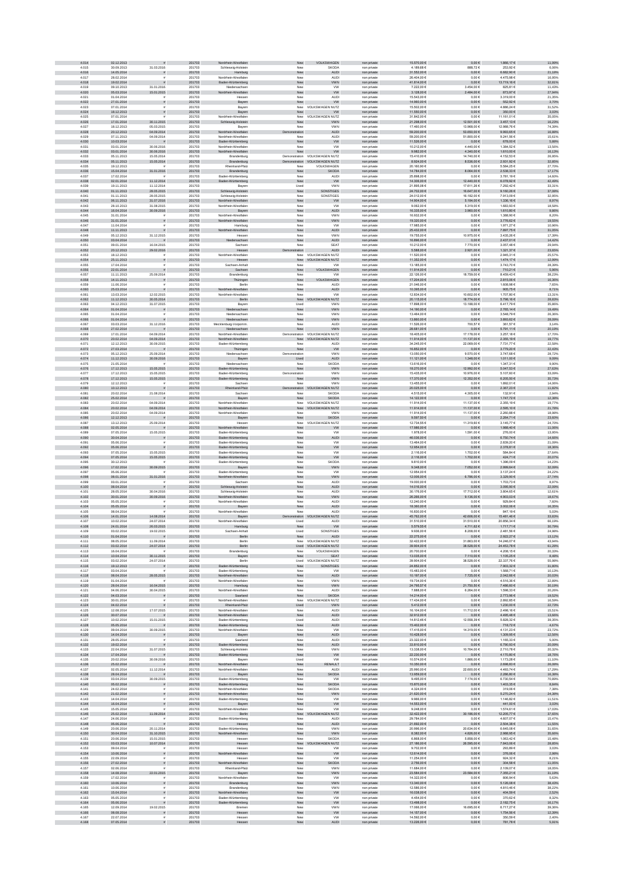| | | | | | | | | | | | |
|---|---|---|---|---|---|---|---|---|---|---|---|
| 4.014 | 02.12.2013 | # | 201703 | Nordrhein-Westfalen | New | VOLKSWAGEN | non private | 15.570,00 € | 0,00 € | 1.866,17 € | 11,99% |
| 4.015 | 30.09.2013 | 31.03.2016 | 201703 | Schleswig-Holstein | New | SKODA | non private | 4.189,68 € | 888,72 € | 253,92 € | 6,06% |
| 4.016 | 14.05.2014 | # | 201703 | Hamburg | New | AUDI | non private | 31.552,00 € | 0,00 € | 6.682,90 € | 21,18% |
| 4.017 | 28.02.2014 | # | 201703 | Nordrhein-Westfalen | New | AUDI | non private | 26.404,00 € | 0,00 € | 4.475,98 € | 16,95% |
| 4.018 | 19.02.2014 | # | 201703 | Baden-Württemberg | New | VWN | non private | 41.814,00 € | 0,00 € | 13.719,16 € | 32,81% |
| 4.019 | 09.10.2013 | 31.01.2016 | 201703 | Niedersachsen | New | VW | non private | 7.222,00 € | 3.454,00 € | 825,81 € | 11,43% |
| 4.020 | 05.03.2014 | 15.01.2015 | 201703 | Nordrhein-Westfalen | New | VW | non private | 3.128,00 € | 2.484,00 € | 873,97 € | 27,94% |
| 4.021 | 01.04.2014 | # | 201703 | Hessen | New | AUDI | non private | 15.543,00 € | 0,00 € | 3.319,00 € | 21,35% |
| 4.022 | 27.01.2014 | # | 201703 | Bayern | New | VWN | non private | 14.980,00 € | 0,00 € | 552,92 € | 3,70% |
| 4.023 | 07.01.2014 | # | 201703 | Bayern | New | VOLKSWAGEN NUTZ | non private | 15.502,00 € | 0,00 € | 4.886,24 € | 31,52% |
| 4.024 | 18.12.2013 | # | 201703 | Bayern | New | VW | non private | 11.550,00 € | 0,00 € | 350,00 € | 3,03% |
| 4.025 | 07.01.2014 | # | 201703 | Nordrhein-Westfalen | New | VOLKSWAGEN NUTZ | non private | 31.842,00 € | 0,00 € | 11.161,01 € | 35,05% |
| 4.026 | 17.01.2014 | 30.11.2015 | 201703 | Schleswig-Holstein | New | VWN | non private | 21.298,00 € | 12.501,00 € | 3.457,13 € | 16,23% |
| 4.027 | 18.12.2013 | 05.03.2015 | 201703 | Bayern | New | VWN | non private | 17.460,00 € | 13.968,00 € | 12.988,76 € | 74,39% |
| 4.028 | 20.12.2013 | 04.09.2014 | 201703 | Nordrhein-Westfalen | Demonstration | AUDI | non private | 59.200,00 € | 53.650,00 € | 9.960,65 € | 16,88% |
| 4.029 | 07.11.2013 | 04.09.2014 | 201703 | Nordrhein-Westfalen | New | AUDI | non private | 59.200,00 € | 51.800,00 € | 9.241,56 € | 15,61% |
| 4.030 | 10.03.2014 | # | 201703 | Baden-Württemberg | New | VWN | non private | 11.526,00 € | 0,00 € | 678,00 € | 5,88% |
| 4.031 | 03.01.2014 | 30.06.2016 | 201703 | Nordrhein-Westfalen | New | VW | non private | 10.212,00 € | 4.440,00 € | 1.384,52 € | 13,56% |
| 4.032 | 03.01.2014 | 30.06.2016 | 201703 | Nordrhein-Westfalen | New | VW | non private | 9.982,00 € | 4.340,00 € | 1.610,00 € | 16,13% |
| 4.033 | 05.11.2013 | 15.05.2014 | 201703 | Brandenburg | Demonstration | VOLKSWAGEN NUTZ | non private | 15.410,00 € | 14.740,00 € | 4.152,53 € | 26,95% |
| 4.034 | 05.11.2013 | 15.05.2014 | 201703 | Brandenburg | Demonstration | VOLKSWAGEN NUTZ | non private | 8.924,00 € | 8.536,00 € | 2.931,92 € | 32,85% |
| 4.035 | 19.12.2013 | # | 201703 | Rheinland-Pfalz | New | VOLKSWAGEN | non private | 20.160,90 € | 0,00 € | 5.584,25 € | 27,70% |
| 4.036 | 15.04.2014 | 31.01.2016 | 201703 | Brandenburg | New | SKODA | non private | 14.784,00 € | 8.064,00 € | 2.538,33 € | 17,17% |
| 4.037 | 17.02.2014 | # | 201703 | Baden-Württemberg | New | AUDI | non private | 25.898,00 € | 0,00 € | 3.781,19 € | 14,60% |
| 4.038 | 02.01.2014 | 11.12.2014 | 201703 | Baden-Württemberg | New | VW | non private | 14.306,00 € | 12.440,00 € | 6.078,92 € | 42,49% |
| 4.039 | 19.11.2013 | 11.12.2014 | 201703 | Bayern | Used | VWN | non private | 21.895,08 € | 17.611,26 € | 7.292,42 € | 33,31% |
| 4.040 | 01.11.2013 | 28.05.2015 | 201703 | Schleswig-Holstein | New | SONSTIGES | non private | 24.702,00 € | 16.647,00 € | 9.160,20 € | 37,08% |
| 4.041 | 01.11.2013 | 28.05.2015 | 201703 | Schleswig-Holstein | New | SONSTIGES | non private | 24.012,00 € | 16.182,00 € | 7.913,09 € | 32,95% |
| 4.042 | 06.11.2013 | 31.07.2016 | 201703 | Nordrhein-Westfalen | New | VW | non private | 14.904,00 € | 5.184,00 € | 1.336,16 € | 8,97% |
| 4.043 | 28.10.2013 | 31.08.2015 | 201703 | Nordrhein-Westfalen | New | VW | non private | 9.082,00 € | 5.319,00 € | 1.683,93 € | 18,58% |
| 4.044 | 16.04.2014 | 30.09.2016 | 201703 | Bayern | New | AUDI | non private | 16.335,00 € | 3.960,00 € | 1.610,80 € | 9,86% |
| 4.045 | 31.01.2014 | # | 201703 | Nordrhein-Westfalen | New | VWN | non private | 16.932,00 € | 0,00 € | 1.388,90 € | 8,20% |
| 4.046 | 31.01.2014 | # | 201703 | Nordrhein-Westfalen | New | VWN | non private | 19.320,00 € | 0,00 € | 3.776,62 € | 19,55% |
| 4.047 | 11.04.2014 | # | 201703 | Hamburg | New | VW | non private | 17.985,00 € | 0,00 € | 1.971,27 € | 10,96% |
| 4.048 | 11.11.2013 | # | 201703 | Nordrhein-Westfalen | New | AUDI | non private | 25.432,00 € | 0,00 € | 7.897,75 € | 31,05% |
| 4.049 | 05.12.2013 | 31.12.2015 | 201703 | Hessen | New | VWN | non private | 19.755,00 € | 10.975,00 € | 3.435,26 € | 17,39% |
| 4.050 | 03.04.2014 | # | 201703 | Niedersachsen | New | AUDI | non private | 16.896,00 € | 0,00 € | 2.437,01 € | 14,42% |
| 4.051 | 09.01.2014 | 16.04.2015 | 201703 | Sachsen | New | SEAT | non private | 10.212,00 € | 7.770,00 € | 3.057,48 € | 29,94% |
| 4.052 | 20.12.2013 | 29.02.2016 | 201703 | Hessen | Demonstration | AUDI | non private | 5.588,00 € | 2.921,00 € | 1.321,37 € | 23,65% |
| 4.053 | 18.12.2013 | # | 201703 | Nordrhein-Westfalen | New | VOLKSWAGEN NUTZ | non private | 11.520,00 € | 0,00 € | 2.945,31 € | 25,57% |
| 4.054 | 25.11.2013 | # | 201703 | Hessen | New | VOLKSWAGEN NUTZ | non private | 11.352,00 € | 0,00 € | 1.474,17 € | 12,99% |
| 4.055 | 17.04.2014 | # | 201703 | Sachsen-Anhalt | New | VW | non private | 13.185,00 € | 0,00 € | 3.743,70 € | 28,39% |
| 4.056 | 22.01.2014 | # | 201703 | Sachsen | New | VOLKSWAGEN | non private | 11.914,00 € | 0,00 € | 710,21 € | 5,96% |
| 4.057 | 11.11.2013 | 25.09.2014 | 201703 | Brandenburg | New | VW | non private | 22.126,00 € | 18.759,00 € | 8.459,43 € | 38,23% |
| 4.058 | 14.11.2013 | # | 201703 | Thüringen | New | VOLKSWAGEN | non private | 17.204,00 € | 0,00 € | 2.815,06 € | 16,36% |
| 4.059 | 11.06.2014 | # | 201703 | Berlin | New | AUDI | non private | 21.046,00 € | 0,00 € | 1.608,98 € | 7,65% |
| 4.060 | 25.03.2014 | # | 201703 | Nordrhein-Westfalen | New | AUDI | non private | 10.395,00 € | 0,00 € | 905,75 € | 8,71% |
| 4.061 | 13.03.2014 | 12.02.2015 | 201703 | Nordrhein-Westfalen | New | VW | non private | 12.834,00 € | 10.602,00 € | 1.707,80 € | 13,31% |
| 4.062 | 11.12.2013 | 30.05.2014 | 201703 | Berlin | New | VOLKSWAGEN NUTZ | non private | 20.115,00 € | 18.774,00 € | 5.798,16 € | 28,83% |
| 4.063 | 04.12.2013 | 31.07.2015 | 201703 | Bayern | Used | VWN | non private | 17.898,00 € | 13.188,00 € | 6.417,79 € | 35,86% |
| 4.064 | 01.04.2014 | # | 201703 | Niedersachsen | New | VWN | non private | 14.190,00 € | 0,00 € | 2.765,14 € | 19,49% |
| 4.065 | 01.04.2014 | # | 201703 | Niedersachsen | New | VWN | non private | 13.464,00 € | 0,00 € | 3.548,79 € | 26,36% |
| 4.066 | 01.04.2014 | # | 201703 | Niedersachsen | New | VWN | non private | 13.860,00 € | 0,00 € | 3.893,63 € | 28,09% |
| 4.067 | 03.03.2014 | 31.12.2016 | 201703 | Mecklenburg-Vorpomm. | New | AUDI | non private | 11.526,00 € | 700,57 € | 361,57 € | 3,14% |
| 4.068 | 27.02.2014 | # | 201703 | Niedersachsen | New | VWN | non private | 28.881,00 € | 0,00 € | 5.791,11 € | 20,10% |
| 4.069 | 17.01.2014 | 04.09.2014 | 201703 | Nordrhein-Westfalen | Demonstration | VOLKSWAGEN NUTZ | non private | 18.405,00 € | 17.178,00 € | 3.257,18 € | 17,70% |
| 4.070 | 20.02.2014 | 04.09.2014 | 201703 | Nordrhein-Westfalen | New | VOLKSWAGEN NUTZ | non private | 11.914,00 € | 11.137,00 € | 2.355,19 € | 19,77% |
| 4.071 | 12.12.2013 | 30.09.2015 | 201703 | Baden-Württemberg | New | AUDI | non private | 34.245,00 € | 22.069,00 € | 7.731,77 € | 22,58% |
| 4.072 | 27.03.2014 | # | 201703 | Thüringen | New | VW | non private | 16.852,00 € | 0,00 € | 3.779,20 € | 22,43% |
| 4.073 | 05.12.2013 | 25.09.2014 | 201703 | Niedersachsen | Demonstration | VWN | non private | 13.050,00 € | 9.570,00 € | 3.747,68 € | 28,72% |
| 4.074 | 11.12.2013 | 30.09.2016 | 201703 | Bayern | Used | AUDI | non private | 11.121,00 € | 1.348,00 € | 1.011,00 € | 9,09% |
| 4.075 | 21.05.2014 | # | 201703 | Niedersachsen | New | SKODA | non private | 13.616,00 € | 0,00 € | 1.347,31 € | 9,90% |
| 4.076 | 17.12.2013 | 15.05.2015 | 201703 | Baden-Württemberg | New | VWN | non private | 18.270,00 € | 12.992,00 € | 5.047,53 € | 27,63% |
| 4.077 | 17.12.2013 | 15.05.2015 | 201703 | Baden-Württemberg | Demonstration | VWN | non private | 15.435,00 € | 10.976,00 € | 5.107,60 € | 33,09% |
| 4.078 | 17.12.2013 | 15.05.2015 | 201703 | Baden-Württemberg | New | VWN | non private | 17.370,00 € | 12.352,00 € | 6.205,50 € | 35,73% |
| 4.079 | 12.12.2013 | # | 201703 | Sachsen | New | VWN | non private | 13.455,00 € | 0,00 € | 1.892,01 € | 14,06% |
| 4.080 | 10.12.2013 | # | 201703 | Rheinland-Pfalz | Demonstration | VOLKSWAGEN NUTZ | non private | 20.025,00 € | 0,00 € | 2.367,23 € | 11,82% |
| 4.081 | 20.02.2014 | 21.08.2014 | 201703 | Sachsen | New | SKODA | non private | 4.515,00 € | 4.305,00 € | 132,91 € | 2,94% |
| 4.082 | 25.02.2014 | # | 201703 | Bayern | New | SKODA | non private | 14.122,00 € | 0,00 € | 1.747,72 € | 12,38% |
| 4.083 | 20.02.2014 | 04.09.2014 | 201703 | Nordrhein-Westfalen | New | VOLKSWAGEN NUTZ | non private | 11.914,00 € | 11.137,00 € | 2.355,19 € | 19,77% |
| 4.084 | 20.02.2014 | 04.09.2014 | 201703 | Nordrhein-Westfalen | New | VOLKSWAGEN NUTZ | non private | 11.914,00 € | 11.137,00 € | 2.595,10 € | 21,78% |
| 4.085 | 20.02.2014 | 04.09.2014 | 201703 | Nordrhein-Westfalen | New | VWN | non private | 11.914,00 € | 11.137,00 € | 2.260,88 € | 18,98% |
| 4.086 | 12.12.2013 | # | 201703 | Bayern | New | SKODA | non private | 9.597,50 € | 0,00 € | 2.264,71 € | 23,60% |
| 4.087 | 13.12.2013 | 25.09.2014 | 201703 | Hessen | New | VOLKSWAGEN NUTZ | non private | 12.734,55 € | 11.319,60 € | 3.145,77 € | 24,70% |
| 4.088 | 02.05.2014 | # | 201703 | Nordrhein-Westfalen | New | VW | non private | 17.980,00 € | 0,00 € | 1.988,40 € | 11,06% |
| 4.089 | 07.05.2014 | 15.05.2015 | 201703 | Baden-Württemberg | New | VW | non private | 1.978,00 € | 1.591,00 € | 276,00 € | 13,95% |
| 4.090 | 30.04.2014 | # | 201703 | Baden-Württemberg | New | AUDI | non private | 46.036,00 € | 0,00 € | 6.750,74 € | 14,66% |
| 4.091 | 05.06.2014 | # | 201703 | Baden-Württemberg | New | VW | non private | 13.464,00 € | 0,00 € | 2.839,20 € | 21,09% |
| 4.092 | 05.06.2014 | # | 201703 | Baden-Württemberg | New | VW | non private | 12.954,00 € | 0,00 € | 2.370,81 € | 18,30% |
| 4.093 | 07.05.2014 | 15.05.2015 | 201703 | Baden-Württemberg | New | VW | non private | 2.116,00 € | 1.702,00 € | 584,84 € | 27,64% |
| 4.094 | 07.05.2014 | 15.05.2015 | 201703 | Baden-Württemberg | New | VW | non private | 2.116,00 € | 1.702,00 € | 424,71 € | 20,07% |
| 4.095 | 30.12.2013 | # | 201703 | Baden-Württemberg | New | SKODA | non private | 9.810,00 € | 0,00 € | 1.396,09 € | 14,23% |
| 4.096 | 17.02.2014 | 30.09.2015 | 201703 | Bayern | New | VWN | non private | 9.348,00 € | 7.052,00 € | 2.999,64 € | 32,09% |
| 4.097 | 05.06.2014 | # | 201703 | Baden-Württemberg | New | VW | non private | 12.954,00 € | 0,00 € | 3.137,34 € | 24,22% |
| 4.098 | 06.01.2014 | 31.01.2016 | 201703 | Nordrhein-Westfalen | New | VWN | non private | 12.000,00 € | 6.786,00 € | 3.326,90 € | 27,74% |
| 4.099 | 03.01.2014 | # | 201703 | Sachsen | New | AUDI | non private | 19.000,00 € | 0,00 € | 1.703,73 € | 8,97% |
| 4.100 | 08.04.2014 | # | 201703 | Schleswig-Holstein | New | AUDI | non private | 14.016,00 € | 0,00 € | 3.095,90 € | 22,09% |
| 4.101 | 28.05.2014 | 30.04.2016 | 201703 | Schleswig-Holstein | New | AUDI | non private | 30.176,00 € | 17.712,00 € | 3.804,65 € | 12,61% |
| 4.102 | 30.01.2014 | 30.09.2016 | 201703 | Nordrhein-Westfalen | New | VWN | non private | 26.280,00 € | 9.136,00 € | 4.903,03 € | 18,67% |
| 4.103 | 05.05.2014 | # | 201703 | Nordrhein-Westfalen | New | AUDI | non private | 12.240,00 € | 0,00 € | 929,84 € | 7,60% |
| 4.104 | 05.05.2014 | # | 201703 | Bayern | New | AUDI | non private | 18.360,00 € | 0,00 € | 3.002,06 € | 16,35% |
| 4.105 | 08.04.2014 | # | 201703 | Nordrhein-Westfalen | New | AUDI | non private | 16.830,00 € | 0,00 € | 847,19 € | 5,03% |
| 4.106 | 14.01.2014 | 14.08.2014 | 201703 | Bayern | Demonstration | VOLKSWAGEN NUTZ | non private | 45.792,00 € | 42.606,00 € | 15.481,46 € | 33,81% |
| 4.107 | 10.02.2014 | 24.07.2014 | 201703 | Nordrhein-Westfalen | Used | AUDI | non private | 31.510,00 € | 31.510,00 € | 20.856,34 € | 66,19% |
| 4.108 | 24.01.2014 | 26.03.2015 | 201703 | Hamburg | New | VW | non private | 5.579,55 € | 4.711,62 € | 1.717,71 € | 30,79% |
| 4.109 | 03.02.2014 | 19.02.2015 | 201703 | Sachsen-Anhalt | Used | SONSTIGES | non private | 9.936,00 € | 8.208,00 € | 2.481,56 € | 24,98% |
| 4.110 | 01.04.2014 | # | 201703 | Berlin | New | AUDI | non private | 22.275,00 € | 0,00 € | 2.922,27 € | 13,12% |
| 4.111 | 08.05.2014 | 11.09.2014 | 201703 | Berlin | New | VOLKSWAGEN NUTZ | non private | 32.422,00 € | 31.863,00 € | 14.246,07 € | 43,94% |
| 4.112 | 03.02.2014 | 24.07.2014 | 201703 | Berlin | Used | VOLKSWAGEN NUTZ | non private | 39.904,00 € | 38.528,00 € | 24.453,78 € | 61,28% |
| 4.113 | 16.04.2014 | # | 201703 | Brandenburg | New | VOLKSWAGEN | non private | 20.700,00 € | 0,00 € | 4.208,15 € | 20,33% |
| 4.114 | 10.04.2014 | 30.11.2015 | 201703 | Bayern | New | SEAT | non private | 13.035,00 € | 7.110,00 € | 1.105,25 € | 8,48% |
| 4.115 | 03.02.2014 | 24.07.2014 | 201703 | Berlin | Used | VOLKSWAGEN NUTZ | non private | 39.904,00 € | 38.528,00 € | 22.337,76 € | 55,98% |
| 4.116 | 19.12.2013 | # | 201703 | Baden-Württemberg | New | SONSTIGES | non private | 24.852,00 € | 0,00 € | 7.903,32 € | 31,80% |
| 4.117 | 03.04.2014 | # | 201703 | Baden-Württemberg | New | VW | non private | 15.483,00 € | 0,00 € | 1.568,71 € | 10,13% |
| 4.118 | 06.04.2014 | 28.05.2015 | 201703 | Nordrhein-Westfalen | New | AUDI | non private | 10.197,00 € | 7.725,00 € | 2.042,86 € | 20,03% |
| 4.119 | 01.04.2014 | # | 201703 | Nordrhein-Westfalen | New | VWN | non private | 19.734,00 € | 0,00 € | 4.516,36 € | 22,89% |
| 4.120 | 28.04.2014 | 16.04.2015 | 201703 | Hamburg | New | VWN | non private | 24.795,57 € | 21.750,50 € | 7.466,60 € | 30,11% |
| 4.121 | 04.06.2014 | 30.04.2015 | 201703 | Nordrhein-Westfalen | New | AUDI | non private | 7.888,00 € | 6.264,00 € | 1.598,33 € | 20,26% |
| 4.122 | 04.03.2014 | # | 201703 | Saarland | New | SKODA | non private | 14.214,00 € | 0,00 € | 2.773,98 € | 19,52% |
| 4.123 | 30.01.2014 | # | 201703 | Nordrhein-Westfalen | New | VOLKSWAGEN NUTZ | non private | 17.434,00 € | 0,00 € | 2.892,85 € | 16,59% |
| 4.124 | 04.02.2014 | # | 201703 | Rheinland-Pfalz | Used | VWN | non private | 5.412,00 € | 0,00 € | 1.230,00 € | 22,73% |
| 4.125 | 12.08.2014 | 17.07.2015 | 201703 | Nordrhein-Westfalen | New | AUDI | non private | 16.104,00 € | 11.712,00 € | 2.498,16 € | 15,51% |
| 4.126 | 30.07.2014 | # | 201703 | Nordrhein-Westfalen | New | AUDI | non private | 32.912,00 € | 0,00 € | 4.495,48 € | 13,66% |
| 4.127 | 10.02.2014 | 15.01.2015 | 201703 | Baden-Württemberg | Used | AUDI | non private | 14.812,46 € | 12.558,39 € | 5.828,32 € | 39,35% |
| 4.128 | 05.05.2014 | # | 201703 | Baden-Württemberg | New | AUDI | non private | 15.402,00 € | 0,00 € | 718,72 € | 4,67% |
| 4.129 | 09.04.2014 | 30.09.2015 | 201703 | Nordrhein-Westfalen | New | VW | non private | 17.415,00 € | 14.319,00 € | 4.131,23 € | 23,72% |
| 4.130 | 14.04.2014 | # | 201703 | Bayern | New | AUDI | non private | 10.428,00 € | 0,00 € | 1.309,95 € | 12,56% |
| 4.131 | 28.05.2014 | # | 201703 | Saarland | New | AUDI | non private | 23.322,00 € | 0,00 € | 1.165,33 € | 5,00% |
| 4.132 | 19.02.2014 | # | 201703 | Baden-Württemberg | New | AUDI | non private | 33.810,00 € | 0,00 € | 6.790,93 € | 20,09% |
| 4.133 | 22.04.2014 | 31.07.2015 | 201703 | Schleswig-Holstein | New | VWN | non private | 13.338,00 € | 10.764,00 € | 2.710,78 € | 20,32% |
| 4.134 | 17.04.2014 | # | 201703 | Baden-Württemberg | New | VW | non private | 22.230,00 € | 0,00 € | 4.170,80 € | 18,76% |
| 4.135 | 20.02.2014 | 30.09.2016 | 201703 | Bayern | Used | VW | non private | 10.574,00 € | 1.866,00 € | 1.172,26 € | 11,10% |
| 4.136 | 25.02.2014 | # | 201703 | Nordrhein-Westfalen | New | RENAULT | non private | 10.350,00 € | 0,00 € | 2.698,83 € | 26,08% |
| 4.137 | 02.05.2014 | 11.12.2014 | 201703 | Nordrhein-Westfalen | New | AUDI | non private | 25.990,00 € | 22.600,00 € | 4.493,74 € | 17,29% |
| 4.138 | 28.04.2014 | # | 201703 | Bayern | New | SKODA | non private | 13.959,00 € | 0,00 € | 2.286,80 € | 16,38% |
| 4.139 | 03.04.2014 | 30.09.2015 | 201703 | Baden-Württemberg | New | VW | non private | 9.495,00 € | 7.176,00 € | 6.730,54 € | 70,89% |
| 4.140 | 05.02.2014 | # | 201703 | Baden-Württemberg | New | SKODA | non private | 15.870,00 € | 0,00 € | 1.403,35 € | 8,84% |
| 4.141 | 24.02.2014 | # | 201703 | Nordrhein-Westfalen | New | SKODA | non private | 4.324,00 € | 0,00 € | 319,06 € | 7,38% |
| 4.142 | 21.02.2014 | # | 201703 | Nordrhein-Westfalen | New | VWN | non private | 21.620,00 € | 0,00 € | 5.270,24 € | 24,38% |
| 4.143 | 14.04.2014 | # | 201703 | Baden-Württemberg | New | VW | non private | 9.960,00 € | 0,00 € | 1.146,82 € | 11,51% |
| 4.144 | 16.04.2014 | # | 201703 | Bayern | New | VW | non private | 14.553,00 € | 0,00 € | 441,00 € | 3,03% |
| 4.145 | 15.05.2014 | # | 201703 | Nordrhein-Westfalen | New | VW | non private | 9.248,00 € | 0,00 € | 1.574,61 € | 17,03% |
| 4.146 | 25.02.2014 | 11.09.2014 | 201703 | Berlin | New | VOLKSWAGEN NUTZ | non private | 32.422,00 € | 30.166,00 € | 12.205,77 € | 37,65% |
| 4.147 | 24.06.2014 | # | 201703 | Baden-Württemberg | New | AUDI | non private | 29.784,00 € | 0,00 € | 4.607,07 € | 15,47% |
| 4.148 | 05.06.2014 | # | 201703 | Hessen | New | AUDI | non private | 21.692,00 € | 0,00 € | 2.504,38 € | 11,55% |
| 4.149 | 20.06.2014 | 20.11.2014 | 201703 | Baden-Württemberg | New | VWN | non private | 20.996,00 € | 20.634,00 € | 6.645,08 € | 31,65% |
| 4.150 | 30.04.2014 | 31.10.2015 | 201703 | Nordrhein-Westfalen | New | VWN | non private | 8.382,00 € | 4.826,00 € | 2.988,95 € | 35,66% |
| 4.151 | 20.06.2014 | 15.01.2015 | 201703 | Hessen | New | SKODA | non private | 6.868,00 € | 5.858,00 € | 1.063,42 € | 15,48% |
| 4.152 | 03.03.2014 | 10.07.2014 | 201703 | Hessen | New | VOLKSWAGEN NUTZ | non private | 27.186,00 € | 26.595,00 € | 7.843,06 € | 28,85% |
| 4.153 | 09.04.2014 | # | 201703 | Hessen | New | VW | non private | 9.702,00 € | 0,00 € | 293,89 € | 3,03% |
| 4.154 | 10.06.2014 | # | 201703 | Nordrhein-Westfalen | New | VW | non private | 12.614,00 € | 0,00 € | 376,06 € | 2,98% |
| 4.155 | 22.09.2014 | # | 201703 | Hessen | New | VW | non private | 11.254,00 € | 0,00 € | 924,32 € | 8,21% |
| 4.156 | 27.02.2014 | # | 201703 | Nordrhein-Westfalen | New | SKODA | non private | 2.756,00 € | 0,00 € | 304,58 € | 11,05% |
| 4.157 | 02.06.2014 | # | 201703 | Rheinland-Pfalz | New | VWN | non private | 11.684,00 € | 0,00 € | 2.109,07 € | 18,05% |
| 4.158 | 14.08.2014 | 22.01.2015 | 201703 | Bayern | New | VWN | non private | 23.584,00 € | 23.584,00 € | 7.355,21 € | 31,19% |
| 4.159 | 17.02.2014 | # | 201703 | Nordrhein-Westfalen | New | VW | non private | 14.322,00 € | 0,00 € | 806,94 € | 5,63% |
| 4.160 | 10.06.2014 | # | 201703 | Brandenburg | New | VWN | non private | 13.340,00 € | 0,00 € | 5.126,08 € | 38,43% |
| 4.161 | 10.06.2014 | # | 201703 | Brandenburg | New | VWN | non private | 12.586,00 € | 0,00 € | 4.810,46 € | 38,22% |
| 4.162 | 15.04.2014 | # | 201703 | Nordrhein-Westfalen | New | VW | non private | 16.038,00 € | 0,00 € | 404,59 € | 2,52% |
| 4.163 | 05.05.2014 | # | 201703 | Baden-Württemberg | New | VW | non private | 4.454,00 € | 0,00 € | 370,62 € | 8,32% |
| 4.164 | 05.06.2014 | # | 201703 | Baden-Württemberg | New | VW | non private | 13.498,00 € | 0,00 € | 2.182,75 € | 16,17% |
| 4.165 | 12.09.2014 | 19.02.2015 | 201703 | Bremen | New | VWN | non private | 17.090,00 € | 16.695,00 € | 6.717,27 € | 39,36% |
| 4.166 | 08.08.2014 | # | 201703 | Hessen | New | VW | non private | 14.157,00 € | 0,00 € | 1.754,56 € | 12,39% |
| 4.167 | 22.07.2014 | # | 201703 | Hessen | New | VW | non private | 14.592,00 € | 0,00 € | 350,59 € | 2,40% |
| 4.168 | 07.05.2014 | # | 201703 | Hessen | New | AUDI | non private | 13.226,00 € | 0,00 € | 781,78 € | 5,91% |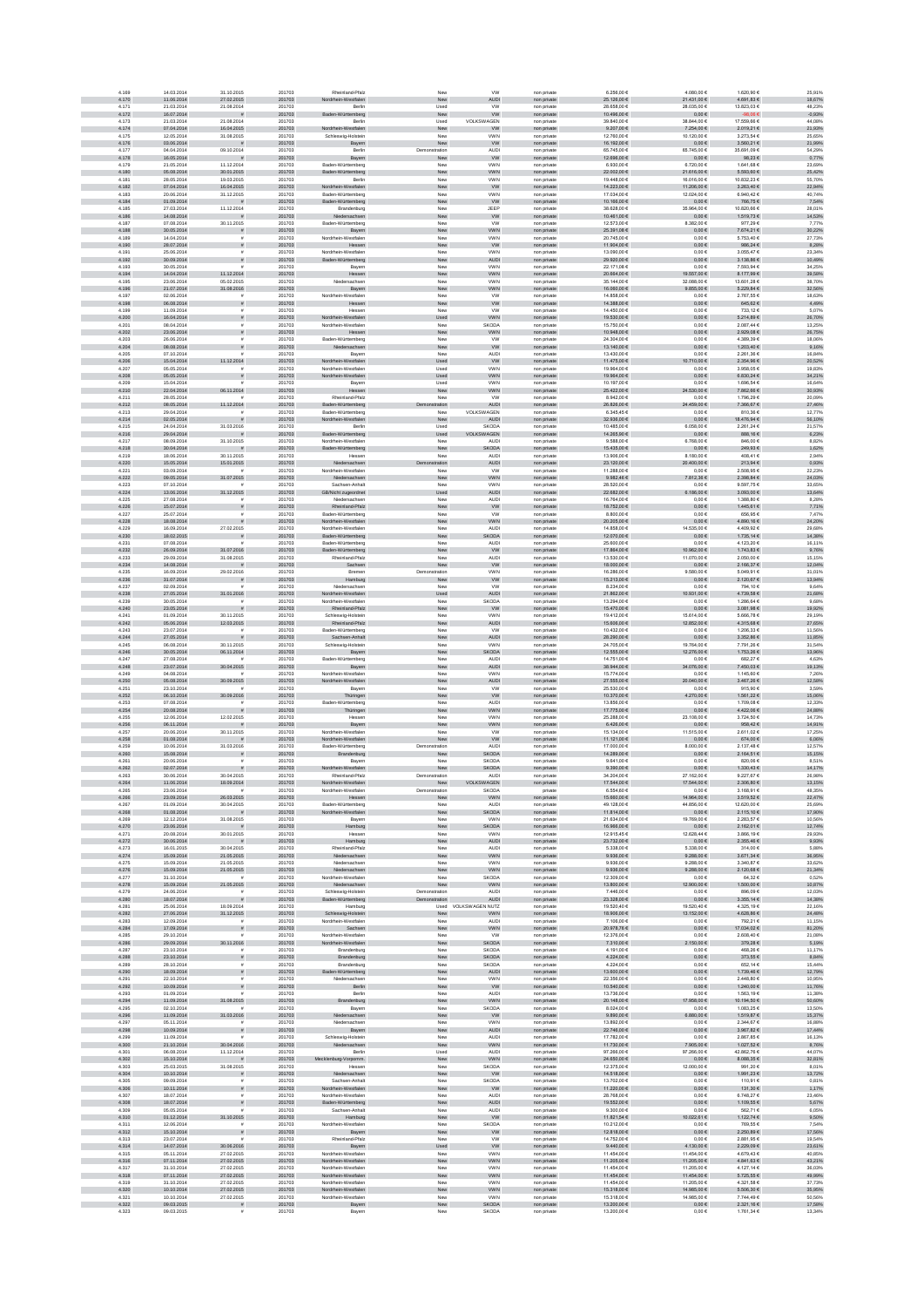| | | | | | | | | | | | |
|---|---|---|---|---|---|---|---|---|---|---|---|
| 4.169 | 14.03.2014 | 31.10.2015 | 201703 | Rheinland-Pfalz | New | VW | non private | 6.256,00 € | 4.080,00 € | 1.620,90 € | 25,91% |
| 4.170 | 11.06.2014 | 27.02.2015 | 201703 | Nordrhein-Westfalen | New | AUDI | non private | 25.126,00 € | 21.431,00 € | 4.691,83 € | 18,67% |
| 4.171 | 21.03.2014 | 21.08.2014 | 201703 | Berlin | Used | VW | non private | 28.658,00 € | 28.035,00 € | 13.823,03 € | 48,23% |
| 4.172 | 16.07.2014 | # | 201703 | Baden-Württemberg | New | VW | non private | 10.490,00 € | 0,00 € | -98,06 € | -0,93% |
| 4.173 | 23.03.2014 | 21.08.2014 | 201703 | Berlin | Used | VOLKSWAGEN | non private | 39.840,00 € | 38.844,00 € | 17.559,66 € | 44,08% |
| 4.174 | 07.04.2014 | 16.04.2015 | 201703 | Nordrhein-Westfalen | New | VW | non private | 9.207,00 € | 7.254,00 € | 2.019,21 € | 21,93% |
| 4.175 | 12.05.2014 | 31.08.2015 | 201703 | Schleswig-Holstein | New | VWN | non private | 12.780,00 € | 10.120,00 € | 3.273,54 € | 25,65% |
| 4.176 | 03.06.2014 | # | 201703 | Bayern | New | VW | non private | 16.192,00 € | 0,00 € | 3.560,21 € | 21,99% |
| 4.177 | 04.04.2014 | 09.10.2014 | 201703 | Berlin | Demonstration | AUDI | non private | 65.745,00 € | 65.745,00 € | 35.691,09 € | 54,29% |
| 4.178 | 16.05.2014 | # | 201703 | Bayern | New | VW | non private | 12.696,00 € | 0,00 € | 98,23 € | 0,77% |
| 4.179 | 21.05.2014 | 11.12.2014 | 201703 | Baden-Württemberg | New | VWN | non private | 6.930,00 € | 6.720,00 € | 1.641,68 € | 23,69% |
| 4.180 | 05.08.2014 | 30.01.2015 | 201703 | Baden-Württemberg | New | VWN | non private | 22.002,00 € | 21.616,00 € | 5.593,60 € | 25,42% |
| 4.181 | 28.05.2014 | 19.03.2015 | 201703 | Berlin | New | VWN | non private | 19.448,00 € | 16.016,00 € | 10.832,23 € | 55,70% |
| 4.182 | 07.04.2014 | 16.04.2015 | 201703 | Nordrhein-Westfalen | New | VW | non private | 14.223,00 € | 11.206,00 € | 3.263,40 € | 22,94% |
| 4.183 | 20.06.2014 | 31.12.2014 | 201703 | Baden-Württemberg | New | VWN | non private | 17.034,00 € | 12.024,00 € | 6.940,42 € | 40,74% |
| 4.184 | 01.09.2014 | # | 201703 | Baden-Württemberg | New | VW | non private | 10.160,00 € | 0,00 € | 766,75 € | 7,54% |
| 4.185 | 27.03.2014 | 11.12.2014 | 201703 | Brandenburg | New | JEEP | non private | 38.628,00 € | 38.964,00 € | 10.820,66 € | 28,01% |
| 4.186 | 14.08.2014 | # | 201703 | Niedersachsen | New | VW | non private | 10.461,00 € | 0,00 € | 1.519,73 € | 14,53% |
| 4.187 | 07.08.2014 | 30.11.2015 | 201703 | Baden-Württemberg | New | VW | non private | 12.573,00 € | 8.382,00 € | 977,29 € | 7,77% |
| 4.188 | 30.05.2014 | # | 201703 | Bayern | New | VWN | non private | 25.391,08 € | 0,00 € | 7.676,31 € | 30,23% |
| 4.189 | 14.04.2014 | # | 201703 | Nordrhein-Westfalen | New | VWN | non private | 20.745,00 € | 0,00 € | 5.753,40 € | 27,73% |
| 4.190 | 28.07.2014 | # | 201703 | Hessen | New | VW | non private | 11.904,00 € | 0,00 € | 986,24 € | 8,28% |
| 4.191 | 25.06.2014 | # | 201703 | Nordrhein-Westfalen | New | VWN | non private | 13.090,00 € | 0,00 € | 3.055,47 € | 23,34% |
| 4.192 | 30.09.2014 | # | 201703 | Baden-Württemberg | New | AUDI | non private | 29.920,00 € | 0,00 € | 3.138,86 € | 10,49% |
| 4.193 | 30.05.2014 | # | 201703 | Bayern | New | VWN | non private | 22.171,08 € | 0,00 € | 7.593,94 € | 34,25% |
| 4.194 | 14.04.2014 | 11.12.2014 | 201703 | Hessen | New | VWN | non private | 20.684,00 € | 19.557,00 € | 8.177,99 € | 39,58% |
| 4.195 | 23.06.2014 | 05.02.2015 | 201703 | Niedersachsen | New | VWN | non private | 35.144,00 € | 32.088,00 € | 13.601,28 € | 38,70% |
| 4.196 | 21.07.2014 | 31.08.2016 | 201703 | Bayern | New | VWN | non private | 16.000,00 € | 9.856,00 € | 5.226,94 € | 32,56% |
| 4.197 | 02.06.2014 | # | 201703 | Nordrhein-Westfalen | New | VW | non private | 14.858,00 € | 0,00 € | 2.767,55 € | 18,63% |
| 4.198 | 06.08.2014 | # | 201703 | Hessen | New | VW | non private | 14.388,00 € | 0,00 € | 645,83 € | 4,49% |
| 4.199 | 11.09.2014 | # | 201703 | Hessen | New | VW | non private | 14.450,00 € | 0,00 € | 733,12 € | 5,07% |
| 4.200 | 16.04.2014 | # | 201703 | Nordrhein-Westfalen | Used | VWN | non private | 19.530,00 € | 0,00 € | 5.214,89 € | 26,70% |
| 4.201 | 08.04.2014 | # | 201703 | Nordrhein-Westfalen | New | SKODA | non private | 15.750,00 € | 0,00 € | 2.087,44 € | 13,25% |
| 4.202 | 23.06.2014 | # | 201703 | Hessen | New | VWN | non private | 10.948,00 € | 0,00 € | 2.929,08 € | 26,75% |
| 4.203 | 26.06.2014 | # | 201703 | Baden-Württemberg | New | VW | non private | 24.304,00 € | 0,00 € | 4.389,39 € | 18,06% |
| 4.204 | 08.08.2014 | # | 201703 | Niedersachsen | New | VW | non private | 13.140,00 € | 0,00 € | 1.203,40 € | 9,16% |
| 4.205 | 07.10.2014 | # | 201703 | Bayern | New | AUDI | non private | 13.430,00 € | 0,00 € | 2.261,36 € | 16,84% |
| 4.206 | 15.04.2014 | 11.12.2014 | 201703 | Nordrhein-Westfalen | Used | VW | non private | 11.475,00 € | 10.710,00 € | 2.354,96 € | 20,52% |
| 4.207 | 05.05.2014 | # | 201703 | Nordrhein-Westfalen | Used | VWN | non private | 19.964,00 € | 0,00 € | 3.958,05 € | 19,83% |
| 4.208 | 05.05.2014 | # | 201703 | Nordrhein-Westfalen | Used | VWN | non private | 19.964,00 € | 0,00 € | 6.830,24 € | 34,21% |
| 4.209 | 15.04.2014 | # | 201703 | Bayern | Used | VWN | non private | 10.197,00 € | 0,00 € | 1.696,54 € | 16,64% |
| 4.210 | 22.04.2014 | 06.11.2014 | 201703 | Hessen | New | VWN | non private | 25.422,00 € | 24.530,00 € | 7.862,66 € | 30,93% |
| 4.211 | 28.05.2014 | # | 201703 | Rheinland-Pfalz | New | VW | non private | 8.942,00 € | 0,00 € | 1.796,29 € | 20,09% |
| 4.212 | 08.05.2014 | 11.12.2014 | 201703 | Baden-Württemberg | Demonstration | AUDI | non private | 26.826,00 € | 24.459,00 € | 7.366,67 € | 27,46% |
| 4.213 | 29.04.2014 | # | 201703 | Baden-Württemberg | New | VOLKSWAGEN | non private | 6.345,45 € | 0,00 € | 810,36 € | 12,77% |
| 4.214 | 02.05.2014 | # | 201703 | Nordrhein-Westfalen | New | AUDI | non private | 32.936,00 € | 0,00 € | 18.476,94 € | 56,10% |
| 4.215 | 24.04.2014 | 31.03.2016 | 201703 | Berlin | Used | SKODA | non private | 10.485,00 € | 6.058,00 € | 2.261,24 € | 21,57% |
| 4.216 | 29.04.2014 | # | 201703 | Baden-Württemberg | Used | VOLKSWAGEN | non private | 14.265,50 € | 0,00 € | 888,16 € | 6,23% |
| 4.217 | 08.09.2014 | 31.10.2015 | 201703 | Nordrhein-Westfalen | New | AUDI | non private | 9.588,00 € | 8.768,00 € | 846,00 € | 8,82% |
| 4.218 | 30.04.2014 | # | 201703 | Baden-Württemberg | New | SKODA | non private | 15.435,00 € | 0,00 € | 249,93 € | 1,62% |
| 4.219 | 18.06.2014 | 30.11.2015 | 201703 | Hessen | New | AUDI | non private | 13.906,00 € | 8.180,00 € | 408,41 € | 2,94% |
| 4.220 | 15.05.2014 | 15.01.2015 | 201703 | Niedersachsen | Demonstration | AUDI | non private | 23.120,00 € | 20.400,00 € | 213,94 € | 0,93% |
| 4.221 | 03.09.2014 | # | 201703 | Nordrhein-Westfalen | New | VW | non private | 11.288,00 € | 0,00 € | 2.508,95 € | 22,23% |
| 4.222 | 09.05.2014 | 31.07.2015 | 201703 | Niedersachsen | New | VWN | non private | 9.982,48 € | 7.912,36 € | 2.398,84 € | 24,03% |
| 4.223 | 07.10.2014 | # | 201703 | Sachsen-Anhalt | New | VWN | non private | 28.520,00 € | 0,00 € | 9.597,75 € | 33,65% |
| 4.224 | 13.06.2014 | 31.12.2015 | 201703 | GB/Nicht zugeordnet | Used | AUDI | non private | 22.682,00 € | 8.186,00 € | 3.093,00 € | 13,64% |
| 4.225 | 27.08.2014 | # | 201703 | Niedersachsen | New | AUDI | non private | 16.764,00 € | 0,00 € | 1.388,80 € | 8,28% |
| 4.226 | 15.07.2014 | # | 201703 | Rheinland-Pfalz | New | VW | non private | 18.752,00 € | 0,00 € | 1.445,61 € | 7,71% |
| 4.227 | 25.07.2014 | # | 201703 | Baden-Württemberg | New | VW | non private | 8.800,00 € | 0,00 € | 656,95 € | 7,47% |
| 4.228 | 18.08.2014 | # | 201703 | Nordrhein-Westfalen | New | VWN | non private | 20.205,00 € | 0,00 € | 4.890,16 € | 24,20% |
| 4.229 | 16.09.2014 | 27.02.2015 | 201703 | Nordrhein-Westfalen | New | AUDI | non private | 14.858,00 € | 14.535,00 € | 4.409,92 € | 29,68% |
| 4.230 | 18.02.2015 | # | 201703 | Baden-Württemberg | New | SKODA | non private | 12.070,00 € | 0,00 € | 1.735,14 € | 14,38% |
| 4.231 | 07.08.2014 | # | 201703 | Baden-Württemberg | New | AUDI | non private | 25.600,00 € | 0,00 € | 4.123,20 € | 16,11% |
| 4.232 | 26.09.2014 | 31.07.2016 | 201703 | Baden-Württemberg | New | VW | non private | 17.864,00 € | 10.962,00 € | 1.743,83 € | 9,76% |
| 4.233 | 29.09.2014 | 31.08.2015 | 201703 | Rheinland-Pfalz | New | AUDI | non private | 13.530,00 € | 11.070,00 € | 2.050,00 € | 15,15% |
| 4.234 | 14.08.2014 | # | 201703 | Sachsen | New | VW | non private | 18.000,00 € | 0,00 € | 2.166,37 € | 12,04% |
| 4.235 | 16.09.2014 | 29.02.2016 | 201703 | Bremen | Demonstration | VWN | non private | 16.286,00 € | 9.580,00 € | 5.049,91 € | 31,01% |
| 4.236 | 31.07.2014 | # | 201703 | Hamburg | New | VW | non private | 15.213,00 € | 0,00 € | 2.120,67 € | 13,94% |
| 4.237 | 02.09.2014 | # | 201703 | Niedersachsen | New | VW | non private | 8.234,00 € | 0,00 € | 794,10 € | 9,64% |
| 4.238 | 27.05.2014 | 31.01.2016 | 201703 | Nordrhein-Westfalen | Used | AUDI | non private | 21.862,00 € | 10.931,00 € | 4.739,58 € | 21,68% |
| 4.239 | 30.05.2014 | # | 201703 | Nordrhein-Westfalen | New | SKODA | non private | 13.294,00 € | 0,00 € | 1.286,64 € | 9,68% |
| 4.240 | 23.05.2014 | # | 201703 | Rheinland-Pfalz | New | VW | non private | 15.470,00 € | 0,00 € | 3.081,98 € | 19,92% |
| 4.241 | 01.09.2014 | 30.11.2015 | 201703 | Schleswig-Holstein | New | VWN | non private | 19.412,00 € | 15.614,00 € | 5.666,78 € | 29,19% |
| 4.242 | 05.06.2014 | 12.03.2015 | 201703 | Rheinland-Pfalz | New | AUDI | non private | 15.608,00 € | 12.852,00 € | 4.315,68 € | 27,65% |
| 4.243 | 23.07.2014 | # | 201703 | Baden-Württemberg | New | VW | non private | 10.432,00 € | 0,00 € | 1.206,33 € | 11,56% |
| 4.244 | 27.05.2014 | # | 201703 | Sachsen-Anhalt | New | AUDI | non private | 28.290,00 € | 0,00 € | 3.352,86 € | 11,85% |
| 4.245 | 06.08.2014 | 30.11.2015 | 201703 | Schleswig-Holstein | New | VWN | non private | 24.705,00 € | 19.764,00 € | 7.791,35 € | 31,54% |
| 4.246 | 30.05.2014 | 06.11.2014 | 201703 | Bayern | New | SKODA | non private | 12.555,00 € | 12.276,00 € | 1.753,36 € | 13,96% |
| 4.247 | 27.08.2014 | # | 201703 | Baden-Württemberg | New | AUDI | non private | 14.751,00 € | 0,00 € | 682,27 € | 4,63% |
| 4.248 | 23.07.2014 | 30.04.2015 | 201703 | Bayern | New | AUDI | non private | 38.944,00 € | 34.076,00 € | 7.450,03 € | 19,13% |
| 4.249 | 04.08.2014 | # | 201703 | Nordrhein-Westfalen | New | VWN | non private | 15.774,00 € | 0,00 € | 1.145,60 € | 7,26% |
| 4.250 | 05.08.2014 | 30.09.2015 | 201703 | Nordrhein-Westfalen | New | AUDI | non private | 27.555,00 € | 20.040,00 € | 3.467,26 € | 12,58% |
| 4.251 | 23.10.2014 | # | 201703 | Bayern | New | VW | non private | 25.530,00 € | 0,00 € | 915,90 € | 3,59% |
| 4.252 | 06.10.2014 | 30.09.2016 | 201703 | Thüringen | New | VW | non private | 10.370,00 € | 4.270,00 € | 1.561,22 € | 15,06% |
| 4.253 | 07.08.2014 | # | 201703 | Baden-Württemberg | New | AUDI | non private | 13.850,00 € | 0,00 € | 1.709,08 € | 12,34% |
| 4.254 | 20.08.2014 | # | 201703 | Thüringen | New | VWN | non private | 17.775,00 € | 0,00 € | 4.422,00 € | 24,88% |
| 4.255 | 12.06.2014 | 12.02.2015 | 201703 | Hessen | New | VWN | non private | 25.288,00 € | 23.108,00 € | 3.724,50 € | 14,73% |
| 4.256 | 06.11.2014 | # | 201703 | Bayern | New | VWN | non private | 6.426,00 € | 0,00 € | 958,42 € | 14,91% |
| 4.257 | 20.06.2014 | 30.11.2015 | 201703 | Nordrhein-Westfalen | New | VW | non private | 15.134,00 € | 11.515,00 € | 2.611,02 € | 17,25% |
| 4.258 | 01.08.2014 | # | 201703 | Nordrhein-Westfalen | New | VW | non private | 11.121,00 € | 0,00 € | 674,00 € | 6,06% |
| 4.259 | 10.06.2014 | 31.03.2016 | 201703 | Baden-Württemberg | Demonstration | AUDI | non private | 17.000,00 € | 8.000,00 € | 2.137,48 € | 12,57% |
| 4.260 | 15.08.2014 | # | 201703 | Brandenburg | New | SKODA | non private | 14.289,00 € | 0,00 € | 2.164,51 € | 15,15% |
| 4.261 | 20.06.2014 | # | 201703 | Bayern | New | SKODA | non private | 9.641,00 € | 0,00 € | 820,06 € | 8,51% |
| 4.262 | 02.07.2014 | # | 201703 | Nordrhein-Westfalen | New | SKODA | non private | 9.390,00 € | 0,00 € | 1.330,43 € | 14,17% |
| 4.263 | 30.06.2014 | 30.04.2015 | 201703 | Rheinland-Pfalz | Demonstration | AUDI | non private | 34.204,00 € | 27.162,00 € | 9.227,67 € | 26,98% |
| 4.264 | 11.06.2014 | 18.09.2014 | 201703 | Nordrhein-Westfalen | New | VOLKSWAGEN | non private | 17.544,00 € | 17.544,00 € | 2.306,80 € | 13,15% |
| 4.265 | 23.06.2014 | # | 201703 | Nordrhein-Westfalen | Demonstration | SKODA | non private | 6.554,60 € | 0,00 € | 3.168,91 € | 48,35% |
| 4.266 | 23.09.2014 | 26.03.2015 | 201703 | Hessen | New | VWN | non private | 15.680,00 € | 14.964,00 € | 3.519,52 € | 22,47% |
| 4.267 | 01.09.2014 | 30.04.2015 | 201703 | Baden-Württemberg | New | AUDI | non private | 49.128,00 € | 44.856,00 € | 12.620,00 € | 25,69% |
| 4.268 | 01.08.2014 | # | 201703 | Nordrhein-Westfalen | New | SKODA | non private | 11.814,00 € | 0,00 € | 2.115,10 € | 17,90% |
| 4.269 | 12.12.2014 | 31.08.2015 | 201703 | Bayern | New | VWN | non private | 21.634,00 € | 19.769,00 € | 2.283,57 € | 10,56% |
| 4.270 | 23.06.2014 | # | 201703 | Hamburg | New | SKODA | non private | 16.966,00 € | 0,00 € | 2.162,01 € | 12,74% |
| 4.271 | 20.08.2014 | 30.01.2015 | 201703 | Hessen | New | VWN | non private | 12.915,45 € | 12.628,44 € | 3.866,19 € | 29,93% |
| 4.272 | 30.06.2014 | # | 201703 | Hamburg | New | AUDI | non private | 23.732,00 € | 0,00 € | 2.205,46 € | 9,29% |
| 4.273 | 16.01.2015 | 30.04.2015 | 201703 | Rheinland-Pfalz | New | AUDI | non private | 5.338,00 € | 5.338,00 € | 314,00 € | 5,88% |
| 4.274 | 15.09.2014 | 21.05.2015 | 201703 | Niedersachsen | New | VWN | non private | 9.936,00 € | 9.288,00 € | 3.671,34 € | 36,95% |
| 4.275 | 15.09.2014 | 21.05.2015 | 201703 | Niedersachsen | New | VWN | non private | 9.936,00 € | 9.288,00 € | 3.340,87 € | 33,62% |
| 4.276 | 15.09.2014 | 21.05.2015 | 201703 | Niedersachsen | New | VWN | non private | 9.936,00 € | 9.288,00 € | 2.120,68 € | 21,34% |
| 4.277 | 31.10.2014 | # | 201703 | Nordrhein-Westfalen | New | SKODA | non private | 12.309,00 € | 0,00 € | 64,32 € | 0,52% |
| 4.278 | 15.09.2014 | 21.05.2015 | 201703 | Niedersachsen | New | VWN | non private | 13.800,00 € | 12.900,00 € | 1.500,00 € | 10,87% |
| 4.279 | 24.06.2014 | # | 201703 | Schleswig-Holstein | Demonstration | AUDI | non private | 7.446,00 € | 0,00 € | 896,09 € | 12,03% |
| 4.280 | 18.07.2014 | # | 201703 | Baden-Württemberg | Demonstration | AUDI | non private | 23.328,00 € | 0,00 € | 3.355,14 € | 14,38% |
| 4.281 | 25.06.2014 | 18.09.2014 | 201703 | Hamburg | Used | VOLKSWAGEN NUTZ | non private | 19.520,40 € | 19.520,40 € | 4.325,19 € | 22,16% |
| 4.282 | 27.06.2014 | 31.12.2015 | 201703 | Schleswig-Holstein | New | VWN | non private | 18.906,00 € | 13.152,00 € | 4.626,86 € | 24,48% |
| 4.283 | 12.09.2014 | # | 201703 | Nordrhein-Westfalen | New | AUDI | non private | 7.106,00 € | 0,00 € | 792,21 € | 11,15% |
| 4.284 | 17.09.2014 | # | 201703 | Sachsen | New | VWN | non private | 20.978,76 € | 0,00 € | 17.034,02 € | 81,20% |
| 4.285 | 29.10.2014 | # | 201703 | Nordrhein-Westfalen | New | VW | non private | 12.376,00 € | 0,00 € | 2.608,40 € | 21,08% |
| 4.286 | 29.09.2014 | 30.11.2016 | 201703 | Nordrhein-Westfalen | New | SKODA | non private | 7.310,00 € | 2.150,00 € | 379,28 € | 5,19% |
| 4.287 | 23.10.2014 | # | 201703 | Brandenburg | New | SKODA | non private | 4.191,00 € | 0,00 € | 468,26 € | 11,17% |
| 4.288 | 23.10.2014 | # | 201703 | Brandenburg | New | SKODA | non private | 4.224,00 € | 0,00 € | 373,55 € | 8,84% |
| 4.289 | 28.10.2014 | # | 201703 | Brandenburg | New | SKODA | non private | 4.224,00 € | 0,00 € | 652,14 € | 15,44% |
| 4.290 | 18.09.2014 | # | 201703 | Baden-Württemberg | New | AUDI | non private | 13.600,00 € | 0,00 € | 1.739,46 € | 12,79% |
| 4.291 | 22.10.2014 | # | 201703 | Niedersachsen | New | VWN | non private | 22.356,00 € | 0,00 € | 2.448,80 € | 10,95% |
| 4.292 | 10.09.2014 | # | 201703 | Berlin | New | VW | non private | 10.540,00 € | 0,00 € | 1.240,00 € | 11,76% |
| 4.293 | 01.09.2014 | # | 201703 | Berlin | New | AUDI | non private | 13.736,00 € | 0,00 € | 1.563,19 € | 11,38% |
| 4.294 | 11.09.2014 | 31.08.2015 | 201703 | Brandenburg | New | VWN | non private | 20.148,00 € | 17.958,00 € | 10.194,50 € | 50,60% |
| 4.295 | 02.10.2014 | # | 201703 | Bayern | New | SKODA | non private | 8.024,00 € | 0,00 € | 1.083,25 € | 13,50% |
| 4.296 | 11.09.2014 | 31.03.2016 | 201703 | Niedersachsen | New | VW | non private | 9.890,00 € | 6.660,00 € | 1.519,87 € | 15,37% |
| 4.297 | 05.11.2014 | # | 201703 | Niedersachsen | New | VWN | non private | 13.892,00 € | 0,00 € | 2.344,67 € | 16,88% |
| 4.298 | 10.09.2014 | # | 201703 | Bayern | New | AUDI | non private | 22.746,00 € | 0,00 € | 3.967,82 € | 17,44% |
| 4.299 | 11.09.2014 | # | 201703 | Schleswig-Holstein | New | AUDI | non private | 17.782,00 € | 0,00 € | 2.867,85 € | 16,13% |
| 4.300 | 21.10.2014 | 30.04.2016 | 201703 | Niedersachsen | New | VWN | non private | 11.730,00 € | 7.905,00 € | 1.027,52 € | 8,76% |
| 4.301 | 06.08.2014 | 11.12.2014 | 201703 | Berlin | Used | AUDI | non private | 97.266,00 € | 97.266,00 € | 42.862,76 € | 44,07% |
| 4.302 | 15.10.2014 | # | 201703 | Mecklenburg-Vorpomm. | New | VWN | non private | 24.650,00 € | 0,00 € | 8.086,35 € | 32,81% |
| 4.303 | 25.03.2015 | 31.08.2015 | 201703 | Hessen | New | SKODA | non private | 12.375,00 € | 12.000,00 € | 991,20 € | 8,01% |
| 4.304 | 10.10.2014 | # | 201703 | Niedersachsen | New | VW | non private | 14.518,00 € | 0,00 € | 1.991,23 € | 13,72% |
| 4.305 | 09.09.2014 | # | 201703 | Sachsen-Anhalt | New | SKODA | non private | 13.702,00 € | 0,00 € | 110,91 € | 0,81% |
| 4.306 | 10.11.2014 | # | 201703 | Nordrhein-Westfalen | New | VW | non private | 11.220,00 € | 0,00 € | 131,30 € | 1,17% |
| 4.307 | 18.07.2014 | # | 201703 | Nordrhein-Westfalen | New | AUDI | non private | 28.768,00 € | 0,00 € | 6.748,27 € | 23,46% |
| 4.308 | 18.07.2014 | # | 201703 | Baden-Württemberg | New | AUDI | non private | 19.552,00 € | 0,00 € | 1.109,55 € | 5,67% |
| 4.309 | 05.05.2014 | # | 201703 | Sachsen-Anhalt | New | AUDI | non private | 9.300,00 € | 0,00 € | 562,71 € | 6,05% |
| 4.310 | 01.12.2014 | 31.10.2015 | 201703 | Hamburg | New | VW | non private | 11.821,54 € | 10.022,61 € | 1.122,74 € | 9,50% |
| 4.311 | 12.06.2014 | # | 201703 | Nordrhein-Westfalen | New | SKODA | non private | 10.212,00 € | 0,00 € | 769,55 € | 7,54% |
| 4.312 | 15.10.2014 | # | 201703 | Bayern | New | VW | non private | 12.818,00 € | 0,00 € | 2.250,89 € | 17,56% |
| 4.313 | 23.07.2014 | # | 201703 | Rheinland-Pfalz | New | VW | non private | 14.752,00 € | 0,00 € | 2.881,95 € | 19,54% |
| 4.314 | 14.07.2014 | 30.06.2016 | 201703 | Bayern | Used | VW | non private | 9.440,00 € | 4.130,00 € | 2.229,09 € | 23,61% |
| 4.315 | 05.11.2014 | 27.02.2015 | 201703 | Nordrhein-Westfalen | New | VWN | non private | 11.454,00 € | 11.454,00 € | 4.679,43 € | 40,85% |
| 4.316 | 07.11.2014 | 27.02.2015 | 201703 | Nordrhein-Westfalen | New | VWN | non private | 11.205,00 € | 11.205,00 € | 4.841,63 € | 43,21% |
| 4.317 | 31.10.2014 | 27.02.2015 | 201703 | Nordrhein-Westfalen | New | VWN | non private | 11.454,00 € | 11.205,00 € | 4.127,14 € | 36,03% |
| 4.318 | 07.11.2014 | 27.02.2015 | 201703 | Nordrhein-Westfalen | New | VWN | non private | 11.454,00 € | 11.454,00 € | 5.725,55 € | 49,99% |
| 4.319 | 31.10.2014 | 27.02.2015 | 201703 | Nordrhein-Westfalen | New | VWN | non private | 11.454,00 € | 11.205,00 € | 4.321,58 € | 37,73% |
| 4.320 | 10.10.2014 | 27.02.2015 | 201703 | Nordrhein-Westfalen | New | VWN | non private | 15.318,00 € | 14.985,00 € | 5.506,30 € | 35,95% |
| 4.321 | 10.10.2014 | 27.02.2015 | 201703 | Nordrhein-Westfalen | New | VWN | non private | 15.318,00 € | 14.985,00 € | 7.744,49 € | 50,56% |
| 4.322 | 09.03.2015 | # | 201703 | Bayern | New | SKODA | non private | 13.200,00 € | 0,00 € | 2.321,16 € | 17,58% |
| 4.323 | 09.03.2015 | # | 201703 | Bayern | New | SKODA | non private | 13.200,00 € | 0,00 € | 1.761,34 € | 13,34% |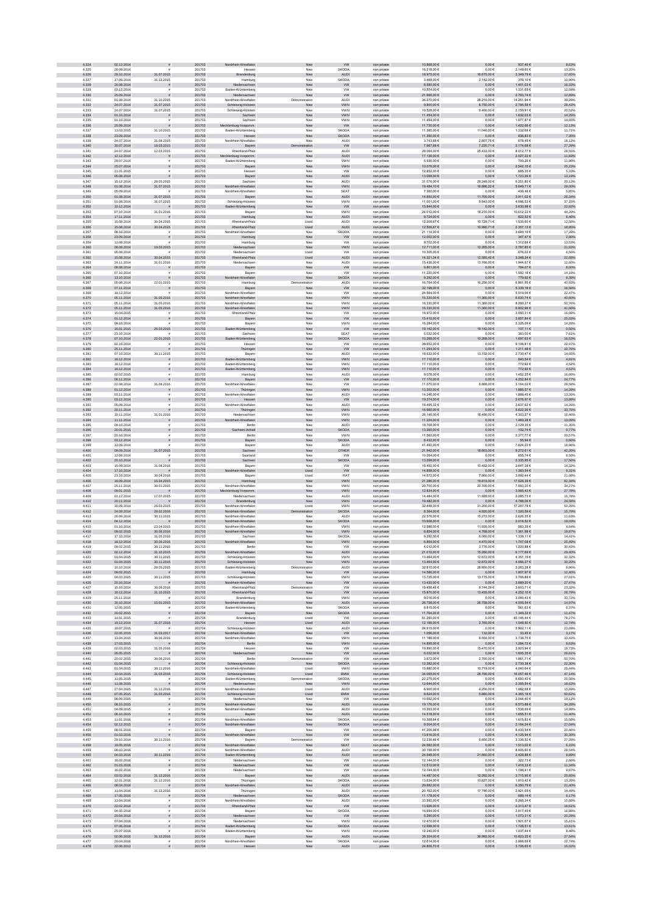| | | | | | | | | | | |
|---|---|---|---|---|---|---|---|---|---|---|
| 4.324 | 02.12.2014 | # | 201703 | Nordrhein-Westfalen | New | VW | non private | 10.869,00 € | 0,00 € | 937,40 € | 8,63% |
| 4.325 | 26.09.2014 | # | 201703 | Hessen | New | SKODA | non private | 16.218,00 € | 0,00 € | 2.149,60 € | 13,25% |
| 4.326 | 28.10.2014 | 31.07.2015 | 201703 | Brandenburg | New | AUDI | non private | 18.675,00 € | 18.675,00 € | 3.349,79 € | 17,65% |
| 4.327 | 17.09.2014 | 31.12.2015 | 201703 | Hamburg | New | SKODA | non private | 3.468,00 € | 2.142,00 € | 378,10 € | 10,90% |
| 4.328 | 26.08.2014 | # | 201703 | Niedersachsen | New | VW | non private | 8.580,00 € | 0,00 € | 1.401,03 € | 16,33% |
| 4.329 | 03.12.2014 | # | 201703 | Baden-Württemberg | New | VW | non private | 10.574,00 € | 0,00 € | 1.331,65 € | 12,59% |
| 4.330 | 25.09.2014 | # | 201703 | Niedersachsen | New | VW | non private | 21.666,00 € | 0,00 € | 2.793,74 € | 12,89% |
| 4.331 | 01.08.2014 | 31.10.2015 | 201703 | Nordrhein-Westfalen | Demonstration | AUDI | non private | 36.270,00 € | 28.210,00 € | 14.251,94 € | 39,29% |
| 4.332 | 24.07.2014 | 31.07.2015 | 201703 | Schleswig-Holstein | New | VWN | non private | 9.800,00 € | 8.750,00 € | 2.786,58 € | 28,43% |
| 4.333 | 24.07.2014 | 31.07.2015 | 201703 | Schleswig-Holstein | New | VWN | non private | 10.528,00 € | 9.400,00 € | 2.159,91 € | 20,52% |
| 4.334 | 01.10.2014 | # | 201703 | Sachsen | New | VWN | non private | 11.454,00 € | 0,00 € | 1.632,03 € | 14,25% |
| 4.335 | 01.10.2014 | # | 201703 | Sachsen | New | VWN | non private | 11.454,00 € | 0,00 € | 1.677,87 € | 14,65% |
| 4.336 | 25.09.2014 | # | 201703 | Mecklenburg-Vorpomm. | New | VW | non private | 11.730,00 € | 0,00 € | 1.422,66 € | 12,13% |
| 4.337 | 13.03.2015 | 31.10.2015 | 201703 | Baden-Württemberg | New | SKODA | non private | 11.385,00 € | 11.040,00 € | 1.332,68 € | 11,71% |
| 4.338 | 23.09.2014 | # | 201703 | Hessen | New | SKODA | non private | 11.390,00 € | 0,00 € | 836,82 € | 7,35% |
| 4.339 | 24.07.2014 | 31.08.2015 | 201703 | Nordrhein-Westfalen | New | AUDI | non private | 3.743,68 € | 2.807,76 € | 678,45 € | 18,12% |
| 4.340 | 30.07.2014 | 19.03.2015 | 201703 | Bayern | Demonstration | VW | non private | 7.867,68 € | 7.220,71 € | 2.174,68 € | 27,29% |
| 4.341 | 24.07.2014 | 12.03.2015 | 201703 | Rheinland-Pfalz | New | AUDI | non private | 28.064,00 € | 25.433,00 € | 8.012,77 € | 28,55% |
| 4.342 | 12.12.2014 | # | 201703 | Mecklenburg-Vorpomm. | New | AUDI | non private | 17.136,00 € | 0,00 € | 2.027,22 € | 11,83% |
| 4.343 | 29.07.2014 | # | 201703 | Baden-Württemberg | New | VWN | non private | 5.936,00 € | 0,00 € | 700,26 € | 11,80% |
| 4.344 | 25.07.2014 | # | 201703 | Bayern | New | VWN | non private | 10.076,00 € | 0,00 € | 2.542,15 € | 25,23% |
| 4.345 | 21.01.2015 | # | 201703 | Hessen | New | VW | non private | 12.852,00 € | 0,00 € | 685,35 € | 5,33% |
| 4.346 | 05.08.2014 | # | 201703 | Bayern | New | AUDI | non private | 13.068,00 € | 0,00 € | 1.723,26 € | 13,19% |
| 4.347 | 15.12.2014 | 28.05.2015 | 201703 | Sachsen | New | AUDI | non private | 31.076,00 € | 29.248,00 € | 6.251,80 € | 20,12% |
| 4.348 | 01.08.2014 | 31.07.2015 | 201703 | Nordrhein-Westfalen | New | VWN | non private | 19.484,10 € | 16.896,22 € | 5.649,71 € | 29,00% |
| 4.349 | 05.09.2014 | # | 201703 | Nordrhein-Westfalen | New | SEAT | non private | 7.360,00 € | 0,00 € | 430,46 € | 5,85% |
| 4.350 | 01.08.2014 | 31.07.2015 | 201703 | Bayern | New | AUDI | non private | 14.850,00 € | 11.700,00 € | 3.911,02 € | 26,34% |
| 4.351 | 01.08.2014 | 31.07.2015 | 201703 | Schleswig-Holstein | New | VWN | non private | 11.001,00 € | 9.843,00 € | 4.086,53 € | 37,15% |
| 4.352 | 10.12.2014 | # | 201703 | Baden-Württemberg | New | VW | non private | 15.844,00 € | 0,00 € | 3.630,98 € | 22,92% |
| 4.353 | 07.10.2014 | 31.01.2016 | 201703 | Bayern | New | VWN | non private | 24.012,00 € | 18.270,00 € | 10.612,23 € | 44,20% |
| 4.354 | 17.11.2014 | # | 201703 | Hamburg | New | AUDI | non private | 9.724,00 € | 0,00 € | 822,52 € | 8,46% |
| 4.355 | 15.08.2014 | 30.04.2015 | 201703 | Rheinland-Pfalz | Used | AUDI | non private | 12.209,67 € | 10.729,71 € | 1.535,60 € | 12,58% |
| 4.356 | 15.08.2014 | 30.04.2015 | 201703 | Rheinland-Pfalz | Used | AUDI | non private | 12.506,67 € | 10.990,71 € | 2.357,13 € | 18,85% |
| 4.357 | 08.10.2014 | # | 201703 | Nordrhein-Westfalen | New | SKODA | non private | 21.114,00 € | 0,00 € | 3.649,19 € | 17,28% |
| 4.358 | 23.09.2014 | # | 201703 | Hamburg | New | VW | non private | 12.002,00 € | 0,00 € | 347,47 € | 2,90% |
| 4.359 | 12.08.2014 | # | 201703 | Hamburg | New | VW | non private | 9.702,00 € | 0,00 € | 1.312,68 € | 13,53% |
| 4.360 | 08.08.2014 | 19.03.2015 | 201703 | Niedersachsen | New | VWN | non private | 12.711,00 € | 12.265,00 € | 2.787,85 € | 21,93% |
| 4.361 | 05.08.2014 | # | 201703 | Niedersachsen | Used | VW | non private | 10.305,00 € | 0,00 € | 676,02 € | 6,56% |
| 4.362 | 15.08.2014 | 30.04.2015 | 201703 | Rheinland-Pfalz | Used | AUDI | non private | 14.321,34 € | 12.585,42 € | 3.248,24 € | 22,68% |
| 4.363 | 24.11.2014 | 31.01.2016 | 201703 | Niedersachsen | New | AUDI | non private | 15.438,00 € | 13.156,00 € | 1.944,67 € | 12,60% |
| 4.364 | 08.08.2014 | # | 201703 | Bayern | New | VW | non private | 9.801,00 € | 0,00 € | 784,07 € | 8,00% |
| 4.365 | 07.10.2014 | # | 201703 | Bayern | New | VW | non private | 11.220,00 € | 0,00 € | 1.592,18 € | 14,19% |
| 4.366 | 13.10.2014 | # | 201703 | Nordrhein-Westfalen | New | SKODA | non private | 9.292,00 € | 0,00 € | 779,92 € | 8,39% |
| 4.367 | 05.08.2014 | 22.01.2015 | 201703 | Hamburg | Demonstration | AUDI | non private | 16.764,00 € | 16.256,00 € | 6.861,95 € | 40,93% |
| 4.368 | 07.11.2014 | # | 201703 | Bayern | New | SKODA | non private | 32.198,00 € | 0,00 € | 5.336,18 € | 16,58% |
| 4.369 | 19.12.2014 | # | 201703 | Nordrhein-Westfalen | New | VW | non private | 24.564,00 € | 0,00 € | 5.519,06 € | 22,47% |
| 4.370 | 05.11.2014 | 31.05.2016 | 201703 | Nordrhein-Westfalen | New | VWN | non private | 16.330,00 € | 11.360,00 € | 6.630,74 € | 40,60% |
| 4.371 | 05.11.2014 | 31.05.2016 | 201703 | Nordrhein-Westfalen | New | VWN | non private | 16.330,00 € | 11.360,00 € | 8.289,27 € | 50,76% |
| 4.372 | 05.11.2014 | 31.05.2016 | 201703 | Nordrhein-Westfalen | New | VWN | non private | 16.330,00 € | 11.360,00 € | 6.802,96 € | 41,66% |
| 4.373 | 15.04.2015 | # | 201703 | Rheinland-Pfalz | New | VW | non private | 18.972,00 € | 0,00 € | 3.050,31 € | 16,08% |
| 4.374 | 01.12.2014 | # | 201703 | Bayern | New | VW | non private | 15.410,00 € | 0,00 € | 3.857,84 € | 25,03% |
| 4.375 | 09.10.2014 | # | 201703 | Bayern | New | VWN | non private | 16.284,00 € | 0,00 € | 2.325,09 € | 14,28% |
| 4.376 | 16.01.2015 | 26.03.2015 | 201703 | Baden-Württemberg | New | VW | non private | 19.142,00 € | 19.142,00 € | 107,11 € | 0,56% |
| 4.377 | 23.10.2014 | # | 201703 | Sachsen | New | SEAT | non private | 5.032,00 € | 0,00 € | 383,00 € | 7,61% |
| 4.378 | 07.10.2014 | 22.01.2015 | 201703 | Baden-Württemberg | New | SKODA | non private | 10.268,00 € | 10.268,00 € | 1.697,63 € | 16,53% |
| 4.379 | 02.10.2014 | # | 201703 | Hessen | New | VW | non private | 39.652,00 € | 0,00 € | 9.106,81 € | 22,97% |
| 4.380 | 25.11.2014 | # | 201703 | Thüringen | New | VW | non private | 11.254,00 € | 0,00 € | 1.211,48 € | 10,76% |
| 4.381 | 07.10.2014 | 30.11.2015 | 201703 | Bayern | New | AUDI | non private | 18.632,00 € | 13.152,00 € | 2.730,47 € | 14,65% |
| 4.382 | 18.12.2014 | # | 201703 | Baden-Württemberg | New | VWN | non private | 17.110,00 € | 0,00 € | 840,54 € | 4,91% |
| 4.383 | 18.12.2014 | # | 201703 | Baden-Württemberg | New | VWN | non private | 17.110,00 € | 0,00 € | 772,92 € | 4,52% |
| 4.384 | 18.12.2014 | # | 201703 | Baden-Württemberg | New | VWN | non private | 17.110,00 € | 0,00 € | 772,92 € | 4,52% |
| 4.385 | 02.02.2015 | # | 201703 | Hamburg | New | AUDI | non private | 9.078,00 € | 0,00 € | 1.452,25 € | 16,00% |
| 4.386 | 06.11.2014 | # | 201703 | Bayern | New | VW | non private | 17.170,00 € | 0,00 € | 4.252,84 € | 24,77% |
| 4.387 | 22.08.2014 | 31.08.2016 | 201703 | Nordrhein-Westfalen | New | VW | non private | 11.070,00 € | 6.888,00 € | 3.164,02 € | 28,58% |
| 4.388 | 01.12.2014 | # | 201703 | Thüringen | New | VWN | non private | 13.202,00 € | 0,00 € | 1.885,57 € | 14,28% |
| 4.389 | 03.11.2014 | # | 201703 | Nordrhein-Westfalen | New | AUDI | non private | 14.246,00 € | 0,00 € | 1.888,45 € | 13,26% |
| 4.390 | 03.12.2014 | # | 201703 | Hessen | New | VW | non private | 19.274,00 € | 0,00 € | 2.676,97 € | 13,89% |
| 4.391 | 05.09.2014 | # | 201703 | Nordrhein-Westfalen | New | AUDI | non private | 18.495,32 € | 0,00 € | 2.637,62 € | 14,26% |
| 4.392 | 20.11.2014 | # | 201703 | Thüringen | New | VWN | non private | 16.660,00 € | 0,00 € | 5.622,26 € | 33,75% |
| 4.393 | 19.11.2014 | 31.01.2016 | 201703 | Niedersachsen | New | VWN | non private | 26.146,00 € | 18.456,00 € | 4.303,27 € | 16,46% |
| 4.394 | 11.11.2014 | # | 201703 | Nordrhein-Westfalen | New | VWN | non private | 11.224,00 € | 0,00 € | 1.469,28 € | 13,09% |
| 4.395 | 09.10.2014 | # | 201703 | Berlin | New | AUDI | non private | 18.768,00 € | 0,00 € | 2.129,35 € | 11,35% |
| 4.396 | 20.01.2015 | # | 201703 | Sachsen-Anhalt | New | SKODA | non private | 13.260,00 € | 0,00 € | 102,74 € | 0,77% |
| 4.397 | 20.10.2014 | # | 201703 | Berlin | New | VWN | non private | 11.560,00 € | 0,00 € | 2.377,77 € | 20,57% |
| 4.398 | 19.12.2014 | # | 201703 | Bayern | New | SKODA | non private | 8.432,00 € | 0,00 € | 55,94 € | 0,66% |
| 4.399 | 12.09.2014 | # | 201703 | Bayern | New | AUDI | non private | 41.492,00 € | 0,00 € | 7.824,22 € | 18,86% |
| 4.400 | 09.09.2014 | 31.07.2015 | 201703 | Sachsen | New | OTHER | non private | 21.942,00 € | 18.603,00 € | 9.272,61 € | 42,26% |
| 4.401 | 12.09.2014 | # | 201703 | Saarland | New | VW | non private | 10.064,00 € | 0,00 € | 855,74 € | 8,50% |
| 4.402 | 20.10.2014 | # | 201703 | Sachsen | New | SKODA | non private | 13.299,00 € | 0,00 € | 2.335,95 € | 17,56% |
| 4.403 | 15.09.2014 | 31.08.2016 | 201703 | Bayern | New | VW | non private | 18.492,00 € | 10.452,00 € | 2.647,38 € | 14,32% |
| 4.404 | 17.10.2014 | # | 201703 | Nordrhein-Westfalen | Used | VW | non private | 14.858,00 € | 0,00 € | 1.383,54 € | 9,31% |
| 4.405 | 23.10.2014 | 30.04.2016 | 201703 | Bayern | Used | FIAT | non private | 14.672,00 € | 7.860,00 € | 3.092,44 € | 21,08% |
| 4.406 | 18.09.2014 | 16.04.2015 | 201703 | Hamburg | New | VWN | non private | 21.286,00 € | 19.818,00 € | 17.526,39 € | 82,34% |
| 4.407 | 25.11.2014 | 30.01.2015 | 201703 | Nordrhein-Westfalen | New | VWN | non private | 20.700,00 € | 20.700,00 € | 7.093,20 € | 34,27% |
| 4.408 | 09.01.2015 | # | 201703 | Mecklenburg-Vorpomm. | New | VWN | non private | 12.834,00 € | 0,00 € | 3.565,43 € | 27,78% |
| 4.409 | 01.12.2014 | 17.07.2015 | 201703 | Niedersachsen | New | AUDI | non private | 14.484,00 € | 11.928,00 € | 2.285,73 € | 15,78% |
| 4.410 | 20.11.2014 | # | 201703 | Brandenburg | New | VWN | non private | 19.482,00 € | 0,00 € | 4.788,06 € | 24,58% |
| 4.411 | 30.09.2014 | 26.03.2015 | 201703 | Nordrhein-Westfalen | Used | VWN | non private | 32.448,00 € | 31.200,00 € | 17.287,78 € | 53,28% |
| 4.412 | 24.09.2014 | 29.02.2016 | 201703 | Nordrhein-Westfalen | Demonstration | SKODA | non private | 8.364,00 € | 4.920,00 € | 1.320,59 € | 15,79% |
| 4.413 | 26.09.2014 | 30.11.2015 | 201703 | Nordrhein-Westfalen | New | AUDI | non private | 22.576,00 € | 15.272,00 € | 2.626,35 € | 11,63% |
| 4.414 | 04.12.2014 | # | 201703 | Nordrhein-Westfalen | New | SKODA | non private | 10.608,00 € | 0,00 € | 2.019,52 € | 19,03% |
| 4.415 | 01.10.2014 | 23.04.2015 | 201703 | Nordrhein-Westfalen | New | VWN | non private | 12.586,00 € | 11.935,00 € | 583,39 € | 4,64% |
| 4.416 | 09.02.2015 | 30.08.2016 | 201703 | Nordrhein-Westfalen | New | VWN | non private | 6.854,00 € | 4.768,00 € | 1.361,98 € | 19,87% |
| 4.417 | 17.10.2014 | 31.05.2016 | 201703 | Sachsen | New | SKODA | non private | 9.292,00 € | 6.060,00 € | 1.339,11 € | 14,41% |
| 4.418 | 18.12.2014 | 30.08.2016 | 201703 | Nordrhein-Westfalen | New | VWN | non private | 6.854,00 € | 4.470,00 € | 1.747,08 € | 25,49% |
| 4.419 | 09.02.2015 | 30.11.2015 | 201703 | Berlin | New | VW | non private | 4.012,00 € | 3.776,00 € | 1.220,88 € | 30,43% |
| 4.420 | 02.12.2014 | 31.10.2015 | 201703 | Nordrhein-Westfalen | New | AUDI | non private | 21.010,00 € | 15.260,00 € | 6.177,66 € | 29,40% |
| 4.421 | 01.04.2015 | 30.11.2015 | 201703 | Schleswig-Holstein | New | VWN | non private | 13.464,00 € | 12.672,00 € | 4.351,15 € | 32,32% |
| 4.422 | 01.04.2015 | 30.11.2015 | 201703 | Schleswig-Holstein | New | VWN | non private | 13.464,00 € | 12.672,00 € | 4.066,27 € | 30,20% |
| 4.423 | 10.10.2014 | 28.05.2015 | 201703 | Baden-Württemberg | Demonstration | AUDI | non private | 32.810,00 € | 28.950,00 € | 2.283,28 € | 6,96% |
| 4.424 | 09.02.2015 | # | 201703 | Hamburg | New | VW | non private | 14.586,00 € | 0,00 € | 1.807,97 € | 12,40% |
| 4.425 | 04.03.2015 | 30.11.2015 | 201703 | Schleswig-Holstein | New | VWN | non private | 13.725,00 € | 13.115,00 € | 3.706,89 € | 27,01% |
| 4.426 | 20.10.2014 | # | 201703 | Nordrhein-Westfalen | New | VW | non private | 13.430,00 € | 0,00 € | 3.689,20 € | 27,47% |
| 4.427 | 15.10.2014 | 30.06.2016 | 201703 | Rheinland-Pfalz | Demonstration | VW | non private | 15.456,46 € | 9.744,29 € | 3.603,71 € | 23,32% |
| 4.428 | 16.12.2014 | 31.10.2015 | 201703 | Rheinland-Pfalz | New | VW | non private | 15.870,00 € | 13.455,00 € | 4.252,10 € | 26,79% |
| 4.429 | 25.11.2014 | # | 201703 | Brandenburg | New | VWN | non private | 9.016,00 € | 0,00 € | 3.040,43 € | 33,72% |
| 4.430 | 30.10.2014 | 15.01.2015 | 201703 | Nordrhein-Westfalen | New | AUDI | non private | 26.758,00 € | 26.758,00 € | 4.005,54 € | 14,97% |
| 4.431 | 12.05.2015 | # | 201704 | Baden-Württemberg | New | SKODA | non private | 8.815,00 € | 0,00 € | 561,63 € | 6,37% |
| 4.432 | 20.02.2015 | # | 201704 | Bayern | New | SKODA | non private | 11.784,00 € | 0,00 € | 1.349,32 € | 11,45% |
| 4.433 | 14.01.2015 | # | 201704 | Brandenburg | Used | VW | non private | 51.290,00 € | 0,00 € | 40.146,44 € | 78,27% |
| 4.434 | 19.12.2014 | 31.07.2016 | 201704 | Hessen | Used | AUDI | non private | 12.168,00 € | 2.765,00 € | 1.549,50 € | 12,74% |
| 4.435 | 10.07.2015 | # | 201704 | Schleswig-Holstein | New | AUDI | non private | 24.915,00 € | 0,00 € | 5.902,11 € | 23,69% |
| 4.436 | 22.05.2015 | 31.03.2017 | 201704 | Nordrhein-Westfalen | New | VW | non private | 1.056,00 € | 132,00 € | 33,45 € | 3,17% |
| 4.437 | 13.04.2015 | 30.06.2016 | 201704 | Nordrhein-Westfalen | New | VWN | non private | 11.186,00 € | 8.554,00 € | 3.738,75 € | 33,42% |
| 4.438 | 17.03.2015 | # | 201704 | Berlin | New | VWN | non private | 14.895,00 € | 0,00 € | 1.284,72 € | 8,63% |
| 4.439 | 02.03.2015 | 31.05.2016 | 201704 | Hessen | New | VWN | non private | 19.890,00 € | 15.470,00 € | 3.923,94 € | 19,73% |
| 4.440 | 26.05.2015 | # | 201704 | Niedersachsen | New | VW | non private | 8.032,00 € | 0,00 € | 1.655,35 € | 20,61% |
| 4.441 | 20.02.2015 | 30.06.2016 | 201704 | Berlin | Demonstration | VW | non private | 3.672,00 € | 2.700,00 € | 1.861,71 € | 50,70% |
| 4.442 | 01.04.2015 | # | 201704 | Schleswig-Holstein | New | SKODA | non private | 12.282,00 € | 0,00 € | 2.739,38 € | 22,30% |
| 4.443 | 01.04.2015 | 30.11.2016 | 201704 | Nordrhein-Westfalen | Used | VWN | non private | 15.880,00 € | 10.719,00 € | 4.040,64 € | 25,44% |
| 4.444 | 10.04.2015 | 31.03.2016 | 201704 | Schleswig-Holstein | Used | BMW | non private | 34.065,00 € | 28.766,00 € | 16.057,46 € | 47,14% |
| 4.445 | 11.05.2015 | # | 201704 | Baden-Württemberg | Demonstration | SKODA | non private | 22.275,00 € | 0,00 € | 5.693,42 € | 25,56% |
| 4.446 | 11.08.2015 | # | 201704 | Niedersachsen | New | VWN | non private | 12.644,00 € | 0,00 € | 2.355,54 € | 18,63% |
| 4.447 | 27.04.2015 | 31.12.2016 | 201704 | Nordrhein-Westfalen | Used | AUDI | non private | 6.900,00 € | 4.200,00 € | 1.082,68 € | 15,69% |
| 4.448 | 07.05.2015 | 31.03.2016 | 201704 | Schleswig-Holstein | Used | BMW | non private | 8.624,00 € | 5.880,00 € | 4.365,18 € | 50,62% |
| 4.449 | 08.09.2015 | # | 201704 | Niedersachsen | New | VW | non private | 10.692,00 € | 0,00 € | 2.044,40 € | 19,12% |
| 4.450 | 06.10.2015 | # | 201704 | Nordrhein-Westfalen | New | VWN | non private | 19.176,00 € | 0,00 € | 6.573,88 € | 34,28% |
| 4.451 | 04.09.2015 | # | 201704 | Nordrhein-Westfalen | New | AUDI | non private | 10.263,00 € | 0,00 € | 1.538,69 € | 14,99% |
| 4.452 | 06.10.2015 | # | 201704 | Bayern | New | AUDI | non private | 14.518,00 € | 0,00 € | 1.655,51 € | 11,40% |
| 4.453 | 11.01.2016 | # | 201704 | Nordrhein-Westfalen | New | SKODA | non private | 10.368,64 € | 0,00 € | 1.615,83 € | 15,58% |
| 4.454 | 02.12.2015 | # | 201704 | Nordrhein-Westfalen | New | SKODA | non private | 8.004,00 € | 0,00 € | 2.164,24 € | 27,04% |
| 4.455 | 08.01.2016 | # | 201704 | Bayern | New | VW | non private | 41.206,98 € | 0,00 € | 8.430,54 € | 20,46% |
| 4.456 | 01.03.2016 | # | 201704 | Bayern | New | VW | non private | 13.616,00 € | 0,00 € | 4.125,94 € | 30,30% |
| 4.457 | 29.10.2014 | 30.11.2016 | 201704 | Bayern | Demonstration | VW | non private | 12.236,46 € | 6.650,25 € | 3.338,52 € | 27,28% |
| 4.458 | 19.05.2016 | # | 201704 | Nordrhein-Westfalen | New | SEAT | non private | 24.582,00 € | 0,00 € | 1.513,02 € | 6,15% |
| 4.459 | 08.03.2016 | # | 201704 | Nordrhein-Westfalen | New | AUDI | non private | 30.158,00 € | 0,00 € | 8.605,90 € | 28,54% |
| 4.460 | 04.03.2016 | 30.11.2016 | 201704 | Baden-Württemberg | New | AUDI | non private | 24.548,00 € | 21.660,00 € | 2.426,88 € | 9,89% |
| 4.461 | 16.02.2016 | # | 201704 | Niedersachsen | New | VW | non private | 12.144,00 € | 0,00 € | 322,73 € | 2,66% |
| 4.462 | 01.03.2016 | # | 201704 | Niedersachsen | New | VW | non private | 12.512,00 € | 0,00 € | 1.416,33 € | 11,34% |
| 4.463 | 16.02.2016 | # | 201704 | Niedersachsen | New | VW | non private | 12.144,00 € | 0,00 € | 1.198,41 € | 9,87% |
| 4.464 | 03.02.2016 | 31.12.2016 | 201704 | Bayern | New | AUDI | non private | 14.487,00 € | 12.292,00 € | 3.715,95 € | 25,65% |
| 4.465 | 12.01.2016 | 31.12.2016 | 201704 | Thüringen | New | SKODA | non private | 13.634,00 € | 10.827,00 € | 1.810,42 € | 13,28% |
| 4.466 | 08.04.2016 | # | 201704 | Nordrhein-Westfalen | New | AUDI | non private | 29.682,00 € | 0,00 € | 6.350,79 € | 21,40% |
| 4.467 | 11.04.2016 | 31.12.2016 | 201704 | Thüringen | New | AUDI | non private | 20.162,00 € | 17.790,00 € | 2.921,65 € | 14,49% |
| 4.468 | 17.05.2016 | # | 201704 | Niedersachsen | New | SKODA | non private | 11.178,00 € | 0,00 € | 689,14 € | 6,17% |
| 4.469 | 13.04.2016 | # | 201704 | Nordrhein-Westfalen | New | AUDI | non private | 33.592,00 € | 0,00 € | 5.269,34 € | 15,69% |
| 4.470 | 22.02.2016 | # | 201704 | Rheinland-Pfalz | New | VW | non private | 13.926,00 € | 0,00 € | 2.313,47 € | 16,61% |
| 4.471 | 04.05.2016 | # | 201704 | Bayern | New | SKODA | non private | 16.694,00 € | 0,00 € | 2.817,45 € | 16,88% |
| 4.472 | 20.04.2016 | # | 201704 | Niedersachsen | New | VW | non private | 5.290,00 € | 0,00 € | 1.073,31 € | 20,29% |
| 4.473 | 07.04.2016 | # | 201704 | Niedersachsen | New | VWN | non private | 12.470,00 € | 0,00 € | 1.921,67 € | 15,41% |
| 4.474 | 07.06.2016 | # | 201704 | Baden-Württemberg | New | SKODA | non private | 12.696,00 € | 0,00 € | 1.728,51 € | 13,61% |
| 4.475 | 25.07.2016 | # | 201704 | Baden-Württemberg | New | VWN | non private | 12.240,00 € | 0,00 € | 1.037,44 € | 8,48% |
| 4.476 | 02.06.2016 | 31.12.2016 | 201704 | Bayern | New | AUDI | non private | 39.304,00 € | 36.992,00 € | 10.823,25 € | 27,54% |
| 4.477 | 20.04.2016 | # | 201704 | Nordrhein-Westfalen | New | SKODA | non private | 12.614,00 € | 0,00 € | 2.868,69 € | 22,74% |
| 4.478 | 22.06.2012 | # | 201704 | Hessen | New | AUDI | private | 24.806,70 € | 0,00 € | 3.726,65 € | 15,02% |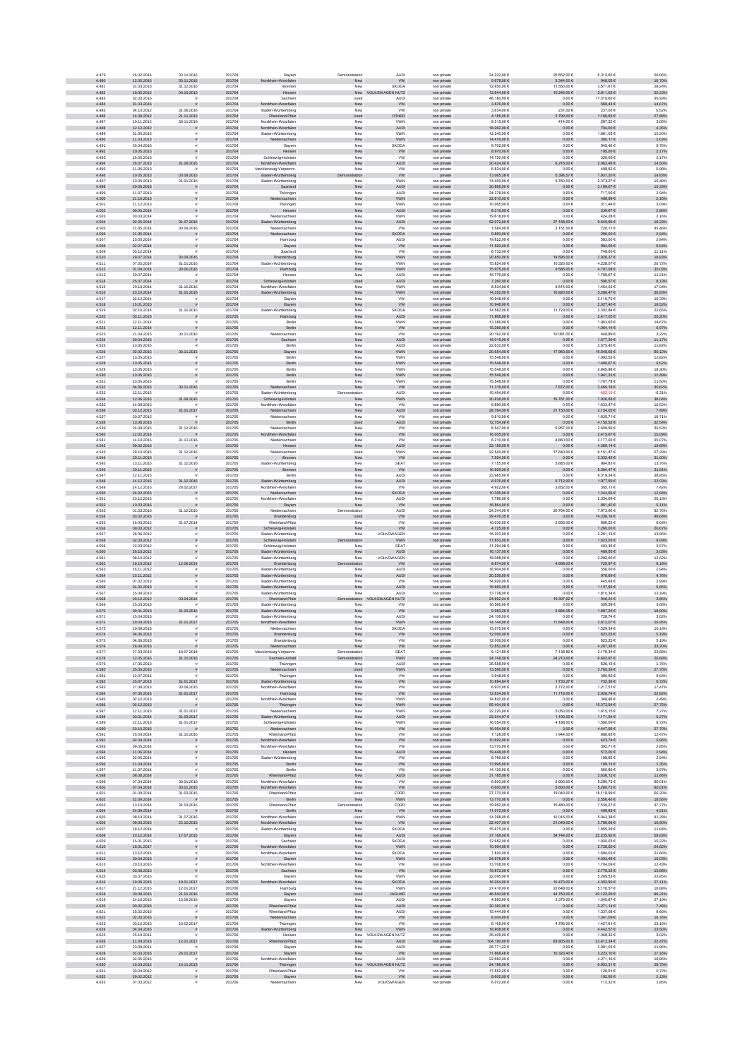| | | | | | | | | | | | |
|---|---|---|---|---|---|---|---|---|---|---|---|
| 4.479 | 26.02.2016 | 30.11.2016 | 201704 | Bayern | Demonstration | AUDI | non private | 24.222,00 € | 20.552,00 € | 6.312,60 € | 26,06% |
| 4.480 | 12.05.2016 | 30.11.2016 | 201704 | Nordrhein-Westfalen | New | VW | non private | 5.678,00 € | 5.344,00 € | 948,02 € | 16,70% |
| 4.481 | 31.03.2016 | 31.12.2016 | 201704 | Bremen | New | SKODA | non private | 12.650,00 € | 11.550,00 € | 3.571,81 € | 28,24% |
| 4.482 | 18.05.2012 | 04.10.2013 | 201704 | Hessen | New | VOLKSWAGEN NUTZ | non private | 12.644,00 € | 10.246,00 € | 2.811,02 € | 22,23% |
| 4.483 | 02.03.2016 | # | 201704 | Sachsen | Used | AUDI | non private | 48.180,00 € | 0,00 € | 17.310,60 € | 35,93% |
| 4.484 | 31.03.2016 | # | 201704 | Nordrhein-Westfalen | New | AUDI | non private | 3.876,00 € | 0,00 € | 568,44 € | 14,67% |
| 4.485 | 04.10.2012 | 31.08.2016 | 201704 | Baden-Württemberg | New | VW | non private | 3.634,00 € | 237,00 € | 237,00 € | 6,52% |
| 4.486 | 14.08.2012 | 21.11.2013 | 201704 | Rheinland-Pfalz | Used | OTHER | non private | 4.165,00 € | 2.790,00 € | 1.166,65 € | 27,88% |
| 4.487 | 19.11.2012 | 30.11.2016 | 201704 | Nordrhein-Westfalen | New | VWN | non private | 9.315,00 € | 414,00 € | 287,22 € | 3,08% |
| 4.488 | 12.12.2012 | # | 201704 | Nordrhein-Westfalen | New | AUDI | non private | 18.262,00 € | 0,00 € | 794,00 € | 4,35% |
| 4.489 | 31.05.2016 | # | 201704 | Baden-Württemberg | New | VWN | non private | 12.240,00 € | 0,00 € | 1.861,05 € | 15,20% |
| 4.490 | 11.03.2013 | # | 201704 | Niedersachsen | New | VWN | non private | 14.476,00 € | 0,00 € | 380,17 € | 2,63% |
| 4.491 | 26.04.2016 | # | 201704 | Bayern | New | SKODA | non private | 9.702,00 € | 0,00 € | 945,46 € | 9,75% |
| 4.492 | 10.05.2013 | # | 201704 | Hessen | New | VW | non private | 8.970,00 € | 0,00 € | 195,00 € | 2,17% |
| 4.493 | 16.05.2013 | # | 201704 | Schleswig-Holstein | New | VW | non private | 14.720,00 € | 0,00 € | 320,00 € | 2,17% |
| 4.494 | 26.07.2013 | 31.08.2016 | 201704 | Nordrhein-Westfalen | New | AUDI | non private | 20.424,00 € | 8.216,00 € | 2.962,48 € | 14,50% |
| 4.495 | 11.06.2013 | # | 201704 | Mecklenburg-Vorpomm. | New | VW | non private | 6.834,00 € | 0,00 € | 408,62 € | 5,98% |
| 4.496 | 10.05.2013 | 03.09.2015 | 201704 | Baden-Württemberg | Demonstration | VW | private | 13.065,38 € | 5.396,57 € | 1.937,20 € | 14,83% |
| 4.497 | 13.05.2013 | 31.01.2016 | 201704 | Baden-Württemberg | New | VWN | non private | 14.400,00 € | 5.760,00 € | 2.373,37 € | 16,48% |
| 4.498 | 29.06.2016 | # | 201704 | Saarland | New | AUDI | non private | 30.866,00 € | 0,00 € | 3.189,07 € | 10,33% |
| 4.499 | 11.07.2013 | # | 201704 | Thüringen | New | AUDI | non private | 24.378,00 € | 0,00 € | 717,00 € | 2,94% |
| 4.500 | 21.10.2013 | # | 201704 | Niedersachsen | New | VWN | non private | 22.610,00 € | 0,00 € | 488,99 € | 2,16% |
| 4.501 | 11.12.2013 | # | 201704 | Thüringen | New | VWN | non private | 10.065,00 € | 0,00 € | 311,44 € | 3,09% |
| 4.502 | 09.05.2014 | # | 201704 | Hessen | New | AUDI | non private | 8.316,00 € | 0,00 € | 239,67 € | 2,88% |
| 4.503 | 03.03.2014 | # | 201704 | Niedersachsen | New | VWN | non private | 19.618,00 € | 0,00 € | 424,28 € | 2,16% |
| 4.504 | 02.05.2014 | 31.07.2016 | 201704 | Baden-Württemberg | New | AUDI | non private | 52.072,00 € | 27.166,00 € | 9.545,96 € | 18,33% |
| 4.505 | 21.05.2014 | 30.09.2016 | 201704 | Niedersachsen | New | VW | non private | 1.584,00 € | 2.151,00 € | 720,11 € | 45,46% |
| 4.506 | 21.05.2014 | # | 201704 | Niedersachsen | New | SKODA | non private | 9.860,00 € | 0,00 € | 290,00 € | 2,94% |
| 4.507 | 15.05.2014 | # | 201704 | Hamburg | New | AUDI | non private | 19.822,00 € | 0,00 € | 583,00 € | 2,94% |
| 4.508 | 02.07.2014 | # | 201704 | Bayern | New | VW | non private | 11.520,00 € | 0,00 € | 984,09 € | 8,54% |
| 4.509 | 03.12.2014 | # | 201704 | Saarland | New | VW | non private | 6.732,00 € | 0,00 € | 748,00 € | 11,11% |
| 4.510 | 29.07.2014 | 30.04.2016 | 201704 | Brandenburg | New | VWN | non private | 20.850,00 € | 14.595,00 € | 3.926,37 € | 18,83% |
| 4.511 | 07.05.2014 | 31.01.2016 | 201704 | Baden-Württemberg | New | VWN | non private | 15.824,00 € | 10.328,00 € | 4.228,07 € | 26,72% |
| 4.512 | 01.09.2014 | 30.06.2016 | 201704 | Hamburg | New | VWN | non private | 15.975,00 € | 9.585,00 € | 4.797,08 € | 30,03% |
| 4.513 | 29.07.2014 | # | 201704 | Hessen | New | AUDI | non private | 15.776,00 € | 0,00 € | 1.768,57 € | 11,21% |
| 4.514 | 25.07.2014 | # | 201704 | Schleswig-Holstein | Used | AUDI | non private | 7.260,00 € | 0,00 € | 590,57 € | 8,13% |
| 4.515 | 20.10.2014 | 31.10.2016 | 201704 | Nordrhein-Westfalen | New | VWN | non private | 8.534,00 € | 3.514,00 € | 1.454,03 € | 17,04% |
| 4.516 | 23.10.2014 | 31.01.2016 | 201704 | Baden-Württemberg | New | VWN | non private | 14.352,00 € | 10.920,00 € | 5.206,47 € | 36,83% |
| 4.517 | 02.12.2014 | # | 201704 | Bayern | New | VW | non private | 10.948,00 € | 0,00 € | 2.116,70 € | 19,33% |
| 4.518 | 15.01.2015 | # | 201704 | Bayern | New | VW | non private | 10.948,00 € | 0,00 € | 2.027,40 € | 18,52% |
| 4.519 | 02.10.2014 | 31.10.2015 | 201704 | Baden-Württemberg | New | SKODA | non private | 14.582,00 € | 11.729,00 € | 3.302,84 € | 22,65% |
| 4.520 | 03.11.2016 | # | 201705 | Hamburg | New | AUDI | non private | 11.968,00 € | 0,00 € | 2.417,05 € | 20,20% |
| 4.521 | 12.11.2014 | # | 201705 | Berlin | New | VWN | non private | 13.380,00 € | 0,00 € | 1.963,65 € | 14,67% |
| 4.522 | 12.11.2014 | # | 201705 | Berlin | New | VW | non private | 15.266,00 € | 0,00 € | 1.064,14 € | 6,97% |
| 4.523 | 21.04.2015 | 30.11.2016 | 201705 | Niedersachsen | New | VW | non private | 20.162,00 € | 10.081,00 € | 648,89 € | 3,22% |
| 4.524 | 30.04.2015 | # | 201705 | Sachsen | New | AUDI | non private | 15.015,00 € | 0,00 € | 1.677,30 € | 11,17% |
| 4.525 | 13.05.2015 | # | 201705 | Berlin | New | AUDI | non private | 22.632,00 € | 0,00 € | 2.675,40 € | 11,82% |
| 4.526 | 02.02.2015 | 30.11.2015 | 201705 | Bayern | New | VWN | non private | 20.654,00 € | 17.960,00 € | 16.548,65 € | 80,12% |
| 4.527 | 13.05.2015 | # | 201705 | Berlin | New | VWN | non private | 15.548,00 € | 0,00 € | 1.962,52 € | 12,62% |
| 4.528 | 13.05.2015 | # | 201705 | Berlin | New | VWN | non private | 15.548,00 € | 0,00 € | 1.480,67 € | 9,52% |
| 4.529 | 13.05.2015 | # | 201705 | Berlin | New | VWN | non private | 15.548,00 € | 0,00 € | 2.845,98 € | 18,30% |
| 4.530 | 13.05.2015 | # | 201705 | Berlin | New | VWN | non private | 15.548,00 € | 0,00 € | 1.941,33 € | 12,49% |
| 4.531 | 13.05.2015 | # | 201705 | Berlin | New | VWN | non private | 15.548,00 € | 0,00 € | 1.787,78 € | 11,50% |
| 4.532 | 04.06.2015 | 30.11.2016 | 201705 | Niedersachsen | New | VW | non private | 11.316,00 € | 7.872,00 € | 3.465,18 € | 30,62% |
| 4.533 | 12.11.2015 | # | 201705 | Baden-Württemberg | Demonstration | AUDI | non private | 10.494,00 € | 0,00 € | -662,10 € | -6,31% |
| 4.534 | 12.06.2015 | 31.08.2016 | 201705 | Schleswig-Holstein | New | VWN | non private | 20.838,00 € | 16.761,00 € | 7.926,68 € | 38,04% |
| 4.535 | 14.08.2015 | # | 201705 | Nordrhein-Westfalen | New | VW | non private | 9.890,00 € | 0,00 € | 1.633,47 € | 16,52% |
| 4.536 | 03.12.2015 | 31.01.2017 | 201705 | Niedersachsen | New | AUDI | non private | 28.764,00 € | 21.150,00 € | 2.154,05 € | 7,49% |
| 4.537 | 20.07.2015 | # | 201705 | Niedersachsen | New | VW | non private | 9.810,00 € | 0,00 € | 1.835,71 € | 18,71% |
| 4.538 | 13.08.2015 | # | 201705 | Berlin | Used | AUDI | non private | 12.754,08 € | 0,00 € | 4.150,52 € | 32,54% |
| 4.539 | 24.09.2015 | 31.12.2016 | 201705 | Niedersachsen | New | VW | non private | 8.547,00 € | 5.957,00 € | 2.609,56 € | 30,53% |
| 4.540 | 12.02.2016 | # | 201705 | Nordrhein-Westfalen | New | VW | non private | 16.005,00 € | 0,00 € | 2.415,67 € | 15,09% |
| 4.541 | 14.10.2015 | 31.12.2016 | 201705 | Niedersachsen | New | VW | non private | 6.210,00 € | 4.860,00 € | 2.177,92 € | 35,07% |
| 4.542 | 09.02.2016 | # | 201705 | Hessen | New | AUDI | non private | 22.185,00 € | 0,00 € | 4.368,14 € | 19,69% |
| 4.543 | 29.10.2015 | 31.12.2016 | 201705 | Niedersachsen | Used | VWN | non private | 22.540,00 € | 17.640,00 € | 6.151,47 € | 27,29% |
| 4.544 | 20.11.2015 | # | 201705 | Bremen | New | VW | non private | 7.524,00 € | 0,00 € | 2.332,42 € | 31,00% |
| 4.545 | 13.11.2015 | 31.12.2016 | 201705 | Baden-Württemberg | New | SEAT | non private | 7.155,00 € | 5.883,00 € | 984,83 € | 13,76% |
| 4.546 | 20.11.2015 | # | 201705 | Bremen | New | VW | non private | 16.929,00 € | 0,00 € | 5.384,47 € | 31,81% |
| 4.547 | 12.11.2015 | # | 201705 | Berlin | New | AUDI | non private | 23.985,00 € | 0,00 € | 9.319,34 € | 38,85% |
| 4.548 | 14.12.2015 | 31.12.2016 | 201705 | Baden-Württemberg | New | AUDI | non private | 8.976,00 € | 5.712,00 € | 1.977,59 € | 22,03% |
| 4.549 | 14.12.2015 | 28.02.2017 | 201705 | Nordrhein-Westfalen | New | VW | non private | 4.922,00 € | 3.852,00 € | 365,11 € | 7,42% |
| 4.550 | 24.02.2016 | # | 201705 | Niedersachsen | New | SKODA | non private | 10.395,00 € | 0,00 € | 1.344,93 € | 12,94% |
| 4.551 | 23.12.2015 | # | 201705 | Nordrhein-Westfalen | New | AUDI | non private | 7.786,00 € | 0,00 € | 2.034,69 € | 26,13% |
| 4.552 | 10.03.2016 | # | 201705 | Bayern | New | VW | non private | 16.864,00 € | 0,00 € | 861,42 € | 5,11% |
| 4.553 | 01.03.2016 | 31.12.2016 | 201705 | Niedersachsen | Demonstration | AUDI | non private | 24.344,00 € | 20.764,00 € | 7.973,90 € | 32,76% |
| 4.554 | 03.02.2016 | # | 201705 | Brandenburg | Used | VW | non private | 29.476,35 € | 0,00 € | 14.338,16 € | 48,64% |
| 4.555 | 15.03.2012 | 31.07.2014 | 201705 | Rheinland-Pfalz | New | VW | non private | 10.030,00 € | 2.655,00 € | 866,32 € | 8,64% |
| 4.556 | 09.03.2012 | # | 201705 | Schleswig-Holstein | New | VW | non private | 4.725,00 € | 0,00 € | 1.260,00 € | 26,67% |
| 4.557 | 26.06.2012 | # | 201705 | Baden-Württemberg | New | VOLKSWAGEN | non private | 16.203,00 € | 0,00 € | 2.261,13 € | 13,96% |
| 4.558 | 02.03.2012 | # | 201705 | Schleswig-Holstein | Demonstration | VWN | non private | 17.853,00 € | 0,00 € | 1.623,00 € | 9,09% |
| 4.559 | 22.03.2012 | # | 201705 | Schleswig-Holstein | New | SEAT | private | 11.294,08 € | 0,00 € | 403,36 € | 3,57% |
| 4.560 | 26.10.2012 | # | 201705 | Baden-Württemberg | New | AUDI | non private | 16.137,00 € | 0,00 € | 489,00 € | 3,03% |
| 4.561 | 08.10.2012 | # | 201705 | Baden-Württemberg | New | VOLKSWAGEN | non private | 18.088,00 € | 0,00 € | 2.282,90 € | 12,62% |
| 4.562 | 19.10.2012 | 12.06.2014 | 201705 | Brandenburg | Demonstration | VW | non private | 8.874,00 € | 4.698,00 € | 725,97 € | 8,18% |
| 4.563 | 16.11.2012 | # | 201705 | Baden-Württemberg | New | AUDI | non private | 18.904,00 € | 0,00 € | 556,00 € | 2,94% |
| 4.564 | 15.11.2012 | # | 201705 | Baden-Württemberg | New | AUDI | non private | 20.536,00 € | 0,00 € | 976,69 € | 4,76% |
| 4.565 | 07.02.2013 | # | 201705 | Baden-Württemberg | New | VW | non private | 14.928,00 € | 0,00 € | 445,84 € | 2,99% |
| 4.566 | 01.02.2013 | # | 201705 | Baden-Württemberg | New | AUDI | non private | 16.660,00 € | 0,00 € | 1.107,56 € | 6,65% |
| 4.567 | 15.04.2013 | # | 201705 | Baden-Württemberg | New | AUDI | non private | 13.728,00 € | 0,00 € | 1.810,34 € | 13,19% |
| 4.568 | 03.12.2012 | 03.04.2014 | 201705 | Rheinland-Pfalz | Demonstration | VOLKSWAGEN NUTZ | non private | 24.602,24 € | 19.397,92 € | 946,24 € | 3,85% |
| 4.569 | 25.03.2013 | # | 201705 | Baden-Württemberg | New | VW | non private | 16.580,00 € | 0,00 € | 509,59 € | 3,08% |
| 4.570 | 09.01.2013 | 31.03.2016 | 201705 | Baden-Württemberg | New | VWN | non private | 9.983,25 € | 2.884,05 € | 1.887,25 € | 18,90% |
| 4.571 | 15.04.2013 | # | 201705 | Baden-Württemberg | New | AUDI | non private | 24.106,00 € | 0,00 € | 728,74 € | 3,02% |
| 4.572 | 19.04.2016 | 31.01.2017 | 201705 | Nordrhein-Westfalen | New | VWN | non private | 14.144,00 € | 11.648,00 € | 3.812,07 € | 26,95% |
| 4.573 | 20.09.2016 | # | 201705 | Niedersachsen | New | SKODA | non private | 15.075,00 € | 0,00 € | 1.529,34 € | 10,14% |
| 4.574 | 04.06.2013 | # | 201705 | Brandenburg | New | VW | non private | 12.000,00 € | 0,00 € | 623,25 € | 5,19% |
| 4.575 | 04.06.2013 | # | 201705 | Brandenburg | New | VW | non private | 12.000,00 € | 0,00 € | 623,25 € | 5,19% |
| 4.576 | 26.04.2016 | # | 201705 | Niedersachsen | New | VW | non private | 12.852,00 € | 0,00 € | 4.267,38 € | 33,20% |
| 4.577 | 27.03.2013 | 18.07.2014 | 201705 | Mecklenburg-Vorpomm. | Demonstration | SEAT | non private | 9.128,00 € | 7.136,80 € | 2.176,34 € | 23,88% |
| 4.578 | 12.05.2016 | 31.10.2016 | 201705 | Sachsen-Anhalt | Demonstration | VWN | non private | 24.748,00 € | 24.210,00 € | 6.602,97 € | 26,68% |
| 4.579 | 17.06.2013 | # | 201705 | Thüringen | New | AUDI | non private | 35.558,00 € | 0,00 € | 626,13 € | 1,76% |
| 4.580 | 25.05.2016 | # | 201705 | Niedersachsen | Used | VWN | non private | 13.560,00 € | 0,00 € | 3.765,38 € | 27,76% |
| 4.581 | 12.07.2016 | # | 201705 | Thüringen | New | VW | non private | 3.948,00 € | 0,00 € | 380,50 € | 9,64% |
| 4.582 | 25.07.2013 | 31.01.2017 | 201705 | Baden-Württemberg | New | VW | non private | 10.894,84 € | 1.733,27 € | 732,38 € | 6,72% |
| 4.583 | 27.09.2013 | 30.09.2015 | 201705 | Nordrhein-Westfalen | New | VW | non private | 6.970,00 € | 2.772,00 € | 1.217,51 € | 17,47% |
| 4.584 | 07.06.2016 | 31.01.2017 | 201705 | Hamburg | New | VW | non private | 12.834,00 € | 11.718,00 € | 2.928,74 € | 22,82% |
| 4.585 | 02.10.2013 | # | 201705 | Nordrhein-Westfalen | New | VWN | non private | 14.820,00 € | 0,00 € | 368,46 € | 2,49% |
| 4.586 | 02.12.2013 | # | 201705 | Thüringen | New | VWN | non private | 55.404,00 € | 0,00 € | 15.373,54 € | 27,75% |
| 4.587 | 12.11.2013 | 31.01.2017 | 201705 | Niedersachsen | New | VWN | non private | 22.220,00 € | 5.050,00 € | 1.615,15 € | 7,27% |
| 4.588 | 03.01.2014 | 31.03.2017 | 201705 | Baden-Württemberg | New | AUDI | non private | 22.244,97 € | 1.190,00 € | 1.171,54 € | 5,27% |
| 4.589 | 22.11.2013 | 31.01.2017 | 201705 | Schleswig-Holstein | New | VWN | non private | 16.054,00 € | 4.188,00 € | 1.560,09 € | 9,72% |
| 4.590 | 20.10.2016 | # | 201705 | Niedersachsen | New | VW | non private | 16.054,00 € | 0,00 € | 4.447,56 € | 27,70% |
| 4.591 | 25.04.2014 | 31.10.2016 | 201705 | Rheinland-Pfalz | New | VW | non private | 7.128,00 € | 1.944,00 € | 888,65 € | 12,47% |
| 4.592 | 02.04.2014 | # | 201705 | Nordrhein-Westfalen | New | VW | non private | 10.692,00 € | 0,00 € | 423,74 € | 3,96% |
| 4.593 | 09.05.2014 | # | 201705 | Nordrhein-Westfalen | New | VW | non private | 13.770,00 € | 0,00 € | 392,71 € | 2,85% |
| 4.594 | 11.06.2014 | # | 201705 | Hessen | New | AUDI | non private | 19.448,00 € | 0,00 € | 572,00 € | 2,94% |
| 4.595 | 02.06.2014 | # | 201705 | Baden-Württemberg | New | VW | non private | 6.766,00 € | 0,00 € | 198,92 € | 2,94% |
| 4.596 | 11.04.2014 | # | 201705 | Berlin | New | VW | non private | 13.995,00 € | 0,00 € | 189,13 € | 1,35% |
| 4.597 | 11.07.2014 | # | 201705 | Berlin | New | VW | non private | 14.120,00 € | 0,00 € | 560,80 € | 3,97% |
| 4.598 | 06.08.2014 | # | 201705 | Rheinland-Pfalz | New | AUDI | non private | 31.185,00 € | 0,00 € | 3.636,12 € | 11,66% |
| 4.599 | 07.04.2014 | 30.01.2015 | 201705 | Nordrhein-Westfalen | New | VW | non private | 6.600,00 € | 5.600,00 € | 5.280,73 € | 80,01% |
| 4.600 | 07.04.2014 | 30.01.2015 | 201705 | Nordrhein-Westfalen | New | VW | non private | 6.600,00 € | 5.600,00 € | 5.280,73 € | 80,01% |
| 4.601 | 01.09.2014 | 31.03.2016 | 201705 | Rheinland-Pfalz | Used | FORD | non private | 27.370,00 € | 19.040,00 € | 18.118,99 € | 66,20% |
| 4.602 | 22.09.2014 | # | 201705 | Berlin | New | VWN | non private | 13.770,00 € | 0,00 € | 2.556,45 € | 18,56% |
| 4.603 | 13.10.2014 | 31.03.2016 | 201705 | Rheinland-Pfalz | Demonstration | FORD | non private | 19.952,00 € | 15.480,00 € | 7.536,27 € | 37,77% |
| 4.604 | 24.09.2014 | # | 201705 | Berlin | New | VW | non private | 11.072,00 € | 0,00 € | 499,85 € | 4,51% |
| 4.605 | 08.10.2014 | 31.07.2016 | 201705 | Nordrhein-Westfalen | Used | VWN | non private | 14.398,00 € | 10.016,00 € | 5.943,38 € | 41,28% |
| 4.606 | 09.03.2015 | 22.10.2015 | 201705 | Nordrhein-Westfalen | New | VW | non private | 22.407,00 € | 21.049,00 € | 3.786,66 € | 16,90% |
| 4.607 | 18.12.2014 | # | 201705 | Baden-Württemberg | New | SKODA | non private | 15.675,00 € | 0,00 € | 1.855,29 € | 11,84% |
| 4.608 | 23.12.2014 | 17.07.2015 | 201706 | Bayern | New | AUDI | non private | 37.168,00 € | 34.744,00 € | 22.235,92 € | 59,83% |
| 4.609 | 15.01.2015 | # | 201706 | Sachsen | New | SKODA | non private | 12.682,00 € | 0,00 € | 1.930,03 € | 15,22% |
| 4.610 | 18.01.2017 | # | 201706 | Nordrhein-Westfalen | New | VWN | non private | 10.994,00 € | 0,00 € | 2.728,50 € | 24,82% |
| 4.611 | 13.12.2016 | # | 201706 | Nordrhein-Westfalen | New | SKODA | non private | 7.820,00 € | 0,00 € | 1.694,03 € | 21,66% |
| 4.612 | 30.04.2015 | # | 201706 | Bayern | New | VWN | non private | 24.978,00 € | 0,00 € | 4.003,49 € | 16,03% |
| 4.613 | 20.10.2016 | # | 201706 | Nordrhein-Westfalen | New | VW | non private | 13.708,00 € | 0,00 € | 1.704,09 € | 12,43% |
| 4.614 | 03.08.2015 | # | 201706 | Sachsen | New | VW | non private | 19.872,00 € | 0,00 € | 2.778,32 € | 13,98% |
| 4.615 | 03.07.2015 | # | 201706 | Bayern | New | VWN | non private | 22.095,00 € | 0,00 € | 5.269,53 € | 23,85% |
| 4.616 | 19.06.2015 | 19.01.2017 | 201706 | Nordrhein-Westfalen | New | SKODA | non private | 16.054,00 € | 10.470,00 € | 4.352,90 € | 27,11% |
| 4.617 | 21.12.2015 | 12.01.2017 | 201706 | Hamburg | New | VWN | non private | 27.416,00 € | 22.648,00 € | 5.176,57 € | 18,88% |
| 4.618 | 03.08.2015 | 21.03.2016 | 201706 | Bayern | Used | JAGUAR | non private | 46.540,00 € | 44.750,00 € | 40.122,29 € | 86,21% |
| 4.619 | 14.10.2015 | 15.09.2016 | 201706 | Bayern | New | AUDI | non private | 4.950,00 € | 3.375,00 € | 1.345,67 € | 27,19% |
| 4.620 | 02.02.2016 | # | 201706 | Rheinland-Pfalz | New | AUDI | non private | 30.360,00 € | 0,00 € | 2.271,14 € | 7,48% |
| 4.621 | 25.02.2016 | # | 201706 | Rheinland-Pfalz | New | AUDI | non private | 15.444,00 € | 0,00 € | 1.337,08 € | 8,66% |
| 4.622 | 02.03.2016 | # | 201706 | Niedersachsen | New | VW | non private | 8.004,00 € | 0,00 € | 1.341,09 € | 16,76% |
| 4.623 | 03.12.2015 | 16.02.2017 | 201706 | Thüringen | New | VW | non private | 6.165,00 € | 4.795,00 € | 1.427,61 € | 23,16% |
| 4.624 | 04.04.2016 | # | 201706 | Baden-Württemberg | New | VWN | non private | 18.908,00 € | 0,00 € | 4.442,57 € | 23,50% |
| 4.625 | 25.10.2011 | # | 201706 | Hessen | New | VOLKSWAGEN NUTZ | non private | 35.409,00 € | 0,00 € | 1.068,32 € | 3,02% |
| 4.626 | 11.04.2016 | 12.01.2017 | 201706 | Rheinland-Pfalz | New | AUDI | non private | 104.190,00 € | 83.805,00 € | 23.412,34 € | 22,47% |
| 4.627 | 23.09.2011 | # | 201706 | Bayern | New | AUDI | non private | 25.771,32 € | 0,00 € | 3.081,00 € | 11,96% |
| 4.628 | 01.03.2016 | 26.01.2017 | 201706 | Bayern | New | VW | non private | 11.868,48 € | 10.320,40 € | 3.223,10 € | 27,16% |
| 4.629 | 02.05.2016 | # | 201706 | Nordrhein-Westfalen | New | AUDI | non private | 22.660,00 € | 0,00 € | 4.271,16 € | 18,85% |
| 4.630 | 16.03.2012 | 14.11.2013 | 201706 | Thüringen | New | VOLKSWAGEN NUTZ | non private | 24.186,00 € | 0,00 € | 6.953,21 € | 28,75% |
| 4.631 | 03.04.2012 | # | 201706 | Rheinland-Pfalz | New | VW | non private | 17.552,25 € | 0,00 € | 126,91 € | 0,72% |
| 4.632 | 29.02.2012 | # | 201706 | Bayern | New | VW | non private | 8.602,00 € | 0,00 € | 182,93 € | 2,13% |
| 4.633 | 07.03.2012 | # | 201706 | Niedersachsen | New | VOLKSWAGEN | non private | 6.072,00 € | 0,00 € | 112,32 € | 1,85% |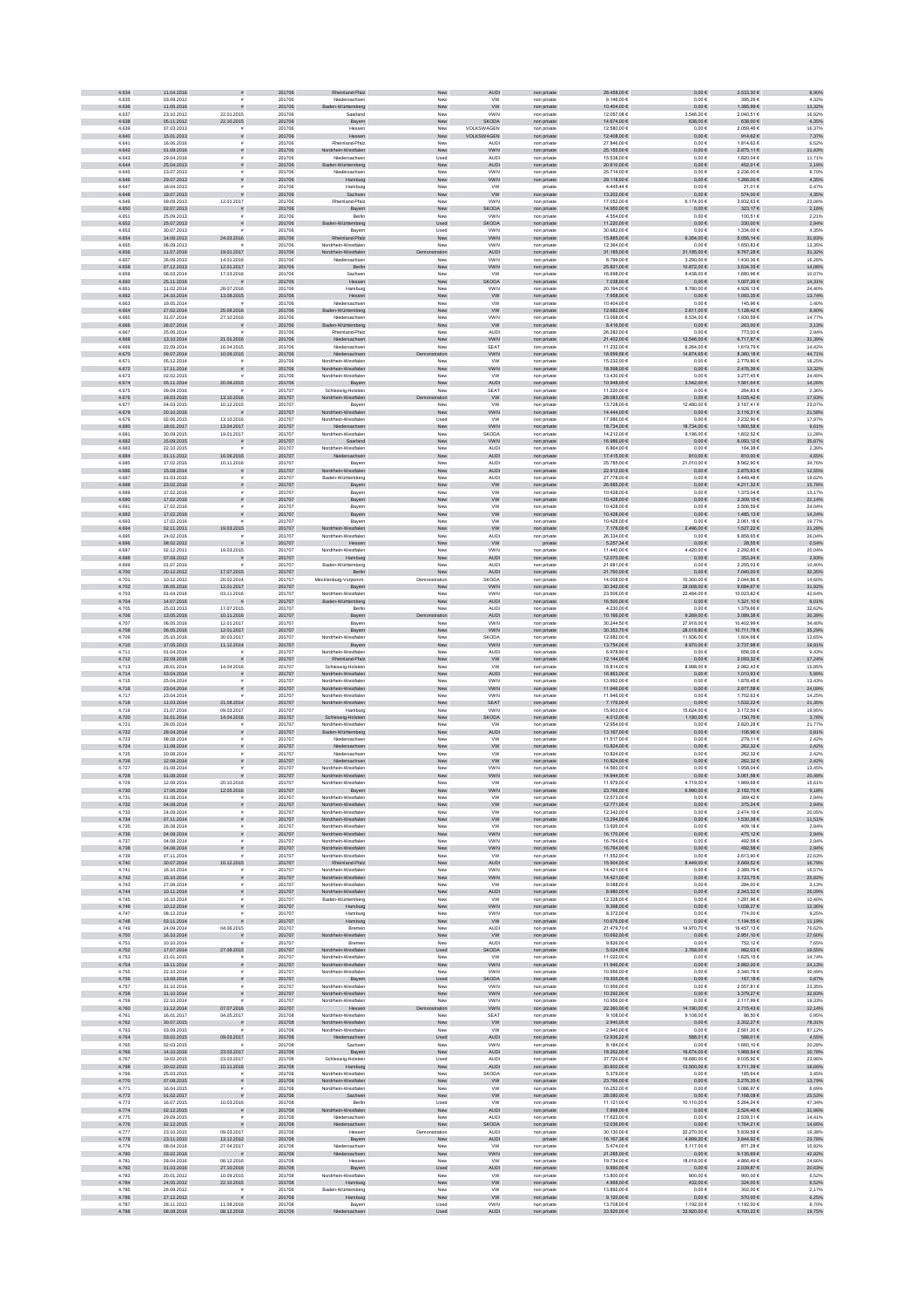| 4.634 | 11.04.2016 | # | 201706 | Rheinland-Pfalz | New | AUDI | non private | 28.458,00 € | 0,00 € | 2.533,30 € | 8,90% |
|---|---|---|---|---|---|---|---|---|---|---|---|
| 4.635 | 03.09.2012 | # | 201706 | Niedersachsen | New | VW | non private | 9.146,00 € | 0,00 € | 395,29 € | 4,32% |
| 4.636 | 11.05.2016 | # | 201706 | Baden-Württemberg | New | VW | non private | 10.404,00 € | 0,00 € | 1.385,99 € | 13,32% |
| 4.637 | 23.10.2012 | 22.01.2015 | 201706 | Saarland | New | VWN | non private | 12.057,08 € | 3.546,20 € | 2.040,51 € | 16,92% |
| 4.638 | 05.11.2012 | 22.10.2015 | 201706 | Bayern | New | SKODA | non private | 14.674,00 € | 638,00 € | 638,00 € | 4,35% |
| 4.639 | 07.03.2013 | # | 201706 | Hessen | New | VOLKSWAGEN | non private | 12.580,00 € | 0,00 € | 2.059,48 € | 16,37% |
| 4.640 | 15.01.2013 | # | 201706 | Hessen | New | VOLKSWAGEN | non private | 12.408,00 € | 0,00 € | 914,02 € | 7,37% |
| 4.641 | 16.06.2016 | # | 201706 | Rheinland-Pfalz | New | AUDI | non private | 27.846,00 € | 0,00 € | 1.814,62 € | 6,52% |
| 4.642 | 01.09.2016 | # | 201706 | Nordrhein-Westfalen | New | VWN | non private | 25.155,00 € | 0,00 € | 2.875,11 € | 11,43% |
| 4.643 | 29.04.2016 | # | 201706 | Niedersachsen | Used | AUDI | non private | 15.538,00 € | 0,00 € | 1.820,04 € | 11,71% |
| 4.644 | 25.04.2013 | # | 201706 | Baden-Württemberg | New | AUDI | non private | 20.610,00 € | 0,00 € | 452,01 € | 2,19% |
| 4.645 | 23.07.2013 | # | 201706 | Niedersachsen | New | VWN | non private | 25.714,00 € | 0,00 € | 2.236,00 € | 8,70% |
| 4.646 | 29.07.2013 | # | 201706 | Hamburg | New | VWN | non private | 29.118,00 € | 0,00 € | 1.266,00 € | 4,35% |
| 4.647 | 18.04.2013 | # | 201706 | Hamburg | New | VW | private | 4.445,44 € | 0,00 € | 21,01 € | 0,47% |
| 4.648 | 19.07.2013 | # | 201706 | Sachsen | New | VW | non private | 13.202,00 € | 0,00 € | 574,00 € | 4,35% |
| 4.649 | 09.09.2013 | 12.01.2017 | 201706 | Rheinland-Pfalz | New | VWN | non private | 17.052,00 € | 6.174,00 € | 3.932,63 € | 23,06% |
| 4.650 | 02.07.2013 | # | 201706 | Bayern | New | SKODA | non private | 14.950,00 € | 0,00 € | 323,17 € | 2,16% |
| 4.651 | 25.09.2013 | # | 201706 | Berlin | New | VWN | non private | 4.554,00 € | 0,00 € | 100,51 € | 2,21% |
| 4.652 | 25.07.2013 | # | 201706 | Baden-Württemberg | Used | SKODA | non private | 11.220,00 € | 0,00 € | 330,00 € | 2,94% |
| 4.653 | 30.07.2013 | # | 201706 | Bayern | Used | VWN | non private | 30.682,00 € | 0,00 € | 1.334,00 € | 4,35% |
| 4.654 | 14.08.2013 | 24.03.2016 | 201706 | Rheinland-Pfalz | New | VWN | non private | 15.885,00 € | 6.354,00 € | 5.056,14 € | 31,83% |
| 4.655 | 06.09.2013 | # | 201706 | Nordrhein-Westfalen | New | VWN | non private | 12.364,00 € | 0,00 € | 1.650,83 € | 13,35% |
| 4.656 | 11.07.2016 | 19.01.2017 | 201706 | Nordrhein-Westfalen | Demonstration | AUDI | non private | 31.185,00 € | 31.185,00 € | 9.767,28 € | 31,32% |
| 4.657 | 26.09.2013 | 14.01.2016 | 201706 | Niedersachsen | New | VWN | non private | 8.799,00 € | 3.290,00 € | 1.430,36 € | 16,26% |
| 4.658 | 27.07.2016 | 12.01.2017 | 201706 | Berlin | New | VWN | non private | 25.821,00 € | 10.872,00 € | 3.634,35 € | 14,08% |
| 4.659 | 06.03.2014 | 17.03.2016 | 201706 | Sachsen | New | VW | non private | 16.698,00 € | 9.438,00 € | 1.680,96 € | 10,07% |
| 4.660 | 25.11.2016 | # | 201706 | Hessen | New | SKODA | non private | 7.038,00 € | 0,00 € | 1.007,26 € | 14,31% |
| 4.661 | 11.02.2014 | 26.07.2016 | 201706 | Hamburg | New | VWN | non private | 20.194,00 € | 8.780,00 € | 4.928,13 € | 24,40% |
| 4.662 | 24.10.2014 | 13.08.2015 | 201706 | Hessen | New | VW | non private | 7.958,00 € | 0,00 € | 1.093,35 € | 13,74% |
| 4.663 | 19.05.2014 | # | 201706 | Niedersachsen | New | VW | non private | 10.404,00 € | 0,00 € | 145,96 € | 1,40% |
| 4.664 | 27.02.2014 | 25.08.2016 | 201706 | Baden-Württemberg | New | VW | non private | 12.682,00 € | 2.611,00 € | 1.128,42 € | 8,90% |
| 4.665 | 31.07.2014 | 27.10.2016 | 201706 | Niedersachsen | New | VWN | non private | 13.068,00 € | 6.534,00 € | 1.930,59 € | 14,77% |
| 4.666 | 28.07.2014 | # | 201706 | Baden-Württemberg | New | VW | non private | 8.416,00 € | 0,00 € | 263,00 € | 3,13% |
| 4.667 | 25.06.2014 | # | 201706 | Rheinland-Pfalz | New | AUDI | non private | 26.282,00 € | 0,00 € | 773,00 € | 2,94% |
| 4.668 | 13.10.2014 | 21.01.2016 | 201706 | Niedersachsen | New | VWN | non private | 21.402,00 € | 12.546,00 € | 6.717,87 € | 31,39% |
| 4.669 | 22.09.2014 | 16.04.2015 | 201706 | Niedersachsen | New | SEAT | non private | 11.232,00 € | 6.264,00 € | 1.619,79 € | 14,42% |
| 4.670 | 09.07.2014 | 10.09.2015 | 201706 | Niedersachsen | Demonstration | VWN | non private | 18.699,56 € | 14.874,65 € | 8.360,18 € | 44,71% |
| 4.671 | 05.12.2014 | # | 201706 | Nordrhein-Westfalen | New | VW | non private | 15.232,00 € | 0,00 € | 2.779,80 € | 18,25% |
| 4.672 | 17.11.2014 | # | 201706 | Nordrhein-Westfalen | New | VWN | non private | 18.598,00 € | 0,00 € | 2.476,36 € | 13,32% |
| 4.673 | 02.02.2015 | # | 201706 | Nordrhein-Westfalen | New | VW | non private | 13.430,00 € | 0,00 € | 3.277,45 € | 24,40% |
| 4.674 | 05.11.2014 | 20.08.2015 | 201706 | Bayern | New | AUDI | non private | 10.948,00 € | 3.542,00 € | 1.581,64 € | 14,26% |
| 4.675 | 09.09.2016 | # | 201707 | Schleswig-Holstein | New | SEAT | non private | 11.220,00 € | 0,00 € | 264,83 € | 2,36% |
| 4.676 | 18.03.2015 | 13.10.2016 | 201707 | Nordrhein-Westfalen | Demonstration | VW | non private | 28.083,00 € | 0,00 € | 5.035,42 € | 17,93% |
| 4.677 | 04.03.2015 | 10.12.2015 | 201707 | Bayern | New | VW | non private | 13.728,00 € | 12.480,00 € | 3.167,41 € | 23,07% |
| 4.678 | 20.10.2016 | # | 201707 | Nordrhein-Westfalen | New | VWN | non private | 14.444,00 € | 0,00 € | 3.116,31 € | 21,58% |
| 4.679 | 02.06.2015 | 13.10.2016 | 201707 | Nordrhein-Westfalen | Used | VW | non private | 17.986,00 € | 0,00 € | 3.232,90 € | 17,97% |
| 4.680 | 18.01.2017 | 13.04.2017 | 201707 | Niedersachsen | New | VWN | non private | 18.734,00 € | 18.734,00 € | 1.800,58 € | 9,61% |
| 4.681 | 30.09.2015 | 19.01.2017 | 201707 | Nordrhein-Westfalen | New | SKODA | non private | 14.212,00 € | 9.196,00 € | 1.602,52 € | 11,28% |
| 4.682 | 15.09.2015 | # | 201707 | Saarland | New | VWN | non private | 16.986,00 € | 0,00 € | 6.093,12 € | 35,87% |
| 4.683 | 22.10.2015 | # | 201707 | Nordrhein-Westfalen | New | AUDI | non private | 6.864,00 € | 0,00 € | 164,38 € | 2,39% |
| 4.684 | 01.11.2012 | 16.06.2016 | 201707 | Niedersachsen | New | AUDI | non private | 17.415,00 € | 810,00 € | 810,00 € | 4,65% |
| 4.685 | 17.02.2016 | 10.11.2016 | 201707 | Bayern | New | AUDI | non private | 25.785,00 € | 21.010,00 € | 8.962,90 € | 34,76% |
| 4.686 | 15.08.2014 | # | 201707 | Nordrhein-Westfalen | New | AUDI | non private | 22.912,00 € | 0,00 € | 2.875,63 € | 12,55% |
| 4.687 | 01.03.2016 | # | 201707 | Baden-Württemberg | New | AUDI | non private | 27.778,00 € | 0,00 € | 5.449,48 € | 19,62% |
| 4.688 | 23.02.2016 | # | 201707 | Bayern | New | VW | non private | 26.685,00 € | 0,00 € | 4.211,32 € | 15,78% |
| 4.689 | 17.02.2016 | # | 201707 | Bayern | New | VW | non private | 10.428,00 € | 0,00 € | 1.373,04 € | 13,17% |
| 4.690 | 17.02.2016 | # | 201707 | Bayern | New | VW | non private | 10.428,00 € | 0,00 € | 2.309,15 € | 22,14% |
| 4.691 | 17.02.2016 | # | 201707 | Bayern | New | VW | non private | 10.428,00 € | 0,00 € | 2.506,59 € | 24,04% |
| 4.692 | 17.02.2016 | # | 201707 | Bayern | New | VW | non private | 10.428,00 € | 0,00 € | 1.485,13 € | 14,24% |
| 4.693 | 17.02.2016 | # | 201707 | Bayern | New | VW | non private | 10.428,00 € | 0,00 € | 2.061,18 € | 19,77% |
| 4.694 | 02.11.2011 | 19.03.2015 | 201707 | Nordrhein-Westfalen | New | VW | non private | 7.176,00 € | 2.496,00 € | 1.527,22 € | 21,28% |
| 4.695 | 24.02.2016 | # | 201707 | Nordrhein-Westfalen | New | AUDI | non private | 26.334,00 € | 0,00 € | 6.859,65 € | 26,04% |
| 4.696 | 08.02.2012 | # | 201707 | Hessen | New | VW | private | 5.257,34 € | 0,00 € | 28,55 € | 0,54% |
| 4.697 | 02.12.2011 | 19.03.2015 | 201707 | Nordrhein-Westfalen | New | VWN | non private | 11.440,00 € | 4.420,00 € | 2.292,85 € | 20,04% |
| 4.698 | 07.09.2012 | # | 201707 | Hamburg | New | AUDI | non private | 12.070,00 € | 0,00 € | 353,24 € | 2,93% |
| 4.699 | 01.07.2016 | # | 201707 | Baden-Württemberg | New | AUDI | non private | 21.681,00 € | 0,00 € | 2.255,03 € | 10,40% |
| 4.700 | 20.12.2012 | 17.07.2015 | 201707 | Berlin | New | AUDI | non private | 21.760,00 € | 0,00 € | 7.040,00 € | 32,35% |
| 4.701 | 10.12.2012 | 20.02.2014 | 201707 | Mecklenburg-Vorpomm. | Demonstration | SKODA | non private | 14.008,00 € | 10.300,00 € | 2.044,86 € | 14,60% |
| 4.702 | 06.05.2016 | 12.01.2017 | 201707 | Bayern | New | VWN | non private | 30.242,00 € | 28.008,00 € | 9.684,07 € | 31,92% |
| 4.703 | 01.04.2016 | 03.11.2016 | 201707 | Nordrhein-Westfalen | New | VWN | non private | 23.506,00 € | 22.494,00 € | 10.023,82 € | 42,64% |
| 4.704 | 14.07.2016 | # | 201707 | Baden-Württemberg | New | AUDI | non private | 16.500,00 € | 0,00 € | 1.321,10 € | 8,01% |
| 4.705 | 25.03.2013 | 17.07.2015 | 201707 | Berlin | New | AUDI | non private | 4.230,00 € | 0,00 € | 1.379,66 € | 32,62% |
| 4.706 | 13.05.2016 | 10.11.2016 | 201707 | Bayern | Demonstration | AUDI | non private | 10.166,00 € | 9.269,00 € | 3.089,38 € | 30,39% |
| 4.707 | 06.05.2016 | 12.01.2017 | 201707 | Bayern | New | VWN | non private | 30.244,50 € | 27.918,00 € | 10.402,99 € | 34,40% |
| 4.708 | 06.05.2016 | 12.01.2017 | 201707 | Bayern | New | VWN | non private | 30.353,70 € | 28.016,80 € | 10.711,78 € | 35,29% |
| 4.709 | 25.10.2016 | 30.03.2017 | 201707 | Nordrhein-Westfalen | New | SKODA | non private | 12.682,00 € | 11.936,00 € | 1.604,68 € | 12,65% |
| 4.710 | 17.05.2013 | 11.12.2014 | 201707 | Bayern | New | VWN | non private | 13.754,00 € | 8.970,00 € | 2.737,98 € | 19,91% |
| 4.711 | 01.04.2014 | # | 201707 | Nordrhein-Westfalen | New | AUDI | non private | 6.978,90 € | 0,00 € | 658,06 € | 9,43% |
| 4.712 | 22.09.2016 | # | 201707 | Rheinland-Pfalz | New | VW | non private | 12.144,00 € | 0,00 € | 2.093,32 € | 17,24% |
| 4.713 | 28.01.2014 | 14.04.2016 | 201707 | Schleswig-Holstein | New | VW | non private | 18.814,00 € | 8.998,00 € | 2.982,43 € | 15,85% |
| 4.714 | 03.04.2014 | # | 201707 | Nordrhein-Westfalen | New | AUDI | non private | 16.863,00 € | 0,00 € | 1.010,93 € | 5,99% |
| 4.715 | 25.04.2014 | # | 201707 | Nordrhein-Westfalen | New | VWN | non private | 13.992,00 € | 0,00 € | 1.878,45 € | 13,43% |
| 4.716 | 23.04.2014 | # | 201707 | Nordrhein-Westfalen | New | VWN | non private | 11.946,00 € | 0,00 € | 2.877,58 € | 24,09% |
| 4.717 | 23.04.2014 | # | 201707 | Nordrhein-Westfalen | New | VWN | non private | 11.946,00 € | 0,00 € | 1.702,63 € | 14,25% |
| 4.718 | 11.03.2014 | 21.08.2014 | 201707 | Nordrhein-Westfalen | New | SEAT | non private | 7.176,00 € | 0,00 € | 1.532,22 € | 21,35% |
| 4.719 | 21.07.2016 | 09.03.2017 | 201707 | Hamburg | New | VWN | non private | 15.903,00 € | 15.624,00 € | 3.172,59 € | 19,95% |
| 4.720 | 31.01.2014 | 14.04.2016 | 201707 | Schleswig-Holstein | New | SKODA | non private | 4.012,00 € | 1.180,00 € | 150,76 € | 3,76% |
| 4.721 | 28.05.2014 | # | 201707 | Nordrhein-Westfalen | New | VW | non private | 12.954,00 € | 0,00 € | 2.820,28 € | 21,77% |
| 4.722 | 28.04.2014 | # | 201707 | Baden-Württemberg | New | AUDI | non private | 13.167,00 € | 0,00 € | 106,96 € | 0,81% |
| 4.723 | 08.08.2014 | # | 201707 | Niedersachsen | New | VW | non private | 11.517,00 € | 0,00 € | 279,11 € | 2,42% |
| 4.724 | 11.08.2014 | # | 201707 | Niedersachsen | New | VW | non private | 10.824,00 € | 0,00 € | 262,32 € | 2,42% |
| 4.725 | 20.08.2014 | # | 201707 | Niedersachsen | New | VW | non private | 10.824,00 € | 0,00 € | 262,32 € | 2,42% |
| 4.726 | 12.08.2014 | # | 201707 | Niedersachsen | New | VW | non private | 10.824,00 € | 0,00 € | 262,32 € | 2,42% |
| 4.727 | 01.08.2014 | # | 201707 | Nordrhein-Westfalen | New | VWN | non private | 14.580,00 € | 0,00 € | 1.958,04 € | 13,43% |
| 4.728 | 01.08.2014 | # | 201707 | Nordrhein-Westfalen | New | VWN | non private | 14.944,00 € | 0,00 € | 3.061,58 € | 20,49% |
| 4.729 | 12.08.2014 | 20.10.2016 | 201707 | Nordrhein-Westfalen | New | VWN | non private | 11.979,00 € | 4.719,00 € | 1.869,68 € | 15,61% |
| 4.730 | 17.06.2014 | 12.05.2016 | 201707 | Bayern | New | VWN | non private | 23.760,00 € | 6.960,00 € | 2.182,70 € | 9,19% |
| 4.731 | 01.08.2014 | # | 201707 | Nordrhein-Westfalen | New | VW | non private | 12.573,00 € | 0,00 € | 369,42 € | 2,94% |
| 4.732 | 04.08.2014 | # | 201707 | Nordrhein-Westfalen | New | VW | non private | 12.771,00 € | 0,00 € | 375,24 € | 2,94% |
| 4.733 | 24.09.2014 | # | 201707 | Nordrhein-Westfalen | New | VW | non private | 12.342,00 € | 0,00 € | 2.474,19 € | 20,05% |
| 4.734 | 07.11.2014 | # | 201707 | Nordrhein-Westfalen | New | VW | non private | 13.294,00 € | 0,00 € | 1.530,38 € | 11,51% |
| 4.735 | 28.08.2014 | # | 201707 | Nordrhein-Westfalen | New | VW | non private | 13.926,00 € | 0,00 € | 409,18 € | 2,94% |
| 4.736 | 04.08.2014 | # | 201707 | Nordrhein-Westfalen | New | VWN | non private | 16.170,00 € | 0,00 € | 475,12 € | 2,94% |
| 4.737 | 04.08.2014 | # | 201707 | Nordrhein-Westfalen | New | VWN | non private | 16.764,00 € | 0,00 € | 492,58 € | 2,94% |
| 4.738 | 04.08.2014 | # | 201707 | Nordrhein-Westfalen | New | VWN | non private | 16.764,00 € | 0,00 € | 492,58 € | 2,94% |
| 4.739 | 07.11.2014 | # | 201707 | Nordrhein-Westfalen | New | VW | non private | 11.552,00 € | 0,00 € | 2.613,90 € | 22,63% |
| 4.740 | 30.07.2014 | 10.12.2015 | 201707 | Rheinland-Pfalz | New | AUDI | non private | 15.904,00 € | 8.449,00 € | 2.669,52 € | 16,79% |
| 4.741 | 16.10.2014 | # | 201707 | Nordrhein-Westfalen | New | VWN | non private | 14.421,00 € | 0,00 € | 2.389,79 € | 16,57% |
| 4.742 | 16.10.2014 | # | 201707 | Nordrhein-Westfalen | New | VWN | non private | 14.421,00 € | 0,00 € | 3.723,75 € | 25,82% |
| 4.743 | 27.08.2014 | # | 201707 | Nordrhein-Westfalen | New | VW | non private | 9.088,00 € | 0,00 € | 284,00 € | 3,13% |
| 4.744 | 10.11.2014 | # | 201707 | Nordrhein-Westfalen | New | AUDI | non private | 8.980,00 € | 0,00 € | 2.343,32 € | 26,09% |
| 4.745 | 16.10.2014 | # | 201707 | Baden-Württemberg | New | VW | non private | 12.328,00 € | 0,00 € | 1.281,96 € | 10,40% |
| 4.746 | 10.12.2014 | # | 201707 | Hamburg | New | VWN | non private | 8.398,00 € | 0,00 € | 1.038,27 € | 12,36% |
| 4.747 | 08.12.2014 | # | 201707 | Hamburg | New | VWN | non private | 8.372,00 € | 0,00 € | 774,00 € | 9,25% |
| 4.748 | 03.11.2014 | # | 201707 | Hamburg | New | VW | non private | 10.679,00 € | 0,00 € | 1.194,55 € | 11,19% |
| 4.749 | 24.09.2014 | 04.06.2015 | 201707 | Bremen | New | AUDI | non private | 21.479,70 € | 14.970,70 € | 16.457,13 € | 76,62% |
| 4.750 | 16.10.2014 | # | 201707 | Nordrhein-Westfalen | New | VW | non private | 10.692,00 € | 0,00 € | 2.951,10 € | 27,60% |
| 4.751 | 10.10.2014 | # | 201707 | Bremen | New | AUDI | non private | 9.826,00 € | 0,00 € | 752,12 € | 7,65% |
| 4.752 | 17.07.2014 | 27.08.2015 | 201707 | Nordrhein-Westfalen | Used | SKODA | non private | 5.024,00 € | 3.768,00 € | 982,03 € | 19,55% |
| 4.753 | 21.01.2015 | # | 201707 | Nordrhein-Westfalen | New | VW | non private | 11.022,00 € | 0,00 € | 1.625,15 € | 14,74% |
| 4.754 | 19.11.2014 | # | 201707 | Nordrhein-Westfalen | New | VWN | non private | 11.946,00 € | 0,00 € | 2.882,00 € | 24,13% |
| 4.755 | 22.10.2014 | # | 201707 | Nordrhein-Westfalen | New | VWN | non private | 10.956,00 € | 0,00 € | 3.340,78 € | 30,49% |
| 4.756 | 13.08.2014 | # | 201707 | Bayern | Used | SKODA | non private | 19.305,00 € | 0,00 € | 167,18 € | 0,87% |
| 4.757 | 31.10.2014 | # | 201707 | Nordrhein-Westfalen | New | VWN | non private | 10.956,00 € | 0,00 € | 2.557,81 € | 23,35% |
| 4.758 | 31.10.2014 | # | 201707 | Nordrhein-Westfalen | New | VWN | non private | 10.292,00 € | 0,00 € | 3.379,27 € | 32,83% |
| 4.759 | 22.10.2014 | # | 201707 | Nordrhein-Westfalen | New | VWN | non private | 10.956,00 € | 0,00 € | 2.117,99 € | 19,33% |
| 4.760 | 11.12.2014 | 07.07.2016 | 201707 | Hessen | Demonstration | VWN | non private | 22.360,00 € | 14.190,00 € | 2.715,43 € | 12,14% |
| 4.761 | 16.01.2017 | 04.05.2017 | 201708 | Nordrhein-Westfalen | New | SEAT | non private | 9.108,00 € | 9.108,00 € | 86,50 € | 0,95% |
| 4.762 | 30.07.2015 | # | 201708 | Nordrhein-Westfalen | New | VW | non private | 2.940,00 € | 0,00 € | 2.302,27 € | 78,31% |
| 4.763 | 03.09.2015 | # | 201708 | Nordrhein-Westfalen | New | VW | non private | 2.940,00 € | 0,00 € | 2.561,20 € | 87,12% |
| 4.764 | 03.02.2015 | 09.03.2017 | 201708 | Niedersachsen | Used | AUDI | non private | 12.936,22 € | 588,01 € | 588,01 € | 4,55% |
| 4.765 | 02.03.2015 | # | 201708 | Sachsen | New | VWN | non private | 8.184,00 € | 0,00 € | 1.660,10 € | 20,28% |
| 4.766 | 14.10.2016 | 23.03.2017 | 201708 | Bayern | New | AUDI | non private | 18.262,00 € | 18.674,00 € | 1.968,54 € | 10,78% |
| 4.767 | 19.02.2015 | 23.03.2017 | 201708 | Schleswig-Holstein | New | AUDI | non private | 37.720,00 € | 19.680,00 € | 9.035,92 € | 23,96% |
| 4.768 | 20.02.2015 | 10.11.2016 | 201708 | Hamburg | New | AUDI | non private | 30.600,00 € | 13.500,00 € | 5.711,39 € | 18,66% |
| 4.769 | 25.03.2015 | # | 201708 | Nordrhein-Westfalen | New | SKODA | non private | 5.379,00 € | 0,00 € | 185,64 € | 3,45% |
| 4.770 | 07.08.2015 | # | 201708 | Nordrhein-Westfalen | New | VW | non private | 23.760,00 € | 0,00 € | 3.276,35 € | 13,79% |
| 4.771 | 16.04.2015 | # | 201708 | Nordrhein-Westfalen | New | VW | non private | 16.252,00 € | 0,00 € | 1.086,97 € | 6,69% |
| 4.772 | 01.02.2017 | # | 201708 | Sachsen | New | VW | non private | 28.080,00 € | 0,00 € | 7.168,08 € | 25,53% |
| 4.773 | 16.07.2015 | 10.03.2016 | 201708 | Berlin | Used | VW | non private | 11.121,00 € | 10.110,00 € | 5.264,24 € | 47,34% |
| 4.774 | 02.12.2015 | # | 201708 | Nordrhein-Westfalen | New | AUDI | non private | 7.898,00 € | 0,00 € | 2.524,46 € | 31,96% |
| 4.775 | 29.09.2015 | # | 201708 | Niedersachsen | New | AUDI | non private | 17.622,00 € | 0,00 € | 2.539,31 € | 14,41% |
| 4.776 | 02.12.2015 | # | 201708 | Niedersachsen | New | SKODA | non private | 12.036,00 € | 0,00 € | 1.764,21 € | 14,66% |
| 4.777 | 23.10.2015 | 09.03.2017 | 201708 | Hessen | Demonstration | AUDI | non private | 30.130,00 € | 22.270,00 € | 5.839,58 € | 19,38% |
| 4.778 | 23.11.2010 | 13.12.2012 | 201708 | Bayern | New | AUDI | private | 16.167,36 € | 4.899,20 € | 3.844,92 € | 23,78% |
| 4.779 | 08.04.2016 | 27.04.2017 | 201708 | Niedersachsen | New | VW | non private | 5.474,00 € | 5.117,00 € | 871,28 € | 15,92% |
| 4.780 | 03.02.2016 | # | 201708 | Niedersachsen | New | VWN | non private | 21.285,00 € | 0,00 € | 9.135,89 € | 42,92% |
| 4.781 | 28.04.2016 | 08.12.2016 | 201708 | Hessen | New | VW | non private | 19.734,00 € | 18.018,00 € | 4.866,49 € | 24,66% |
| 4.782 | 01.03.2016 | 27.10.2016 | 201708 | Bayern | Used | AUDI | non private | 9.890,00 € | 0,00 € | 2.039,87 € | 20,63% |
| 4.783 | 20.01.2012 | 10.09.2015 | 201708 | Nordrhein-Westfalen | New | VWN | non private | 13.800,00 € | 900,00 € | 900,00 € | 6,52% |
| 4.784 | 24.05.2012 | 22.10.2015 | 201708 | Hamburg | New | VW | non private | 4.968,00 € | 432,00 € | 324,00 € | 6,52% |
| 4.785 | 26.09.2012 | # | 201708 | Baden-Württemberg | New | VW | non private | 13.892,00 € | 0,00 € | 302,00 € | 2,17% |
| 4.786 | 27.12.2012 | # | 201708 | Hamburg | New | VW | non private | 9.120,00 € | 0,00 € | 570,00 € | 6,25% |
| 4.787 | 28.11.2012 | 11.08.2016 | 201708 | Bayern | Used | VWN | non private | 13.708,00 € | 1.192,00 € | 1.192,00 € | 8,70% |
| 4.788 | 08.08.2016 | 08.12.2016 | 201708 | Niedersachsen | Used | AUDI | non private | 33.920,00 € | 33.920,00 € | 6.700,22 € | 19,75% |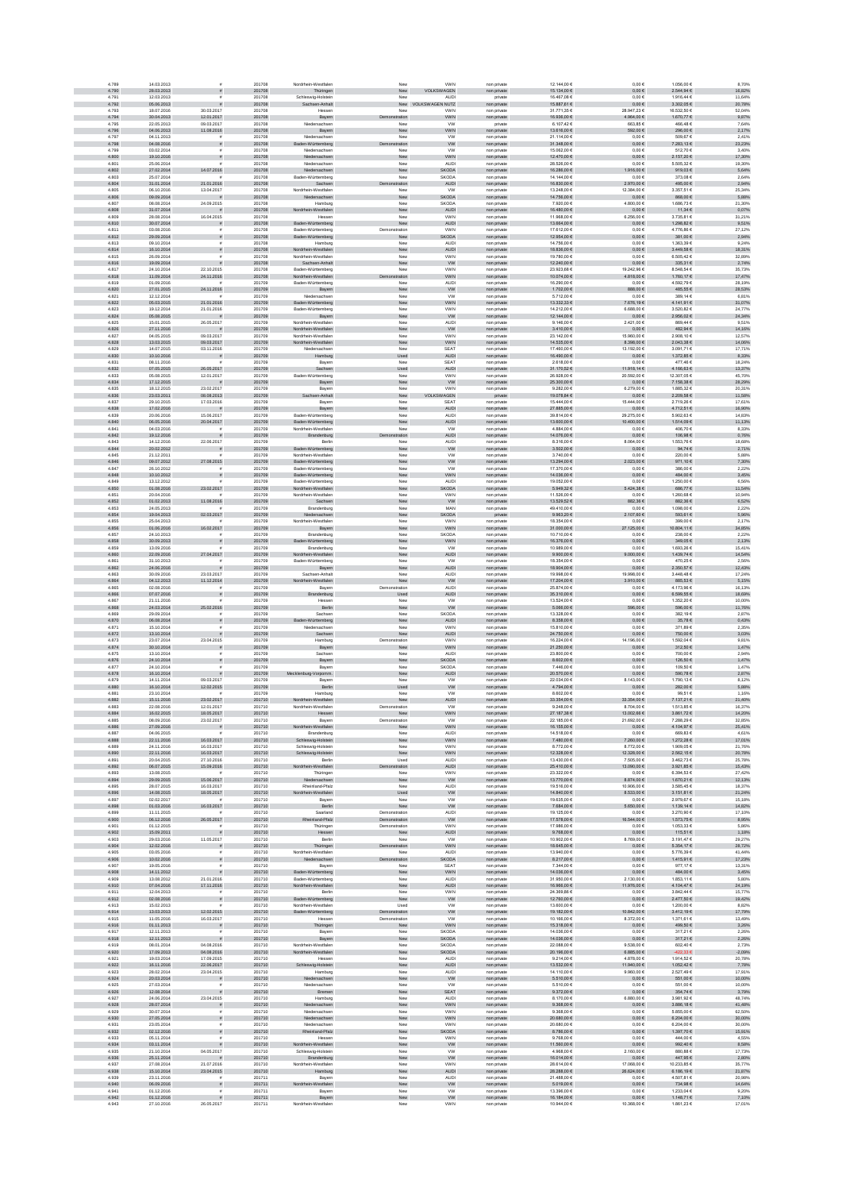| | | | | | | | | | | | |
|---|---|---|---|---|---|---|---|---|---|---|---|
| 4.789 | 14.03.2013 | # | 201708 | Nordrhein-Westfalen | New | VWN | non private | 12.144,00 € | 0,00 € | 1.056,00 € | 8,70% |
| 4.790 | 28.03.2013 | # | 201708 | Thüringen | New | VOLKSWAGEN | non private | 15.134,00 € | 0,00 € | 2.544,94 € | 16,82% |
| 4.791 | 12.03.2013 | # | 201708 | Schleswig-Holstein | New | AUDI | private | 16.467,06 € | 0,00 € | 1.916,44 € | 11,64% |
| 4.792 | 05.06.2013 | # | 201708 | Sachsen-Anhalt | New | VOLKSWAGEN NUTZ | non private | 15.887,61 € | 0,00 € | 3.302,05 € | 20,78% |
| 4.793 | 18.07.2016 | 30.03.2017 | 201708 | Hessen | New | VWN | non private | 31.771,35 € | 28.047,23 € | 16.532,50 € | 52,04% |
| 4.794 | 30.04.2013 | 12.01.2017 | 201708 | Bayern | Demonstration | VWN | non private | 16.930,00 € | 4.964,00 € | 1.670,77 € | 9,87% |
| 4.795 | 22.05.2013 | 09.03.2017 | 201708 | Niedersachsen | New | VW | private | 6.107,42 € | 663,85 € | 466,48 € | 7,64% |
| 4.796 | 04.06.2013 | 11.08.2016 | 201708 | Bayern | New | VWN | non private | 13.616,00 € | 592,00 € | 296,00 € | 2,17% |
| 4.797 | 04.11.2013 | # | 201708 | Niedersachsen | New | VW | non private | 21.114,00 € | 0,00 € | 509,67 € | 2,41% |
| 4.798 | 04.08.2016 | # | 201708 | Baden-Württemberg | Demonstration | VW | non private | 31.348,00 € | 0,00 € | 7.283,13 € | 23,23% |
| 4.799 | 03.02.2014 | # | 201708 | Niedersachsen | New | VW | non private | 15.062,00 € | 0,00 € | 512,70 € | 3,40% |
| 4.800 | 19.10.2016 | # | 201708 | Niedersachsen | New | VWN | non private | 12.470,00 € | 0,00 € | 2.157,20 € | 17,30% |
| 4.801 | 25.06.2014 | # | 201708 | Niedersachsen | New | AUDI | non private | 28.526,00 € | 0,00 € | 5.505,32 € | 19,30% |
| 4.802 | 27.02.2014 | 14.07.2016 | 201708 | Niedersachsen | New | SKODA | non private | 16.286,00 € | 1.916,00 € | 919,63 € | 5,64% |
| 4.803 | 25.07.2014 | # | 201708 | Baden-Württemberg | New | SKODA | non private | 14.144,00 € | 0,00 € | 373,08 € | 2,64% |
| 4.804 | 31.01.2014 | 21.01.2016 | 201708 | Sachsen | Demonstration | AUDI | non private | 16.830,00 € | 2.970,00 € | 495,00 € | 2,94% |
| 4.805 | 06.10.2016 | 13.04.2017 | 201708 | Nordrhein-Westfalen | New | VW | non private | 13.248,00 € | 12.384,00 € | 3.357,51 € | 25,34% |
| 4.806 | 09.09.2014 | # | 201708 | Niedersachsen | New | SKODA | non private | 14.756,00 € | 0,00 € | 869,00 € | 5,89% |
| 4.807 | 08.08.2014 | 24.09.2015 | 201708 | Hamburg | New | SKODA | non private | 7.920,00 € | 4.800,00 € | 1.686,73 € | 21,30% |
| 4.808 | 31.07.2014 | # | 201708 | Nordrhein-Westfalen | New | AUDI | non private | 16.480,00 € | 0,00 € | 11,34 € | 0,07% |
| 4.809 | 28.08.2014 | 16.04.2015 | 201708 | Hessen | New | VWN | non private | 11.968,00 € | 8.256,00 € | 3.735,81 € | 31,21% |
| 4.810 | 30.07.2014 | # | 201708 | Baden-Württemberg | New | AUDI | non private | 13.664,00 € | 0,00 € | 1.298,82 € | 9,51% |
| 4.811 | 03.08.2016 | # | 201708 | Baden-Württemberg | Demonstration | VWN | non private | 17.612,00 € | 0,00 € | 4.776,86 € | 27,12% |
| 4.812 | 29.09.2014 | # | 201708 | Baden-Württemberg | New | SKODA | non private | 12.954,00 € | 0,00 € | 381,00 € | 2,94% |
| 4.813 | 09.10.2014 | # | 201708 | Hamburg | New | AUDI | non private | 14.756,00 € | 0,00 € | 1.363,39 € | 9,24% |
| 4.814 | 16.10.2014 | # | 201708 | Nordrhein-Westfalen | New | AUDI | non private | 18.836,00 € | 0,00 € | 3.449,58 € | 18,31% |
| 4.815 | 26.09.2014 | # | 201708 | Nordrhein-Westfalen | New | VWN | non private | 19.780,00 € | 0,00 € | 6.505,42 € | 32,89% |
| 4.816 | 19.09.2014 | # | 201708 | Sachsen-Anhalt | New | VW | non private | 12.240,00 € | 0,00 € | 335,31 € | 2,74% |
| 4.817 | 24.10.2014 | 22.10.2015 | 201708 | Baden-Württemberg | New | VWN | non private | 23.923,68 € | 19.242,96 € | 8.548,54 € | 35,73% |
| 4.818 | 11.09.2014 | 24.11.2016 | 201708 | Nordrhein-Westfalen | Demonstration | VWN | non private | 10.074,00 € | 4.818,00 € | 1.760,17 € | 17,47% |
| 4.819 | 01.09.2016 | # | 201709 | Baden-Württemberg | New | AUDI | non private | 16.290,00 € | 0,00 € | 4.592,79 € | 28,19% |
| 4.820 | 27.01.2015 | 24.11.2016 | 201709 | Bayern | New | VW | non private | 1.702,00 € | 888,00 € | 485,55 € | 28,53% |
| 4.821 | 12.12.2014 | # | 201709 | Niedersachsen | New | VW | non private | 5.712,00 € | 0,00 € | 389,14 € | 6,81% |
| 4.822 | 05.03.2015 | 21.01.2016 | 201709 | Baden-Württemberg | New | VWN | non private | 13.332,33 € | 7.676,19 € | 4.141,91 € | 31,07% |
| 4.823 | 19.12.2014 | 21.01.2016 | 201709 | Baden-Württemberg | New | VWN | non private | 14.212,00 € | 6.688,00 € | 3.520,82 € | 24,77% |
| 4.824 | 05.08.2015 | # | 201709 | Bayern | New | VW | non private | 12.144,00 € | 0,00 € | 2.956,02 € | 24,34% |
| 4.825 | 15.01.2015 | 26.05.2017 | 201709 | Nordrhein-Westfalen | New | AUDI | non private | 9.146,00 € | 2.421,00 € | 869,44 € | 9,51% |
| 4.826 | 27.11.2016 | # | 201709 | Nordrhein-Westfalen | New | VW | non private | 3.410,00 € | 0,00 € | 482,94 € | 14,16% |
| 4.827 | 04.05.2015 | 09.03.2017 | 201709 | Nordrhein-Westfalen | New | VWN | non private | 23.142,00 € | 15.960,00 € | 2.719,26 € | 12,57% |
| 4.828 | 13.03.2015 | 09.03.2017 | 201709 | Nordrhein-Westfalen | New | VWN | non private | 14.535,00 € | 8.398,00 € | 2.043,38 € | 14,06% |
| 4.829 | 14.07.2015 | 03.11.2016 | 201709 | Niedersachsen | New | SEAT | non private | 17.460,00 € | 13.192,00 € | 3.091,71 € | 17,71% |
| 4.830 | 10.10.2016 | # | 201709 | Hamburg | Used | AUDI | non private | 16.490,00 € | 0,00 € | 1.372,85 € | 8,33% |
| 4.831 | 08.11.2016 | # | 201709 | Bayern | New | SEAT | non private | 2.618,00 € | 0,00 € | 477,46 € | 18,24% |
| 4.832 | 07.05.2015 | 26.05.2017 | 201709 | Sachsen | Used | AUDI | non private | 31.170,52 € | 11.918,14 € | 4.166,63 € | 13,37% |
| 4.833 | 05.08.2015 | 12.01.2017 | 201709 | Baden-Württemberg | New | VWN | non private | 26.928,00 € | 20.592,00 € | 12.307,05 € | 45,70% |
| 4.834 | 17.12.2015 | # | 201709 | Bayern | New | VW | non private | 25.300,00 € | 0,00 € | 7.158,38 € | 28,29% |
| 4.835 | 18.12.2015 | 23.02.2017 | 201709 | Bayern | New | VWN | non private | 9.282,00 € | 6.279,00 € | 1.885,32 € | 20,31% |
| 4.836 | 23.03.2011 | 08.08.2013 | 201709 | Sachsen-Anhalt | New | VOLKSWAGEN | private | 19.079,84 € | 0,00 € | 2.209,58 € | 11,58% |
| 4.837 | 29.10.2015 | 17.03.2016 | 201709 | Bayern | New | SEAT | non private | 15.444,00 € | 15.444,00 € | 2.719,26 € | 17,61% |
| 4.838 | 17.02.2016 | # | 201709 | Bayern | New | AUDI | non private | 27.885,00 € | 0,00 € | 4.712,51 € | 16,90% |
| 4.839 | 20.06.2016 | 15.06.2017 | 201709 | Baden-Württemberg | New | AUDI | non private | 39.814,00 € | 29.275,00 € | 5.902,63 € | 14,83% |
| 4.840 | 06.05.2016 | 20.04.2017 | 201709 | Baden-Württemberg | New | AUDI | non private | 13.600,00 € | 10.400,00 € | 1.514,09 € | 11,13% |
| 4.841 | 04.03.2016 | # | 201709 | Nordrhein-Westfalen | New | VW | non private | 4.884,00 € | 0,00 € | 406,70 € | 8,33% |
| 4.842 | 19.12.2016 | # | 201709 | Brandenburg | Demonstration | AUDI | non private | 14.076,00 € | 0,00 € | 106,98 € | 0,76% |
| 4.843 | 14.12.2016 | 22.06.2017 | 201709 | Berlin | New | AUDI | non private | 8.316,00 € | 8.064,00 € | 1.553,76 € | 18,68% |
| 4.844 | 20.02.2012 | # | 201709 | Baden-Württemberg | New | VW | non private | 3.502,00 € | 0,00 € | 94,74 € | 2,71% |
| 4.845 | 21.12.2011 | # | 201709 | Nordrhein-Westfalen | New | VW | non private | 3.740,00 € | 0,00 € | 220,00 € | 5,88% |
| 4.846 | 09.07.2012 | 27.08.2015 | 201709 | Baden-Württemberg | New | VW | non private | 13.294,00 € | 2.023,00 € | 971,10 € | 7,30% |
| 4.847 | 26.10.2012 | # | 201709 | Baden-Württemberg | New | VW | non private | 17.370,00 € | 0,00 € | 386,00 € | 2,22% |
| 4.848 | 10.10.2012 | # | 201709 | Baden-Württemberg | New | VWN | non private | 14.036,00 € | 0,00 € | 484,00 € | 3,45% |
| 4.849 | 13.12.2012 | # | 201709 | Baden-Württemberg | New | AUDI | non private | 19.052,00 € | 0,00 € | 1.250,00 € | 6,56% |
| 4.850 | 01.08.2016 | 23.02.2017 | 201709 | Nordrhein-Westfalen | New | SKODA | non private | 5.949,32 € | 5.424,38 € | 686,77 € | 11,54% |
| 4.851 | 20.04.2016 | # | 201709 | Nordrhein-Westfalen | New | VWN | non private | 11.526,00 € | 0,00 € | 1.260,68 € | 10,94% |
| 4.852 | 01.02.2013 | 11.08.2016 | 201709 | Sachsen | New | VW | non private | 13.529,52 € | 882,36 € | 882,36 € | 6,52% |
| 4.853 | 24.05.2013 | # | 201709 | Brandenburg | New | MAN | non private | 49.410,00 € | 0,00 € | 1.098,00 € | 2,22% |
| 4.854 | 19.04.2013 | 02.03.2017 | 201709 | Niedersachsen | New | SKODA | private | 9.963,20 € | 2.107,60 € | 593,61 € | 5,96% |
| 4.855 | 25.04.2013 | # | 201709 | Nordrhein-Westfalen | New | VWN | non private | 18.354,00 € | 0,00 € | 399,00 € | 2,17% |
| 4.856 | 01.06.2016 | 16.02.2017 | 201709 | Bayern | New | VWN | non private | 31.000,00 € | 27.125,00 € | 10.804,11 € | 34,85% |
| 4.857 | 24.10.2013 | # | 201709 | Brandenburg | New | SKODA | non private | 10.710,00 € | 0,00 € | 238,00 € | 2,22% |
| 4.858 | 30.09.2013 | # | 201709 | Baden-Württemberg | New | VWN | non private | 16.376,00 € | 0,00 € | 349,05 € | 2,13% |
| 4.859 | 13.09.2016 | # | 201709 | Brandenburg | New | VW | non private | 10.989,00 € | 0,00 € | 1.693,36 € | 15,41% |
| 4.860 | 22.09.2016 | 27.04.2017 | 201709 | Nordrhein-Westfalen | New | AUDI | non private | 9.900,00 € | 9.000,00 € | 1.439,74 € | 14,54% |
| 4.861 | 31.10.2013 | # | 201709 | Baden-Württemberg | New | VW | non private | 18.354,00 € | 0,00 € | 470,25 € | 2,56% |
| 4.862 | 24.06.2016 | # | 201709 | Bayern | New | AUDI | non private | 18.904,00 € | 0,00 € | 2.350,57 € | 12,43% |
| 4.863 | 30.09.2016 | 23.03.2017 | 201709 | Sachsen-Anhalt | New | AUDI | non private | 19.998,00 € | 19.998,00 € | 3.448,48 € | 17,24% |
| 4.864 | 04.12.2013 | 11.12.2014 | 201709 | Nordrhein-Westfalen | New | VW | non private | 17.204,00 € | 3.910,00 € | 885,53 € | 5,15% |
| 4.865 | 02.08.2016 | # | 201709 | Bayern | Demonstration | AUDI | non private | 25.874,00 € | 0,00 € | 4.173,96 € | 16,13% |
| 4.866 | 07.07.2016 | # | 201709 | Brandenburg | Used | AUDI | non private | 35.310,00 € | 0,00 € | 6.599,55 € | 18,69% |
| 4.867 | 21.11.2016 | # | 201709 | Hessen | New | VW | non private | 13.524,00 € | 0,00 € | 1.352,00 € | 10,00% |
| 4.868 | 24.03.2014 | 25.02.2016 | 201709 | Berlin | New | VW | non private | 5.060,00 € | 596,00 € | 596,00 € | 11,78% |
| 4.869 | 29.09.2014 | # | 201709 | Sachsen | New | SKODA | non private | 13.328,00 € | 0,00 € | 382,19 € | 2,87% |
| 4.870 | 06.08.2014 | # | 201709 | Baden-Württemberg | New | AUDI | non private | 8.358,00 € | 0,00 € | 35,78 € | 0,43% |
| 4.871 | 15.10.2014 | # | 201709 | Niedersachsen | New | VWN | non private | 15.810,00 € | 0,00 € | 371,89 € | 2,35% |
| 4.872 | 13.10.2014 | # | 201709 | Sachsen | New | AUDI | non private | 24.750,00 € | 0,00 € | 750,00 € | 3,03% |
| 4.873 | 23.07.2014 | 23.04.2015 | 201709 | Hamburg | Demonstration | VWN | non private | 16.224,00 € | 14.196,00 € | 1.592,04 € | 9,81% |
| 4.874 | 30.10.2014 | # | 201709 | Bayern | New | VWN | non private | 21.250,00 € | 0,00 € | 312,50 € | 1,47% |
| 4.875 | 13.10.2014 | # | 201709 | Sachsen | New | AUDI | non private | 23.800,00 € | 0,00 € | 700,00 € | 2,94% |
| 4.876 | 24.10.2014 | # | 201709 | Bayern | New | SKODA | non private | 8.602,00 € | 0,00 € | 126,50 € | 1,47% |
| 4.877 | 24.10.2014 | # | 201709 | Bayern | New | SKODA | non private | 7.446,00 € | 0,00 € | 109,50 € | 1,47% |
| 4.878 | 16.10.2014 | # | 201709 | Mecklenburg-Vorpomm. | New | AUDI | non private | 20.570,00 € | 0,00 € | 590,78 € | 2,87% |
| 4.879 | 14.11.2014 | 09.03.2017 | 201709 | Bayern | New | VW | non private | 22.034,00 € | 8.143,00 € | 1.790,13 € | 8,12% |
| 4.880 | 19.03.2015 | 12.02.2015 | 201709 | Berlin | Used | VW | non private | 4.794,00 € | 0,00 € | 282,00 € | 5,88% |
| 4.881 | 23.10.2014 | # | 201709 | Hamburg | New | VW | non private | 8.602,00 € | 0,00 € | 99,51 € | 1,16% |
| 4.882 | 15.11.2016 | 23.02.2017 | 201710 | Nordrhein-Westfalen | New | AUDI | non private | 33.354,00 € | 33.354,00 € | 7.137,21 € | 21,40% |
| 4.883 | 22.08.2016 | 12.01.2017 | 201710 | Nordrhein-Westfalen | Demonstration | VW | non private | 9.248,00 € | 8.704,00 € | 1.513,85 € | 16,37% |
| 4.884 | 16.02.2015 | 18.05.2017 | 201710 | Hessen | New | VWN | non private | 27.187,38 € | 13.002,66 € | 3.861,72 € | 14,20% |
| 4.885 | 08.09.2016 | 23.02.2017 | 201710 | Bayern | Demonstration | VW | non private | 22.185,00 € | 21.692,00 € | 7.288,29 € | 32,85% |
| 4.886 | 27.09.2016 | # | 201710 | Nordrhein-Westfalen | New | VWN | non private | 16.155,00 € | 0,00 € | 4.104,97 € | 25,41% |
| 4.887 | 04.06.2015 | # | 201710 | Brandenburg | New | AUDI | non private | 14.518,00 € | 0,00 € | 669,83 € | 4,61% |
| 4.888 | 22.11.2016 | 16.03.2017 | 201710 | Schleswig-Holstein | New | VWN | non private | 7.480,00 € | 7.260,00 € | 1.272,28 € | 17,01% |
| 4.889 | 24.11.2016 | 16.03.2017 | 201710 | Schleswig-Holstein | New | VWN | non private | 8.772,00 € | 8.772,00 € | 1.909,05 € | 21,76% |
| 4.890 | 22.11.2016 | 16.03.2017 | 201710 | Schleswig-Holstein | New | VWN | non private | 12.328,00 € | 12.328,00 € | 2.562,15 € | 20,78% |
| 4.891 | 20.04.2015 | 27.10.2016 | 201710 | Berlin | Used | AUDI | non private | 13.430,00 € | 7.505,00 € | 3.462,73 € | 25,78% |
| 4.892 | 06.07.2015 | 15.09.2016 | 201710 | Nordrhein-Westfalen | Demonstration | AUDI | non private | 25.410,00 € | 13.090,00 € | 3.921,85 € | 15,43% |
| 4.893 | 13.08.2015 | # | 201710 | Thüringen | New | VWN | non private | 23.322,00 € | 0,00 € | 6.394,53 € | 27,42% |
| 4.894 | 29.09.2015 | 15.06.2017 | 201710 | Niedersachsen | New | VW | non private | 13.770,00 € | 8.874,00 € | 1.670,21 € | 12,13% |
| 4.895 | 28.07.2015 | 16.03.2017 | 201710 | Rheinland-Pfalz | New | AUDI | non private | 19.516,00 € | 10.906,00 € | 3.585,45 € | 18,37% |
| 4.896 | 14.08.2015 | 18.05.2017 | 201710 | Nordrhein-Westfalen | Used | VW | non private | 14.840,00 € | 8.533,00 € | 3.151,81 € | 21,24% |
| 4.897 | 02.02.2017 | # | 201710 | Bayern | New | VW | non private | 19.635,00 € | 0,00 € | 2.979,67 € | 15,18% |
| 4.898 | 01.03.2016 | 16.03.2017 | 201710 | Berlin | New | VW | non private | 7.684,00 € | 5.650,00 € | 1.139,14 € | 14,82% |
| 4.899 | 11.11.2015 | # | 201710 | Saarland | Demonstration | AUDI | non private | 19.125,00 € | 0,00 € | 3.270,90 € | 17,10% |
| 4.900 | 06.12.2016 | 26.05.2017 | 201710 | Rheinland-Pfalz | Demonstration | VW | non private | 17.578,00 € | 16.544,00 € | 1.575,75 € | 8,96% |
| 4.901 | 01.12.2015 | # | 201710 | Thüringen | Demonstration | VWN | non private | 17.986,00 € | 0,00 € | 1.053,33 € | 5,86% |
| 4.902 | 15.09.2011 | # | 201710 | Hessen | New | AUDI | non private | 9.768,00 € | 0,00 € | 115,51 € | 1,18% |
| 4.903 | 29.03.2016 | 11.05.2017 | 201710 | Berlin | New | VW | non private | 10.902,00 € | 8.769,00 € | 3.191,47 € | 29,27% |
| 4.904 | 12.02.2016 | # | 201710 | Thüringen | Demonstration | VWN | non private | 18.645,00 € | 0,00 € | 5.354,17 € | 28,72% |
| 4.905 | 03.05.2016 | # | 201710 | Nordrhein-Westfalen | New | AUDI | non private | 13.940,00 € | 0,00 € | 5.770,39 € | 41,44% |
| 4.906 | 10.02.2016 | # | 201710 | Niedersachsen | Demonstration | SKODA | non private | 8.217,00 € | 0,00 € | 1.415,91 € | 17,23% |
| 4.907 | 19.05.2016 | # | 201710 | Bayern | New | SEAT | non private | 7.344,00 € | 0,00 € | 977,17 € | 13,31% |
| 4.908 | 14.11.2012 | # | 201710 | Baden-Württemberg | New | VWN | non private | 14.036,00 € | 0,00 € | 484,00 € | 3,45% |
| 4.909 | 13.08.2012 | 21.01.2016 | 201710 | Baden-Württemberg | New | AUDI | non private | 31.950,00 € | 2.130,00 € | 1.853,11 € | 5,80% |
| 4.910 | 07.04.2016 | 17.11.2016 | 201710 | Nordrhein-Westfalen | New | AUDI | non private | 16.968,00 € | 11.976,00 € | 4.104,47 € | 24,19% |
| 4.911 | 12.04.2013 | # | 201710 | Berlin | New | VWN | non private | 24.369,66 € | 0,00 € | 3.842,44 € | 15,77% |
| 4.912 | 02.08.2016 | # | 201710 | Baden-Württemberg | New | VW | non private | 12.760,00 € | 0,00 € | 2.477,55 € | 19,42% |
| 4.913 | 15.02.2013 | # | 201710 | Nordrhein-Westfalen | Used | VW | non private | 13.600,00 € | 0,00 € | 1.200,00 € | 8,82% |
| 4.914 | 13.03.2013 | 12.02.2015 | 201710 | Baden-Württemberg | Demonstration | VW | non private | 19.182,00 € | 10.842,00 € | 3.412,19 € | 17,79% |
| 4.915 | 11.05.2016 | 16.03.2017 | 201710 | Hessen | Demonstration | VW | non private | 10.166,00 € | 8.372,00 € | 1.371,61 € | 13,49% |
| 4.916 | 01.11.2013 | # | 201710 | Thüringen | New | VWN | non private | 15.318,00 € | 0,00 € | 499,50 € | 3,26% |
| 4.917 | 12.11.2013 | # | 201710 | Bayern | New | SKODA | non private | 14.036,00 € | 0,00 € | 317,21 € | 2,26% |
| 4.918 | 12.11.2013 | # | 201710 | Bayern | New | SKODA | non private | 14.036,00 € | 0,00 € | 317,21 € | 2,26% |
| 4.919 | 08.01.2014 | 04.08.2016 | 201710 | Nordrhein-Westfalen | New | SKODA | non private | 22.088,00 € | 9.536,00 € | 602,40 € | 2,73% |
| 4.920 | 17.09.2013 | 04.08.2016 | 201710 | Nordrhein-Westfalen | New | SKODA | non private | 20.196,00 € | 8.085,00 € | -422,33 € | -2,09% |
| 4.921 | 19.03.2014 | 17.09.2015 | 201710 | Hessen | New | AUDI | non private | 9.214,00 € | 4.878,00 € | 1.914,52 € | 20,78% |
| 4.922 | 18.11.2016 | 22.06.2017 | 201710 | Schleswig-Holstein | New | AUDI | non private | 13.532,00 € | 11.940,00 € | 1.052,42 € | 7,78% |
| 4.923 | 28.02.2014 | 23.04.2015 | 201710 | Hamburg | New | AUDI | non private | 14.110,00 € | 9.960,00 € | 2.527,49 € | 17,91% |
| 4.924 | 20.03.2014 | # | 201710 | Niedersachsen | New | VW | non private | 5.510,00 € | 0,00 € | 551,00 € | 10,00% |
| 4.925 | 27.03.2014 | # | 201710 | Niedersachsen | New | VW | non private | 5.510,00 € | 0,00 € | 551,00 € | 10,00% |
| 4.926 | 12.08.2014 | # | 201710 | Bremen | New | SEAT | non private | 9.372,00 € | 0,00 € | 354,74 € | 3,79% |
| 4.927 | 24.06.2014 | 23.04.2015 | 201710 | Hamburg | New | AUDI | non private | 8.170,00 € | 6.880,00 € | 3.981,92 € | 48,74% |
| 4.928 | 28.07.2014 | # | 201710 | Niedersachsen | New | VWN | non private | 9.368,00 € | 0,00 € | 3.886,18 € | 41,48% |
| 4.929 | 30.07.2014 | # | 201710 | Niedersachsen | New | VWN | non private | 9.368,00 € | 0,00 € | 5.855,00 € | 62,50% |
| 4.930 | 27.05.2014 | # | 201710 | Niedersachsen | New | VWN | non private | 20.680,00 € | 0,00 € | 6.204,00 € | 30,00% |
| 4.931 | 23.05.2014 | # | 201710 | Niedersachsen | New | VWN | non private | 20.680,00 € | 0,00 € | 6.204,00 € | 30,00% |
| 4.932 | 02.12.2016 | # | 201710 | Rheinland-Pfalz | New | SKODA | non private | 8.780,00 € | 0,00 € | 1.397,70 € | 15,91% |
| 4.933 | 05.11.2014 | # | 201710 | Hessen | New | VWN | non private | 9.768,00 € | 0,00 € | 444,00 € | 4,55% |
| 4.934 | 03.11.2014 | # | 201710 | Nordrhein-Westfalen | New | VW | non private | 11.560,00 € | 0,00 € | 992,40 € | 8,58% |
| 4.935 | 21.10.2014 | 04.05.2017 | 201710 | Schleswig-Holstein | New | VW | non private | 4.968,00 € | 2.160,00 € | 880,88 € | 17,73% |
| 4.936 | 25.11.2014 | # | 201710 | Brandenburg | New | VW | non private | 16.014,00 € | 0,00 € | 447,95 € | 2,80% |
| 4.937 | 27.08.2014 | 21.07.2016 | 201710 | Nordrhein-Westfalen | New | VWN | non private | 28.614,00 € | 17.068,00 € | 10.233,85 € | 35,77% |
| 4.938 | 15.10.2014 | 23.04.2015 | 201710 | Hamburg | New | AUDI | non private | 28.288,00 € | 28.624,00 € | 6.186,19 € | 21,87% |
| 4.939 | 23.11.2016 | # | 201711 | Bayern | New | AUDI | non private | 21.488,00 € | 0,00 € | 4.507,81 € | 20,98% |
| 4.940 | 06.09.2016 | # | 201711 | Nordrhein-Westfalen | New | VW | non private | 5.019,00 € | 0,00 € | 734,98 € | 14,64% |
| 4.941 | 01.12.2016 | # | 201711 | Bayern | New | VW | non private | 13.396,00 € | 0,00 € | 1.233,04 € | 9,20% |
| 4.942 | 01.12.2016 | # | 201711 | Bayern | New | VW | non private | 16.184,00 € | 0,00 € | 1.148,71 € | 7,10% |
| 4.943 | 27.10.2016 | 26.05.2017 | 201711 | Nordrhein-Westfalen | New | VWN | non private | 10.944,00 € | 10.368,00 € | 1.861,23 € | 17,01% |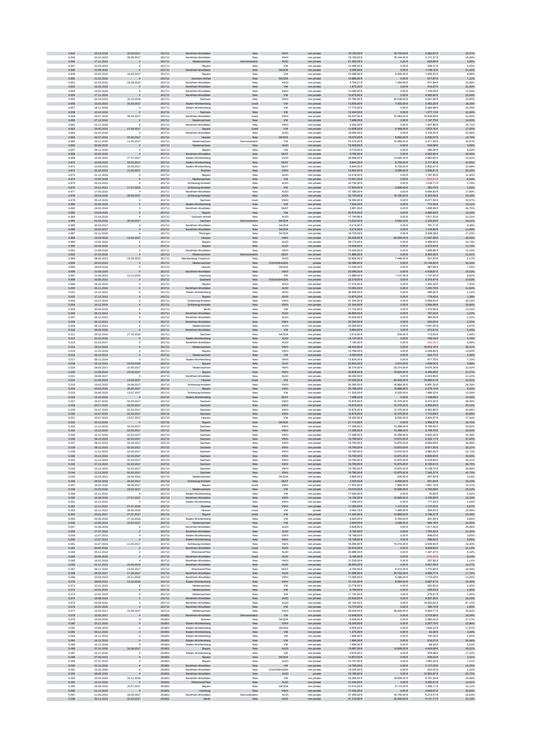| 4.944 | 20.10.2016 | 26.05.2017 | 201711 | Nordrhein-Westfalen | New | VWN | non private | 19.152,00 € | 18.144,00 € | 2.962,87 € | 15,47% |
|---|---|---|---|---|---|---|---|---|---|---|---|
| 4.945 | 20.10.2016 | 26.05.2017 | 201711 | Nordrhein-Westfalen | New | VWN | non private | 19.152,00 € | 18.144,00 € | 3.141,37 € | 16,40% |
| 4.946 | 17.11.2014 | # | 201711 | Niedersachsen | Demonstration | AUDI | non private | 21.352,34 € | 0,00 € | 829,66 € | 3,89% |
| 4.947 | 31.03.2015 | # | 201711 | Bayern | New | VW | non private | 12.495,00 € | 0,00 € | 406,37 € | 3,25% |
| 4.948 | 21.09.2016 | # | 201711 | Nordrhein-Westfalen | New | SKODA | non private | 5.355,00 € | 0,00 € | 1.148,16 € | 21,44% |
| 4.949 | 20.02.2015 | 16.03.2017 | 201711 | Bayern | New | VW | non private | 15.088,00 € | 8.200,00 € | 1.506,32 € | 9,98% |
| 4.950 | 11.10.2016 | # | 201711 | Sachsen-Anhalt | New | SKODA | non private | 12.886,00 € | 0,00 € | 917,87 € | 7,12% |
| 4.951 | 22.04.2015 | 10.09.2015 | 201711 | Nordrhein-Westfalen | New | AUDI | non private | 4.704,21 € | 1.344,06 € | 971,94 € | 20,66% |
| 4.952 | 18.10.2016 | # | 201711 | Nordrhein-Westfalen | New | VW | non private | 1.870,00 € | 0,00 € | 418,97 € | 22,40% |
| 4.953 | 16.03.2015 | # | 201711 | Nordrhein-Westfalen | New | VWN | non private | 10.080,00 € | 0,00 € | 1.109,09 € | 11,00% |
| 4.954 | 17.11.2016 | # | 201711 | Nordrhein-Westfalen | New | VW | non private | 15.675,00 € | 0,00 € | 4.050,90 € | 25,84% |
| 4.955 | 02.04.2015 | 20.10.2016 | 201711 | Sachsen | New | VWN | non private | 27.784,00 € | 20.536,00 € | 6.641,56 € | 23,90% |
| 4.956 | 10.03.2015 | 16.03.2017 | 201711 | Baden-Württemberg | Used | VW | non private | 13.500,00 € | 7.500,00 € | 2.465,25 € | 18,26% |
| 4.957 | 18.11.2016 | # | 201711 | Baden-Württemberg | New | VW | non private | 17.710,00 € | 0,00 € | 5.364,98 € | 30,29% |
| 4.958 | 10.10.2016 | # | 201711 | Sachsen | New | VW | non private | 12.444,00 € | 0,00 € | 1.277,13 € | 10,26% |
| 4.959 | 28.07.2016 | 06.04.2017 | 201711 | Nordrhein-Westfalen | Used | VWN | non private | 40.527,00 € | 37.683,00 € | 16.839,89 € | 41,55% |
| 4.960 | 07.12.2016 | # | 201711 | Niedersachsen | New | VW | non private | 7.689,00 € | 0,00 € | 1.147,75 € | 14,93% |
| 4.961 | 15.11.2016 | # | 201711 | Nordrhein-Westfalen | New | VWN | non private | 4.250,00 € | 0,00 € | 1.007,85 € | 23,71% |
| 4.962 | 20.05.2015 | 27.04.2017 | 201711 | Bayern | Used | VW | non private | 10.608,00 € | 4.368,00 € | 1.872,16 € | 17,65% |
| 4.963 | 01.02.2016 | # | 201711 | Nordrhein-Westfalen | New | AUDI | non private | 18.084,00 € | 0,00 € | 3.704,26 € | 20,48% |
| 4.964 | 02.07.2015 | 15.06.2017 | 201711 | Hessen | New | SKODA | non private | 19.074,00 € | 8.092,00 € | 2.630,57 € | 13,79% |
| 4.965 | 04.11.2016 | 11.05.2017 | 201711 | Niedersachsen | Demonstration | VW | non private | 10.370,00 € | 10.065,00 € | 3.211,25 € | 30,97% |
| 4.966 | 30.09.2015 | # | 201711 | Niedersachsen | New | AUDI | non private | 15.929,55 € | 0,00 € | 634,98 € | 3,99% |
| 4.967 | 09.11.2016 | # | 201711 | Bayern | New | VW | non private | 5.733,00 € | 0,00 € | 380,26 € | 6,63% |
| 4.968 | 02.03.2016 | # | 201711 | Nordrhein-Westfalen | New | SEAT | non private | 9.792,00 € | 0,00 € | 2.052,85 € | 20,96% |
| 4.969 | 15.09.2015 | 27.07.2017 | 201711 | Baden-Württemberg | New | AUDI | non private | 29.568,00 € | 13.440,00 € | 2.963,65 € | 10,02% |
| 4.970 | 10.09.2015 | 16.03.2017 | 201711 | Baden-Württemberg | New | SEAT | non private | 8.844,00 € | 6.700,00 € | 3.771,60 € | 42,65% |
| 4.971 | 10.09.2015 | 16.03.2017 | 201711 | Baden-Württemberg | New | SEAT | non private | 8.844,00 € | 6.700,00 € | 2.802,07 € | 31,68% |
| 4.972 | 02.10.2015 | 11.05.2017 | 201711 | Bremen | New | VWN | non private | 15.502,00 € | 9.099,00 € | 3.926,81 € | 25,33% |
| 4.973 | 21.11.2016 | # | 201711 | Bayern | New | AUDI | non private | 14.416,00 € | 0,00 € | 1.787,55 € | 12,40% |
| 4.974 | 12.02.2016 | # | 201711 | Niedersachsen | New | VW | non private | 12.621,00 € | 0,00 € | -813,31 € | -6,44% |
| 4.975 | 02.03.2012 | # | 201711 | Schleswig-Holstein | New | AUDI | non private | 32.752,20 € | 0,00 € | 1.239,71 € | 3,79% |
| 4.976 | 24.11.2011 | 17.07.2015 | 201711 | Schleswig-Holstein | New | VW | non private | 17.644,00 € | 2.406,00 € | 363,75 € | 2,06% |
| 4.977 | 17.05.2016 | # | 201711 | Nordrhein-Westfalen | New | AUDI | non private | 37.389,00 € | 0,00 € | 6.654,83 € | 17,80% |
| 4.978 | 26.04.2016 | 08.06.2017 | 201711 | Schleswig-Holstein | New | AUDI | non private | 22.725,00 € | 18.180,00 € | 5.303,06 € | 23,34% |
| 4.979 | 05.12.2016 | # | 201711 | Sachsen | Used | VWN | non private | 18.360,00 € | 0,00 € | 6.071,54 € | 33,07% |
| 4.980 | 22.06.2016 | # | 201711 | Baden-Württemberg | New | VW | non private | 7.650,00 € | 0,00 € | 773,49 € | 10,11% |
| 4.981 | 24.02.2016 | # | 201711 | Nordrhein-Westfalen | New | SEAT | non private | 3.861,00 € | 0,00 € | 1.495,99 € | 38,75% |
| 4.982 | 13.04.2016 | # | 201711 | Bayern | New | VW | non private | 20.570,00 € | 0,00 € | 2.886,93 € | 14,03% |
| 4.983 | 21.04.2016 | # | 201711 | Sachsen-Anhalt | New | AUDI | non private | 17.740,86 € | 0,00 € | 1.811,33 € | 10,21% |
| 4.984 | 01.03.2016 | 20.04.2017 | 201711 | Sachsen | Demonstration | SKODA | non private | 13.532,00 € | 9.552,00 € | 3.330,29 € | 24,61% |
| 4.985 | 30.03.2017 | # | 201711 | Nordrhein-Westfalen | New | SKODA | non private | 9.214,00 € | 0,00 € | 781,71 € | 8,48% |
| 4.986 | 23.03.2017 | # | 201711 | Nordrhein-Westfalen | New | SKODA | non private | 9.214,00 € | 0,00 € | 1.104,80 € | 11,99% |
| 4.987 | 01.11.2016 | # | 201711 | Thüringen | New | SKODA | non private | 18.734,00 € | 0,00 € | 3.228,38 € | 17,23% |
| 4.988 | 13.09.2016 | 13.04.2017 | 201711 | Hessen | New | VWN | non private | 24.255,00 € | 24.255,00 € | 11.047,48 € | 45,55% |
| 4.989 | 13.04.2016 | # | 201711 | Bayern | New | AUDI | non private | 29.172,00 € | 0,00 € | 4.298,00 € | 14,73% |
| 4.990 | 05.09.2016 | # | 201711 | Bayern | New | AUDI | non private | 19.404,00 € | 0,00 € | 2.270,44 € | 11,70% |
| 4.991 | 11.08.2016 | # | 201711 | Nordrhein-Westfalen | New | VWN | non private | 10.442,00 € | 0,00 € | 1.269,88 € | 12,16% |
| 4.992 | 07.04.2016 | # | 201711 | Niedersachsen | Demonstration | SEAT | non private | 11.866,00 € | 0,00 € | 2.493,36 € | 21,01% |
| 4.993 | 08.05.2013 | 10.09.2015 | 201711 | Mecklenburg-Vorpomm. | New | AUDI | non private | 42.826,00 € | 7.448,00 € | 931,00 € | 2,17% |
| 4.994 | 20.03.2013 | # | 201711 | Niedersachsen | New | VOLKSWAGEN | private | 32.586,40 € | 0,00 € | 13.146,80 € | 40,34% |
| 4.995 | 18.04.2016 | # | 201711 | Hessen | New | SKODA | non private | 13.340,00 € | 0,00 € | 967,65 € | 7,25% |
| 4.996 | 12.08.2016 | # | 201711 | Nordrhein-Westfalen | New | VWN | non private | 23.086,00 € | 0,00 € | 4.439,87 € | 19,23% |
| 4.997 | 21.06.2013 | 12.11.2015 | 201711 | Hamburg | New | VW | non private | 12.886,00 € | 1.137,00 € | 1.137,00 € | 8,82% |
| 4.998 | 03.05.2013 | # | 201711 | Saarland | New | VOLKSWAGEN | non private | 22.218,00 € | 0,00 € | 3.316,47 € | 14,93% |
| 4.999 | 04.10.2016 | # | 201711 | Bayern | New | AUDI | non private | 17.272,00 € | 0,00 € | 1.252,32 € | 7,25% |
| 5.000 | 25.11.2016 | # | 201711 | Nordrhein-Westfalen | New | AUDI | non private | 10.064,00 € | 0,00 € | 1.200,78 € | 11,93% |
| 5.001 | 10.12.2013 | # | 201711 | Baden-Württemberg | New | AUDI | non private | 26.955,00 € | 0,00 € | 599,00 € | 2,22% |
| 5.002 | 17.12.2013 | # | 201711 | Bayern | New | AUDI | non private | 12.870,00 € | 0,00 € | 179,43 € | 1,39% |
| 5.003 | 23.11.2016 | # | 201711 | Schleswig-Holstein | New | VWN | non private | 21.344,00 € | 0,00 € | 5.599,03 € | 26,23% |
| 5.004 | 14.12.2016 | # | 201711 | Schleswig-Holstein | New | VWN | non private | 21.344,00 € | 0,00 € | 3.594,68 € | 16,84% |
| 5.005 | 30.08.2016 | # | 201711 | Berlin | New | VW | non private | 11.132,00 € | 0,00 € | 1.472,96 € | 13,23% |
| 5.006 | 06.12.2013 | # | 201711 | Nordrhein-Westfalen | New | AUDI | non private | 35.865,00 € | 0,00 € | 797,00 € | 2,22% |
| 5.007 | 04.12.2013 | # | 201711 | Nordrhein-Westfalen | New | AUDI | non private | 16.200,00 € | 0,00 € | 360,00 € | 2,22% |
| 5.008 | 02.12.2013 | # | 201711 | Nordrhein-Westfalen | New | VWN | non private | 25.200,00 € | 0,00 € | 543,00 € | 2,15% |
| 5.009 | 05.12.2013 | # | 201711 | Niedersachsen | New | AUDI | non private | 23.265,00 € | 0,00 € | 1.551,00 € | 6,67% |
| 5.010 | 09.09.2016 | # | 201711 | Nordrhein-Westfalen | New | VW | non private | 6.864,00 € | 0,00 € | 373,61 € | 5,44% |
| 5.011 | 26.02.2014 | 27.10.2016 | 201711 | Sachsen | New | SKODA | non private | 3.910,00 € | 230,00 € | 115,00 € | 2,94% |
| 5.012 | 20.10.2016 | # | 201711 | Baden-Württemberg | New | AUDI | non private | 16.137,00 € | 0,00 € | 768,34 € | 4,76% |
| 5.013 | 01.03.2017 | # | 201711 | Nordrhein-Westfalen | New | AUDI | non private | 7.150,00 € | 0,00 € | -264,08 € | -3,69% |
| 5.014 | 29.12.2016 | # | 201711 | Niedersachsen | New | VWN | non private | 46.440,60 € | 0,00 € | 16.818,16 € | 36,21% |
| 5.015 | 11.10.2016 | # | 201711 | Bayern | New | VWN | non private | 14.766,00 € | 0,00 € | 2.008,84 € | 13,60% |
| 5.016 | 04.12.2014 | # | 201711 | Niedersachsen | New | VW | non private | 9.554,00 € | 0,00 € | 224,73 € | 2,35% |
| 5.017 | 06.11.2014 | # | 201711 | Baden-Württemberg | New | VWN | non private | 12.834,00 € | 0,00 € | 917,75 € | 7,15% |
| 5.018 | 15.12.2014 | 24.03.2016 | 201711 | Bayern | New | AUDI | non private | 23.902,00 € | 3.515,00 € | 1.406,00 € | 5,88% |
| 5.019 | 28.03.2017 | 22.06.2017 | 201712 | Niedersachsen | New | VWN | non private | 30.314,00 € | 30.314,00 € | 9.676,38 € | 31,92% |
| 5.020 | 11.08.2016 | 23.02.2017 | 201712 | Bayern | New | VWN | non private | 20.808,00 € | 16.524,00 € | 4.446,86 € | 21,37% |
| 5.021 | 29.06.2017 | # | 201712 | Nordrhein-Westfalen | New | AUDI | non private | 28.292,00 € | 0,00 € | 6.003,99 € | 21,22% |
| 5.022 | 21.09.2016 | 13.04.2017 | 201712 | Hessen | Used | VW | non private | 47.025,00 € | 44.935,00 € | 19.990,01 € | 42,51% |
| 5.023 | 13.02.2015 | 24.08.2017 | 201712 | Schleswig-Holstein | New | VWN | non private | 24.380,00 € | 16.864,00 € | 6.891,22 € | 28,29% |
| 5.024 | 20.03.2015 | 26.05.2017 | 201712 | Bayern | New | VWN | non private | 24.168,00 € | 15.688,00 € | 2.279,12 € | 9,43% |
| 5.025 | 29.06.2015 | 13.07.2017 | 201712 | Schleswig-Holstein | New | VW | non private | 11.205,00 € | 6.225,00 € | 1.489,23 € | 13,29% |
| 5.026 | 14.10.2016 | # | 201712 | Baden-Württemberg | New | SEAT | non private | 7.498,00 € | 0,00 € | 1.168,95 € | 15,59% |
| 5.027 | 16.07.2015 | 02.03.2017 | 201712 | Sachsen | New | VWN | non private | 16.875,00 € | 12.375,00 € | 6.472,20 € | 38,35% |
| 5.028 | 20.07.2015 | 02.03.2017 | 201712 | Sachsen | New | VWN | non private | 16.875,00 € | 12.375,00 € | 5.995,84 € | 35,53% |
| 5.029 | 24.07.2015 | 02.03.2017 | 201712 | Sachsen | New | VWN | non private | 16.875,00 € | 12.375,00 € | 5.852,86 € | 34,68% |
| 5.030 | 14.07.2015 | 02.03.2017 | 201712 | Sachsen | New | VWN | non private | 16.875,00 € | 12.375,00 € | 7.710,89 € | 45,69% |
| 5.031 | 15.07.2015 | 13.07.2017 | 201712 | Hessen | New | VW | non private | 16.200,00 € | 9.000,00 € | 2.824,57 € | 17,44% |
| 5.032 | 20.12.2016 | # | 201712 | Bayern | New | SKODA | non private | 21.114,00 € | 0,00 € | 3.958,27 € | 18,75% |
| 5.033 | 11.12.2015 | 02.03.2017 | 201712 | Sachsen | New | VWN | non private | 17.296,00 € | 14.288,00 € | 8.789,06 € | 50,82% |
| 5.034 | 15.12.2015 | 02.03.2017 | 201712 | Sachsen | New | VWN | non private | 17.296,00 € | 14.288,00 € | 5.799,79 € | 33,53% |
| 5.035 | 15.12.2015 | 02.03.2017 | 201712 | Sachsen | New | VWN | non private | 17.296,00 € | 14.288,00 € | 5.602,20 € | 32,39% |
| 5.036 | 09.12.2015 | 02.03.2017 | 201712 | Sachsen | New | VWN | non private | 16.790,00 € | 13.870,00 € | 6.322,11 € | 37,65% |
| 5.037 | 08.12.2015 | 02.03.2017 | 201712 | Sachsen | New | VWN | non private | 16.790,00 € | 13.870,00 € | 6.662,69 € | 39,68% |
| 5.038 | 09.12.2015 | 02.03.2017 | 201712 | Sachsen | New | VWN | non private | 16.790,00 € | 13.870,00 € | 5.911,50 € | 35,21% |
| 5.039 | 11.12.2015 | 02.03.2017 | 201712 | Sachsen | New | VWN | non private | 16.790,00 € | 13.870,00 € | 3.983,26 € | 23,72% |
| 5.040 | 15.12.2015 | 02.03.2017 | 201712 | Sachsen | New | VWN | non private | 16.790,00 € | 13.870,00 € | 6.809,65 € | 40,56% |
| 5.041 | 11.12.2015 | 02.03.2017 | 201712 | Sachsen | New | VWN | non private | 16.790,00 € | 13.870,00 € | 6.078,84 € | 36,21% |
| 5.042 | 07.12.2015 | 02.03.2017 | 201712 | Sachsen | New | VWN | non private | 16.790,00 € | 13.870,00 € | 8.185,91 € | 48,75% |
| 5.043 | 10.12.2015 | 02.03.2017 | 201712 | Sachsen | New | VWN | non private | 16.790,00 € | 13.870,00 € | 6.158,72 € | 36,68% |
| 5.044 | 11.12.2015 | 02.03.2017 | 201712 | Sachsen | New | VWN | non private | 16.790,00 € | 13.870,00 € | 7.345,37 € | 43,75% |
| 5.045 | 22.03.2011 | 16.04.2015 | 201712 | Niedersachsen | New | SKODA | non private | 5.865,00 € | 230,00 € | 207,50 € | 3,54% |
| 5.046 | 04.02.2016 | 20.04.2017 | 201712 | Schleswig-Holstein | New | SEAT | non private | 3.300,00 € | 2.400,00 € | 601,64 € | 18,23% |
| 5.047 | 16.02.2016 | 08.06.2017 | 201712 | Bayern | Used | VWN | non private | 11.970,00 € | 7.980,00 € | 1.851,74 € | 15,47% |
| 5.048 | 01.03.2016 | 23.02.2017 | 201712 | Niedersachsen | New | VWN | non private | 19.074,00 € | 14.586,00 € | 4.792,68 € | 25,13% |
| 5.049 | 15.11.2012 | # | 201712 | Baden-Württemberg | New | VW | non private | 17.000,00 € | 0,00 € | 70,65 € | 0,42% |
| 5.050 | 16.09.2016 | 27.07.2017 | 201712 | Nordrhein-Westfalen | New | VWN | non private | 14.136,00 € | 12.648,00 € | 3.156,66 € | 22,33% |
| 5.051 | 15.11.2012 | # | 201712 | Baden-Württemberg | New | VWN | non private | 7.268,00 € | 0,00 € | 177,53 € | 2,44% |
| 5.052 | 12.11.2012 | 07.07.2016 | 201712 | Bremen | New | VWN | non private | 17.055,00 € | 1.137,00 € | 1.137,00 € | 6,67% |
| 5.053 | 16.11.2012 | 28.05.2015 | 201712 | Hessen | Used | VW | private | 5.463,15 € | 1.489,95 € | 824,63 € | 15,09% |
| 5.054 | 20.01.2017 | 27.07.2017 | 201712 | Bayern | Used | VW | non private | 11.440,00 € | 10.868,00 € | 2.798,37 € | 24,46% |
| 5.055 | 02.05.2016 | 27.10.2016 | 201712 | Baden-Württemberg | New | VW | non private | 6.624,00 € | 5.760,00 € | 251,65 € | 3,80% |
| 5.056 | 10.05.2016 | 23.02.2017 | 201712 | Niedersachsen | New | VW | non private | 3.944,00 € | 3.248,00 € | 964,16 € | 24,45% |
| 5.057 | 01.09.2016 | # | 201712 | Nordrhein-Westfalen | New | AUDI | non private | 5.628,00 € | 0,00 € | 1.411,42 € | 25,08% |
| 5.058 | 27.07.2016 | # | 201712 | Nordrhein-Westfalen | New | AUDI | non private | 8.190,00 € | 0,00 € | 1.754,42 € | 21,42% |
| 5.059 | 11.07.2013 | # | 201712 | Baden-Württemberg | New | VWN | non private | 18.148,00 € | 0,00 € | 698,00 € | 3,85% |
| 5.060 | 11.07.2013 | # | 201712 | Baden-Württemberg | New | VWN | non private | 18.148,00 € | 0,00 € | 698,00 € | 3,85% |
| 5.061 | 01.07.2016 | 11.05.2017 | 201712 | Schleswig-Holstein | New | VWN | non private | 18.069,00 € | 15.216,00 € | 4.409,54 € | 24,40% |
| 5.062 | 30.06.2016 | # | 201712 | Nordrhein-Westfalen | Used | AUDI | non private | 20.910,00 € | 0,00 € | 4.620,83 € | 22,14% |
| 5.063 | 05.12.2013 | # | 201712 | Rheinland-Pfalz | New | AUDI | non private | 20.988,00 € | 0,00 € | 1.347,47 € | 6,42% |
| 5.064 | 30.06.2016 | # | 201712 | Nordrhein-Westfalen | Used | AUDI | non private | 8.194,00 € | 0,00 € | -674,33 € | -8,23% |
| 5.065 | 16.01.2014 | # | 201712 | Nordrhein-Westfalen | New | VWN | non private | 12.236,00 € | 0,00 € | 257,92 € | 2,11% |
| 5.066 | 01.12.2013 | 04.09.2014 | 201712 | Nordrhein-Westfalen | New | AUDI | non private | 36.540,00 € | 0,00 € | 4.557,55 € | 12,47% |
| 5.067 | 09.11.2016 | 13.04.2017 | 201712 | Rheinland-Pfalz | New | SEAT | non private | 9.792,00 € | 9.216,00 € | 1.770,85 € | 18,08% |
| 5.068 | 09.02.2017 | 17.08.2017 | 201712 | Nordrhein-Westfalen | New | AUDI | non private | 27.588,00 € | 26.752,00 € | 4.899,77 € | 17,76% |
| 5.069 | 15.04.2014 | 10.11.2016 | 201712 | Nordrhein-Westfalen | New | VWN | non private | 13.365,00 € | 5.346,00 € | 1.772,29 € | 13,26% |
| 5.070 | 28.08.2014 | 13.10.2016 | 201712 | Baden-Württemberg | New | VWN | non private | 15.120,00 € | 8.064,00 € | 3.687,41 € | 24,39% |
| 5.071 | 12.01.2015 | # | 201712 | Niedersachsen | New | VW | non private | 10.778,00 € | 0,00 € | 253,52 € | 2,35% |
| 5.072 | 12.01.2015 | # | 201712 | Niedersachsen | New | VW | non private | 9.758,00 € | 0,00 € | 229,53 € | 2,35% |
| 5.073 | 12.01.2015 | # | 201712 | Niedersachsen | New | VW | non private | 11.730,00 € | 0,00 € | 275,91 € | 2,35% |
| 5.074 | 19.08.2014 | # | 201712 | Nordrhein-Westfalen | New | AUDI | non private | 23.628,00 € | 0,00 € | 4.297,26 € | 18,19% |
| 5.075 | 03.09.2014 | # | 201712 | Nordrhein-Westfalen | New | AUDI | non private | 22.100,00 € | 0,00 € | 19.253,62 € | 87,12% |
| 5.076 | 15.01.2015 | # | 201712 | Nordrhein-Westfalen | New | AUDI | non private | 13.770,00 € | 0,00 € | 392,70 € | 2,85% |
| 5.077 | 14.03.2017 | 22.06.2017 | 201712 | Niedersachsen | New | VWN | non private | 29.026,00 € | 29.026,00 € | 9.463,71 € | 32,60% |
| 5.078 | 15.05.2017 | # | 201801 | Nordrhein-Westfalen | Demonstration | VW | non private | 12.648,00 € | 0,00 € | 2.319,56 € | 18,34% |
| 5.079 | 15.09.2016 | # | 201801 | Bremen | New | SKODA | non private | 9.495,00 € | 0,00 € | 2.580,02 € | 27,17% |
| 5.080 | 25.11.2016 | # | 201801 | Baden-Württemberg | New | VWN | non private | 16.245,00 € | 0,00 € | 2.267,75 € | 13,96% |
| 5.081 | 13.09.2016 | # | 201801 | Baden-Württemberg | New | SKODA | non private | 8.976,00 € | 0,00 € | 1.604,23 € | 17,87% |
| 5.082 | 09.11.2016 | # | 201801 | Baden-Württemberg | New | VW | non private | 1.276,00 € | 0,00 € | 43,38 € | 3,40% |
| 5.083 | 14.11.2016 | # | 201801 | Baden-Württemberg | New | VW | non private | 1.694,00 € | 0,00 € | 100,35 € | 5,92% |
| 5.084 | 14.11.2016 | # | 201801 | Baden-Württemberg | New | VW | non private | 1.694,00 € | 0,00 € | 618,01 € | 36,48% |
| 5.085 | 14.11.2016 | # | 201801 | Baden-Württemberg | New | VW | non private | 1.694,00 € | 0,00 € | 88,35 € | 5,22% |
| 5.086 | 07.10.2016 | 31.08.2017 | 201801 | Bayern | New | AUDI | non private | 15.687,00 € | 12.699,00 € | 4.424,68 € | 28,21% |
| 5.087 | 24.11.2016 | # | 201801 | Baden-Württemberg | New | VW | non private | 5.670,00 € | 0,00 € | 976,48 € | 17,22% |
| 5.088 | 07.08.2015 | # | 201801 | Bayern | New | SKODA | non private | 13.872,00 € | 0,00 € | 445,02 € | 3,21% |
| 5.089 | 07.07.2015 | # | 201801 | Bayern | New | AUDI | non private | 14.751,00 € | 0,00 € | 1.063,20 € | 7,21% |
| 5.090 | 02.12.2016 | # | 201801 | Nordrhein-Westfalen | New | VW | non private | 14.790,00 € | 0,00 € | 2.107,05 € | 14,25% |
| 5.091 | 23.10.2009 | # | 201801 | Nordrhein-Westfalen | New | VOLKSWAGEN | non private | 19.035,00 € | 0,00 € | 423,00 € | 2,22% |
| 5.092 | 08.05.2015 | # | 201801 | Nordrhein-Westfalen | New | AUDI | non private | 16.196,80 € | 0,00 € | 13.563,97 € | 83,75% |
| 5.093 | 15.09.2015 | 24.11.2016 | 201801 | Nordrhein-Westfalen | New | VW | non private | 23.265,00 € | 18.095,00 € | 5.741,24 € | 24,68% |
| 5.094 | 14.12.2016 | # | 201801 | Rheinland-Pfalz | New | AUDI | non private | 31.044,00 € | 0,00 € | 4.350,51 € | 14,01% |
| 5.095 | 04.08.2015 | 20.07.2017 | 201801 | Bayern | New | SKODA | non private | 12.410,00 € | 5.110,00 € | 1.256,11 € | 10,12% |
| 5.096 | 01.12.2016 | # | 201801 | Hamburg | New | VWN | non private | 17.434,00 € | 0,00 € | 3.649,07 € | 20,93% |
| 5.097 | 21.09.2015 | 18.05.2017 | 201801 | Nordrhein-Westfalen | Demonstration | AUDI | non private | 31.350,00 € | 16.150,00 € | 5.214,51 € | 16,63% |
| 5.098 | 30.11.2015 | 02.03.2017 | 201801 | Berlin | New | AUDI | non private | 41.316,00 € | 30.048,00 € | 9.131,71 € | 22,10% |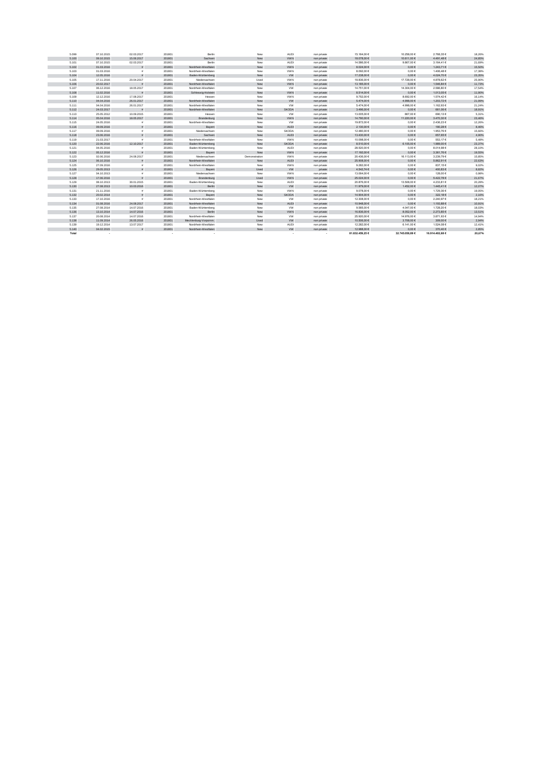| | | | | | | | | | | | |
|---|---|---|---|---|---|---|---|---|---|---|---|
| S.099 | 07.10.2015 | 02.03.2017 | 201801 | Berlin | New | AUDI | non private | 15.164,00 € | 10.258,00 € | 2.768,35 € | 18,26% |
| S.100 | 09.10.2015 | 15.06.2017 | 201801 | Sachsen | New | VWN | non private | 18.078,00 € | 10.611,00 € | 4.491,48 € | 24,85% |
| S.101 | 07.10.2015 | 02.03.2017 | 201801 | Berlin | New | AUDI | non private | 14.586,00 € | 9.867,00 € | 3.164,41 € | 21,69% |
| S.102 | 01.03.2016 | # | 201801 | Nordrhein-Westfalen | New | VWN | non private | 8.024,00 € | 0,00 € | 1.243,71 € | 15,50% |
| S.103 | 01.03.2016 | # | 201801 | Nordrhein-Westfalen | New | VWN | non private | 8.092,00 € | 0,00 € | 1.408,48 € | 17,38% |
| S.104 | 12.05.2016 | # | 201801 | Baden-Württemberg | New | VW | non private | 17.238,00 € | 0,00 € | 4.024,70 € | 23,35% |
| S.105 | 17.11.2016 | 20.04.2017 | 201801 | Niedersachsen | Used | VWN | non private | 18.836,00 € | 17.728,00 € | 4.878,62 € | 25,90% |
| S.106 | 20.02.2017 | # | 201801 | Nordrhein-Westfalen | New | VWN | non private | 13.165,00 € | 0,00 € | 1.546,84 € | 11,73% |
| S.107 | 06.12.2016 | 18.05.2017 | 201801 | Nordrhein-Westfalen | New | VW | non private | 14.751,00 € | 14.304,00 € | 2.586,80 € | 17,54% |
| S.108 | 11.02.2016 | # | 201801 | Schleswig-Holstein | New | VWN | non private | 8.514,00 € | 0,00 € | 1.013,05 € | 11,90% |
| S.109 | 12.12.2016 | 17.08.2017 | 201801 | Hessen | New | VWN | non private | 9.752,00 € | 8.692,00 € | 1.574,42 € | 16,14% |
| S.110 | 04.04.2016 | 26.01.2017 | 201801 | Nordrhein-Westfalen | New | VW | non private | 5.474,00 € | 4.998,00 € | 1.203,72 € | 21,99% |
| S.111 | 04.04.2016 | 26.01.2017 | 201801 | Nordrhein-Westfalen | New | VW | non private | 5.474,00 € | 4.998,00 € | 1.162,93 € | 21,24% |
| S.112 | 24.03.2017 | # | 201801 | Nordrhein-Westfalen | New | SKODA | non private | 3.496,00 € | 0,00 € | 661,06 € | 18,91% |
| S.113 | 25.05.2012 | 10.09.2015 | 201801 | Hessen | New | VW | non private | 13.005,00 € | 867,00 € | 690,13 € | 5,31% |
| S.114 | 05.04.2016 | 18.05.2017 | 201801 | Brandenburg | New | VWN | non private | 14.790,00 € | 11.220,00 € | 3.470,30 € | 23,46% |
| S.115 | 24.05.2016 | # | 201801 | Nordrhein-Westfalen | New | VW | non private | 19.872,00 € | 0,00 € | 2.436,23 € | 12,26% |
| S.116 | 09.09.2016 | # | 201801 | Bayern | New | AUDI | non private | 2.130,00 € | 0,00 € | 180,28 € | 8,46% |
| S.117 | 09.09.2016 | # | 201801 | Niedersachsen | New | SKODA | non private | 12.480,00 € | 0,00 € | 1.953,76 € | 15,66% |
| S.118 | 23.06.2016 | # | 201801 | Sachsen | New | AUDI | non private | 13.430,00 € | 0,00 € | 657,65 € | 4,90% |
| S.119 | 21.03.2017 | # | 201801 | Nordrhein-Westfalen | New | VWN | non private | 10.098,00 € | 0,00 € | 553,17 € | 5,48% |
| S.120 | 22.06.2016 | 12.10.2017 | 201801 | Baden-Württemberg | New | SKODA | non private | 8.510,00 € | 8.105,00 € | 1.989,00 € | 23,37% |
| S.121 | 04.05.2016 | # | 201801 | Baden-Württemberg | New | AUDI | non private | 28.520,00 € | 0,00 € | 8.014,98 € | 28,10% |
| S.122 | 05.12.2016 | # | 201801 | Bayern | New | VWN | non private | 17.192,00 € | 0,00 € | 3.361,70 € | 19,55% |
| S.123 | 02.06.2016 | 24.08.2017 | 201801 | Niedersachsen | Demonstration | VWN | non private | 20.436,00 € | 16.113,00 € | 3.239,79 € | 15,85% |
| S.124 | 06.10.2016 | # | 201801 | Nordrhein-Westfalen | New | AUDI | non private | 25.908,00 € | 0,00 € | 5.862,91 € | 22,63% |
| S.125 | 27.09.2016 | # | 201801 | Nordrhein-Westfalen | New | VWN | non private | 9.282,00 € | 0,00 € | 837,15 € | 9,02% |
| S.126 | 29.05.2013 | # | 201801 | Bayern | Used | VW | private | 4.542,74 € | 0,00 € | 400,83 € | 8,82% |
| S.127 | 04.10.2013 | # | 201801 | Niedersachsen | New | VWN | non private | 13.064,00 € | 0,00 € | 128,00 € | 0,98% |
| S.128 | 17.06.2016 | # | 201801 | Brandenburg | Used | VWN | non private | 25.024,00 € | 0,00 € | 5.422,78 € | 21,67% |
| S.129 | 08.10.2013 | 30.01.2015 | 201801 | Baden-Württemberg | New | AUDI | non private | 20.876,00 € | 13.508,00 € | 4.233,81 € | 20,28% |
| S.130 | 27.08.2013 | 10.03.2016 | 201801 | Berlin | New | VW | non private | 11.979,00 € | 1.452,00 € | 1.445,41 € | 12,07% |
| S.131 | 21.11.2016 | # | 201801 | Baden-Württemberg | New | VWN | non private | 9.078,00 € | 0,00 € | 1.729,36 € | 19,05% |
| S.132 | 20.02.2014 | # | 201801 | Bayern | New | SKODA | non private | 14.904,00 € | 0,00 € | 322,18 € | 2,16% |
| S.133 | 17.10.2016 | # | 201801 | Nordrhein-Westfalen | New | VW | non private | 12.308,00 € | 0,00 € | 2.240,97 € | 18,21% |
| S.134 | 01.08.2016 | 24.08.2017 | 201801 | Nordrhein-Westfalen | New | AUDI | non private | 10.948,00 € | 0,00 € | 1.193,88 € | 10,91% |
| S.135 | 27.08.2014 | 14.07.2016 | 201801 | Baden-Württemberg | New | VW | non private | 9.585,00 € | 4.047,00 € | 1.728,20 € | 18,03% |
| S.136 | 13.10.2014 | 14.07.2016 | 201801 | Berlin | New | VWN | non private | 16.830,00 € | 8.052,00 € | 2.273,85 € | 13,51% |
| S.137 | 20.08.2014 | 14.07.2016 | 201801 | Nordrhein-Westfalen | New | VW | non private | 25.920,00 € | 14.976,00 € | 3.871,93 € | 14,94% |
| S.138 | 11.09.2014 | 26.05.2016 | 201801 | Mecklenburg-Vorpomm. | Used | VW | non private | 10.506,00 € | 3.708,00 € | 309,00 € | 2,94% |
| S.139 | 19.12.2014 | 13.07.2017 | 201801 | Nordrhein-Westfalen | New | AUDI | non private | 12.282,00 € | 6.141,00 € | 1.524,08 € | 12,41% |
| S.140 | 04.02.2015 | # | 201801 | Nordrhein-Westfalen | New | VW | non private | 12.988,00 € | 0,00 € | 370,40 € | 2,85% |
| **Total** | - | - | - | - | - | - | - | **81.832.459,25 €** | **32.745.058,89 €** | **16.914.402,68 €** | **20,67%** |